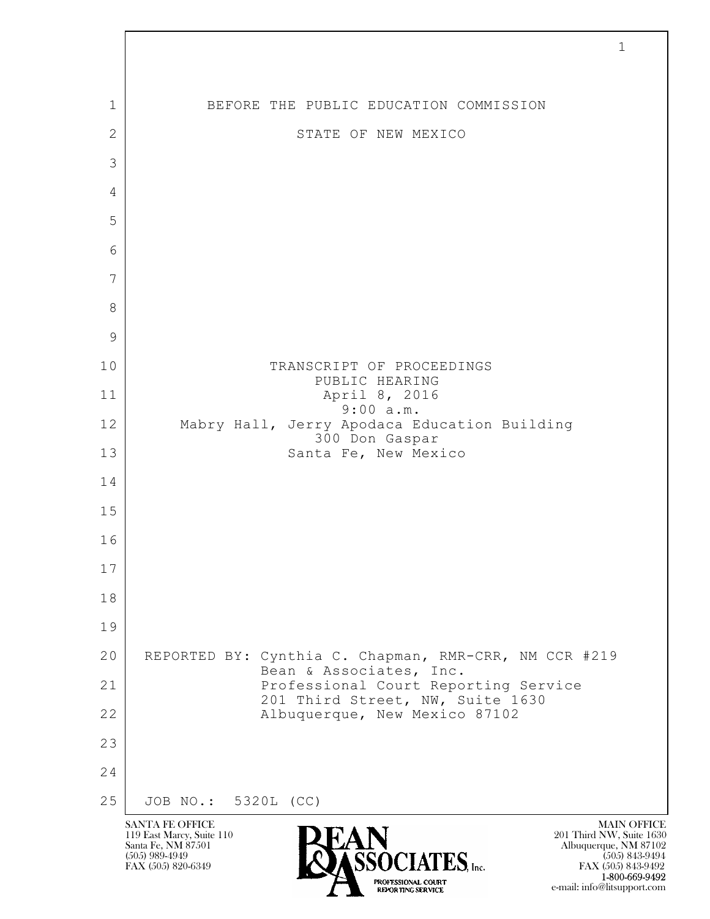BEFORE THE PUBLIC EDUCATION COMMISSION

STATE OF NEW MEXICO

TRANSCRIPT OF PROCEEDINGS
PUBLIC HEARING
April 8, 2016
9:00 a.m.
Mabry Hall, Jerry Apodaca Education Building
300 Don Gaspar
Santa Fe, New Mexico

REPORTED BY: Cynthia C. Chapman, RMR-CRR, NM CCR #219
Bean & Associates, Inc.
Professional Court Reporting Service
201 Third Street, NW, Suite 1630
Albuquerque, New Mexico 87102

JOB NO.: 5320L (CC)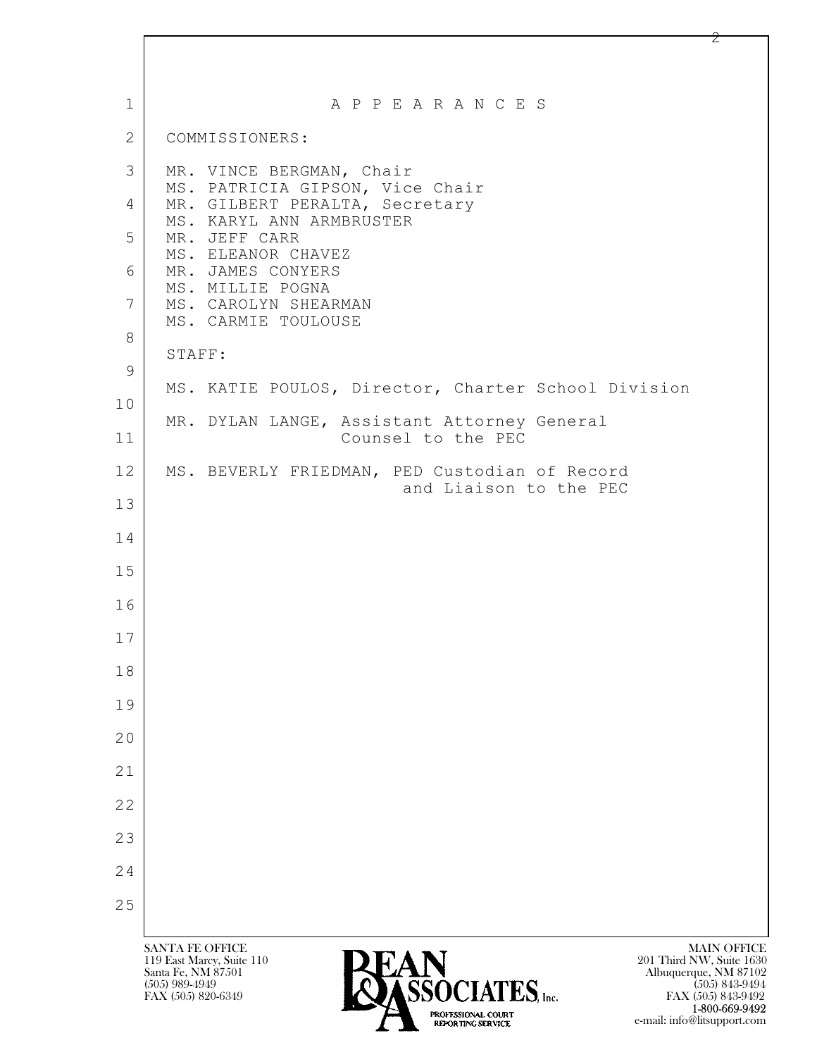# A P P E A R A N C E S

COMMISSIONERS:

MR. VINCE BERGMAN, Chair
MS. PATRICIA GIPSON, Vice Chair
MR. GILBERT PERALTA, Secretary
MS. KARYL ANN ARMBRUSTER
MR. JEFF CARR
MS. ELEANOR CHAVEZ
MR. JAMES CONYERS
MS. MILLIE POGNA
MS. CAROLYN SHEARMAN
MS. CARMIE TOULOUSE

STAFF:

MS. KATIE POULOS, Director, Charter School Division

MR. DYLAN LANGE, Assistant Attorney General
Counsel to the PEC

MS. BEVERLY FRIEDMAN, PED Custodian of Record
and Liaison to the PEC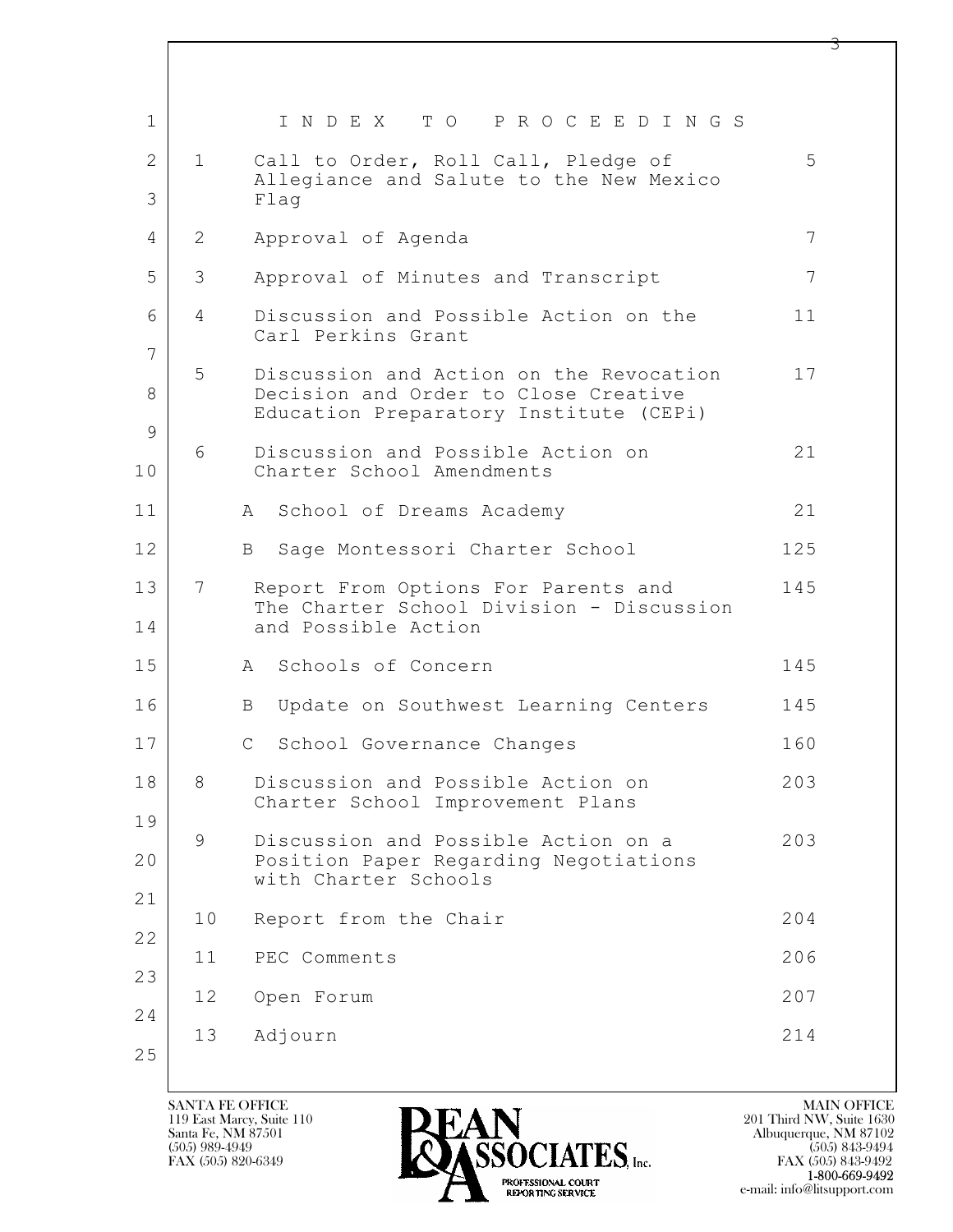# I N D E X  T O  P R O C E E D I N G S

| | Item | Page |
|---|---|---|
| 1 | Call to Order, Roll Call, Pledge of Allegiance and Salute to the New Mexico Flag | 5 |
| 2 | Approval of Agenda | 7 |
| 3 | Approval of Minutes and Transcript | 7 |
| 4 | Discussion and Possible Action on the Carl Perkins Grant | 11 |
| 5 | Discussion and Action on the Revocation Decision and Order to Close Creative Education Preparatory Institute (CEPi) | 17 |
| 6 | Discussion and Possible Action on Charter School Amendments | 21 |
| | A School of Dreams Academy | 21 |
| | B Sage Montessori Charter School | 125 |
| 7 | Report From Options For Parents and The Charter School Division - Discussion and Possible Action | 145 |
| | A Schools of Concern | 145 |
| | B Update on Southwest Learning Centers | 145 |
| | C School Governance Changes | 160 |
| 8 | Discussion and Possible Action on Charter School Improvement Plans | 203 |
| 9 | Discussion and Possible Action on a Position Paper Regarding Negotiations with Charter Schools | 203 |
| 10 | Report from the Chair | 204 |
| 11 | PEC Comments | 206 |
| 12 | Open Forum | 207 |
| 13 | Adjourn | 214 |

SANTA FE OFFICE
119 East Marcy, Suite 110
Santa Fe, NM 87501
(505) 989-4949
FAX (505) 820-6349

MAIN OFFICE
201 Third NW, Suite 1630
Albuquerque, NM 87102
(505) 843-9494
FAX (505) 843-9492
1-800-669-9492
e-mail: info@litsupport.com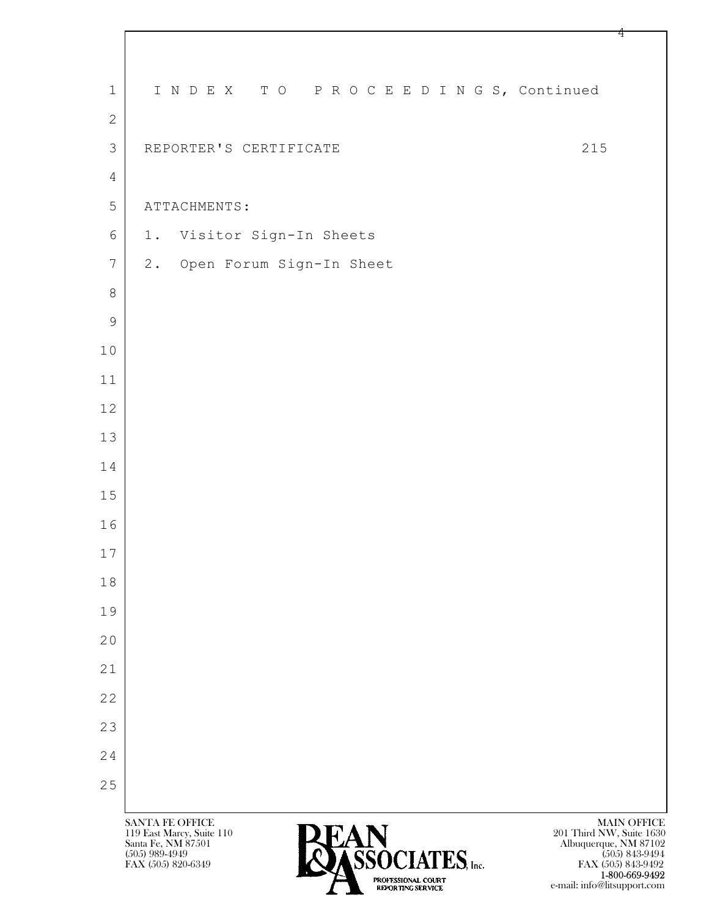# I N D E X T O P R O C E E D I N G S, Continued

REPORTER'S CERTIFICATE 215

ATTACHMENTS:

1. Visitor Sign-In Sheets
2. Open Forum Sign-In Sheet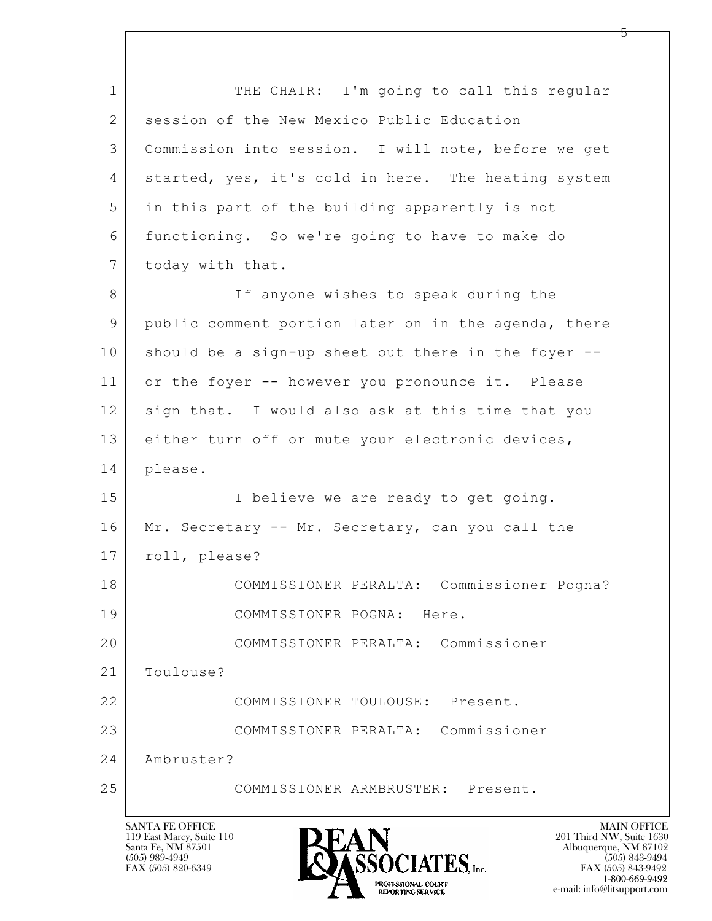THE CHAIR: I'm going to call this regular session of the New Mexico Public Education Commission into session. I will note, before we get started, yes, it's cold in here. The heating system in this part of the building apparently is not functioning. So we're going to have to make do today with that.

If anyone wishes to speak during the public comment portion later on in the agenda, there should be a sign-up sheet out there in the foyer -- or the foyer -- however you pronounce it. Please sign that. I would also ask at this time that you either turn off or mute your electronic devices, please.

I believe we are ready to get going. Mr. Secretary -- Mr. Secretary, can you call the roll, please?

COMMISSIONER PERALTA: Commissioner Pogna?

COMMISSIONER POGNA: Here.

COMMISSIONER PERALTA: Commissioner Toulouse?

COMMISSIONER TOULOUSE: Present.

COMMISSIONER PERALTA: Commissioner Ambruster?

COMMISSIONER ARMBRUSTER: Present.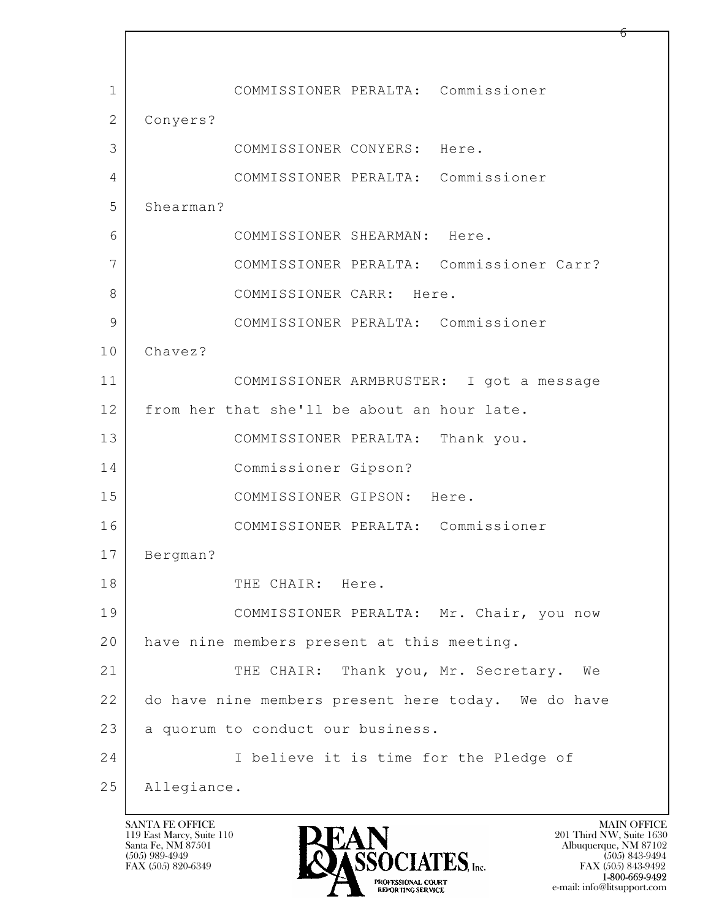COMMISSIONER PERALTA: Commissioner Conyers?

COMMISSIONER CONYERS: Here.

COMMISSIONER PERALTA: Commissioner Shearman?

COMMISSIONER SHEARMAN: Here.

COMMISSIONER PERALTA: Commissioner Carr?

COMMISSIONER CARR: Here.

COMMISSIONER PERALTA: Commissioner Chavez?

COMMISSIONER ARMBRUSTER: I got a message from her that she'll be about an hour late.

COMMISSIONER PERALTA: Thank you. Commissioner Gipson?

COMMISSIONER GIPSON: Here.

COMMISSIONER PERALTA: Commissioner Bergman?

THE CHAIR: Here.

COMMISSIONER PERALTA: Mr. Chair, you now have nine members present at this meeting.

THE CHAIR: Thank you, Mr. Secretary. We do have nine members present here today. We do have a quorum to conduct our business.

I believe it is time for the Pledge of Allegiance.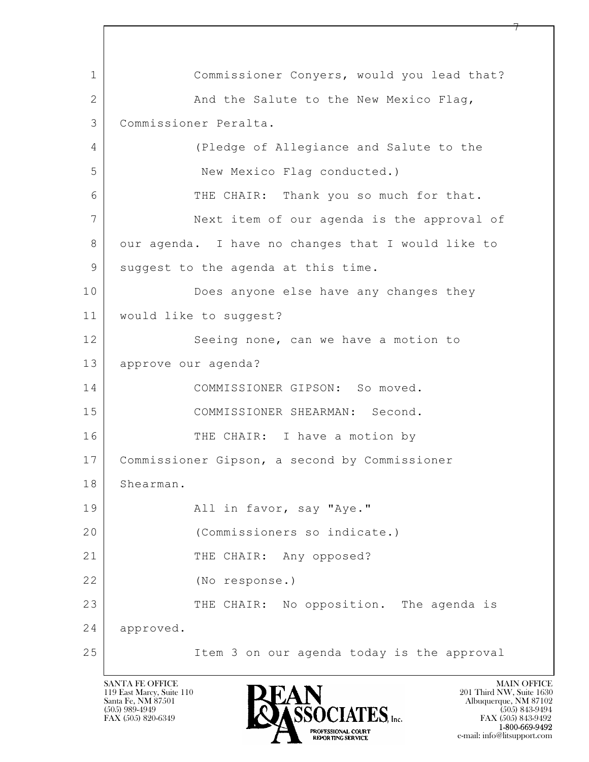1 Commissioner Conyers, would you lead that?
2 And the Salute to the New Mexico Flag,
3 Commissioner Peralta.
4 (Pledge of Allegiance and Salute to the
5 New Mexico Flag conducted.)
6 THE CHAIR: Thank you so much for that.
7 Next item of our agenda is the approval of
8 our agenda. I have no changes that I would like to
9 suggest to the agenda at this time.
10 Does anyone else have any changes they
11 would like to suggest?
12 Seeing none, can we have a motion to
13 approve our agenda?
14 COMMISSIONER GIPSON: So moved.
15 COMMISSIONER SHEARMAN: Second.
16 THE CHAIR: I have a motion by
17 Commissioner Gipson, a second by Commissioner
18 Shearman.
19 All in favor, say "Aye."
20 (Commissioners so indicate.)
21 THE CHAIR: Any opposed?
22 (No response.)
23 THE CHAIR: No opposition. The agenda is
24 approved.
25 Item 3 on our agenda today is the approval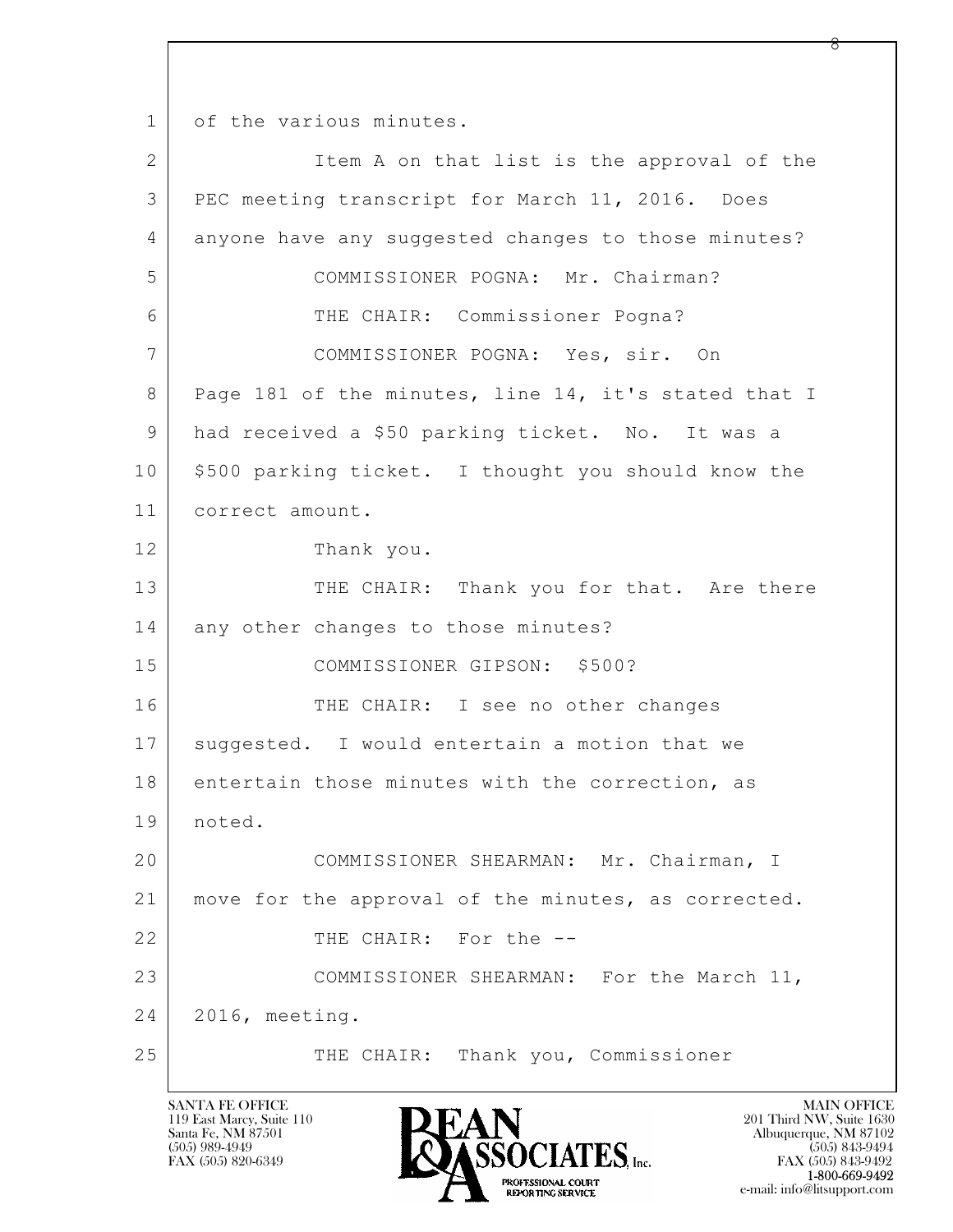1 of the various minutes.

2 Item A on that list is the approval of the

3 PEC meeting transcript for March 11, 2016. Does

4 anyone have any suggested changes to those minutes?

5 COMMISSIONER POGNA: Mr. Chairman?

6 THE CHAIR: Commissioner Pogna?

7 COMMISSIONER POGNA: Yes, sir. On

8 Page 181 of the minutes, line 14, it's stated that I

9 had received a $50 parking ticket. No. It was a

10 $500 parking ticket. I thought you should know the

11 correct amount.

12 Thank you.

13 THE CHAIR: Thank you for that. Are there

14 any other changes to those minutes?

15 COMMISSIONER GIPSON: $500?

16 THE CHAIR: I see no other changes

17 suggested. I would entertain a motion that we

18 entertain those minutes with the correction, as

19 noted.

20 COMMISSIONER SHEARMAN: Mr. Chairman, I

21 move for the approval of the minutes, as corrected.

22 THE CHAIR: For the --

23 COMMISSIONER SHEARMAN: For the March 11,

24 2016, meeting.

25 THE CHAIR: Thank you, Commissioner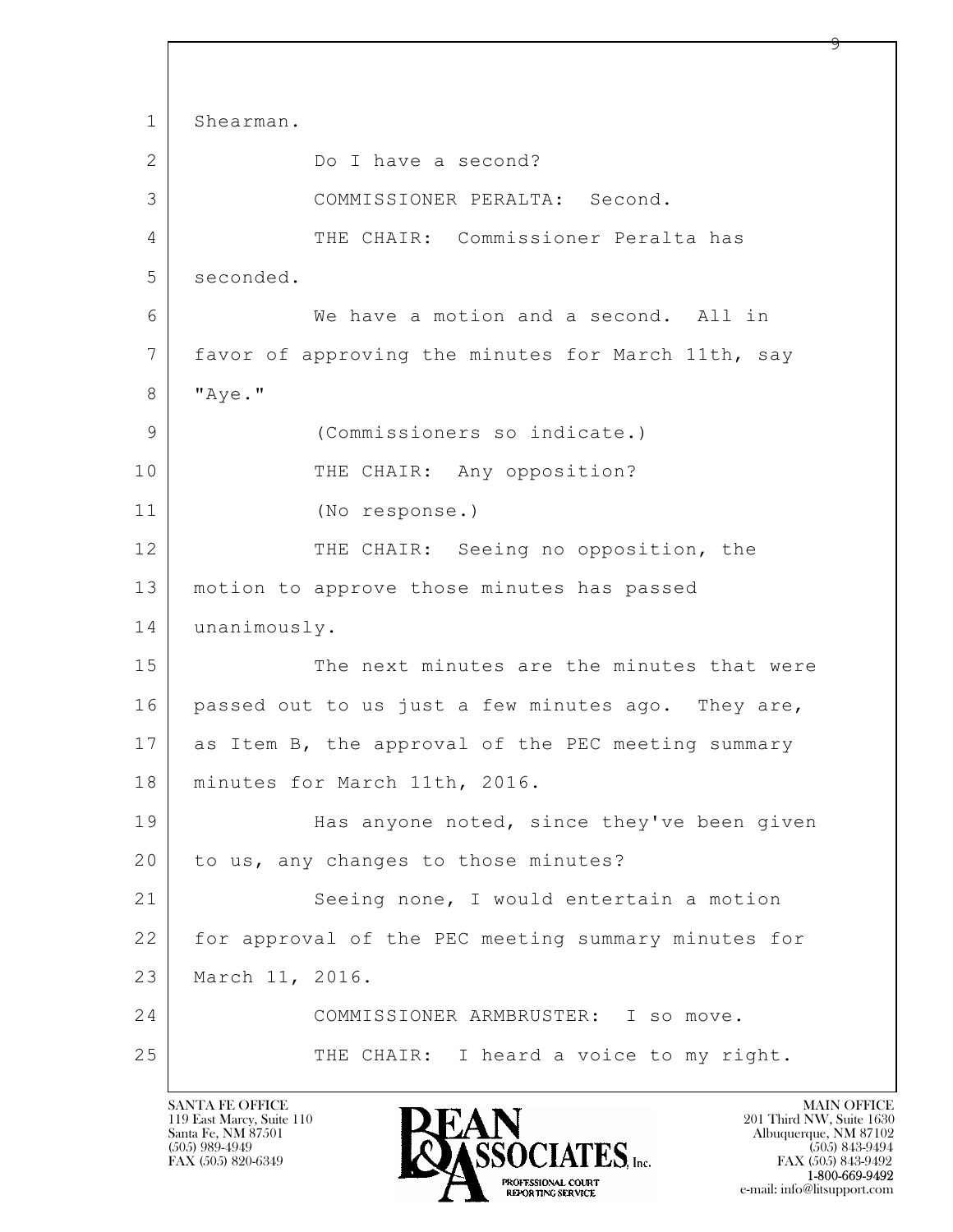1 Shearman.

2 Do I have a second?

3 COMMISSIONER PERALTA: Second.

4 THE CHAIR: Commissioner Peralta has

5 seconded.

6 We have a motion and a second. All in

7 favor of approving the minutes for March 11th, say

8 "Aye."

9 (Commissioners so indicate.)

10 THE CHAIR: Any opposition?

11 (No response.)

12 THE CHAIR: Seeing no opposition, the

13 motion to approve those minutes has passed

14 unanimously.

15 The next minutes are the minutes that were

16 passed out to us just a few minutes ago. They are,

17 as Item B, the approval of the PEC meeting summary

18 minutes for March 11th, 2016.

19 Has anyone noted, since they've been given

20 to us, any changes to those minutes?

21 Seeing none, I would entertain a motion

22 for approval of the PEC meeting summary minutes for

23 March 11, 2016.

24 COMMISSIONER ARMBRUSTER: I so move.

25 THE CHAIR: I heard a voice to my right.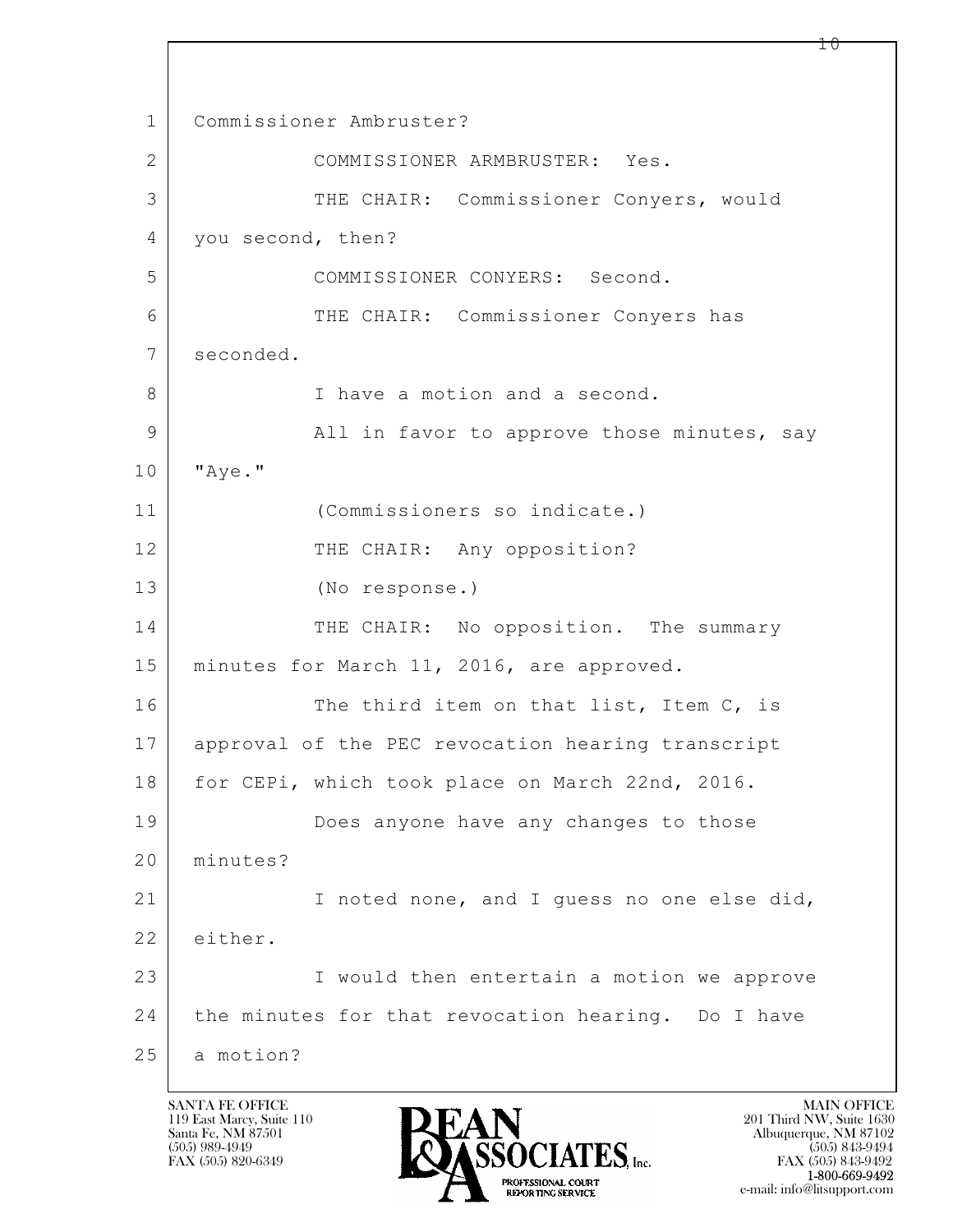Commissioner Ambruster?

COMMISSIONER ARMBRUSTER: Yes.

THE CHAIR: Commissioner Conyers, would you second, then?

COMMISSIONER CONYERS: Second.

THE CHAIR: Commissioner Conyers has seconded.

I have a motion and a second.

All in favor to approve those minutes, say "Aye."

(Commissioners so indicate.)

THE CHAIR: Any opposition?

(No response.)

THE CHAIR: No opposition. The summary minutes for March 11, 2016, are approved.

The third item on that list, Item C, is approval of the PEC revocation hearing transcript for CEPi, which took place on March 22nd, 2016.

Does anyone have any changes to those minutes?

I noted none, and I guess no one else did, either.

I would then entertain a motion we approve the minutes for that revocation hearing. Do I have a motion?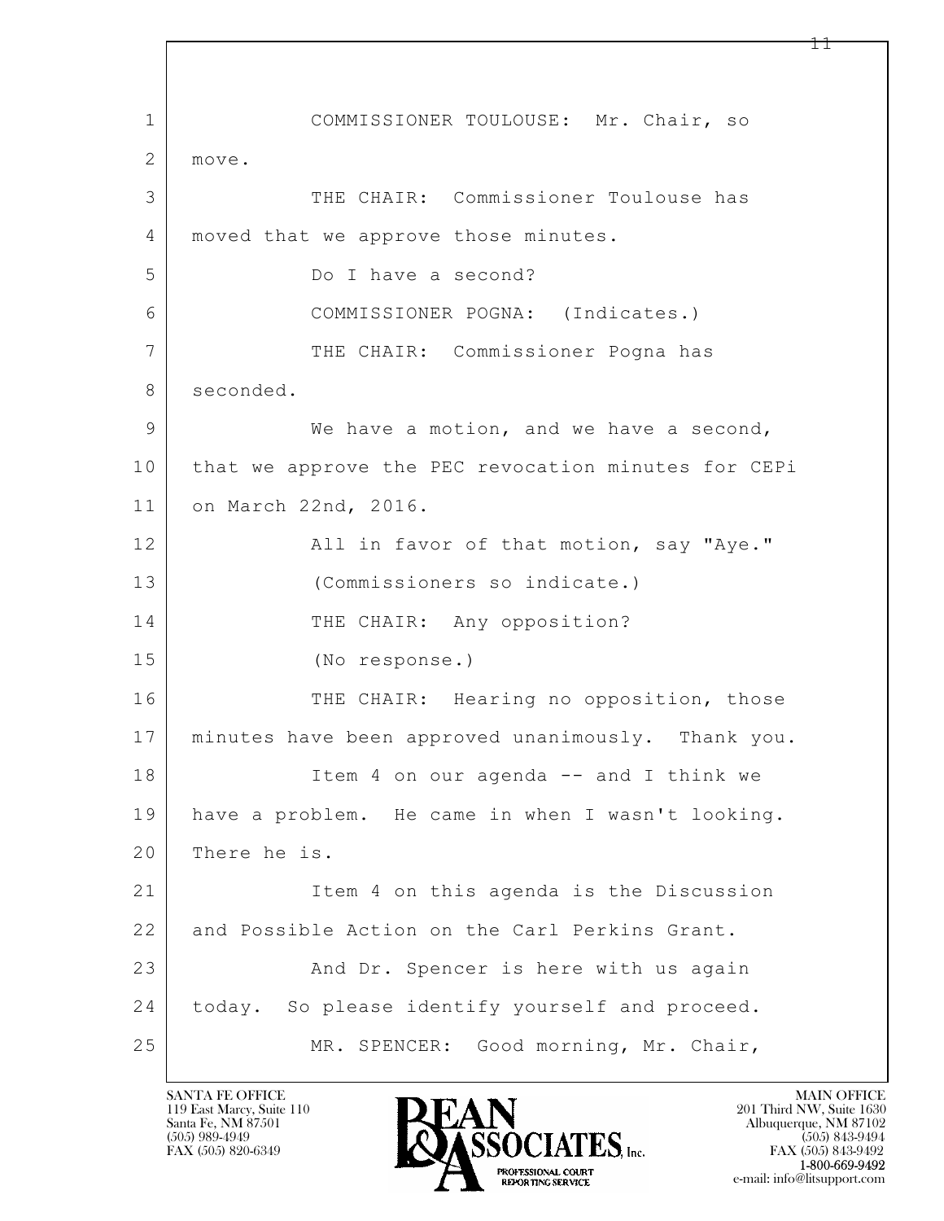1 COMMISSIONER TOULOUSE: Mr. Chair, so
2 move.
3 THE CHAIR: Commissioner Toulouse has
4 moved that we approve those minutes.
5 Do I have a second?
6 COMMISSIONER POGNA: (Indicates.)
7 THE CHAIR: Commissioner Pogna has
8 seconded.
9 We have a motion, and we have a second,
10 that we approve the PEC revocation minutes for CEPi
11 on March 22nd, 2016.
12 All in favor of that motion, say "Aye."
13 (Commissioners so indicate.)
14 THE CHAIR: Any opposition?
15 (No response.)
16 THE CHAIR: Hearing no opposition, those
17 minutes have been approved unanimously. Thank you.
18 Item 4 on our agenda -- and I think we
19 have a problem. He came in when I wasn't looking.
20 There he is.
21 Item 4 on this agenda is the Discussion
22 and Possible Action on the Carl Perkins Grant.
23 And Dr. Spencer is here with us again
24 today. So please identify yourself and proceed.
25 MR. SPENCER: Good morning, Mr. Chair,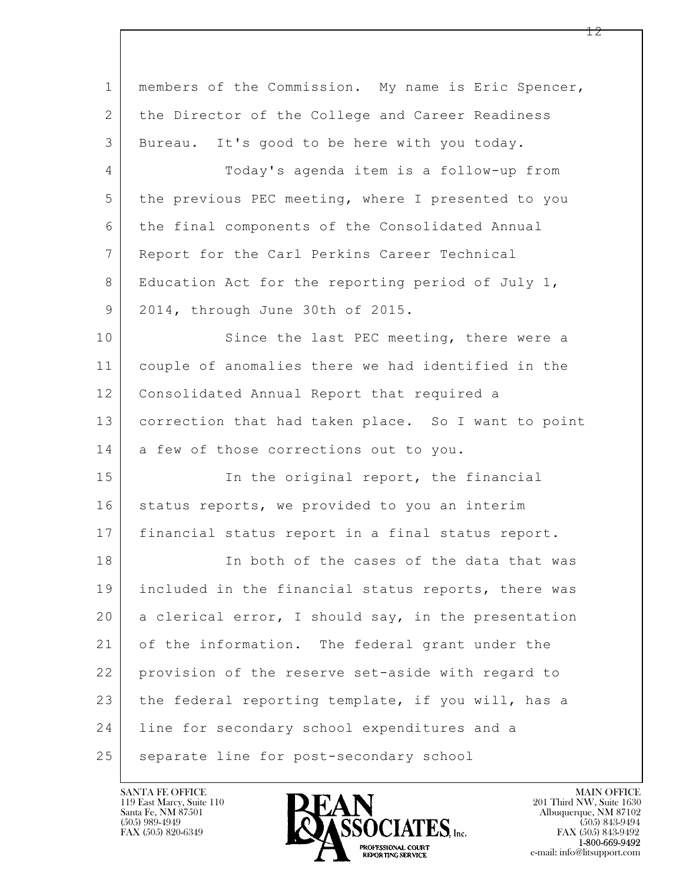1 members of the Commission. My name is Eric Spencer,
2 the Director of the College and Career Readiness
3 Bureau. It's good to be here with you today.

4 Today's agenda item is a follow-up from
5 the previous PEC meeting, where I presented to you
6 the final components of the Consolidated Annual
7 Report for the Carl Perkins Career Technical
8 Education Act for the reporting period of July 1,
9 2014, through June 30th of 2015.

10 Since the last PEC meeting, there were a
11 couple of anomalies there we had identified in the
12 Consolidated Annual Report that required a
13 correction that had taken place. So I want to point
14 a few of those corrections out to you.

15 In the original report, the financial
16 status reports, we provided to you an interim
17 financial status report in a final status report.

18 In both of the cases of the data that was
19 included in the financial status reports, there was
20 a clerical error, I should say, in the presentation
21 of the information. The federal grant under the
22 provision of the reserve set-aside with regard to
23 the federal reporting template, if you will, has a
24 line for secondary school expenditures and a
25 separate line for post-secondary school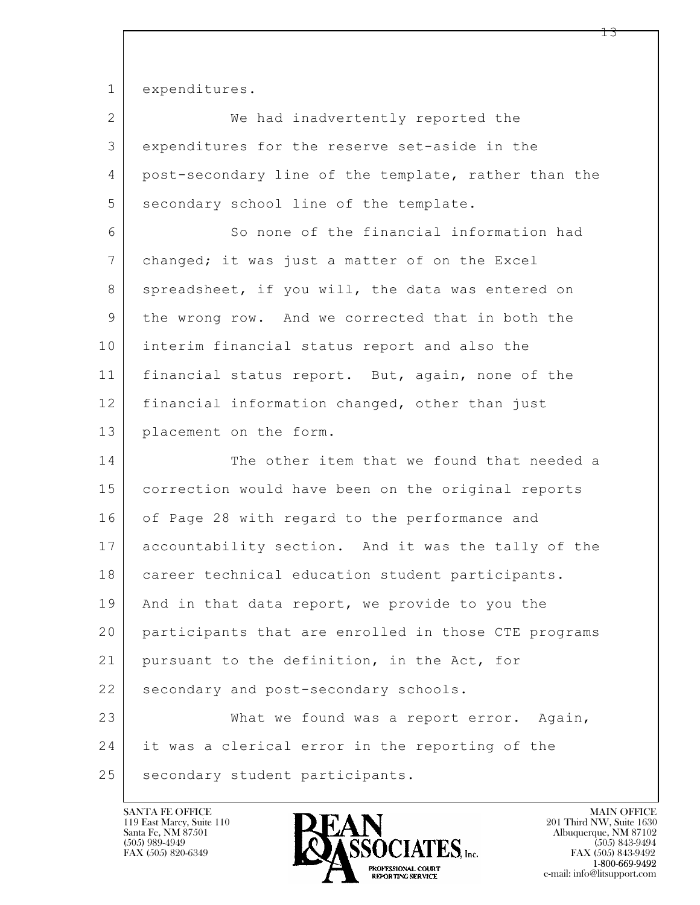expenditures.

We had inadvertently reported the expenditures for the reserve set-aside in the post-secondary line of the template, rather than the secondary school line of the template.

So none of the financial information had changed; it was just a matter of on the Excel spreadsheet, if you will, the data was entered on the wrong row. And we corrected that in both the interim financial status report and also the financial status report. But, again, none of the financial information changed, other than just placement on the form.

The other item that we found that needed a correction would have been on the original reports of Page 28 with regard to the performance and accountability section. And it was the tally of the career technical education student participants. And in that data report, we provide to you the participants that are enrolled in those CTE programs pursuant to the definition, in the Act, for secondary and post-secondary schools.

What we found was a report error. Again, it was a clerical error in the reporting of the secondary student participants.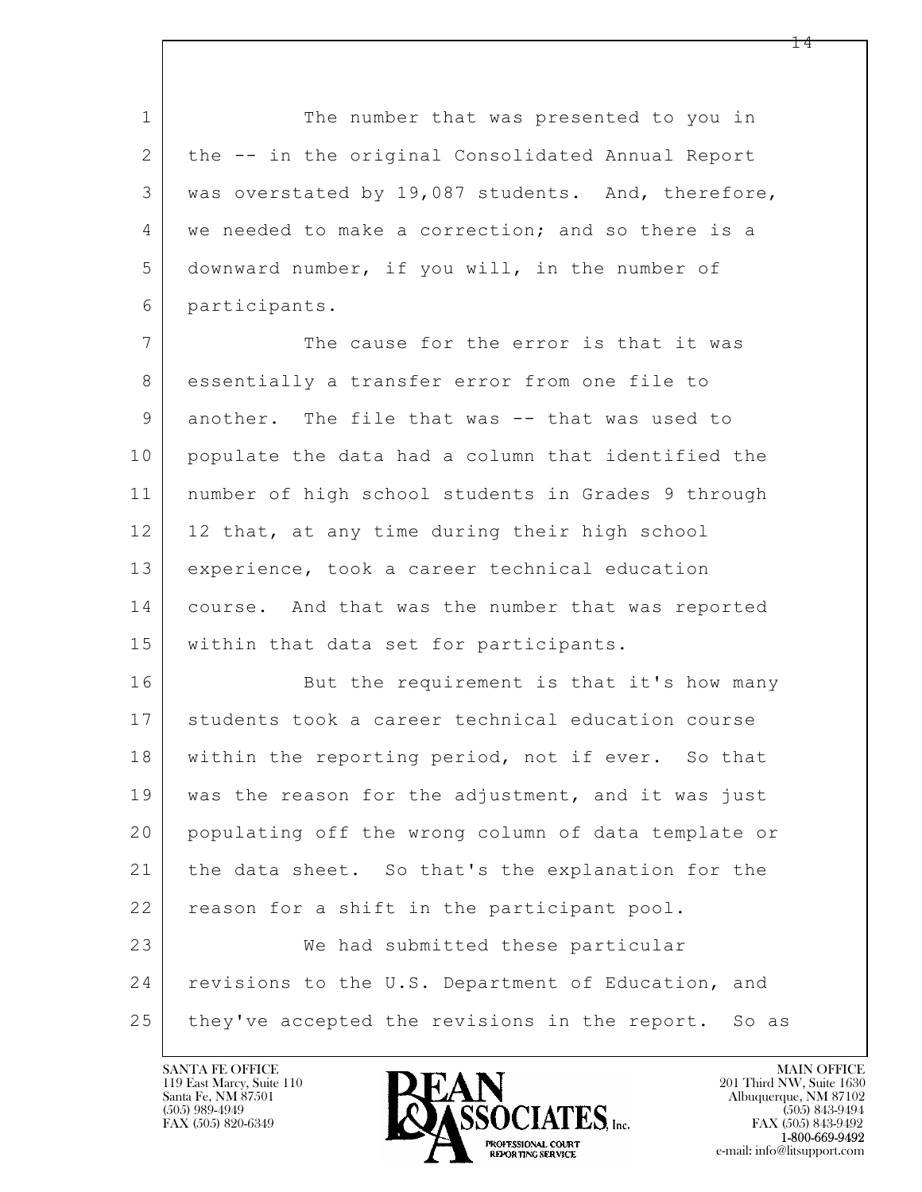The number that was presented to you in the -- in the original Consolidated Annual Report was overstated by 19,087 students. And, therefore, we needed to make a correction; and so there is a downward number, if you will, in the number of participants.

The cause for the error is that it was essentially a transfer error from one file to another. The file that was -- that was used to populate the data had a column that identified the number of high school students in Grades 9 through 12 that, at any time during their high school experience, took a career technical education course. And that was the number that was reported within that data set for participants.

But the requirement is that it's how many students took a career technical education course within the reporting period, not if ever. So that was the reason for the adjustment, and it was just populating off the wrong column of data template or the data sheet. So that's the explanation for the reason for a shift in the participant pool.

We had submitted these particular revisions to the U.S. Department of Education, and they've accepted the revisions in the report. So as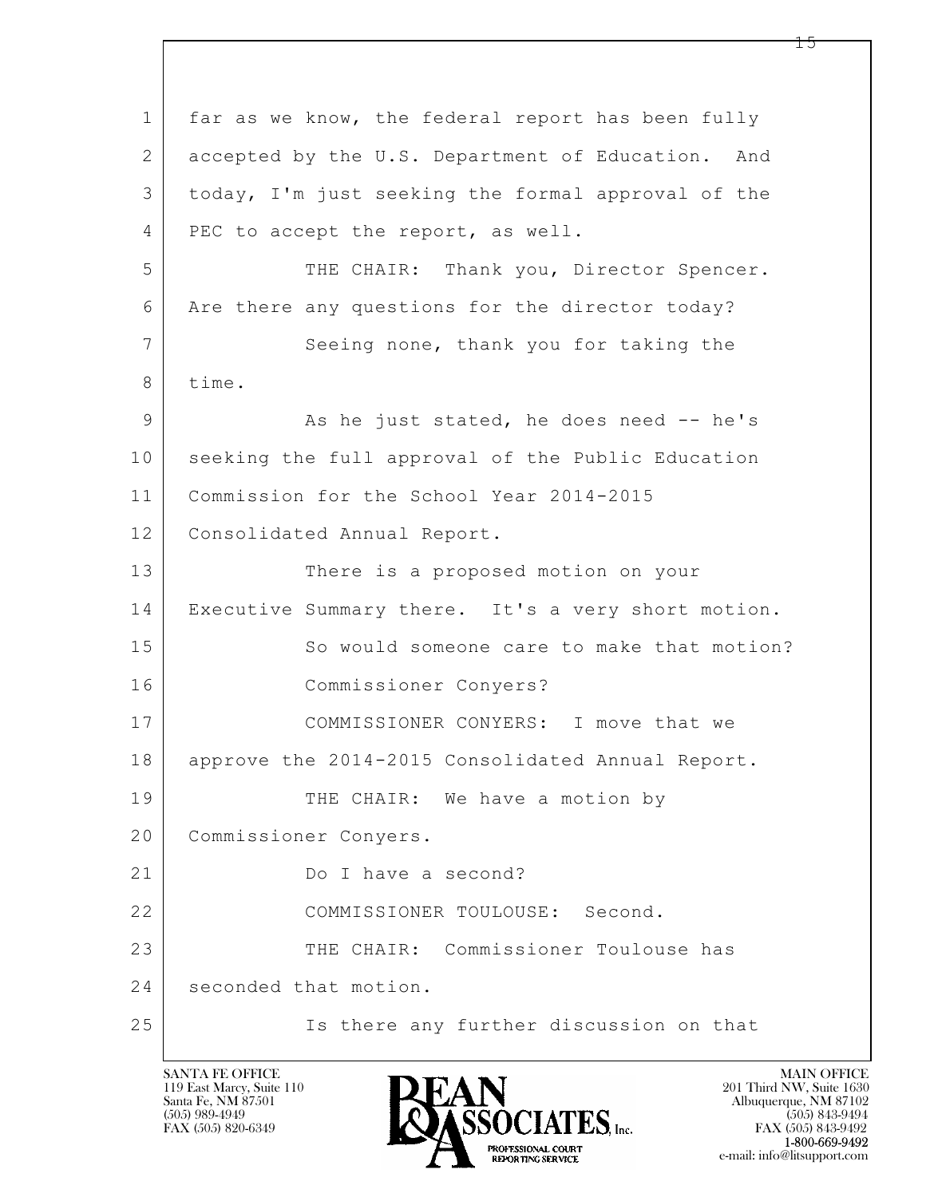far as we know, the federal report has been fully accepted by the U.S. Department of Education. And today, I'm just seeking the formal approval of the PEC to accept the report, as well.

THE CHAIR: Thank you, Director Spencer. Are there any questions for the director today?

Seeing none, thank you for taking the time.

As he just stated, he does need -- he's seeking the full approval of the Public Education Commission for the School Year 2014-2015 Consolidated Annual Report.

There is a proposed motion on your Executive Summary there. It's a very short motion.

So would someone care to make that motion?

Commissioner Conyers?

COMMISSIONER CONYERS: I move that we approve the 2014-2015 Consolidated Annual Report.

THE CHAIR: We have a motion by Commissioner Conyers.

Do I have a second?

COMMISSIONER TOULOUSE: Second.

THE CHAIR: Commissioner Toulouse has seconded that motion.

Is there any further discussion on that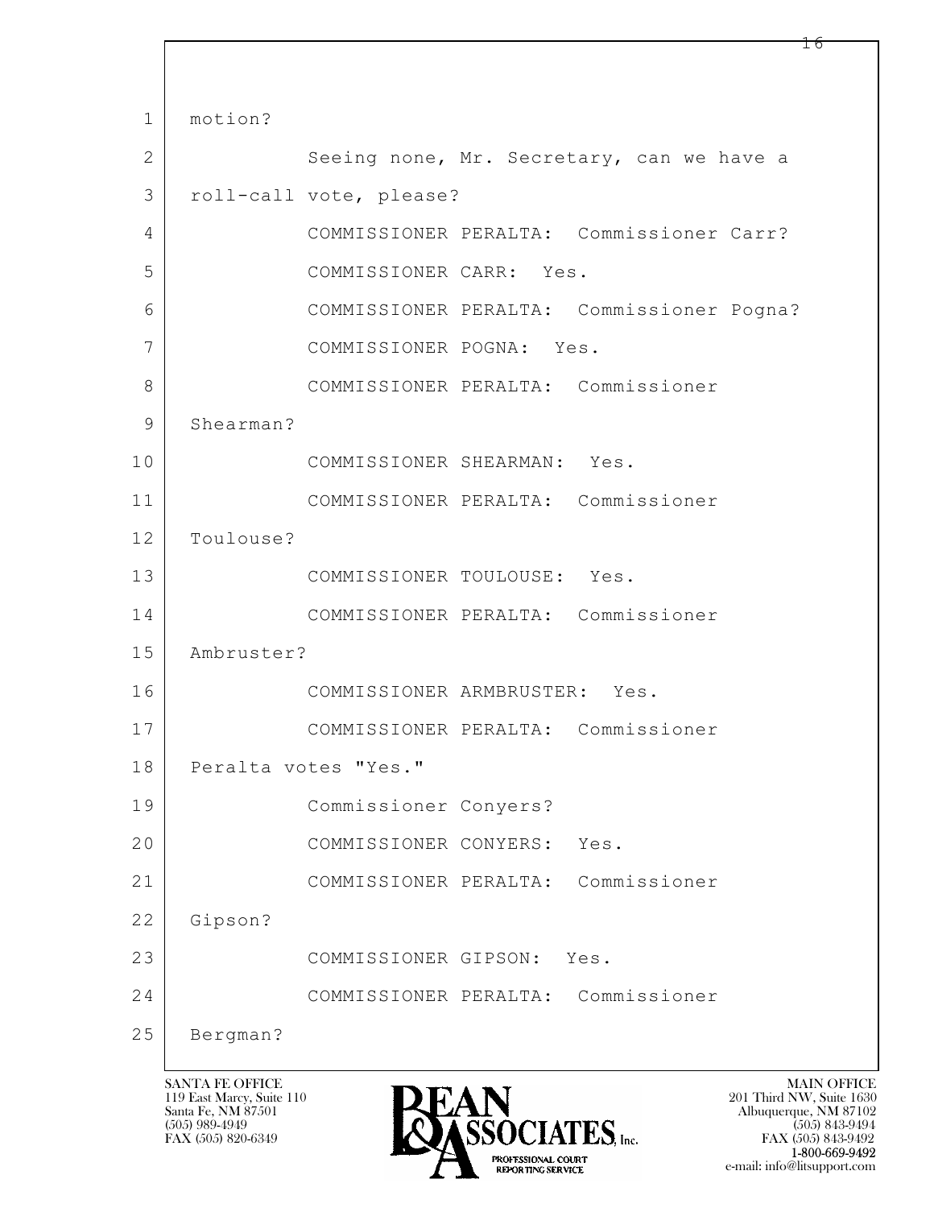1 motion?

2 Seeing none, Mr. Secretary, can we have a

3 roll-call vote, please?

4 COMMISSIONER PERALTA: Commissioner Carr?

5 COMMISSIONER CARR: Yes.

6 COMMISSIONER PERALTA: Commissioner Pogna?

7 COMMISSIONER POGNA: Yes.

8 COMMISSIONER PERALTA: Commissioner

9 Shearman?

10 COMMISSIONER SHEARMAN: Yes.

11 COMMISSIONER PERALTA: Commissioner

12 Toulouse?

13 COMMISSIONER TOULOUSE: Yes.

14 COMMISSIONER PERALTA: Commissioner

15 Ambruster?

16 COMMISSIONER ARMBRUSTER: Yes.

17 COMMISSIONER PERALTA: Commissioner

18 Peralta votes "Yes."

19 Commissioner Conyers?

20 COMMISSIONER CONYERS: Yes.

21 COMMISSIONER PERALTA: Commissioner

22 Gipson?

23 COMMISSIONER GIPSON: Yes.

24 COMMISSIONER PERALTA: Commissioner

25 Bergman?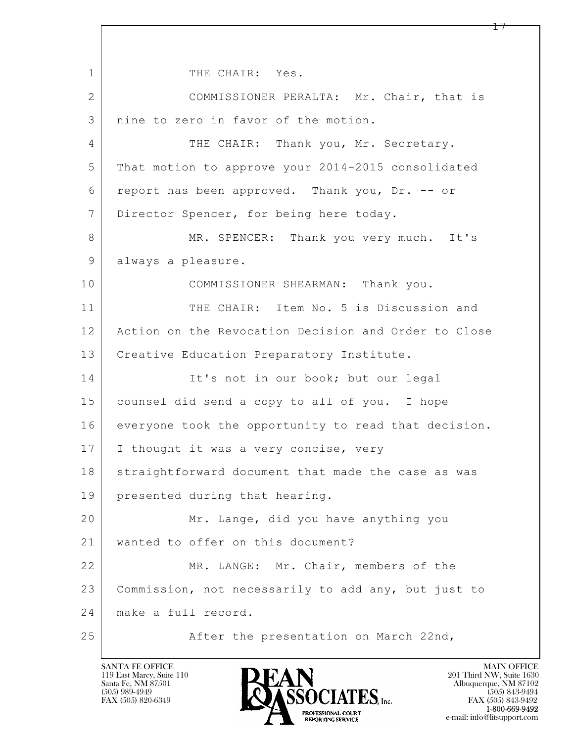1 THE CHAIR: Yes.

2 COMMISSIONER PERALTA: Mr. Chair, that is

3 nine to zero in favor of the motion.

4 THE CHAIR: Thank you, Mr. Secretary.

5 That motion to approve your 2014-2015 consolidated

6 report has been approved. Thank you, Dr. -- or

7 Director Spencer, for being here today.

8 MR. SPENCER: Thank you very much. It's

9 always a pleasure.

10 COMMISSIONER SHEARMAN: Thank you.

11 THE CHAIR: Item No. 5 is Discussion and

12 Action on the Revocation Decision and Order to Close

13 Creative Education Preparatory Institute.

14 It's not in our book; but our legal

15 counsel did send a copy to all of you. I hope

16 everyone took the opportunity to read that decision.

17 I thought it was a very concise, very

18 straightforward document that made the case as was

19 presented during that hearing.

20 Mr. Lange, did you have anything you

21 wanted to offer on this document?

22 MR. LANGE: Mr. Chair, members of the

23 Commission, not necessarily to add any, but just to

24 make a full record.

25 After the presentation on March 22nd,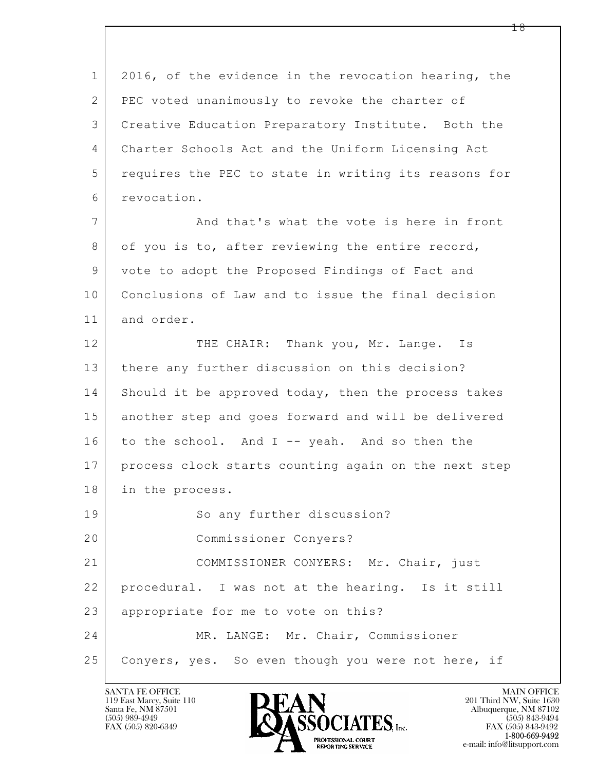2016, of the evidence in the revocation hearing, the PEC voted unanimously to revoke the charter of Creative Education Preparatory Institute. Both the Charter Schools Act and the Uniform Licensing Act requires the PEC to state in writing its reasons for revocation.

And that's what the vote is here in front of you is to, after reviewing the entire record, vote to adopt the Proposed Findings of Fact and Conclusions of Law and to issue the final decision and order.

THE CHAIR: Thank you, Mr. Lange. Is there any further discussion on this decision? Should it be approved today, then the process takes another step and goes forward and will be delivered to the school. And I -- yeah. And so then the process clock starts counting again on the next step in the process.

So any further discussion?

Commissioner Conyers?

COMMISSIONER CONYERS: Mr. Chair, just procedural. I was not at the hearing. Is it still appropriate for me to vote on this?

MR. LANGE: Mr. Chair, Commissioner Conyers, yes. So even though you were not here, if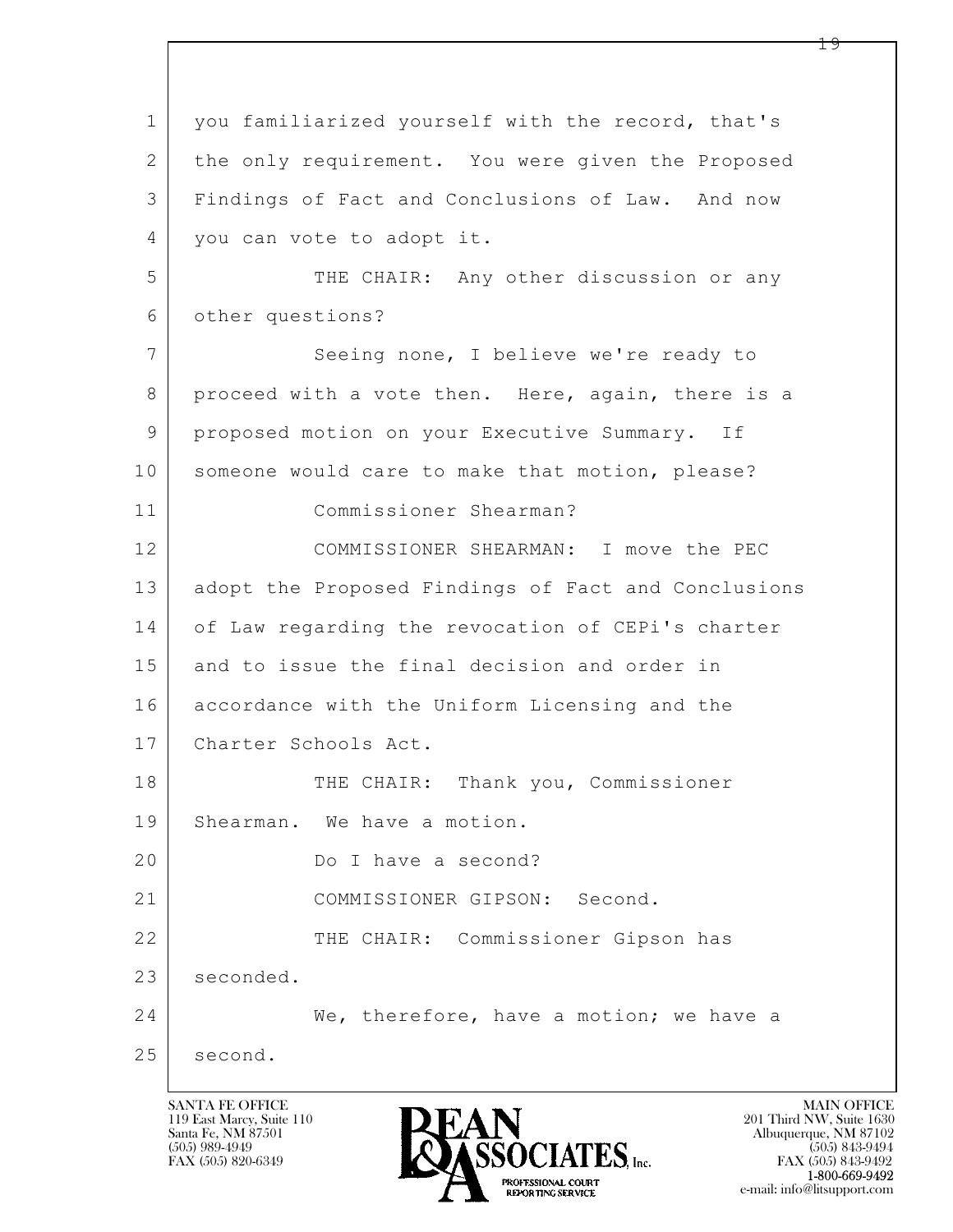1 you familiarized yourself with the record, that's
2 the only requirement. You were given the Proposed
3 Findings of Fact and Conclusions of Law. And now
4 you can vote to adopt it.
5 THE CHAIR: Any other discussion or any
6 other questions?
7 Seeing none, I believe we're ready to
8 proceed with a vote then. Here, again, there is a
9 proposed motion on your Executive Summary. If
10 someone would care to make that motion, please?
11 Commissioner Shearman?
12 COMMISSIONER SHEARMAN: I move the PEC
13 adopt the Proposed Findings of Fact and Conclusions
14 of Law regarding the revocation of CEPi's charter
15 and to issue the final decision and order in
16 accordance with the Uniform Licensing and the
17 Charter Schools Act.
18 THE CHAIR: Thank you, Commissioner
19 Shearman. We have a motion.
20 Do I have a second?
21 COMMISSIONER GIPSON: Second.
22 THE CHAIR: Commissioner Gipson has
23 seconded.
24 We, therefore, have a motion; we have a
25 second.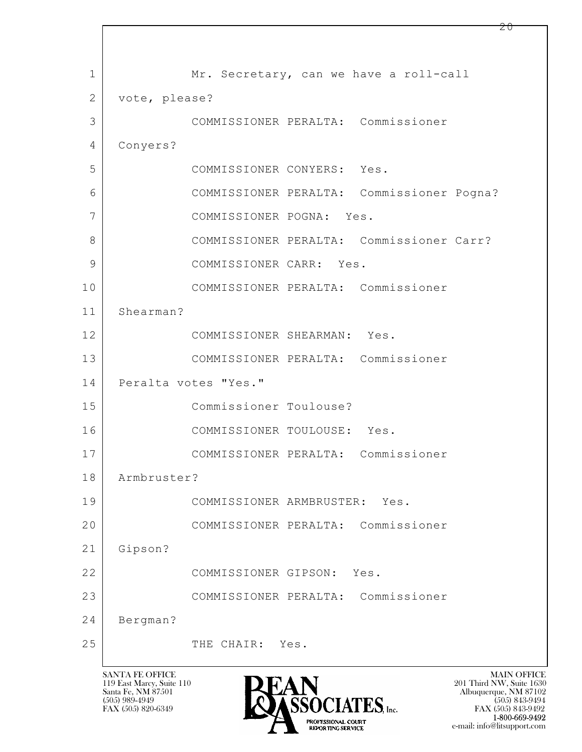Mr. Secretary, can we have a roll-call vote, please?

COMMISSIONER PERALTA: Commissioner Conyers?

COMMISSIONER CONYERS: Yes.

COMMISSIONER PERALTA: Commissioner Pogna?

COMMISSIONER POGNA: Yes.

COMMISSIONER PERALTA: Commissioner Carr?

COMMISSIONER CARR: Yes.

COMMISSIONER PERALTA: Commissioner Shearman?

COMMISSIONER SHEARMAN: Yes.

COMMISSIONER PERALTA: Commissioner Peralta votes "Yes."

Commissioner Toulouse?

COMMISSIONER TOULOUSE: Yes.

COMMISSIONER PERALTA: Commissioner Armbruster?

COMMISSIONER ARMBRUSTER: Yes.

COMMISSIONER PERALTA: Commissioner Gipson?

COMMISSIONER GIPSON: Yes.

COMMISSIONER PERALTA: Commissioner Bergman?

THE CHAIR: Yes.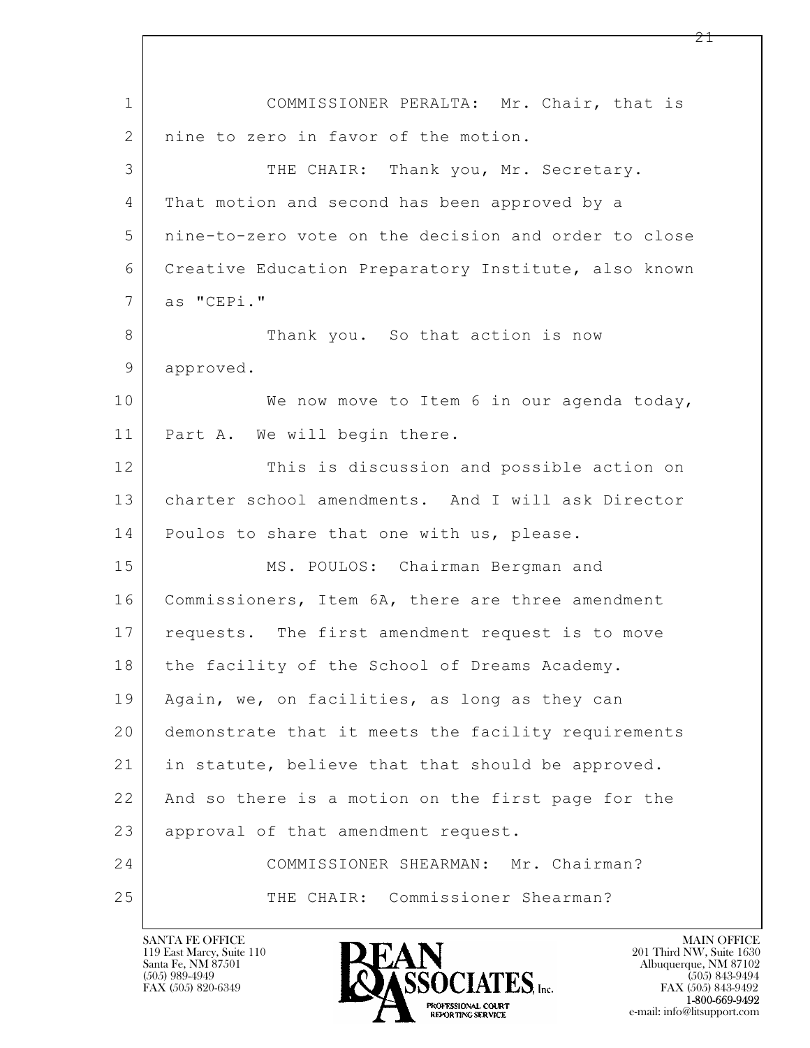COMMISSIONER PERALTA: Mr. Chair, that is nine to zero in favor of the motion.

THE CHAIR: Thank you, Mr. Secretary. That motion and second has been approved by a nine-to-zero vote on the decision and order to close Creative Education Preparatory Institute, also known as "CEPi."

Thank you. So that action is now approved.

We now move to Item 6 in our agenda today, Part A. We will begin there.

This is discussion and possible action on charter school amendments. And I will ask Director Poulos to share that one with us, please.

MS. POULOS: Chairman Bergman and Commissioners, Item 6A, there are three amendment requests. The first amendment request is to move the facility of the School of Dreams Academy. Again, we, on facilities, as long as they can demonstrate that it meets the facility requirements in statute, believe that that should be approved. And so there is a motion on the first page for the approval of that amendment request.

COMMISSIONER SHEARMAN: Mr. Chairman?

THE CHAIR: Commissioner Shearman?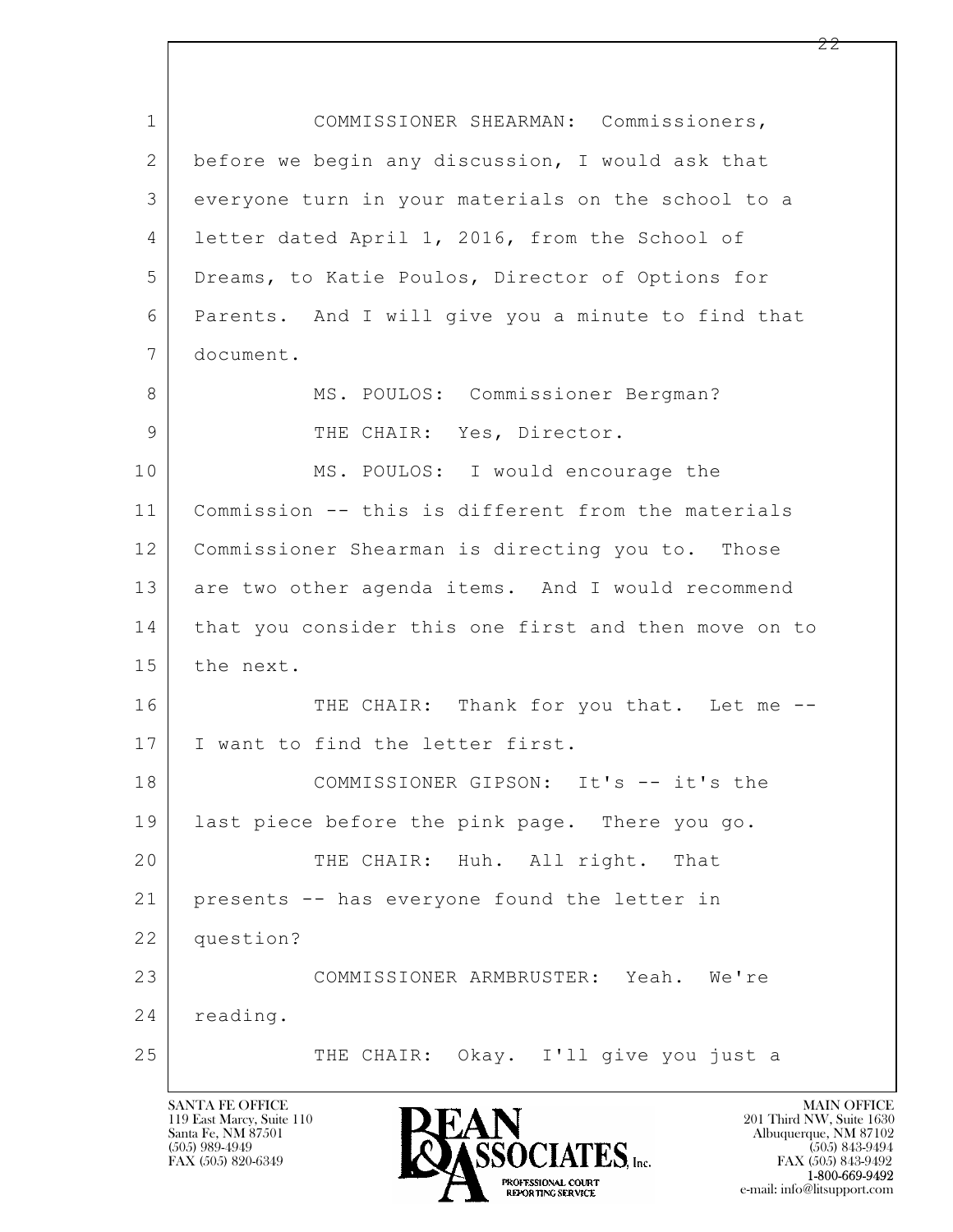1 COMMISSIONER SHEARMAN: Commissioners,
2 before we begin any discussion, I would ask that
3 everyone turn in your materials on the school to a
4 letter dated April 1, 2016, from the School of
5 Dreams, to Katie Poulos, Director of Options for
6 Parents. And I will give you a minute to find that
7 document.
8 MS. POULOS: Commissioner Bergman?
9 THE CHAIR: Yes, Director.
10 MS. POULOS: I would encourage the
11 Commission -- this is different from the materials
12 Commissioner Shearman is directing you to. Those
13 are two other agenda items. And I would recommend
14 that you consider this one first and then move on to
15 the next.
16 THE CHAIR: Thank for you that. Let me --
17 I want to find the letter first.
18 COMMISSIONER GIPSON: It's -- it's the
19 last piece before the pink page. There you go.
20 THE CHAIR: Huh. All right. That
21 presents -- has everyone found the letter in
22 question?
23 COMMISSIONER ARMBRUSTER: Yeah. We're
24 reading.
25 THE CHAIR: Okay. I'll give you just a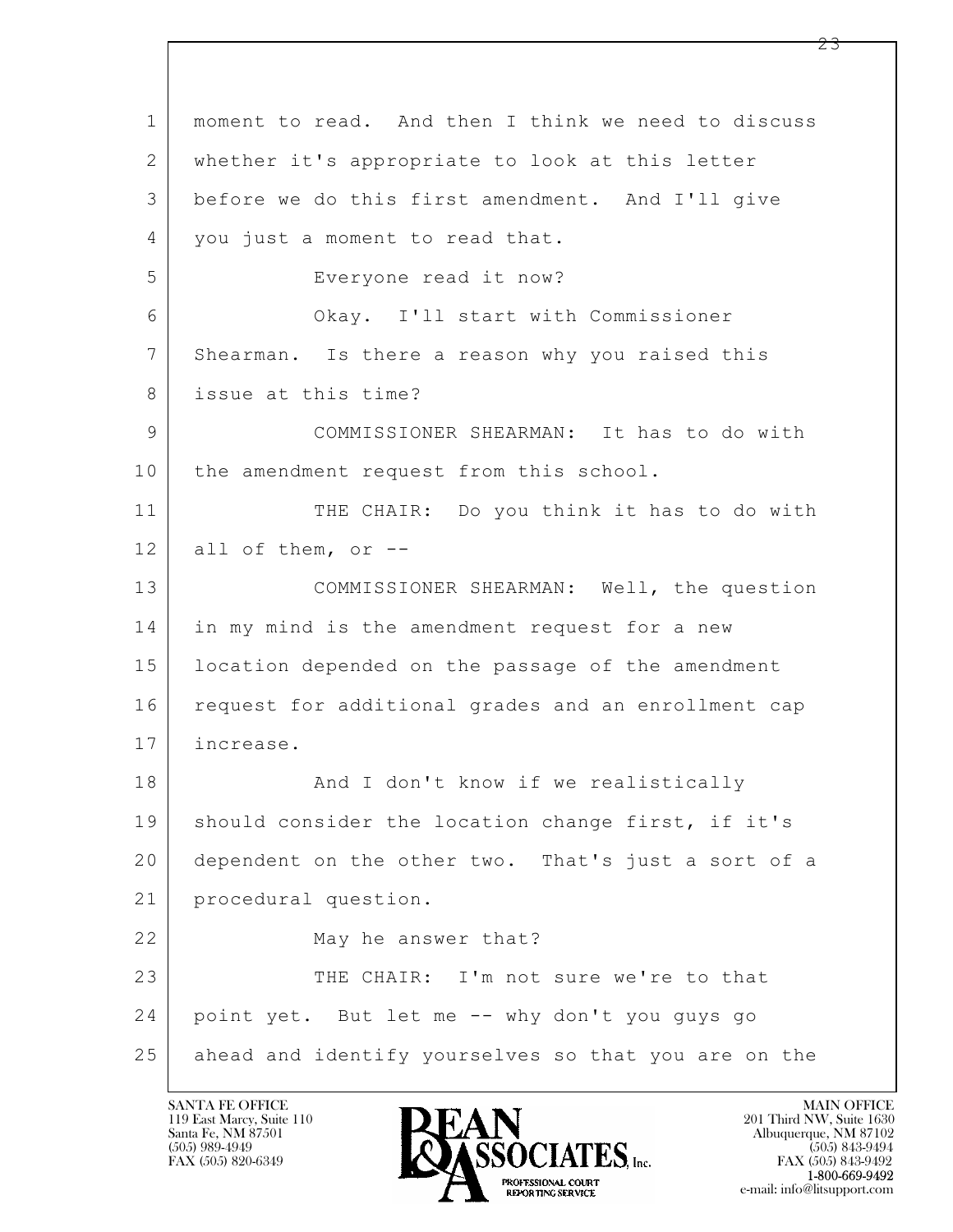moment to read. And then I think we need to discuss whether it's appropriate to look at this letter before we do this first amendment. And I'll give you just a moment to read that.

Everyone read it now?

Okay. I'll start with Commissioner Shearman. Is there a reason why you raised this issue at this time?

COMMISSIONER SHEARMAN: It has to do with the amendment request from this school.

THE CHAIR: Do you think it has to do with all of them, or --

COMMISSIONER SHEARMAN: Well, the question in my mind is the amendment request for a new location depended on the passage of the amendment request for additional grades and an enrollment cap increase.

And I don't know if we realistically should consider the location change first, if it's dependent on the other two. That's just a sort of a procedural question.

May he answer that?

THE CHAIR: I'm not sure we're to that point yet. But let me -- why don't you guys go ahead and identify yourselves so that you are on the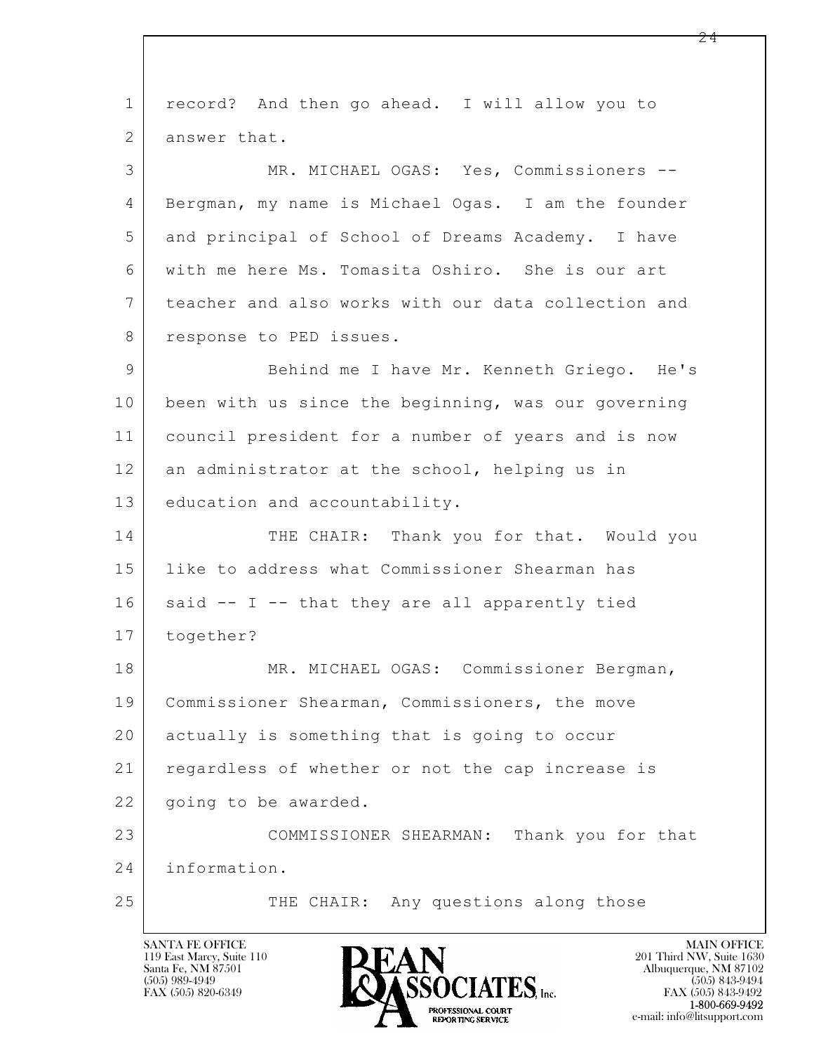1 record? And then go ahead. I will allow you to
2 answer that.

3 MR. MICHAEL OGAS: Yes, Commissioners --
4 Bergman, my name is Michael Ogas. I am the founder
5 and principal of School of Dreams Academy. I have
6 with me here Ms. Tomasita Oshiro. She is our art
7 teacher and also works with our data collection and
8 response to PED issues.

9 Behind me I have Mr. Kenneth Griego. He's
10 been with us since the beginning, was our governing
11 council president for a number of years and is now
12 an administrator at the school, helping us in
13 education and accountability.

14 THE CHAIR: Thank you for that. Would you
15 like to address what Commissioner Shearman has
16 said -- I -- that they are all apparently tied
17 together?

18 MR. MICHAEL OGAS: Commissioner Bergman,
19 Commissioner Shearman, Commissioners, the move
20 actually is something that is going to occur
21 regardless of whether or not the cap increase is
22 going to be awarded.

23 COMMISSIONER SHEARMAN: Thank you for that
24 information.

25 THE CHAIR: Any questions along those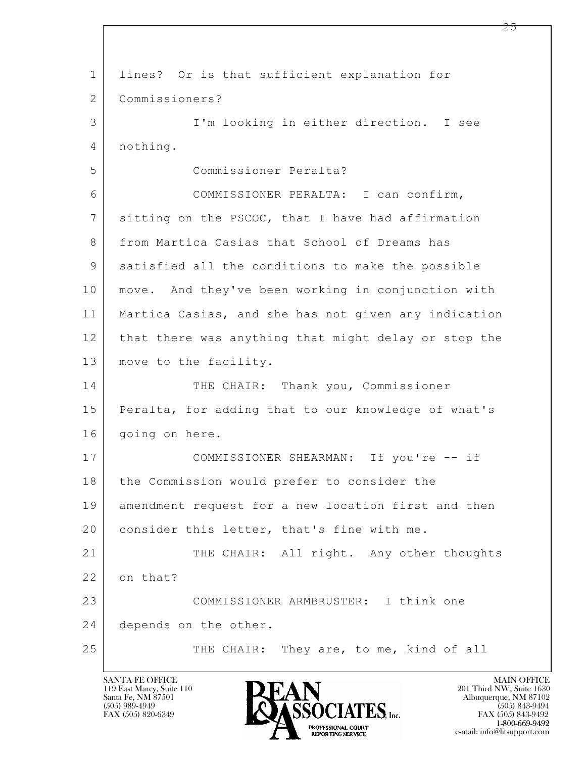lines? Or is that sufficient explanation for Commissioners?

I'm looking in either direction. I see nothing.

Commissioner Peralta?

COMMISSIONER PERALTA: I can confirm, sitting on the PSCOC, that I have had affirmation from Martica Casias that School of Dreams has satisfied all the conditions to make the possible move. And they've been working in conjunction with Martica Casias, and she has not given any indication that there was anything that might delay or stop the move to the facility.

THE CHAIR: Thank you, Commissioner Peralta, for adding that to our knowledge of what's going on here.

COMMISSIONER SHEARMAN: If you're -- if the Commission would prefer to consider the amendment request for a new location first and then consider this letter, that's fine with me.

THE CHAIR: All right. Any other thoughts on that?

COMMISSIONER ARMBRUSTER: I think one depends on the other.

THE CHAIR: They are, to me, kind of all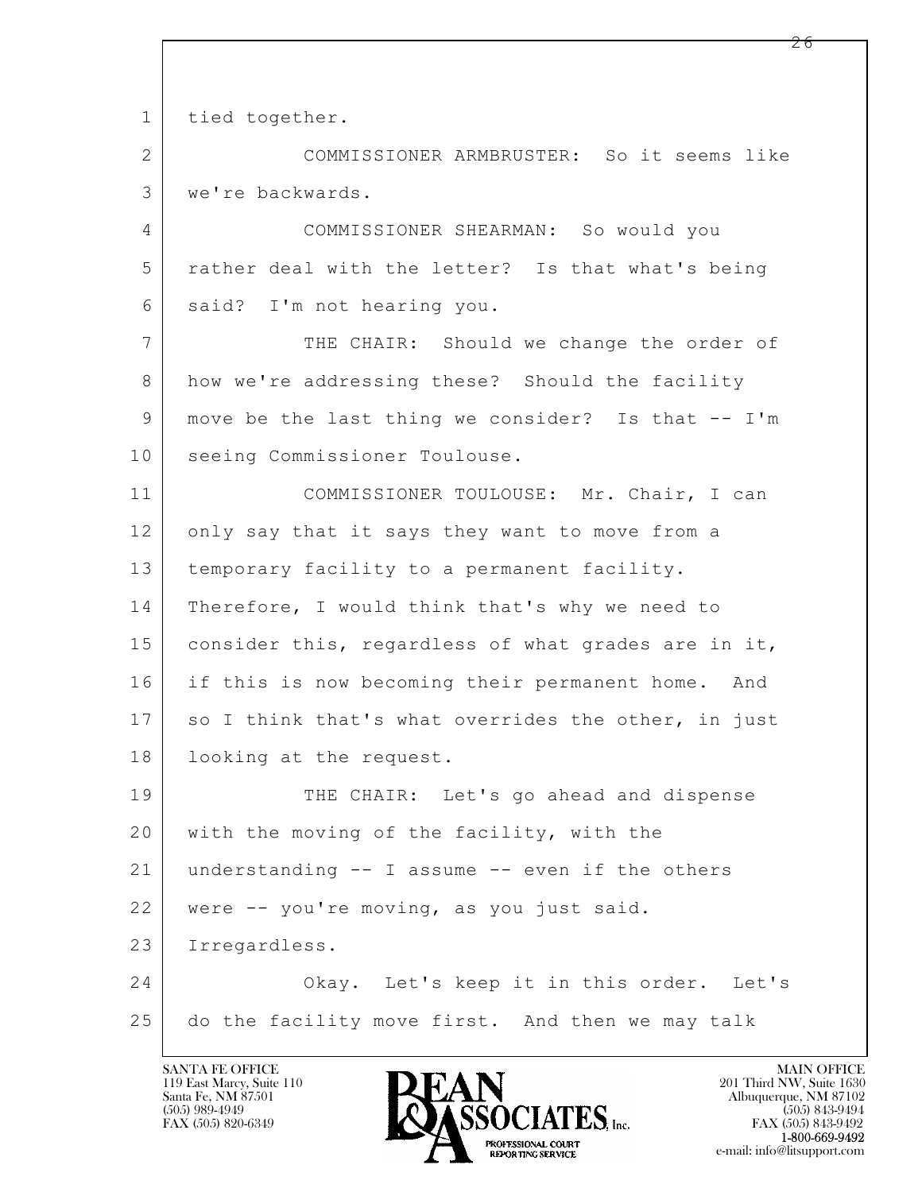1 tied together.

2 COMMISSIONER ARMBRUSTER: So it seems like

3 we're backwards.

4 COMMISSIONER SHEARMAN: So would you

5 rather deal with the letter? Is that what's being

6 said? I'm not hearing you.

7 THE CHAIR: Should we change the order of

8 how we're addressing these? Should the facility

9 move be the last thing we consider? Is that -- I'm

10 seeing Commissioner Toulouse.

11 COMMISSIONER TOULOUSE: Mr. Chair, I can

12 only say that it says they want to move from a

13 temporary facility to a permanent facility.

14 Therefore, I would think that's why we need to

15 consider this, regardless of what grades are in it,

16 if this is now becoming their permanent home. And

17 so I think that's what overrides the other, in just

18 looking at the request.

19 THE CHAIR: Let's go ahead and dispense

20 with the moving of the facility, with the

21 understanding -- I assume -- even if the others

22 were -- you're moving, as you just said.

23 Irregardless.

24 Okay. Let's keep it in this order. Let's

25 do the facility move first. And then we may talk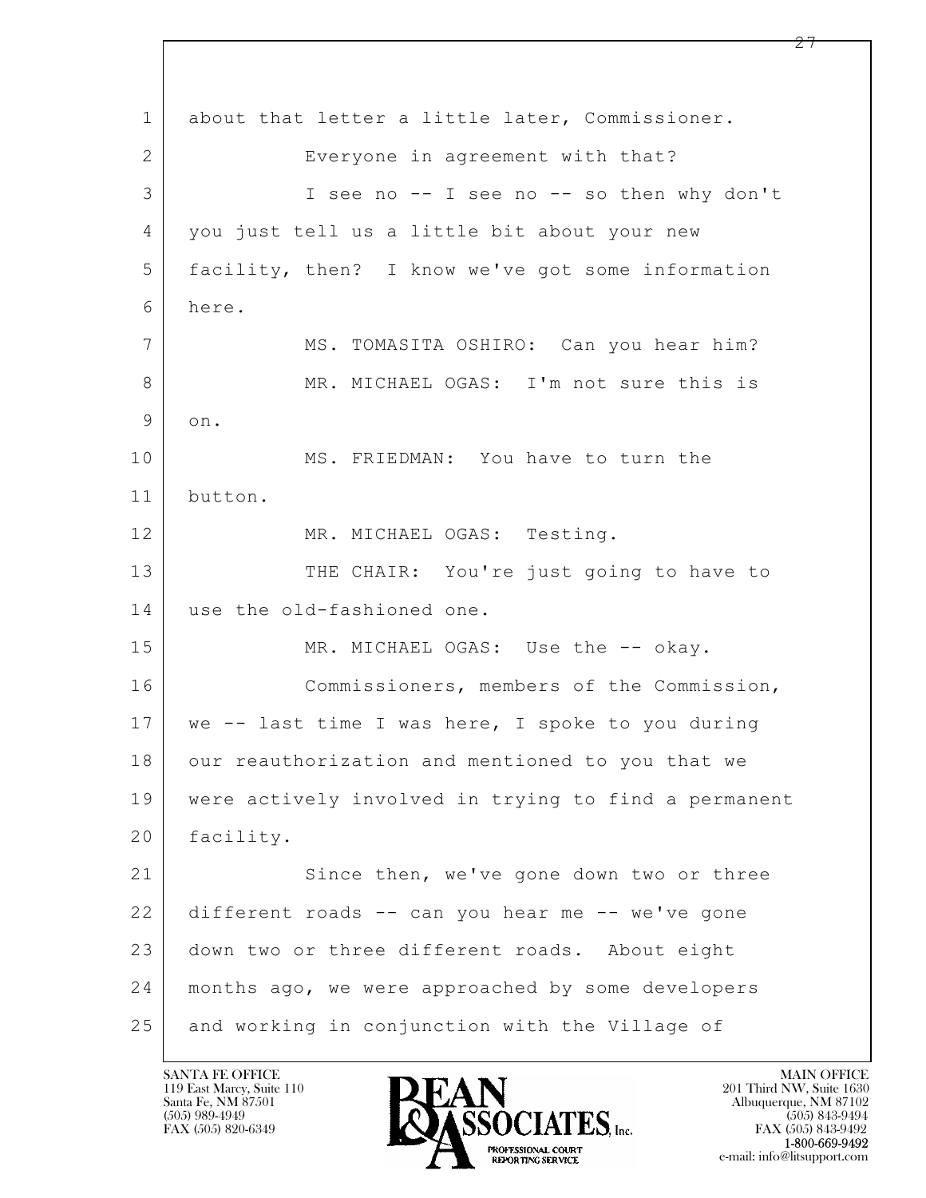about that letter a little later, Commissioner.

Everyone in agreement with that?

I see no -- I see no -- so then why don't you just tell us a little bit about your new facility, then? I know we've got some information here.

MS. TOMASITA OSHIRO: Can you hear him?

MR. MICHAEL OGAS: I'm not sure this is on.

MS. FRIEDMAN: You have to turn the button.

MR. MICHAEL OGAS: Testing.

THE CHAIR: You're just going to have to use the old-fashioned one.

MR. MICHAEL OGAS: Use the -- okay.

Commissioners, members of the Commission, we -- last time I was here, I spoke to you during our reauthorization and mentioned to you that we were actively involved in trying to find a permanent facility.

Since then, we've gone down two or three different roads -- can you hear me -- we've gone down two or three different roads. About eight months ago, we were approached by some developers and working in conjunction with the Village of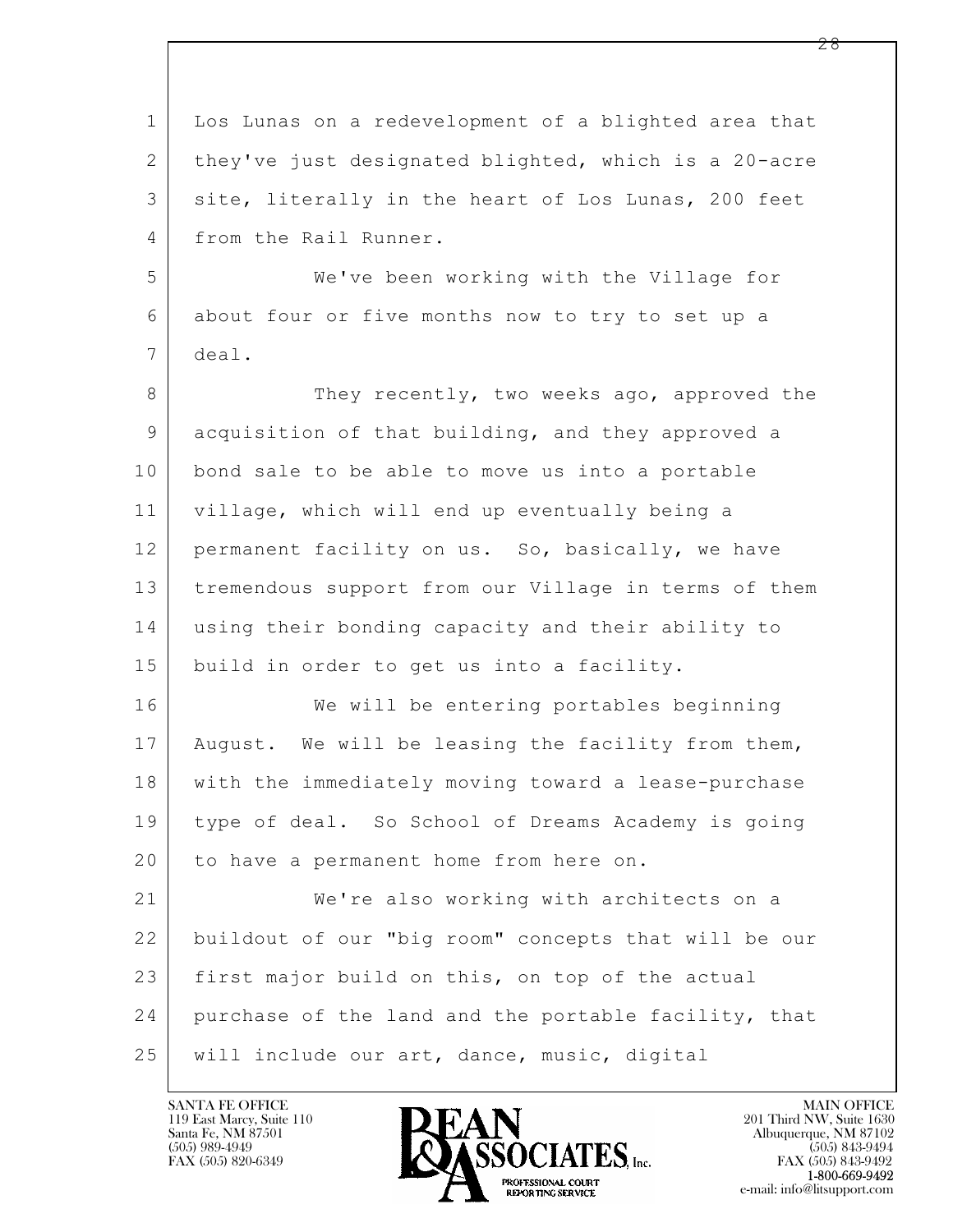Los Lunas on a redevelopment of a blighted area that they've just designated blighted, which is a 20-acre site, literally in the heart of Los Lunas, 200 feet from the Rail Runner.

We've been working with the Village for about four or five months now to try to set up a deal.

They recently, two weeks ago, approved the acquisition of that building, and they approved a bond sale to be able to move us into a portable village, which will end up eventually being a permanent facility on us. So, basically, we have tremendous support from our Village in terms of them using their bonding capacity and their ability to build in order to get us into a facility.

We will be entering portables beginning August. We will be leasing the facility from them, with the immediately moving toward a lease-purchase type of deal. So School of Dreams Academy is going to have a permanent home from here on.

We're also working with architects on a buildout of our "big room" concepts that will be our first major build on this, on top of the actual purchase of the land and the portable facility, that will include our art, dance, music, digital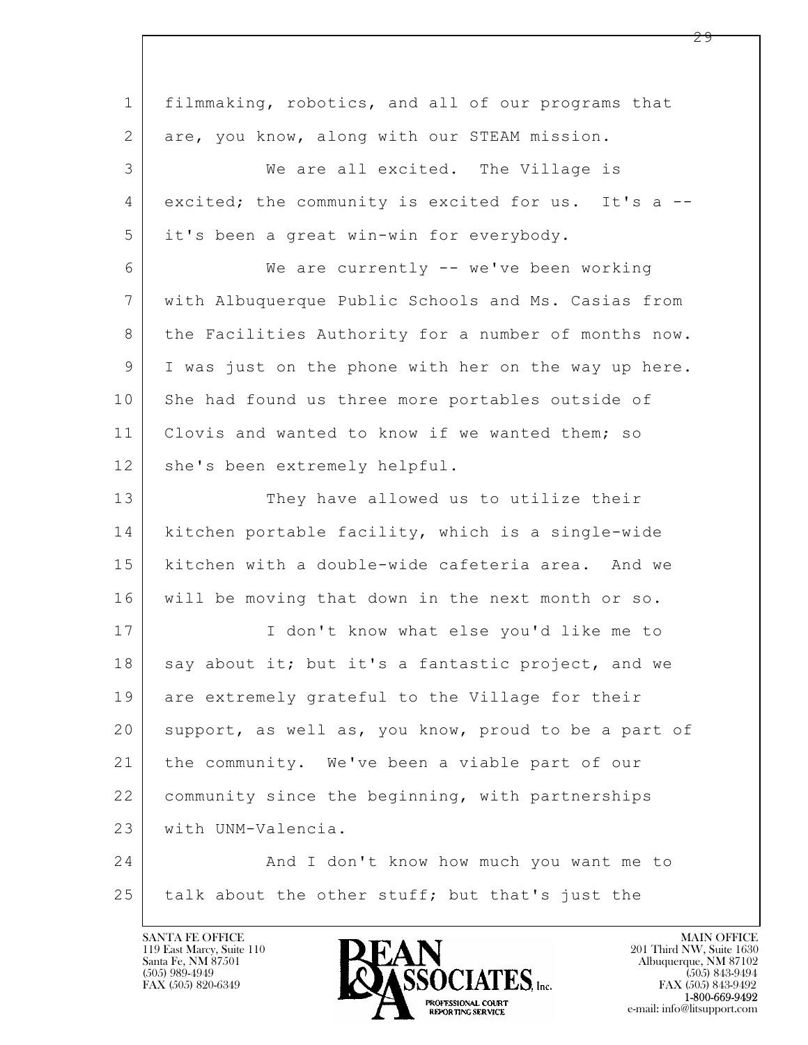filmmaking, robotics, and all of our programs that are, you know, along with our STEAM mission.

We are all excited. The Village is excited; the community is excited for us. It's a -- it's been a great win-win for everybody.

We are currently -- we've been working with Albuquerque Public Schools and Ms. Casias from the Facilities Authority for a number of months now. I was just on the phone with her on the way up here. She had found us three more portables outside of Clovis and wanted to know if we wanted them; so she's been extremely helpful.

They have allowed us to utilize their kitchen portable facility, which is a single-wide kitchen with a double-wide cafeteria area. And we will be moving that down in the next month or so.

I don't know what else you'd like me to say about it; but it's a fantastic project, and we are extremely grateful to the Village for their support, as well as, you know, proud to be a part of the community. We've been a viable part of our community since the beginning, with partnerships with UNM-Valencia.

And I don't know how much you want me to talk about the other stuff; but that's just the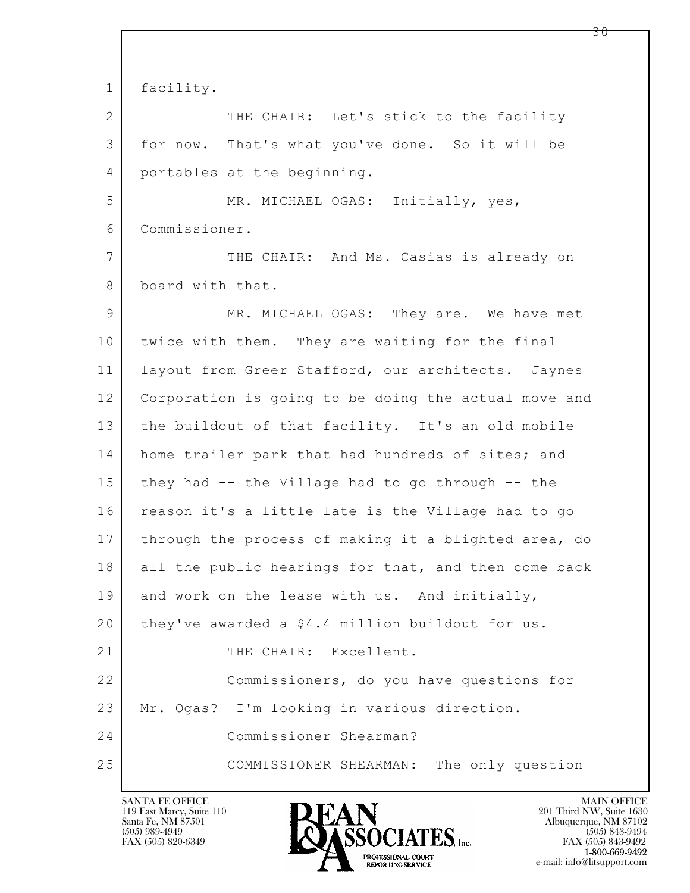facility.

THE CHAIR: Let's stick to the facility for now. That's what you've done. So it will be portables at the beginning.

MR. MICHAEL OGAS: Initially, yes, Commissioner.

THE CHAIR: And Ms. Casias is already on board with that.

MR. MICHAEL OGAS: They are. We have met twice with them. They are waiting for the final layout from Greer Stafford, our architects. Jaynes Corporation is going to be doing the actual move and the buildout of that facility. It's an old mobile home trailer park that had hundreds of sites; and they had -- the Village had to go through -- the reason it's a little late is the Village had to go through the process of making it a blighted area, do all the public hearings for that, and then come back and work on the lease with us. And initially, they've awarded a $4.4 million buildout for us.

THE CHAIR: Excellent.

Commissioners, do you have questions for Mr. Ogas? I'm looking in various direction.

Commissioner Shearman?

COMMISSIONER SHEARMAN: The only question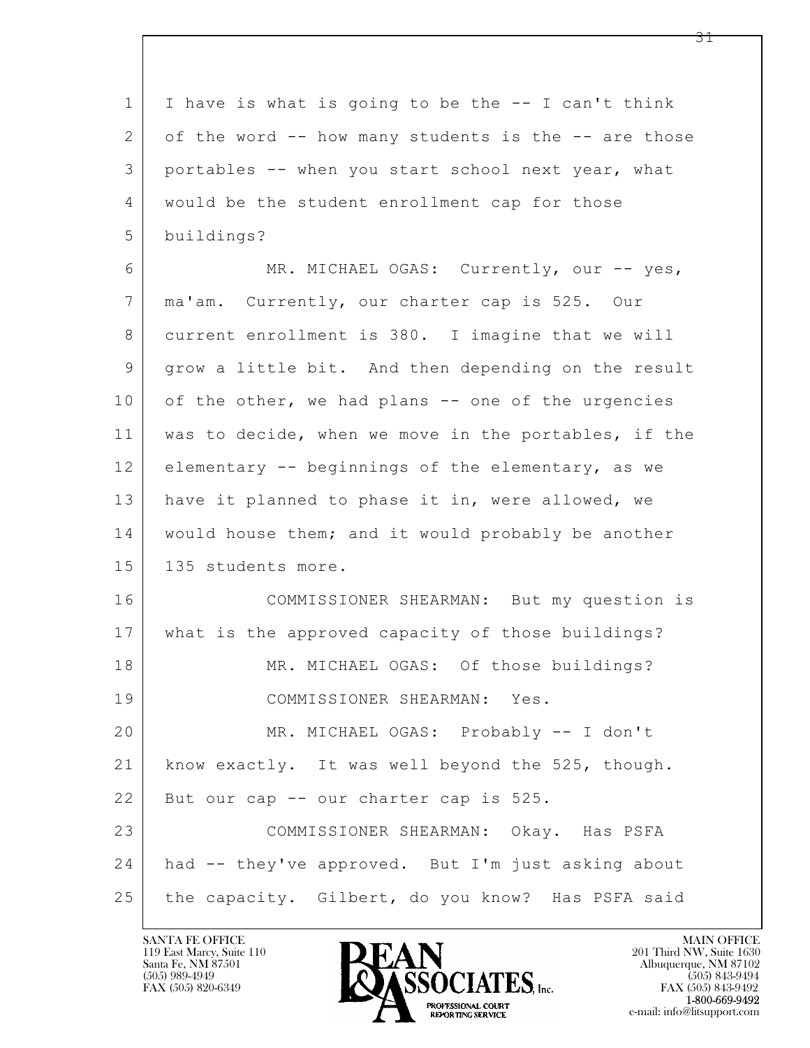I have is what is going to be the -- I can't think of the word -- how many students is the -- are those portables -- when you start school next year, what would be the student enrollment cap for those buildings?

MR. MICHAEL OGAS: Currently, our -- yes, ma'am. Currently, our charter cap is 525. Our current enrollment is 380. I imagine that we will grow a little bit. And then depending on the result of the other, we had plans -- one of the urgencies was to decide, when we move in the portables, if the elementary -- beginnings of the elementary, as we have it planned to phase it in, were allowed, we would house them; and it would probably be another 135 students more.

COMMISSIONER SHEARMAN: But my question is what is the approved capacity of those buildings?

MR. MICHAEL OGAS: Of those buildings?

COMMISSIONER SHEARMAN: Yes.

MR. MICHAEL OGAS: Probably -- I don't know exactly. It was well beyond the 525, though. But our cap -- our charter cap is 525.

COMMISSIONER SHEARMAN: Okay. Has PSFA had -- they've approved. But I'm just asking about the capacity. Gilbert, do you know? Has PSFA said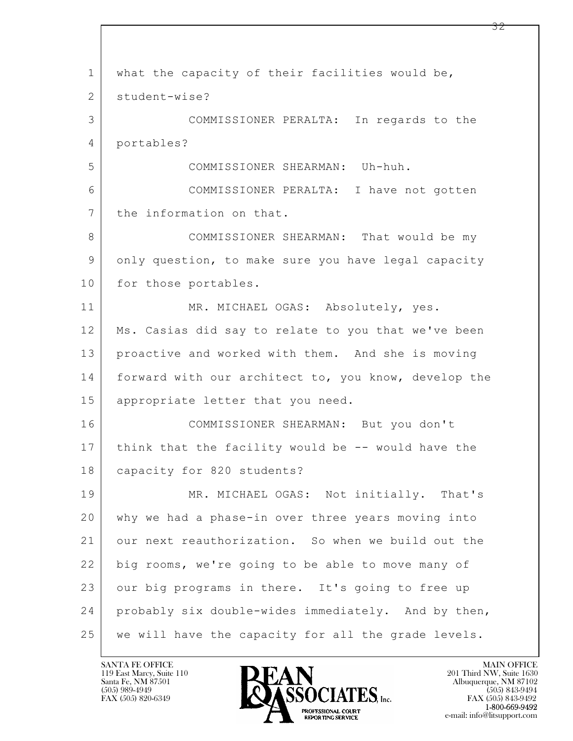what the capacity of their facilities would be, student-wise?

COMMISSIONER PERALTA: In regards to the portables?

COMMISSIONER SHEARMAN: Uh-huh.

COMMISSIONER PERALTA: I have not gotten the information on that.

COMMISSIONER SHEARMAN: That would be my only question, to make sure you have legal capacity for those portables.

MR. MICHAEL OGAS: Absolutely, yes. Ms. Casias did say to relate to you that we've been proactive and worked with them. And she is moving forward with our architect to, you know, develop the appropriate letter that you need.

COMMISSIONER SHEARMAN: But you don't think that the facility would be -- would have the capacity for 820 students?

MR. MICHAEL OGAS: Not initially. That's why we had a phase-in over three years moving into our next reauthorization. So when we build out the big rooms, we're going to be able to move many of our big programs in there. It's going to free up probably six double-wides immediately. And by then, we will have the capacity for all the grade levels.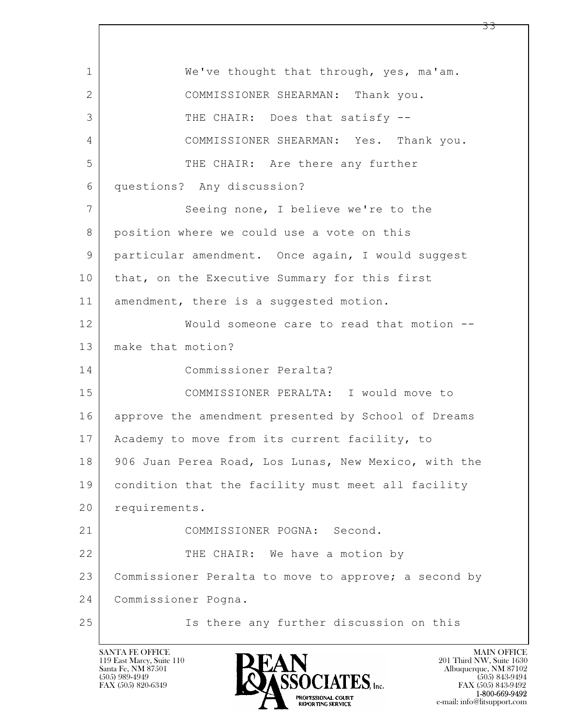1 We've thought that through, yes, ma'am.

2 COMMISSIONER SHEARMAN: Thank you.

3 THE CHAIR: Does that satisfy --

4 COMMISSIONER SHEARMAN: Yes. Thank you.

5 THE CHAIR: Are there any further

6 questions? Any discussion?

7 Seeing none, I believe we're to the

8 position where we could use a vote on this

9 particular amendment. Once again, I would suggest

10 that, on the Executive Summary for this first

11 amendment, there is a suggested motion.

12 Would someone care to read that motion --

13 make that motion?

14 Commissioner Peralta?

15 COMMISSIONER PERALTA: I would move to

16 approve the amendment presented by School of Dreams

17 Academy to move from its current facility, to

18 906 Juan Perea Road, Los Lunas, New Mexico, with the

19 condition that the facility must meet all facility

20 requirements.

21 COMMISSIONER POGNA: Second.

22 THE CHAIR: We have a motion by

23 Commissioner Peralta to move to approve; a second by

24 Commissioner Pogna.

25 Is there any further discussion on this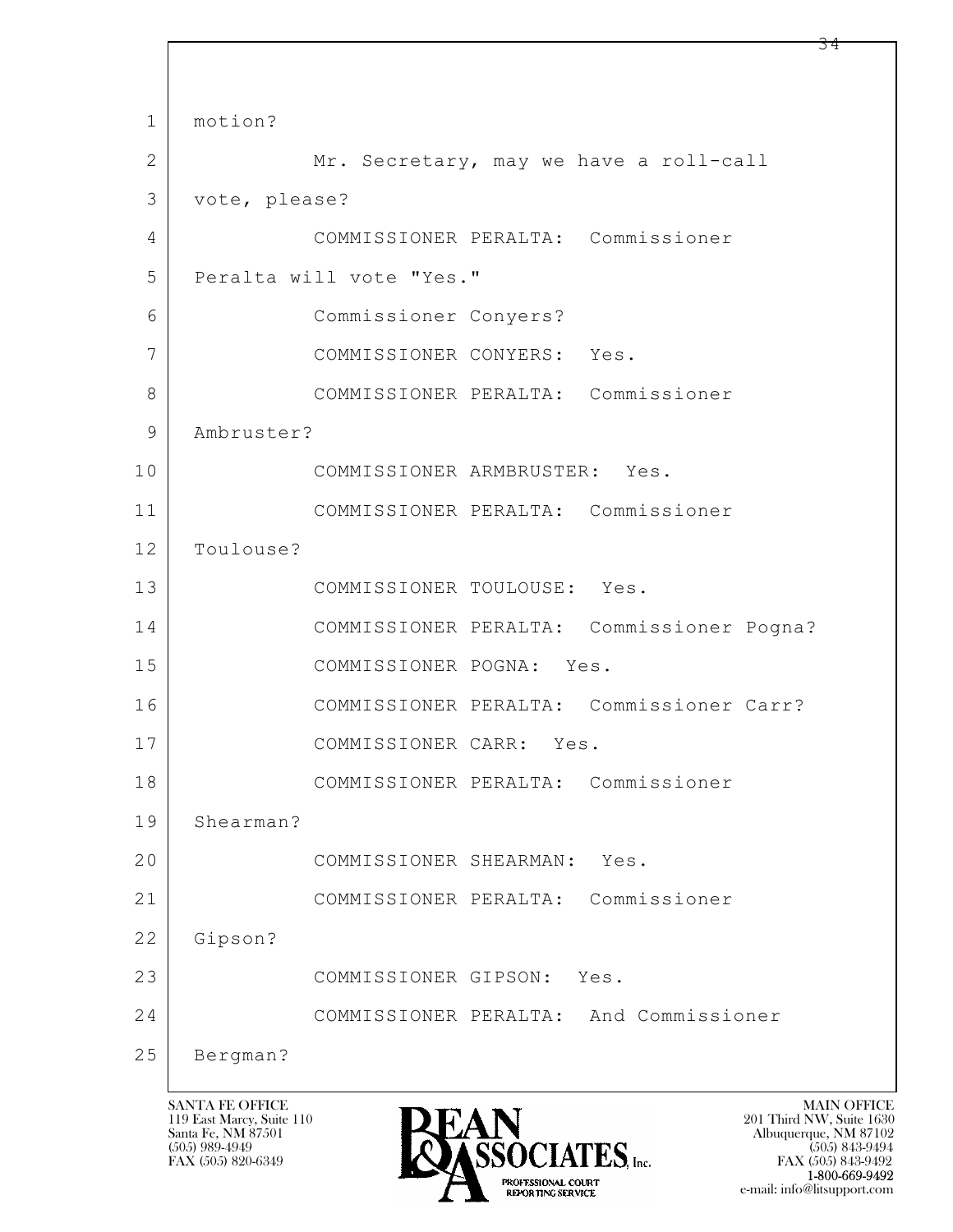1 motion?

2 Mr. Secretary, may we have a roll-call

3 vote, please?

4 COMMISSIONER PERALTA: Commissioner

5 Peralta will vote "Yes."

6 Commissioner Conyers?

7 COMMISSIONER CONYERS: Yes.

8 COMMISSIONER PERALTA: Commissioner

9 Ambruster?

10 COMMISSIONER ARMBRUSTER: Yes.

11 COMMISSIONER PERALTA: Commissioner

12 Toulouse?

13 COMMISSIONER TOULOUSE: Yes.

14 COMMISSIONER PERALTA: Commissioner Pogna?

15 COMMISSIONER POGNA: Yes.

16 COMMISSIONER PERALTA: Commissioner Carr?

17 COMMISSIONER CARR: Yes.

18 COMMISSIONER PERALTA: Commissioner

19 Shearman?

20 COMMISSIONER SHEARMAN: Yes.

21 COMMISSIONER PERALTA: Commissioner

22 Gipson?

23 COMMISSIONER GIPSON: Yes.

24 COMMISSIONER PERALTA: And Commissioner

25 Bergman?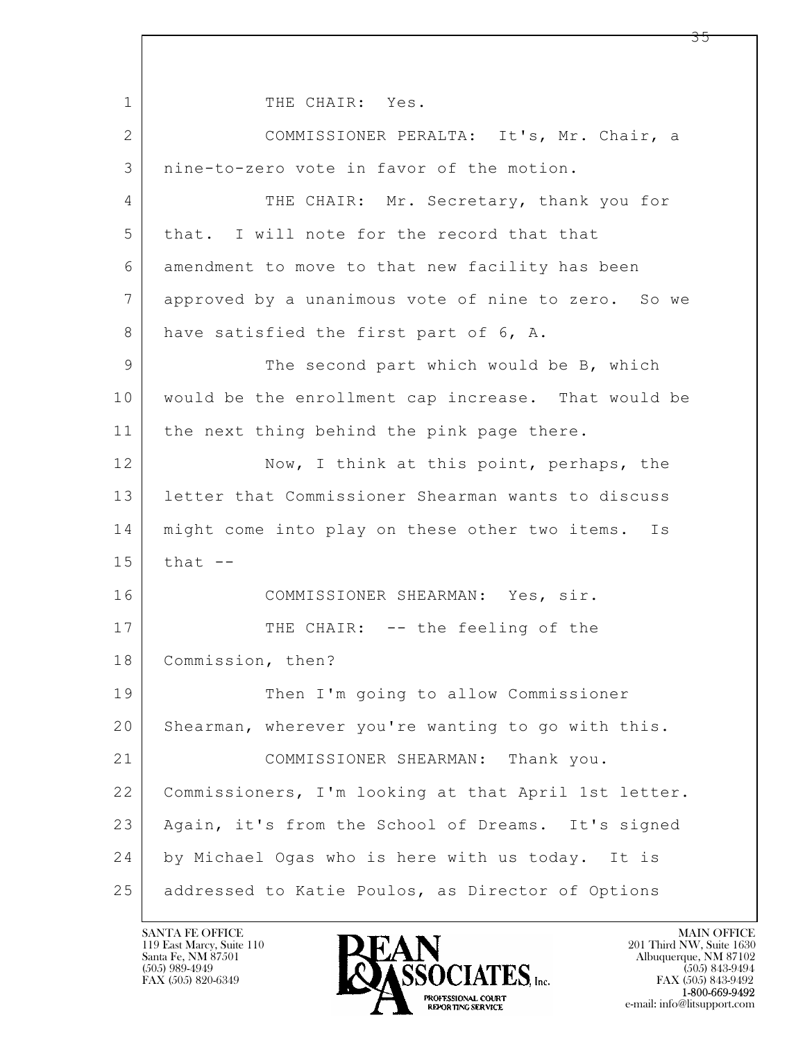1 THE CHAIR: Yes.

2 COMMISSIONER PERALTA: It's, Mr. Chair, a

3 nine-to-zero vote in favor of the motion.

4 THE CHAIR: Mr. Secretary, thank you for

5 that. I will note for the record that that

6 amendment to move to that new facility has been

7 approved by a unanimous vote of nine to zero. So we

8 have satisfied the first part of 6, A.

9 The second part which would be B, which

10 would be the enrollment cap increase. That would be

11 the next thing behind the pink page there.

12 Now, I think at this point, perhaps, the

13 letter that Commissioner Shearman wants to discuss

14 might come into play on these other two items. Is

15 that --

16 COMMISSIONER SHEARMAN: Yes, sir.

17 THE CHAIR: -- the feeling of the

18 Commission, then?

19 Then I'm going to allow Commissioner

20 Shearman, wherever you're wanting to go with this.

21 COMMISSIONER SHEARMAN: Thank you.

22 Commissioners, I'm looking at that April 1st letter.

23 Again, it's from the School of Dreams. It's signed

24 by Michael Ogas who is here with us today. It is

25 addressed to Katie Poulos, as Director of Options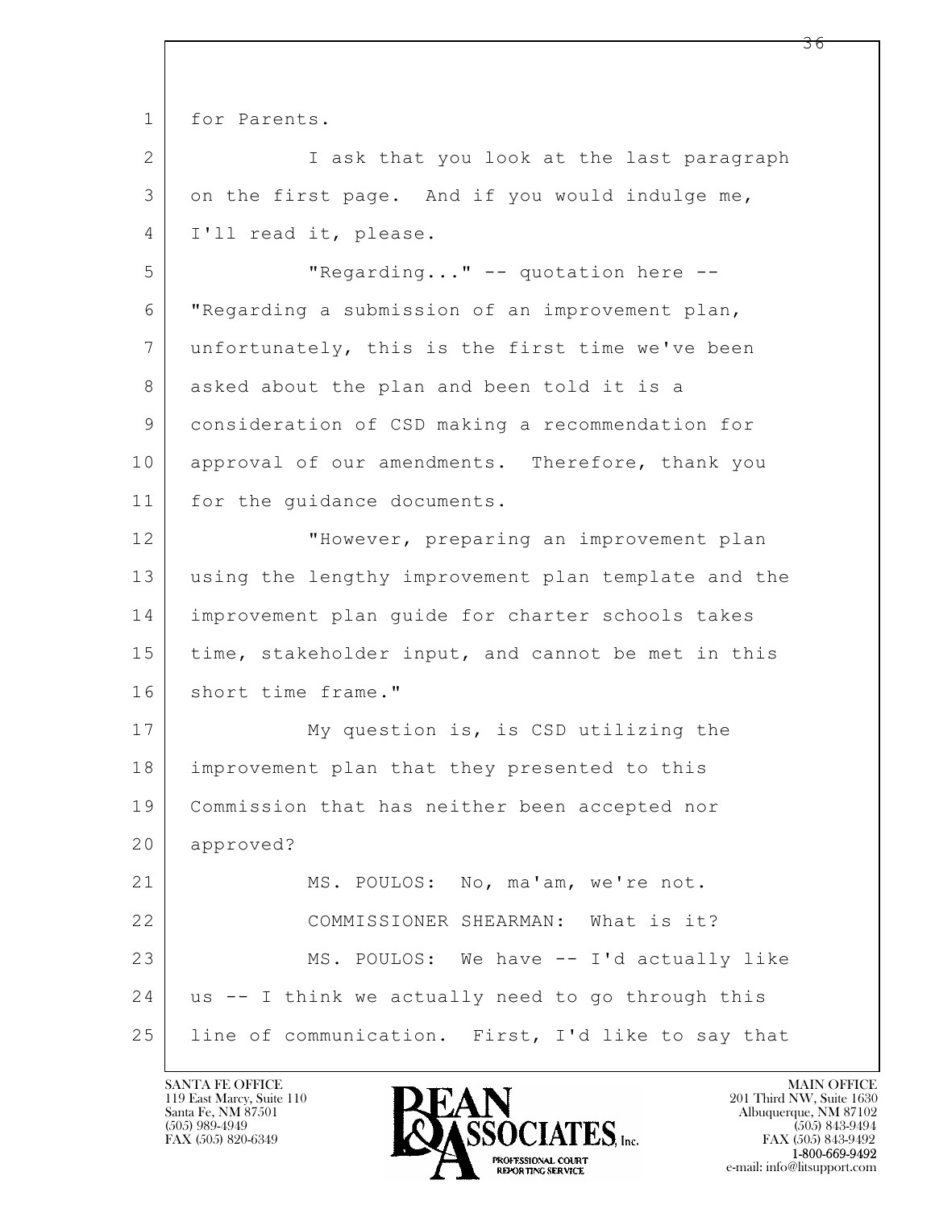for Parents.

I ask that you look at the last paragraph on the first page. And if you would indulge me, I'll read it, please.

"Regarding..." -- quotation here -- "Regarding a submission of an improvement plan, unfortunately, this is the first time we've been asked about the plan and been told it is a consideration of CSD making a recommendation for approval of our amendments. Therefore, thank you for the guidance documents.

"However, preparing an improvement plan using the lengthy improvement plan template and the improvement plan guide for charter schools takes time, stakeholder input, and cannot be met in this short time frame."

My question is, is CSD utilizing the improvement plan that they presented to this Commission that has neither been accepted nor approved?

MS. POULOS: No, ma'am, we're not.

COMMISSIONER SHEARMAN: What is it?

MS. POULOS: We have -- I'd actually like us -- I think we actually need to go through this line of communication. First, I'd like to say that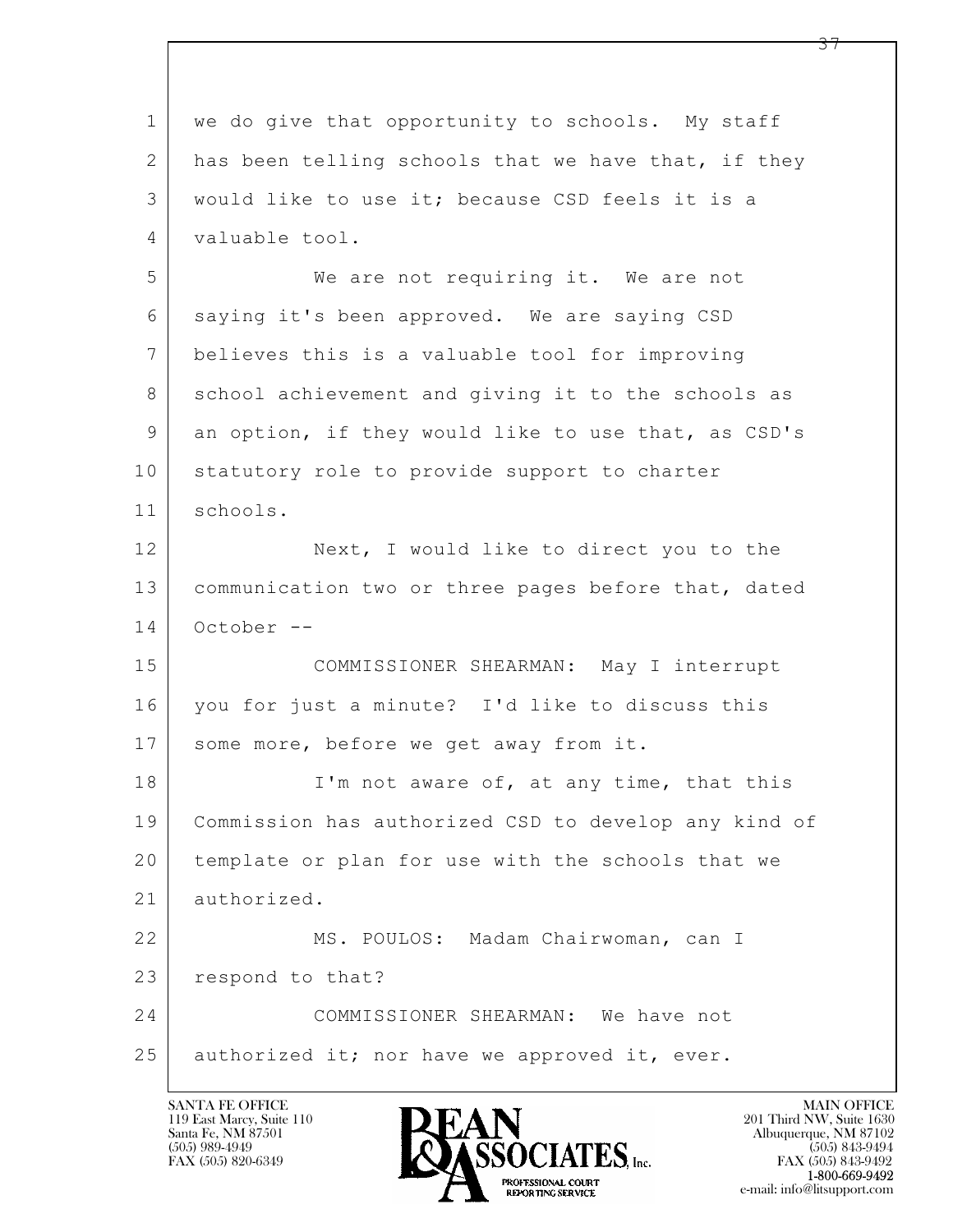1 we do give that opportunity to schools. My staff
2 has been telling schools that we have that, if they
3 would like to use it; because CSD feels it is a
4 valuable tool.
5 We are not requiring it. We are not
6 saying it's been approved. We are saying CSD
7 believes this is a valuable tool for improving
8 school achievement and giving it to the schools as
9 an option, if they would like to use that, as CSD's
10 statutory role to provide support to charter
11 schools.
12 Next, I would like to direct you to the
13 communication two or three pages before that, dated
14 October --
15 COMMISSIONER SHEARMAN: May I interrupt
16 you for just a minute? I'd like to discuss this
17 some more, before we get away from it.
18 I'm not aware of, at any time, that this
19 Commission has authorized CSD to develop any kind of
20 template or plan for use with the schools that we
21 authorized.
22 MS. POULOS: Madam Chairwoman, can I
23 respond to that?
24 COMMISSIONER SHEARMAN: We have not
25 authorized it; nor have we approved it, ever.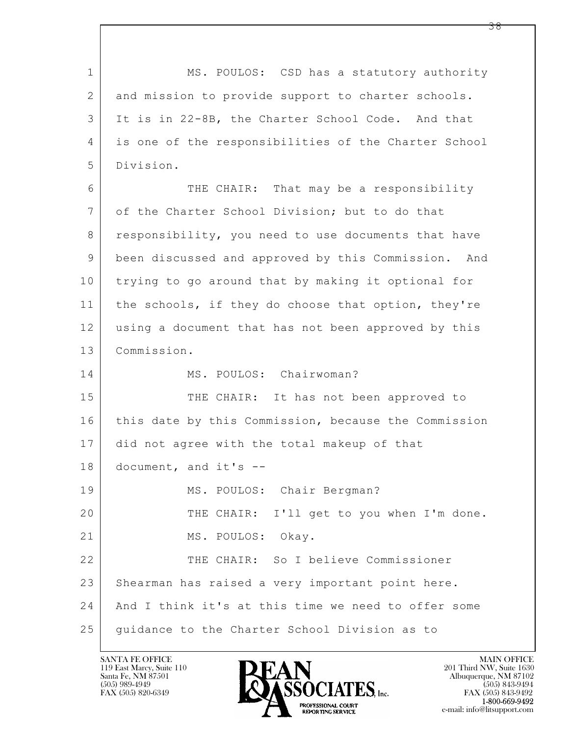MS. POULOS: CSD has a statutory authority and mission to provide support to charter schools. It is in 22-8B, the Charter School Code. And that is one of the responsibilities of the Charter School Division.

THE CHAIR: That may be a responsibility of the Charter School Division; but to do that responsibility, you need to use documents that have been discussed and approved by this Commission. And trying to go around that by making it optional for the schools, if they do choose that option, they're using a document that has not been approved by this Commission.

MS. POULOS: Chairwoman?

THE CHAIR: It has not been approved to this date by this Commission, because the Commission did not agree with the total makeup of that document, and it's --

MS. POULOS: Chair Bergman?

THE CHAIR: I'll get to you when I'm done.

MS. POULOS: Okay.

THE CHAIR: So I believe Commissioner Shearman has raised a very important point here. And I think it's at this time we need to offer some guidance to the Charter School Division as to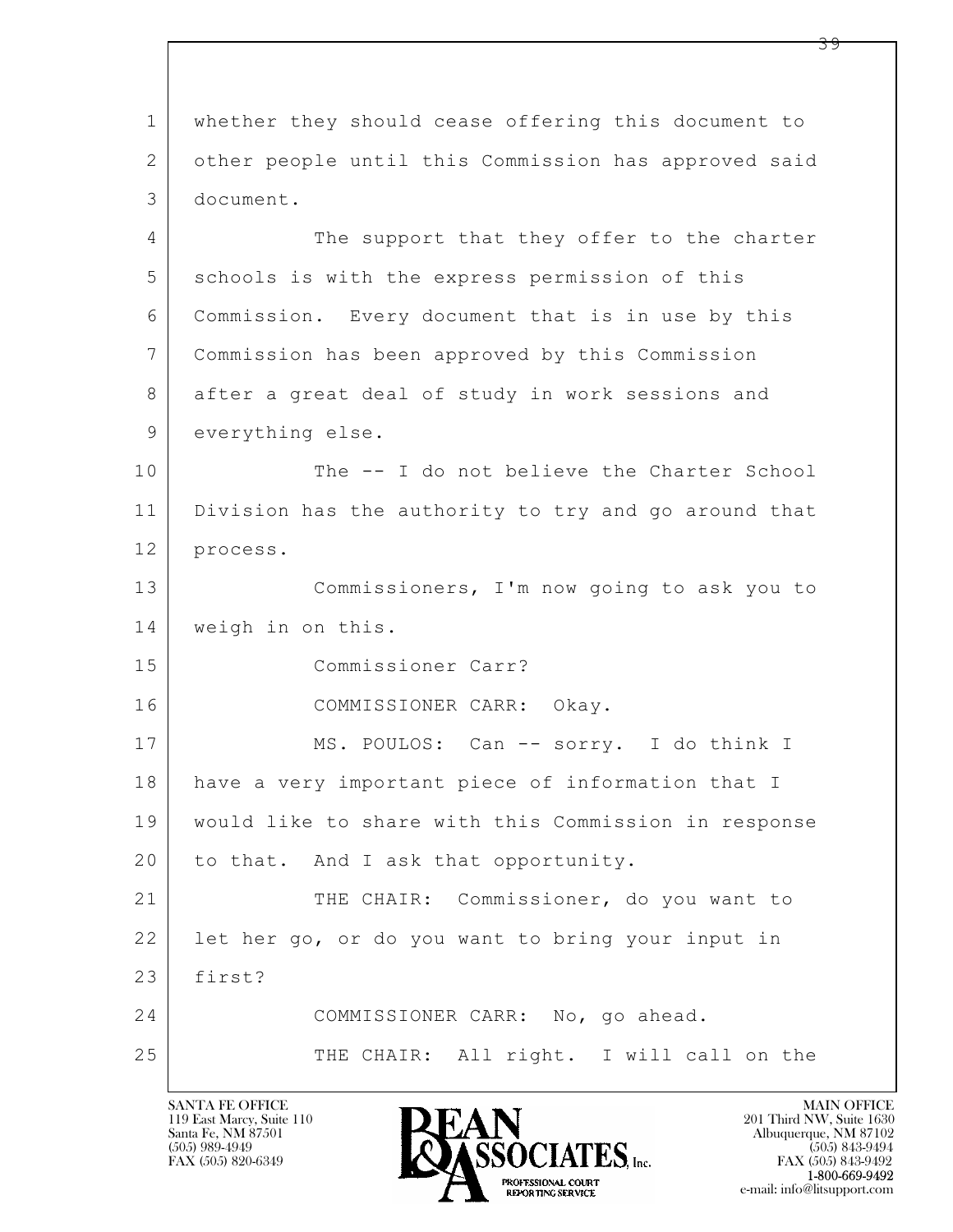whether they should cease offering this document to other people until this Commission has approved said document.

The support that they offer to the charter schools is with the express permission of this Commission. Every document that is in use by this Commission has been approved by this Commission after a great deal of study in work sessions and everything else.

The -- I do not believe the Charter School Division has the authority to try and go around that process.

Commissioners, I'm now going to ask you to weigh in on this.

Commissioner Carr?

COMMISSIONER CARR: Okay.

MS. POULOS: Can -- sorry. I do think I have a very important piece of information that I would like to share with this Commission in response to that. And I ask that opportunity.

THE CHAIR: Commissioner, do you want to let her go, or do you want to bring your input in first?

COMMISSIONER CARR: No, go ahead.

THE CHAIR: All right. I will call on the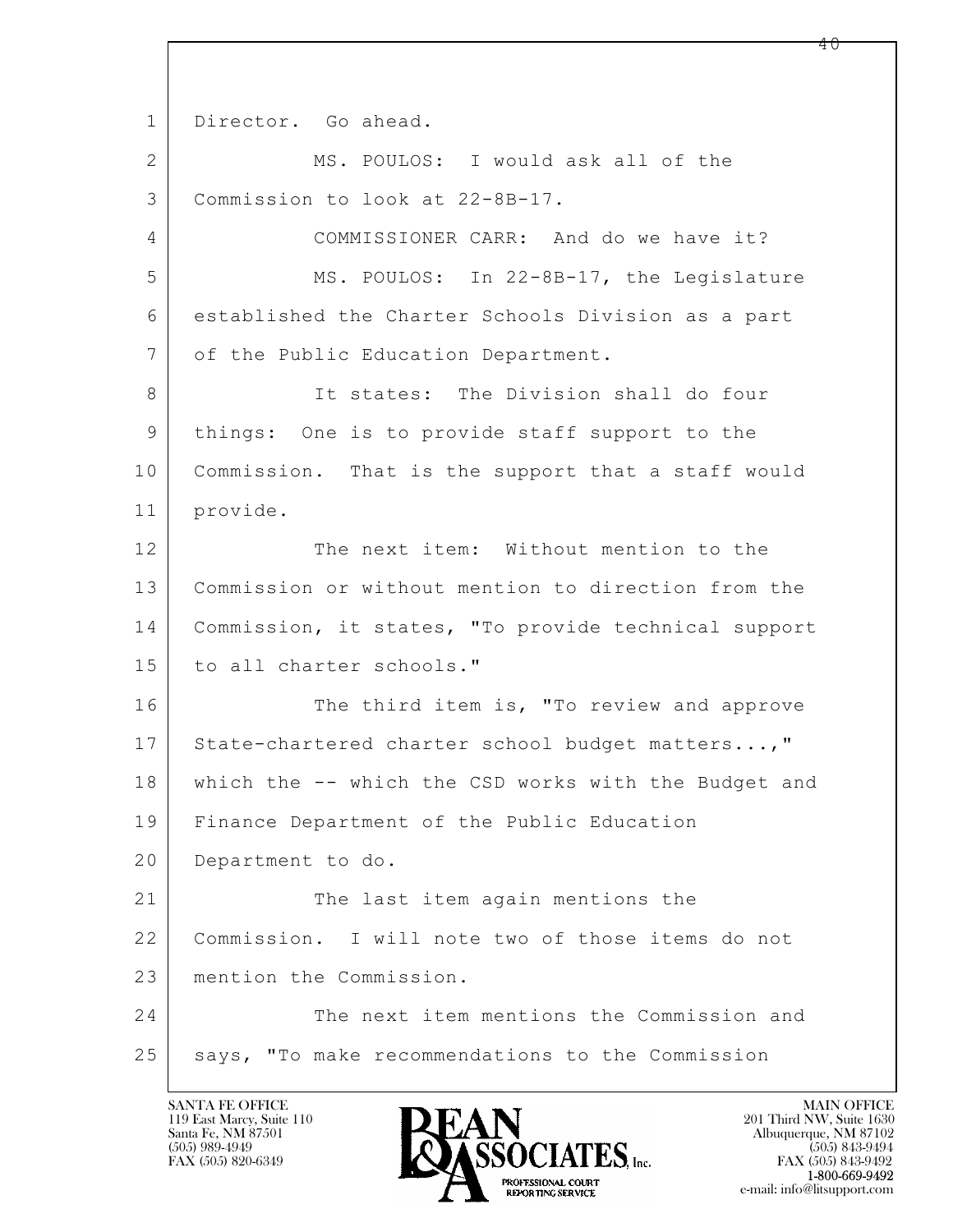Director. Go ahead.

MS. POULOS: I would ask all of the Commission to look at 22-8B-17.

COMMISSIONER CARR: And do we have it?

MS. POULOS: In 22-8B-17, the Legislature established the Charter Schools Division as a part of the Public Education Department.

It states: The Division shall do four things: One is to provide staff support to the Commission. That is the support that a staff would provide.

The next item: Without mention to the Commission or without mention to direction from the Commission, it states, "To provide technical support to all charter schools."

The third item is, "To review and approve State-chartered charter school budget matters...," which the -- which the CSD works with the Budget and Finance Department of the Public Education Department to do.

The last item again mentions the Commission. I will note two of those items do not mention the Commission.

The next item mentions the Commission and says, "To make recommendations to the Commission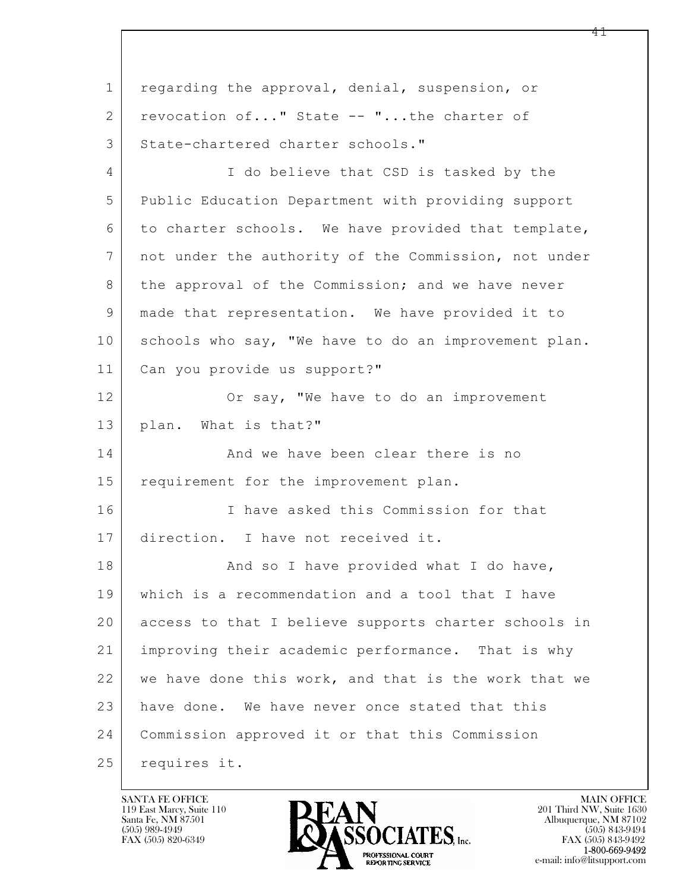regarding the approval, denial, suspension, or revocation of..." State -- "...the charter of State-chartered charter schools."

I do believe that CSD is tasked by the Public Education Department with providing support to charter schools. We have provided that template, not under the authority of the Commission, not under the approval of the Commission; and we have never made that representation. We have provided it to schools who say, "We have to do an improvement plan. Can you provide us support?"

Or say, "We have to do an improvement plan. What is that?"

And we have been clear there is no requirement for the improvement plan.

I have asked this Commission for that direction. I have not received it.

And so I have provided what I do have, which is a recommendation and a tool that I have access to that I believe supports charter schools in improving their academic performance. That is why we have done this work, and that is the work that we have done. We have never once stated that this Commission approved it or that this Commission requires it.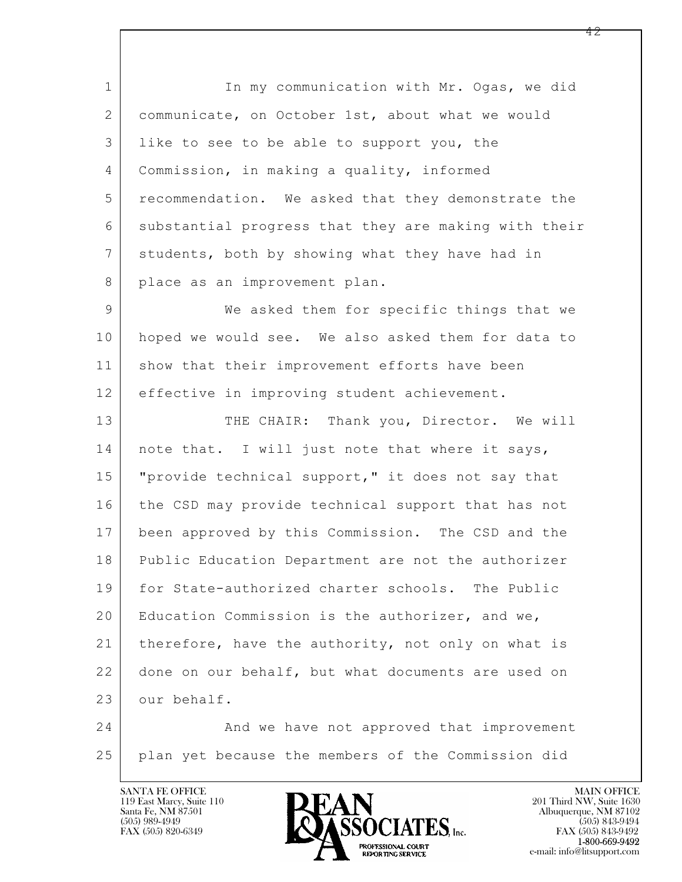In my communication with Mr. Ogas, we did communicate, on October 1st, about what we would like to see to be able to support you, the Commission, in making a quality, informed recommendation. We asked that they demonstrate the substantial progress that they are making with their students, both by showing what they have had in place as an improvement plan.

We asked them for specific things that we hoped we would see. We also asked them for data to show that their improvement efforts have been effective in improving student achievement.

THE CHAIR: Thank you, Director. We will note that. I will just note that where it says, "provide technical support," it does not say that the CSD may provide technical support that has not been approved by this Commission. The CSD and the Public Education Department are not the authorizer for State-authorized charter schools. The Public Education Commission is the authorizer, and we, therefore, have the authority, not only on what is done on our behalf, but what documents are used on our behalf.

And we have not approved that improvement plan yet because the members of the Commission did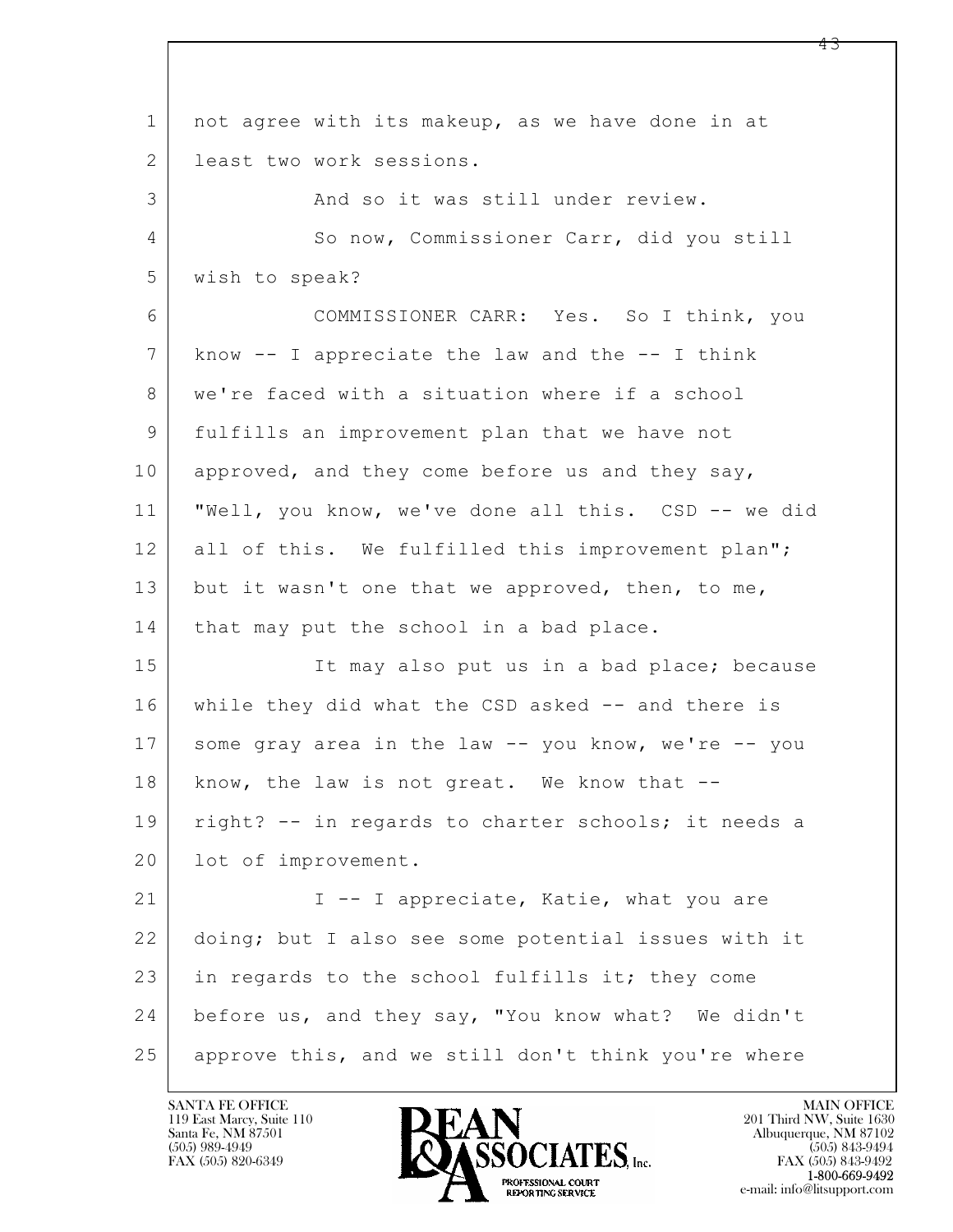not agree with its makeup, as we have done in at least two work sessions.

And so it was still under review.

So now, Commissioner Carr, did you still wish to speak?

COMMISSIONER CARR: Yes. So I think, you know -- I appreciate the law and the -- I think we're faced with a situation where if a school fulfills an improvement plan that we have not approved, and they come before us and they say, "Well, you know, we've done all this. CSD -- we did all of this. We fulfilled this improvement plan"; but it wasn't one that we approved, then, to me, that may put the school in a bad place.

It may also put us in a bad place; because while they did what the CSD asked -- and there is some gray area in the law -- you know, we're -- you know, the law is not great. We know that -- right? -- in regards to charter schools; it needs a lot of improvement.

I -- I appreciate, Katie, what you are doing; but I also see some potential issues with it in regards to the school fulfills it; they come before us, and they say, "You know what? We didn't approve this, and we still don't think you're where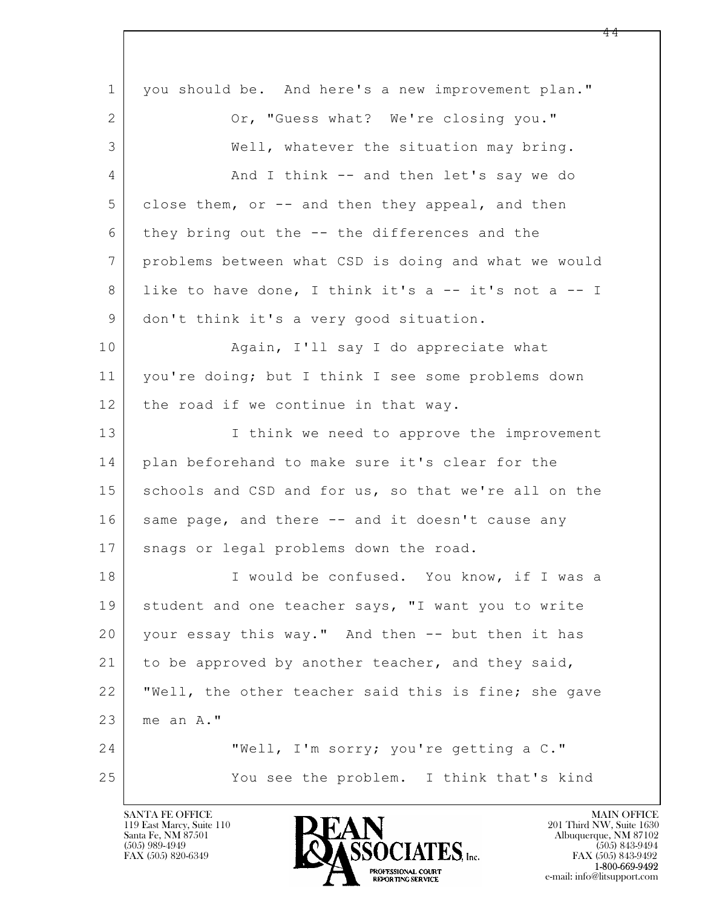1 you should be. And here's a new improvement plan."

2 Or, "Guess what? We're closing you."

3 Well, whatever the situation may bring.

4 And I think -- and then let's say we do

5 close them, or -- and then they appeal, and then

6 they bring out the -- the differences and the

7 problems between what CSD is doing and what we would

8 like to have done, I think it's a -- it's not a -- I

9 don't think it's a very good situation.

10 Again, I'll say I do appreciate what

11 you're doing; but I think I see some problems down

12 the road if we continue in that way.

13 I think we need to approve the improvement

14 plan beforehand to make sure it's clear for the

15 schools and CSD and for us, so that we're all on the

16 same page, and there -- and it doesn't cause any

17 snags or legal problems down the road.

18 I would be confused. You know, if I was a

19 student and one teacher says, "I want you to write

20 your essay this way." And then -- but then it has

21 to be approved by another teacher, and they said,

22 "Well, the other teacher said this is fine; she gave

23 me an A."

24 "Well, I'm sorry; you're getting a C."

25 You see the problem. I think that's kind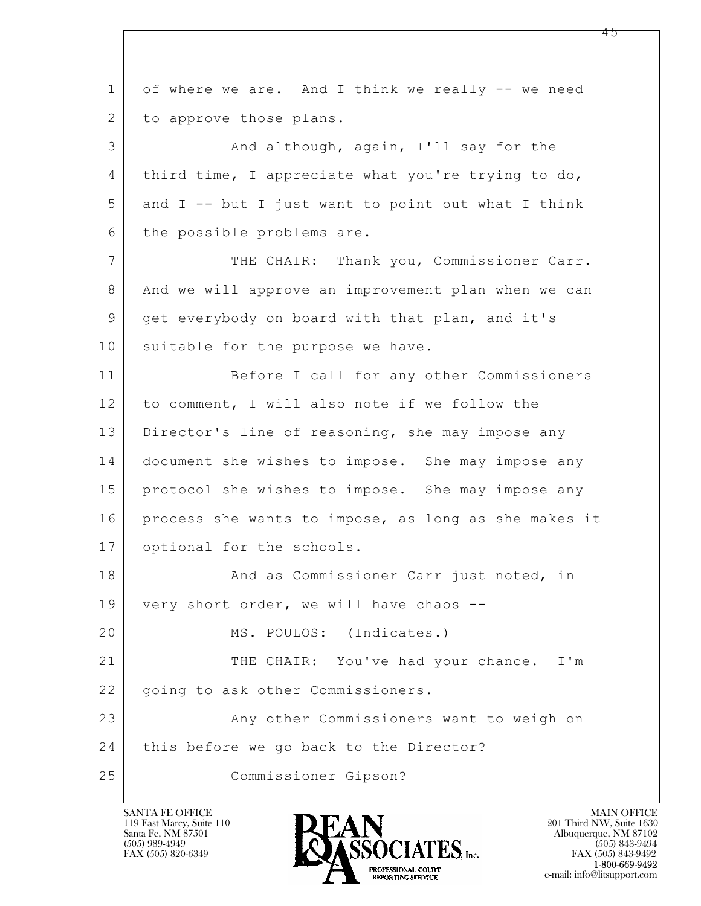1 of where we are. And I think we really -- we need
2 to approve those plans.
3 And although, again, I'll say for the
4 third time, I appreciate what you're trying to do,
5 and I -- but I just want to point out what I think
6 the possible problems are.
7 THE CHAIR: Thank you, Commissioner Carr.
8 And we will approve an improvement plan when we can
9 get everybody on board with that plan, and it's
10 suitable for the purpose we have.
11 Before I call for any other Commissioners
12 to comment, I will also note if we follow the
13 Director's line of reasoning, she may impose any
14 document she wishes to impose. She may impose any
15 protocol she wishes to impose. She may impose any
16 process she wants to impose, as long as she makes it
17 optional for the schools.
18 And as Commissioner Carr just noted, in
19 very short order, we will have chaos --
20 MS. POULOS: (Indicates.)
21 THE CHAIR: You've had your chance. I'm
22 going to ask other Commissioners.
23 Any other Commissioners want to weigh on
24 this before we go back to the Director?
25 Commissioner Gipson?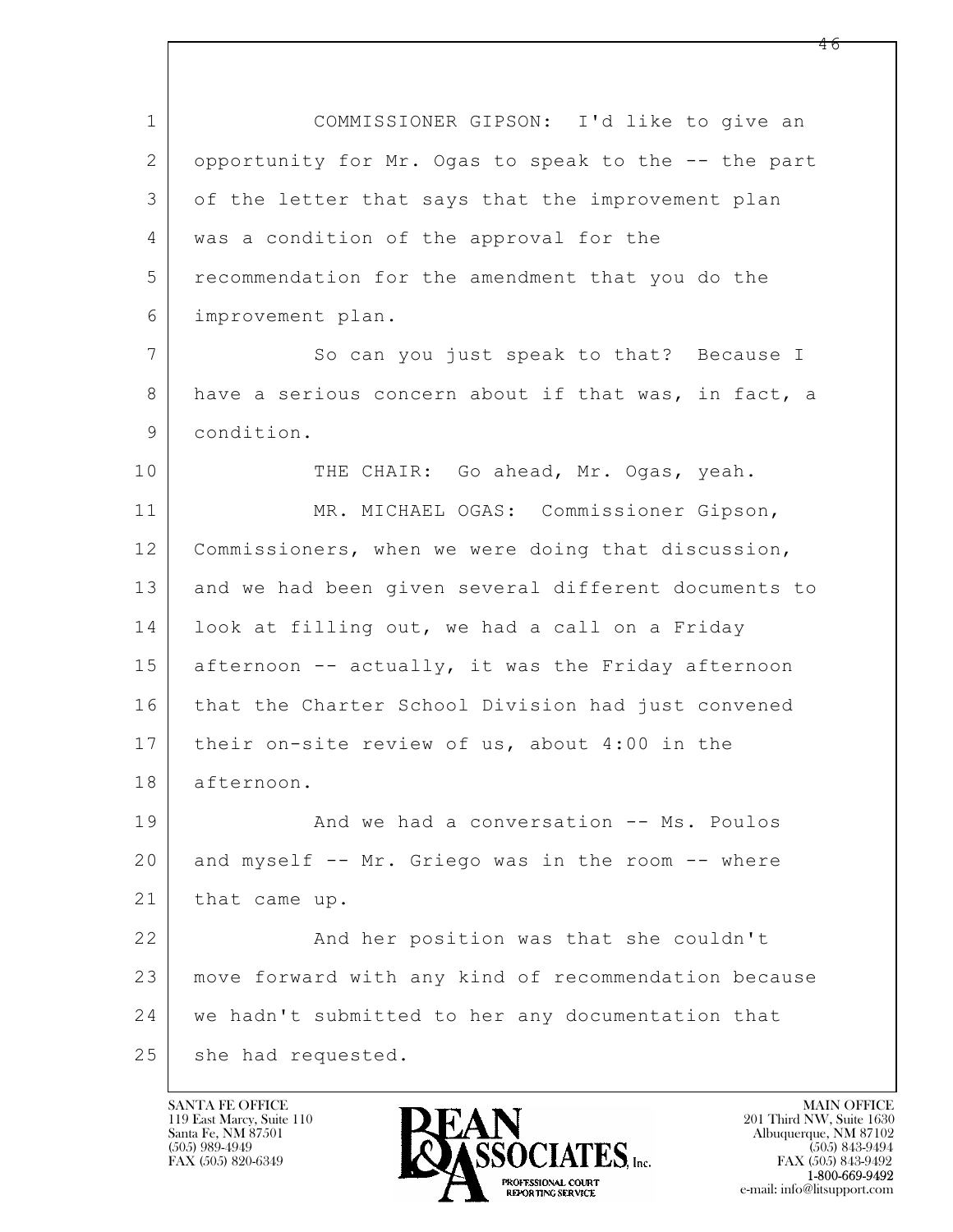COMMISSIONER GIPSON: I'd like to give an opportunity for Mr. Ogas to speak to the -- the part of the letter that says that the improvement plan was a condition of the approval for the recommendation for the amendment that you do the improvement plan.

So can you just speak to that? Because I have a serious concern about if that was, in fact, a condition.

THE CHAIR: Go ahead, Mr. Ogas, yeah.

MR. MICHAEL OGAS: Commissioner Gipson, Commissioners, when we were doing that discussion, and we had been given several different documents to look at filling out, we had a call on a Friday afternoon -- actually, it was the Friday afternoon that the Charter School Division had just convened their on-site review of us, about 4:00 in the afternoon.

And we had a conversation -- Ms. Poulos and myself -- Mr. Griego was in the room -- where that came up.

And her position was that she couldn't move forward with any kind of recommendation because we hadn't submitted to her any documentation that she had requested.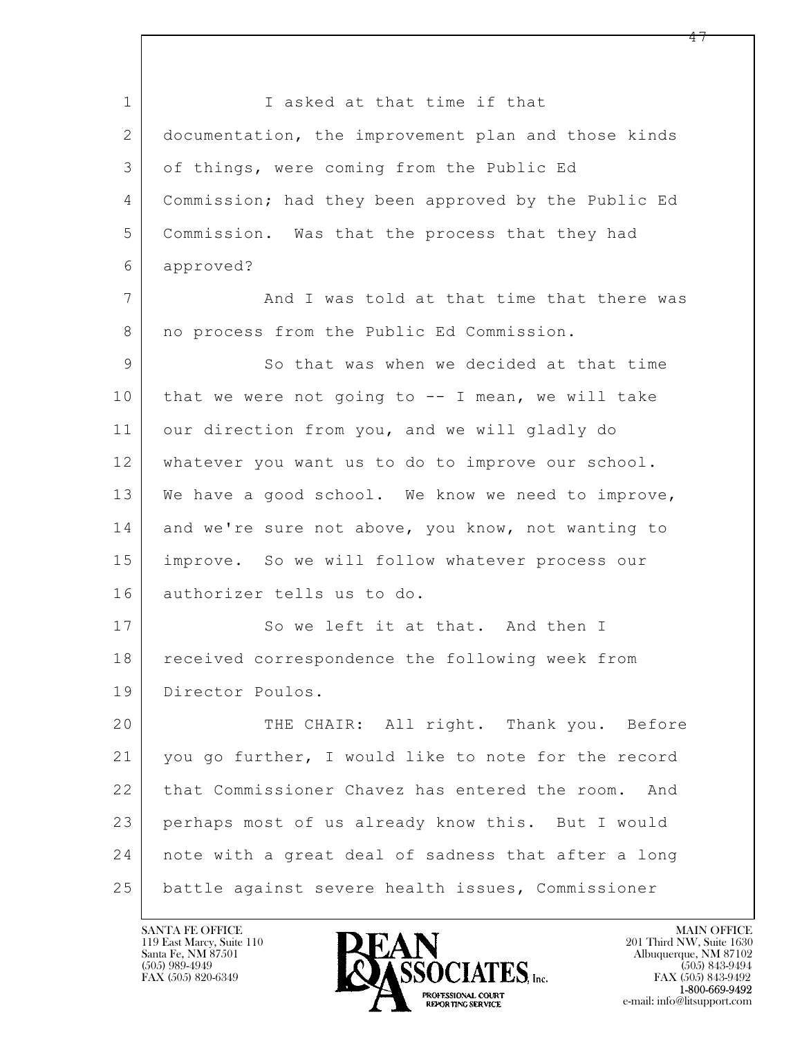I asked at that time if that documentation, the improvement plan and those kinds of things, were coming from the Public Ed Commission; had they been approved by the Public Ed Commission. Was that the process that they had approved?

And I was told at that time that there was no process from the Public Ed Commission.

So that was when we decided at that time that we were not going to -- I mean, we will take our direction from you, and we will gladly do whatever you want us to do to improve our school. We have a good school. We know we need to improve, and we're sure not above, you know, not wanting to improve. So we will follow whatever process our authorizer tells us to do.

So we left it at that. And then I received correspondence the following week from Director Poulos.

THE CHAIR: All right. Thank you. Before you go further, I would like to note for the record that Commissioner Chavez has entered the room. And perhaps most of us already know this. But I would note with a great deal of sadness that after a long battle against severe health issues, Commissioner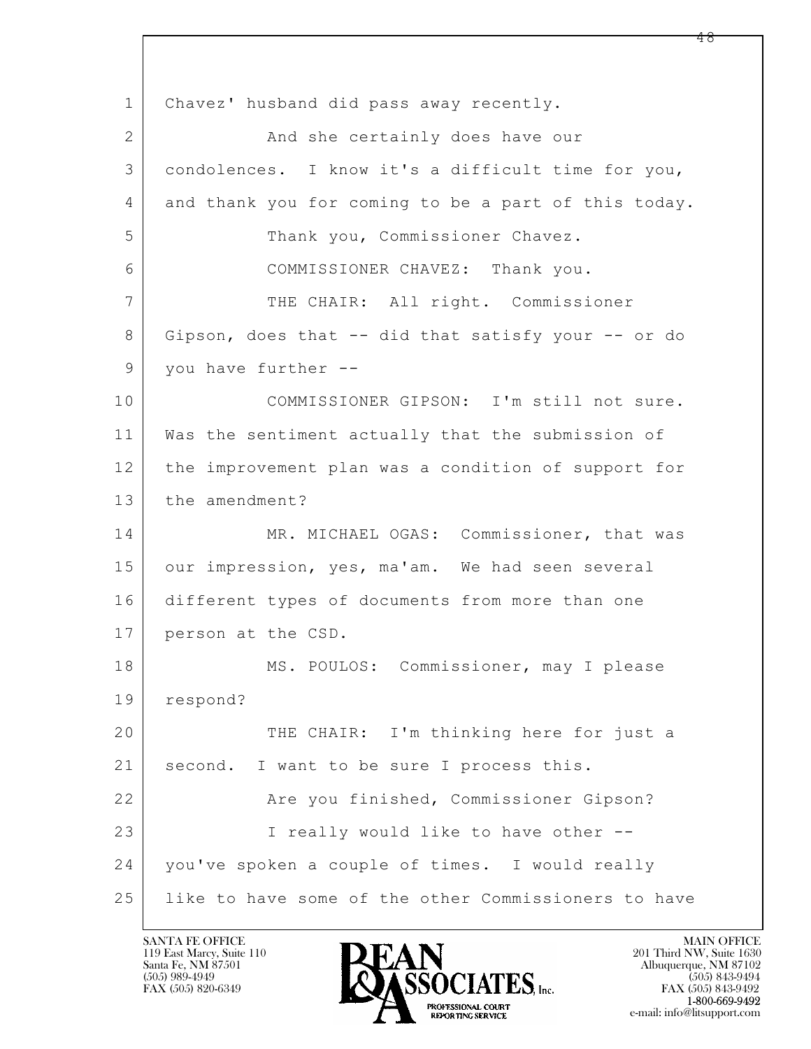Chavez' husband did pass away recently.

And she certainly does have our condolences. I know it's a difficult time for you, and thank you for coming to be a part of this today.

Thank you, Commissioner Chavez.

COMMISSIONER CHAVEZ: Thank you.

THE CHAIR: All right. Commissioner Gipson, does that -- did that satisfy your -- or do you have further --

COMMISSIONER GIPSON: I'm still not sure. Was the sentiment actually that the submission of the improvement plan was a condition of support for the amendment?

MR. MICHAEL OGAS: Commissioner, that was our impression, yes, ma'am. We had seen several different types of documents from more than one person at the CSD.

MS. POULOS: Commissioner, may I please respond?

THE CHAIR: I'm thinking here for just a second. I want to be sure I process this.

Are you finished, Commissioner Gipson?

I really would like to have other -- you've spoken a couple of times. I would really like to have some of the other Commissioners to have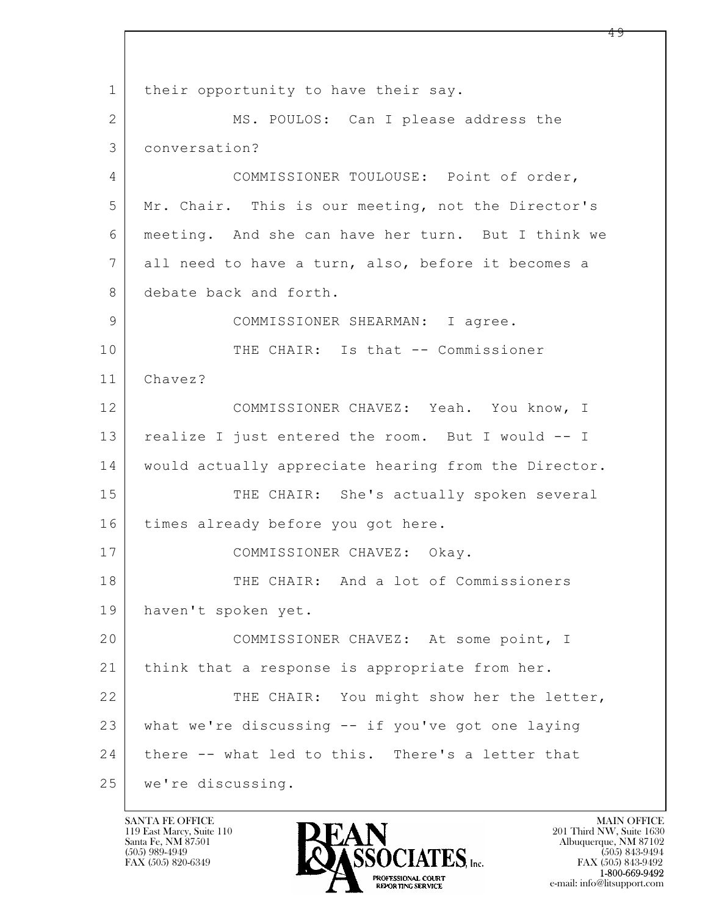their opportunity to have their say.

MS. POULOS: Can I please address the conversation?

COMMISSIONER TOULOUSE: Point of order, Mr. Chair. This is our meeting, not the Director's meeting. And she can have her turn. But I think we all need to have a turn, also, before it becomes a debate back and forth.

COMMISSIONER SHEARMAN: I agree.

THE CHAIR: Is that -- Commissioner Chavez?

COMMISSIONER CHAVEZ: Yeah. You know, I realize I just entered the room. But I would -- I would actually appreciate hearing from the Director.

THE CHAIR: She's actually spoken several times already before you got here.

COMMISSIONER CHAVEZ: Okay.

THE CHAIR: And a lot of Commissioners haven't spoken yet.

COMMISSIONER CHAVEZ: At some point, I think that a response is appropriate from her.

THE CHAIR: You might show her the letter, what we're discussing -- if you've got one laying there -- what led to this. There's a letter that we're discussing.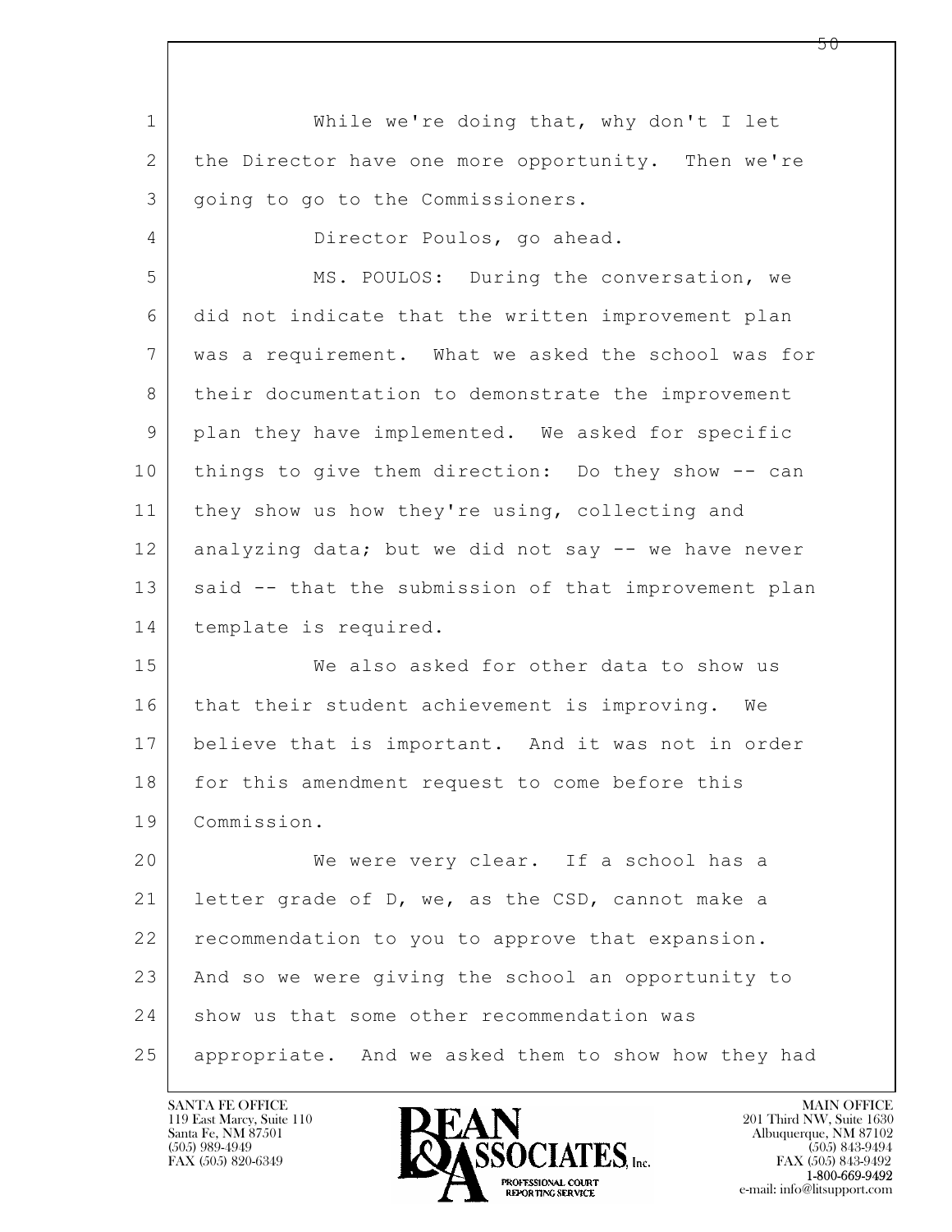While we're doing that, why don't I let the Director have one more opportunity. Then we're going to go to the Commissioners.

Director Poulos, go ahead.

MS. POULOS: During the conversation, we did not indicate that the written improvement plan was a requirement. What we asked the school was for their documentation to demonstrate the improvement plan they have implemented. We asked for specific things to give them direction: Do they show -- can they show us how they're using, collecting and analyzing data; but we did not say -- we have never said -- that the submission of that improvement plan template is required.

We also asked for other data to show us that their student achievement is improving. We believe that is important. And it was not in order for this amendment request to come before this Commission.

We were very clear. If a school has a letter grade of D, we, as the CSD, cannot make a recommendation to you to approve that expansion. And so we were giving the school an opportunity to show us that some other recommendation was appropriate. And we asked them to show how they had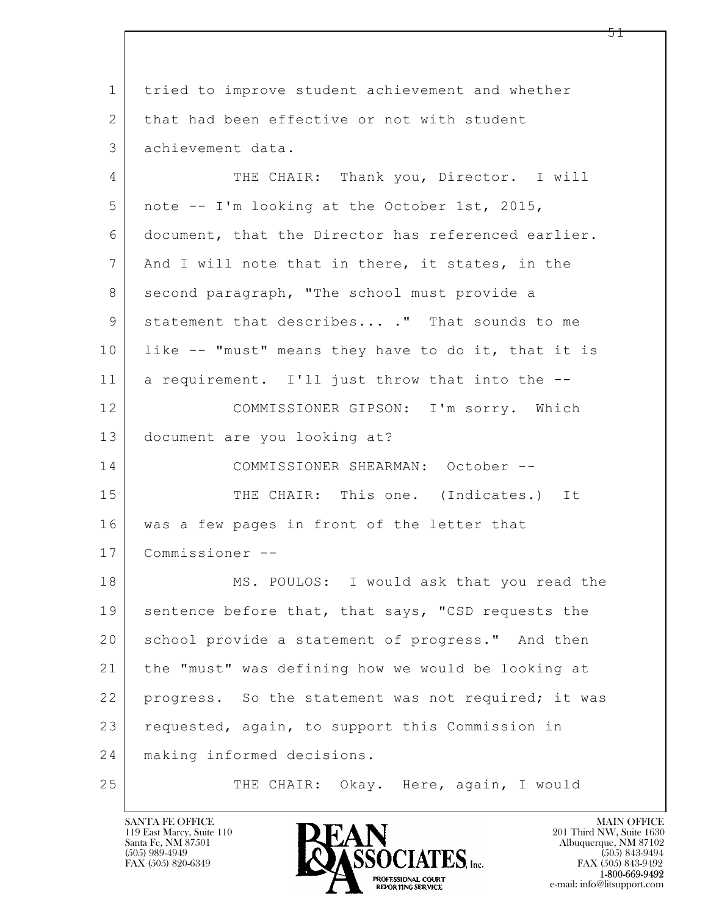tried to improve student achievement and whether that had been effective or not with student achievement data.

THE CHAIR: Thank you, Director. I will note -- I'm looking at the October 1st, 2015, document, that the Director has referenced earlier. And I will note that in there, it states, in the second paragraph, "The school must provide a statement that describes... ." That sounds to me like -- "must" means they have to do it, that it is a requirement. I'll just throw that into the --

COMMISSIONER GIPSON: I'm sorry. Which document are you looking at?

COMMISSIONER SHEARMAN: October --

THE CHAIR: This one. (Indicates.) It was a few pages in front of the letter that Commissioner --

MS. POULOS: I would ask that you read the sentence before that, that says, "CSD requests the school provide a statement of progress." And then the "must" was defining how we would be looking at progress. So the statement was not required; it was requested, again, to support this Commission in making informed decisions.

THE CHAIR: Okay. Here, again, I would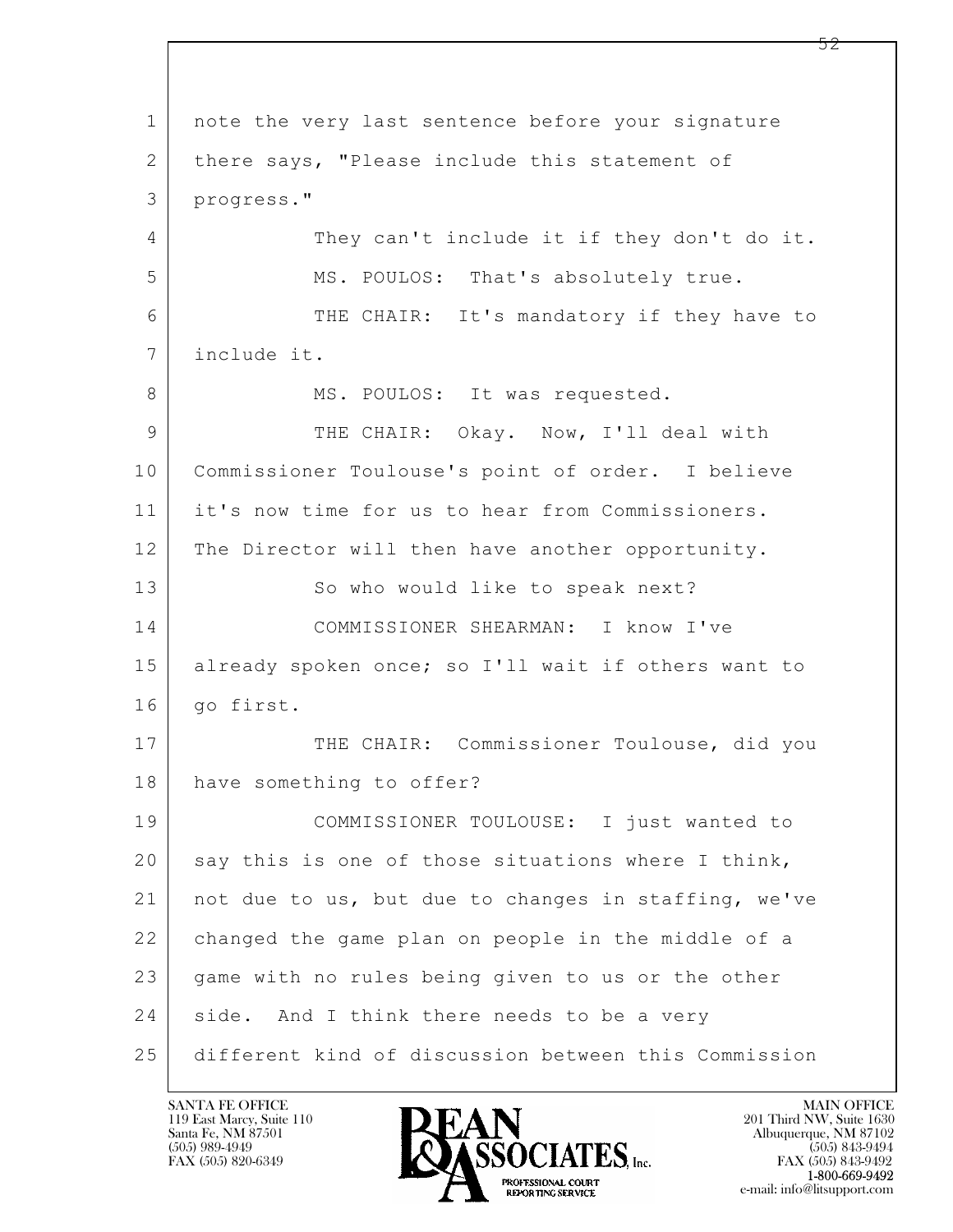note the very last sentence before your signature there says, "Please include this statement of progress."

They can't include it if they don't do it.

MS. POULOS: That's absolutely true.

THE CHAIR: It's mandatory if they have to include it.

MS. POULOS: It was requested.

THE CHAIR: Okay. Now, I'll deal with Commissioner Toulouse's point of order. I believe it's now time for us to hear from Commissioners. The Director will then have another opportunity.

So who would like to speak next?

COMMISSIONER SHEARMAN: I know I've already spoken once; so I'll wait if others want to go first.

THE CHAIR: Commissioner Toulouse, did you have something to offer?

COMMISSIONER TOULOUSE: I just wanted to say this is one of those situations where I think, not due to us, but due to changes in staffing, we've changed the game plan on people in the middle of a game with no rules being given to us or the other side. And I think there needs to be a very different kind of discussion between this Commission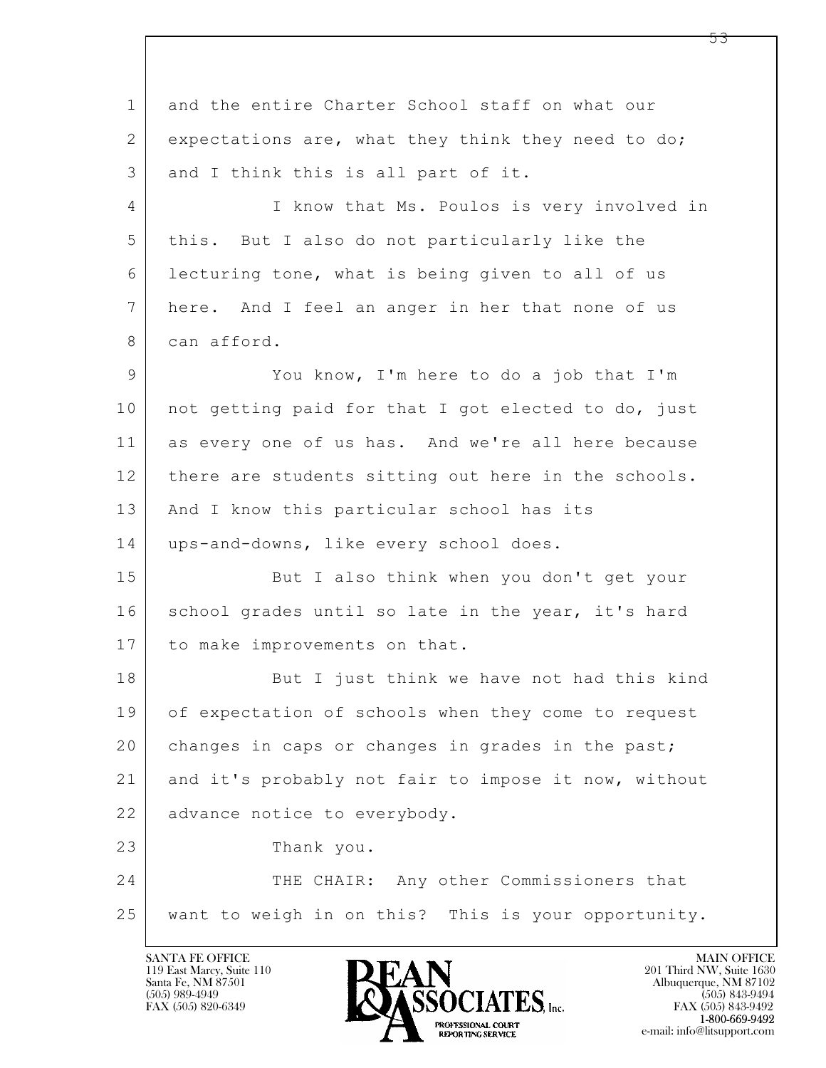and the entire Charter School staff on what our expectations are, what they think they need to do; and I think this is all part of it.

I know that Ms. Poulos is very involved in this. But I also do not particularly like the lecturing tone, what is being given to all of us here. And I feel an anger in her that none of us can afford.

You know, I'm here to do a job that I'm not getting paid for that I got elected to do, just as every one of us has. And we're all here because there are students sitting out here in the schools. And I know this particular school has its ups-and-downs, like every school does.

But I also think when you don't get your school grades until so late in the year, it's hard to make improvements on that.

But I just think we have not had this kind of expectation of schools when they come to request changes in caps or changes in grades in the past; and it's probably not fair to impose it now, without advance notice to everybody.

Thank you.

THE CHAIR: Any other Commissioners that want to weigh in on this? This is your opportunity.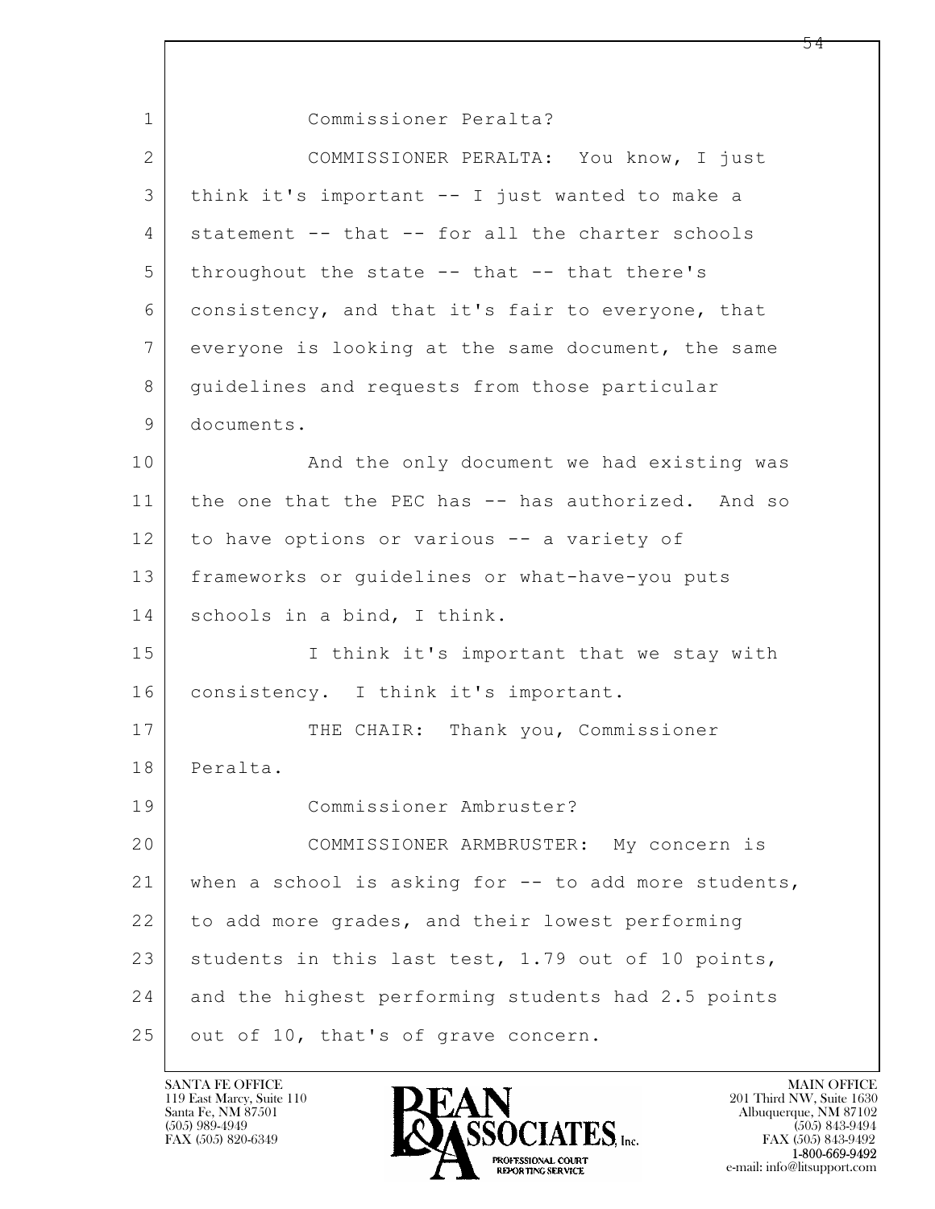Commissioner Peralta?

COMMISSIONER PERALTA: You know, I just think it's important -- I just wanted to make a statement -- that -- for all the charter schools throughout the state -- that -- that there's consistency, and that it's fair to everyone, that everyone is looking at the same document, the same guidelines and requests from those particular documents.

And the only document we had existing was the one that the PEC has -- has authorized. And so to have options or various -- a variety of frameworks or guidelines or what-have-you puts schools in a bind, I think.

I think it's important that we stay with consistency. I think it's important.

THE CHAIR: Thank you, Commissioner Peralta.

Commissioner Ambruster?

COMMISSIONER ARMBRUSTER: My concern is when a school is asking for -- to add more students, to add more grades, and their lowest performing students in this last test, 1.79 out of 10 points, and the highest performing students had 2.5 points out of 10, that's of grave concern.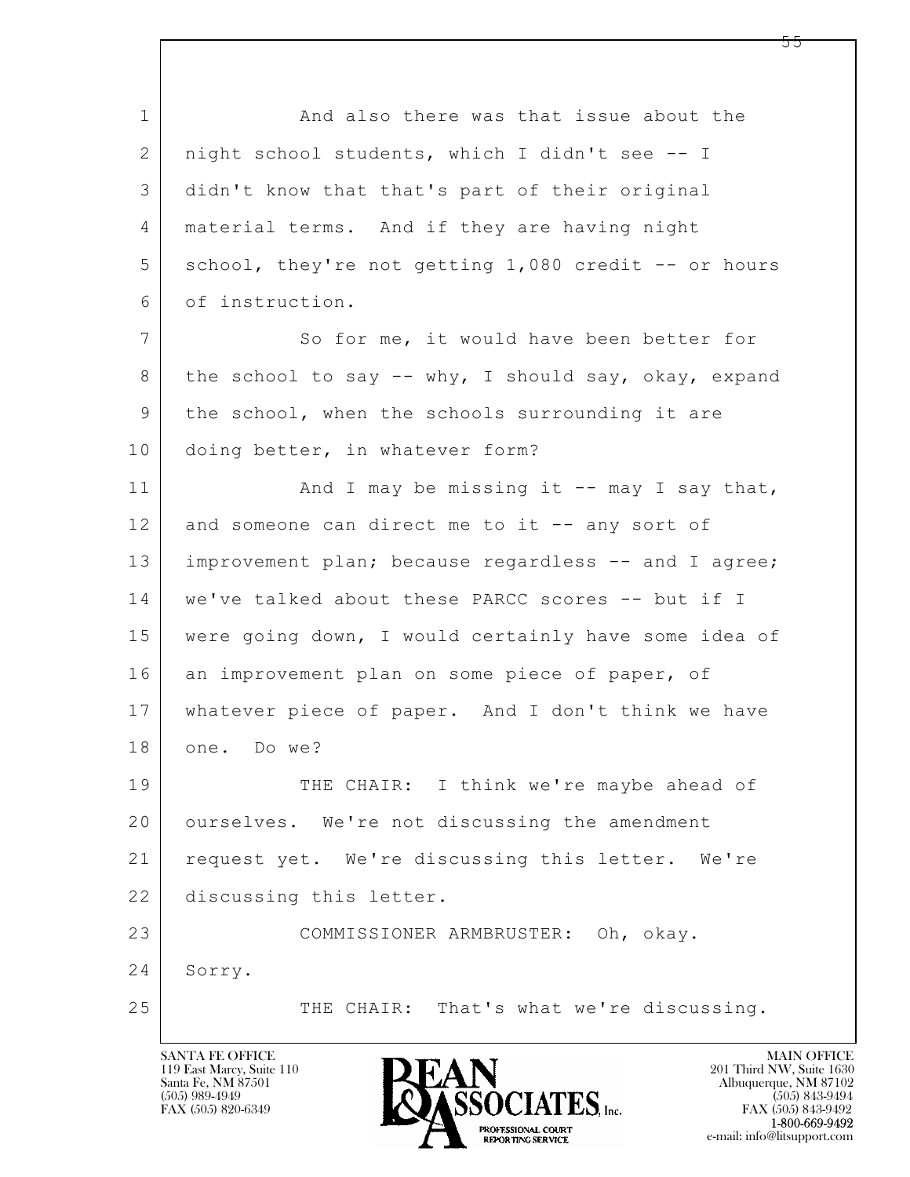1 And also there was that issue about the
2 night school students, which I didn't see -- I
3 didn't know that that's part of their original
4 material terms. And if they are having night
5 school, they're not getting 1,080 credit -- or hours
6 of instruction.
7 So for me, it would have been better for
8 the school to say -- why, I should say, okay, expand
9 the school, when the schools surrounding it are
10 doing better, in whatever form?
11 And I may be missing it -- may I say that,
12 and someone can direct me to it -- any sort of
13 improvement plan; because regardless -- and I agree;
14 we've talked about these PARCC scores -- but if I
15 were going down, I would certainly have some idea of
16 an improvement plan on some piece of paper, of
17 whatever piece of paper. And I don't think we have
18 one. Do we?
19 THE CHAIR: I think we're maybe ahead of
20 ourselves. We're not discussing the amendment
21 request yet. We're discussing this letter. We're
22 discussing this letter.
23 COMMISSIONER ARMBRUSTER: Oh, okay.
24 Sorry.
25 THE CHAIR: That's what we're discussing.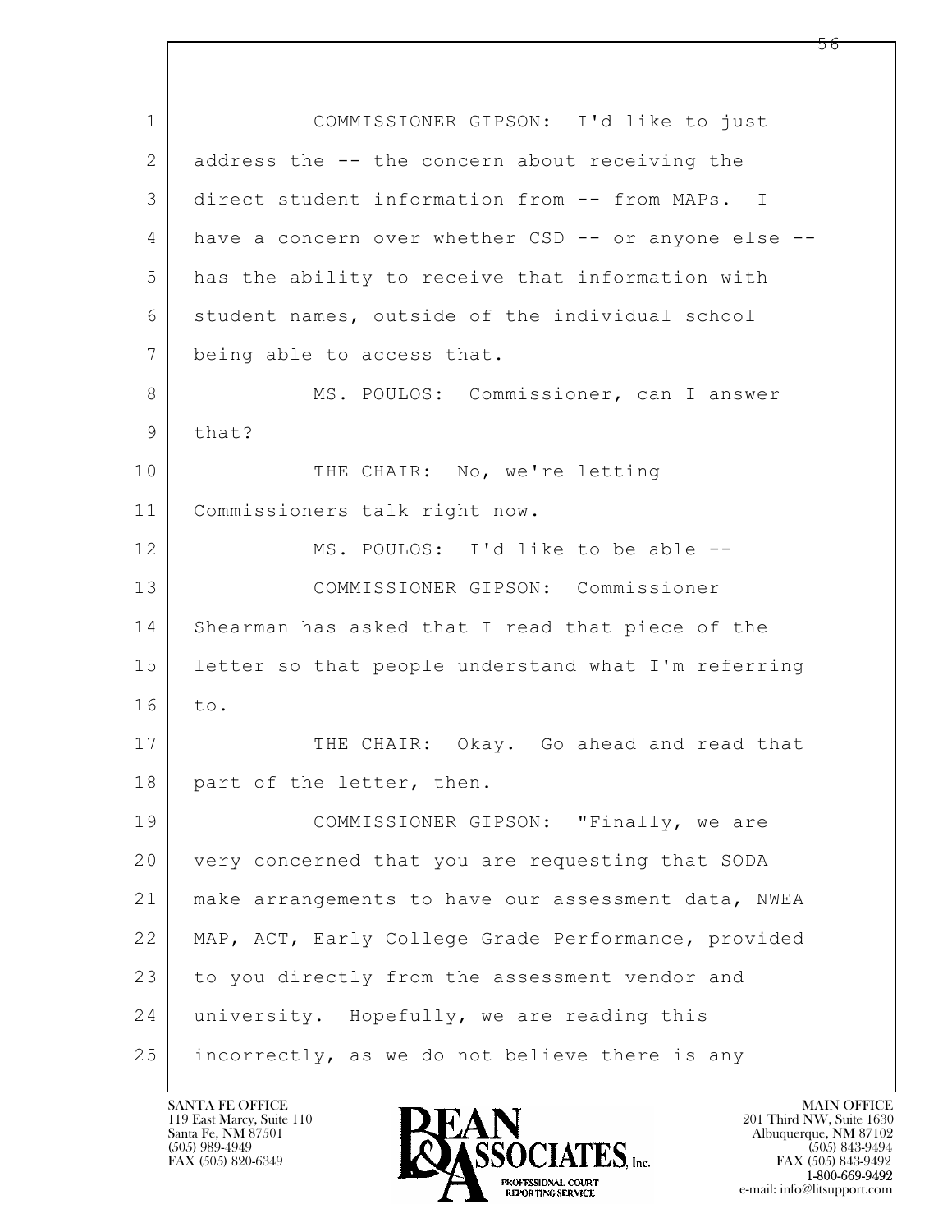COMMISSIONER GIPSON: I'd like to just address the -- the concern about receiving the direct student information from -- from MAPs. I have a concern over whether CSD -- or anyone else -- has the ability to receive that information with student names, outside of the individual school being able to access that.

MS. POULOS: Commissioner, can I answer that?

THE CHAIR: No, we're letting Commissioners talk right now.

MS. POULOS: I'd like to be able --

COMMISSIONER GIPSON: Commissioner Shearman has asked that I read that piece of the letter so that people understand what I'm referring to.

THE CHAIR: Okay. Go ahead and read that part of the letter, then.

COMMISSIONER GIPSON: "Finally, we are very concerned that you are requesting that SODA make arrangements to have our assessment data, NWEA MAP, ACT, Early College Grade Performance, provided to you directly from the assessment vendor and university. Hopefully, we are reading this incorrectly, as we do not believe there is any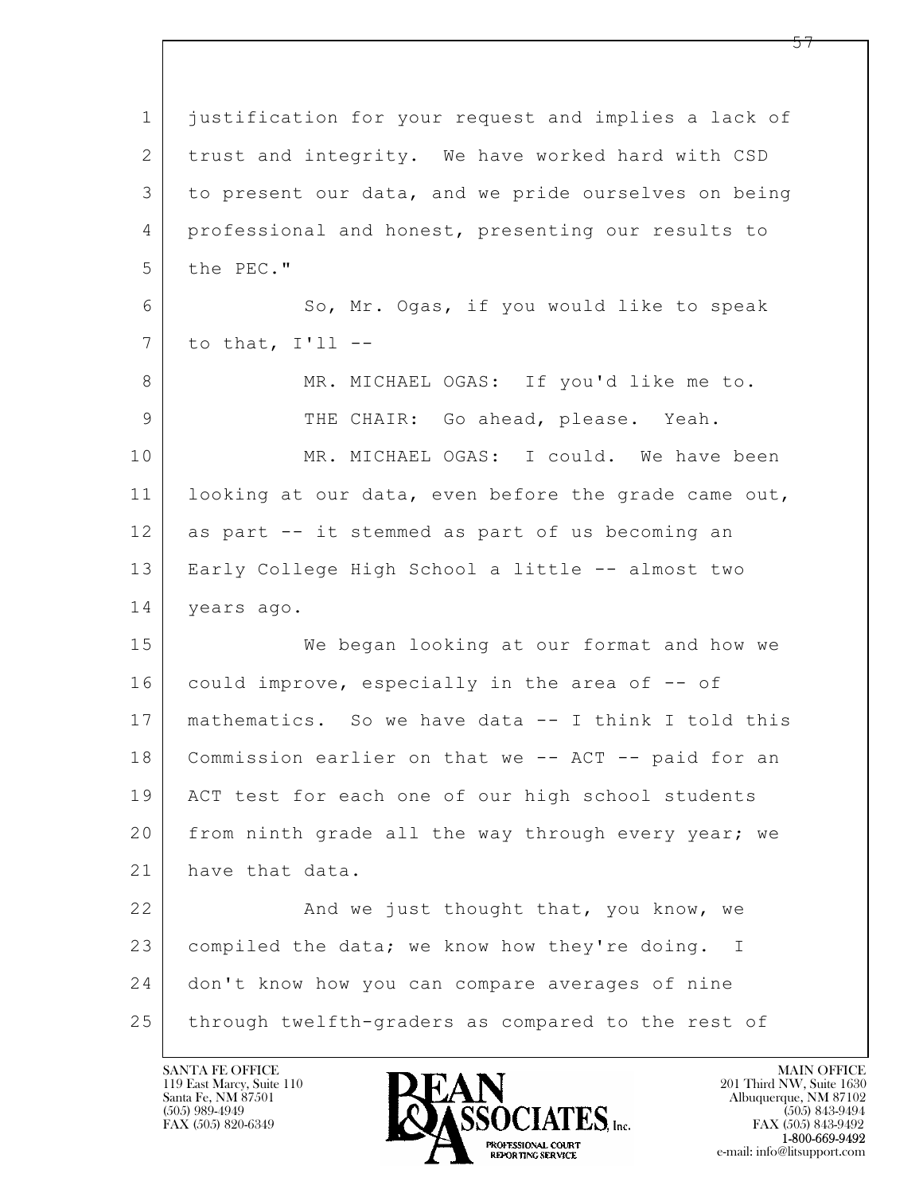justification for your request and implies a lack of trust and integrity. We have worked hard with CSD to present our data, and we pride ourselves on being professional and honest, presenting our results to the PEC."

So, Mr. Ogas, if you would like to speak to that, I'll --

MR. MICHAEL OGAS: If you'd like me to.

THE CHAIR: Go ahead, please. Yeah.

MR. MICHAEL OGAS: I could. We have been looking at our data, even before the grade came out, as part -- it stemmed as part of us becoming an Early College High School a little -- almost two years ago.

We began looking at our format and how we could improve, especially in the area of -- of mathematics. So we have data -- I think I told this Commission earlier on that we -- ACT -- paid for an ACT test for each one of our high school students from ninth grade all the way through every year; we have that data.

And we just thought that, you know, we compiled the data; we know how they're doing. I don't know how you can compare averages of nine through twelfth-graders as compared to the rest of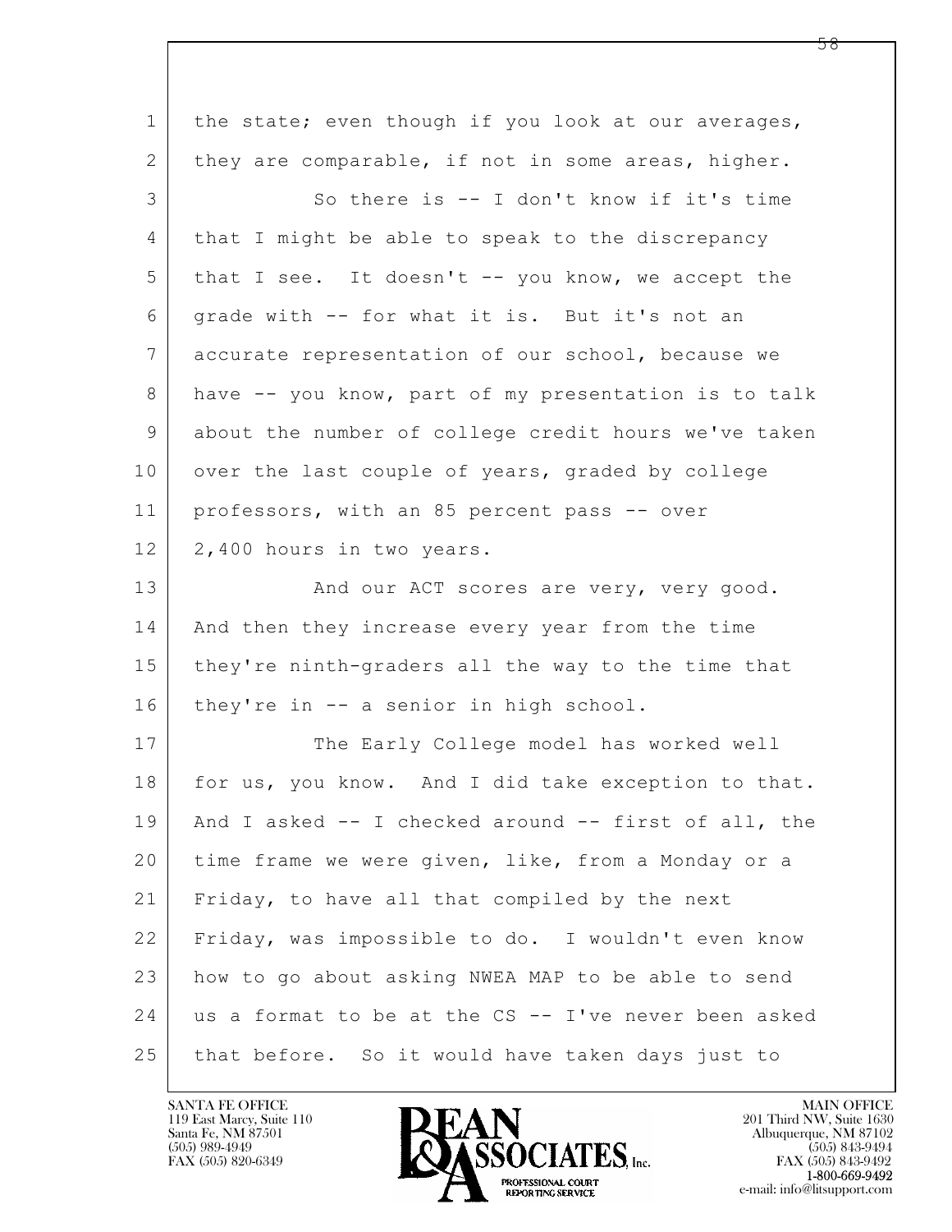1 the state; even though if you look at our averages,
2 they are comparable, if not in some areas, higher.
3 So there is -- I don't know if it's time
4 that I might be able to speak to the discrepancy
5 that I see. It doesn't -- you know, we accept the
6 grade with -- for what it is. But it's not an
7 accurate representation of our school, because we
8 have -- you know, part of my presentation is to talk
9 about the number of college credit hours we've taken
10 over the last couple of years, graded by college
11 professors, with an 85 percent pass -- over
12 2,400 hours in two years.
13 And our ACT scores are very, very good.
14 And then they increase every year from the time
15 they're ninth-graders all the way to the time that
16 they're in -- a senior in high school.
17 The Early College model has worked well
18 for us, you know. And I did take exception to that.
19 And I asked -- I checked around -- first of all, the
20 time frame we were given, like, from a Monday or a
21 Friday, to have all that compiled by the next
22 Friday, was impossible to do. I wouldn't even know
23 how to go about asking NWEA MAP to be able to send
24 us a format to be at the CS -- I've never been asked
25 that before. So it would have taken days just to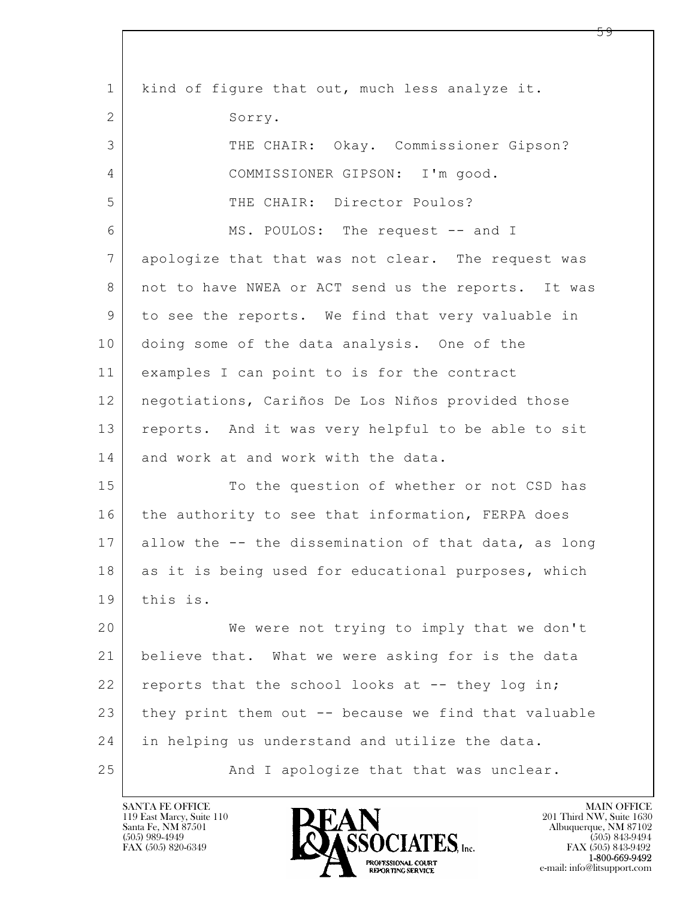kind of figure that out, much less analyze it.

Sorry.

THE CHAIR: Okay. Commissioner Gipson?

COMMISSIONER GIPSON: I'm good.

THE CHAIR: Director Poulos?

MS. POULOS: The request -- and I apologize that that was not clear. The request was not to have NWEA or ACT send us the reports. It was to see the reports. We find that very valuable in doing some of the data analysis. One of the examples I can point to is for the contract negotiations, Cariños De Los Niños provided those reports. And it was very helpful to be able to sit and work at and work with the data.

To the question of whether or not CSD has the authority to see that information, FERPA does allow the -- the dissemination of that data, as long as it is being used for educational purposes, which this is.

We were not trying to imply that we don't believe that. What we were asking for is the data reports that the school looks at -- they log in; they print them out -- because we find that valuable in helping us understand and utilize the data.

And I apologize that that was unclear.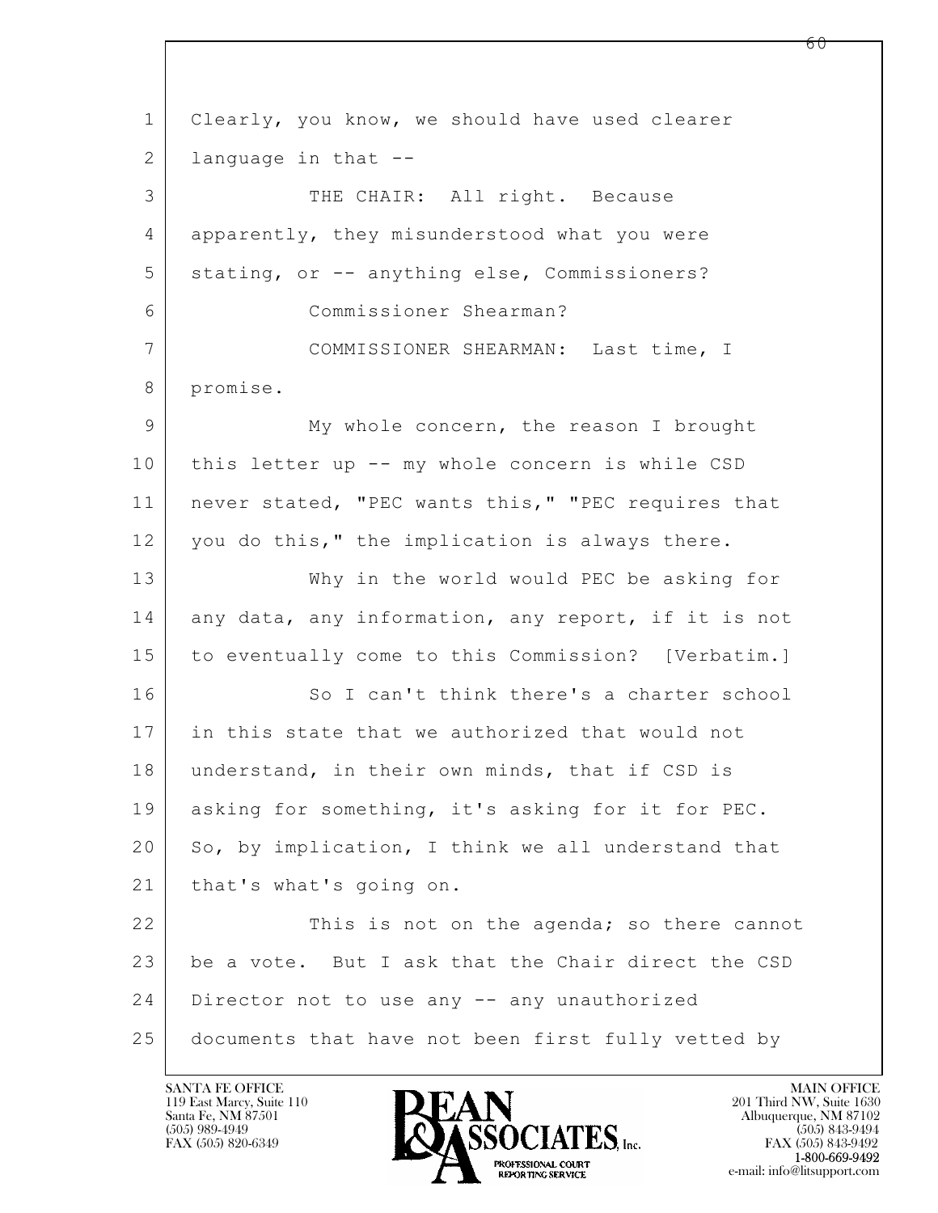Clearly, you know, we should have used clearer language in that --

THE CHAIR: All right. Because apparently, they misunderstood what you were stating, or -- anything else, Commissioners?

Commissioner Shearman?

COMMISSIONER SHEARMAN: Last time, I promise.

My whole concern, the reason I brought this letter up -- my whole concern is while CSD never stated, "PEC wants this," "PEC requires that you do this," the implication is always there.

Why in the world would PEC be asking for any data, any information, any report, if it is not to eventually come to this Commission? [Verbatim.]

So I can't think there's a charter school in this state that we authorized that would not understand, in their own minds, that if CSD is asking for something, it's asking for it for PEC. So, by implication, I think we all understand that that's what's going on.

This is not on the agenda; so there cannot be a vote. But I ask that the Chair direct the CSD Director not to use any -- any unauthorized documents that have not been first fully vetted by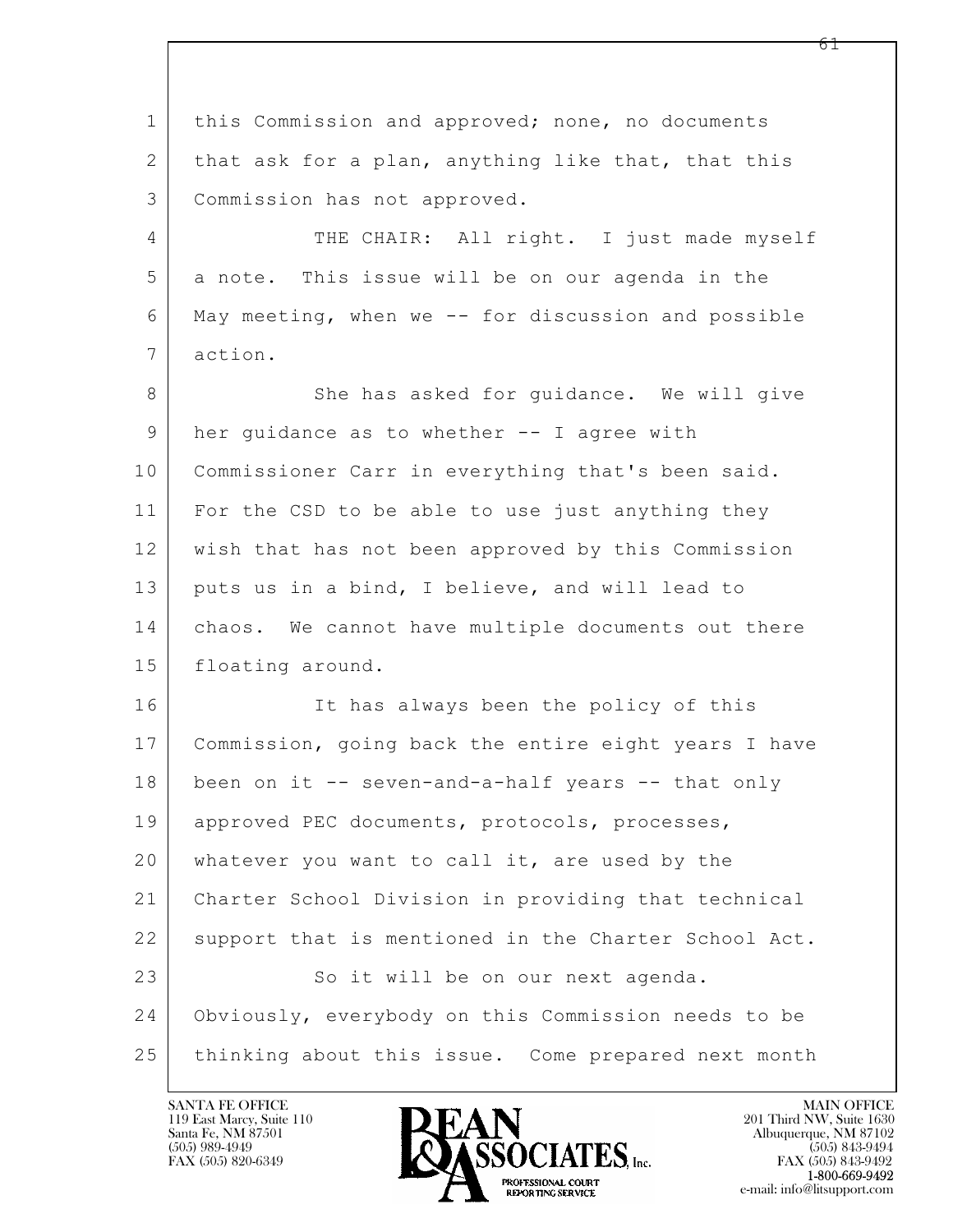this Commission and approved; none, no documents that ask for a plan, anything like that, that this Commission has not approved.

THE CHAIR: All right. I just made myself a note. This issue will be on our agenda in the May meeting, when we -- for discussion and possible action.

She has asked for guidance. We will give her guidance as to whether -- I agree with Commissioner Carr in everything that's been said. For the CSD to be able to use just anything they wish that has not been approved by this Commission puts us in a bind, I believe, and will lead to chaos. We cannot have multiple documents out there floating around.

It has always been the policy of this Commission, going back the entire eight years I have been on it -- seven-and-a-half years -- that only approved PEC documents, protocols, processes, whatever you want to call it, are used by the Charter School Division in providing that technical support that is mentioned in the Charter School Act.

So it will be on our next agenda. Obviously, everybody on this Commission needs to be thinking about this issue. Come prepared next month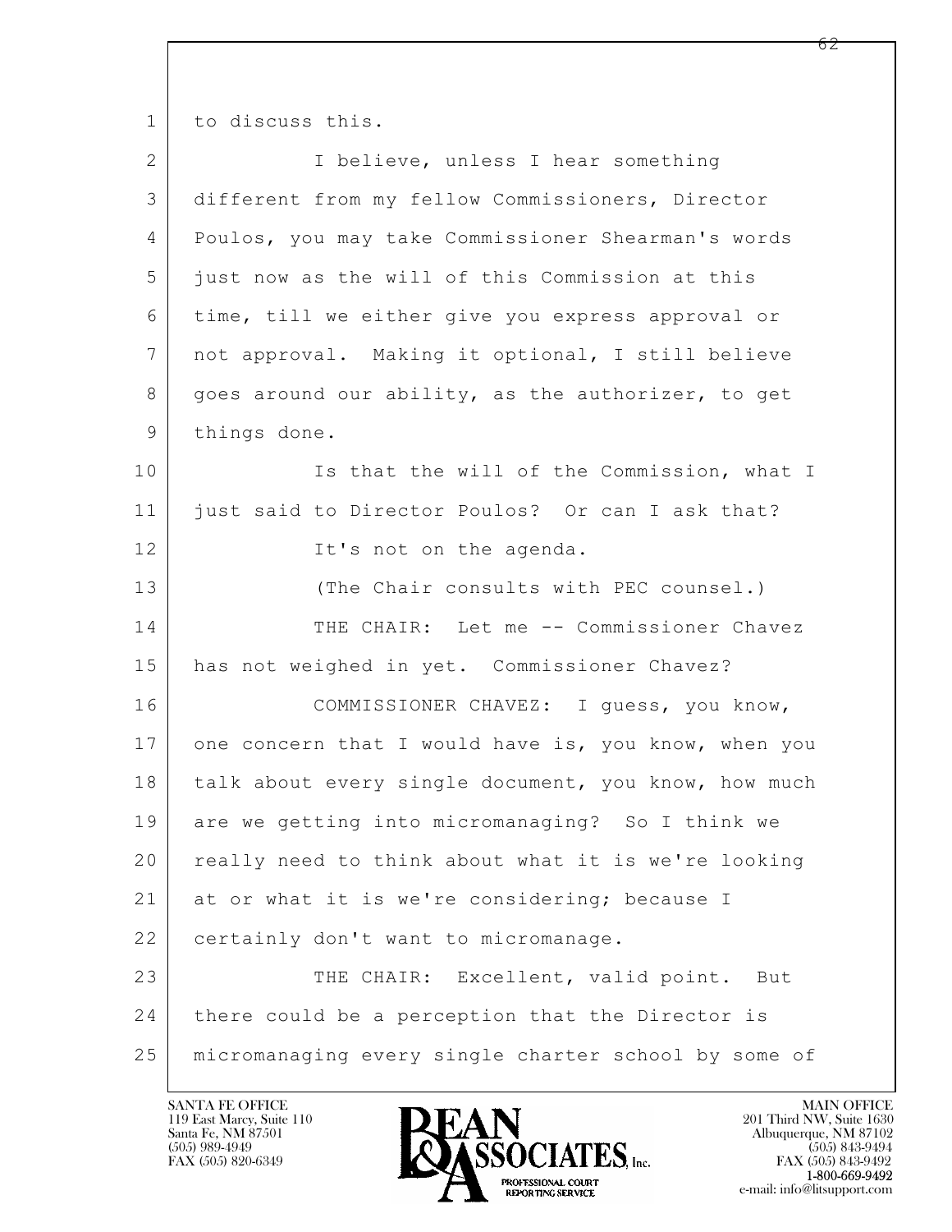to discuss this.

I believe, unless I hear something different from my fellow Commissioners, Director Poulos, you may take Commissioner Shearman's words just now as the will of this Commission at this time, till we either give you express approval or not approval. Making it optional, I still believe goes around our ability, as the authorizer, to get things done.

Is that the will of the Commission, what I just said to Director Poulos? Or can I ask that?

It's not on the agenda.

(The Chair consults with PEC counsel.)

THE CHAIR: Let me -- Commissioner Chavez has not weighed in yet. Commissioner Chavez?

COMMISSIONER CHAVEZ: I guess, you know, one concern that I would have is, you know, when you talk about every single document, you know, how much are we getting into micromanaging? So I think we really need to think about what it is we're looking at or what it is we're considering; because I certainly don't want to micromanage.

THE CHAIR: Excellent, valid point. But there could be a perception that the Director is micromanaging every single charter school by some of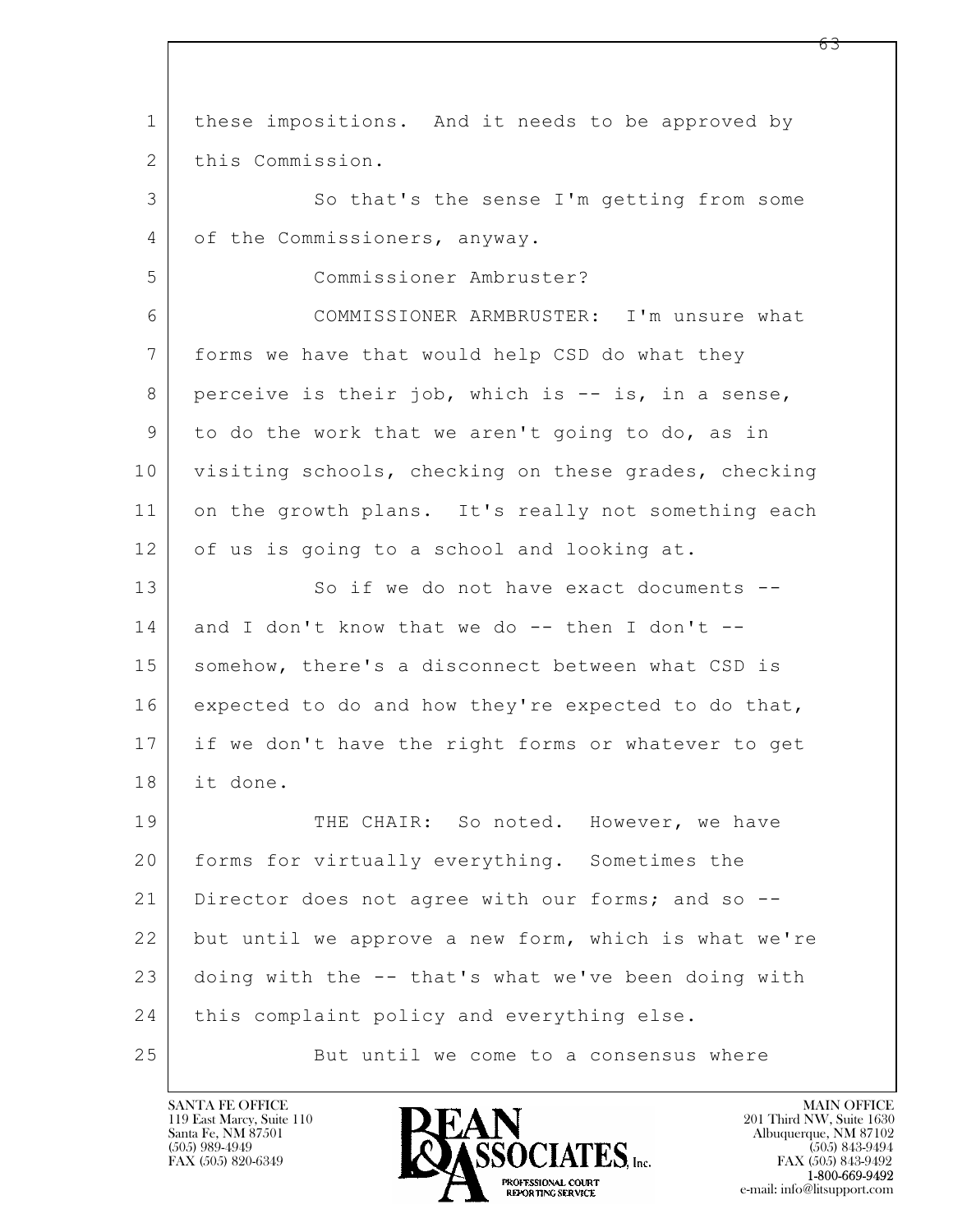these impositions. And it needs to be approved by this Commission.

So that's the sense I'm getting from some of the Commissioners, anyway.

Commissioner Ambruster?

COMMISSIONER ARMBRUSTER: I'm unsure what forms we have that would help CSD do what they perceive is their job, which is -- is, in a sense, to do the work that we aren't going to do, as in visiting schools, checking on these grades, checking on the growth plans. It's really not something each of us is going to a school and looking at.

So if we do not have exact documents -- and I don't know that we do -- then I don't -- somehow, there's a disconnect between what CSD is expected to do and how they're expected to do that, if we don't have the right forms or whatever to get it done.

THE CHAIR: So noted. However, we have forms for virtually everything. Sometimes the Director does not agree with our forms; and so -- but until we approve a new form, which is what we're doing with the -- that's what we've been doing with this complaint policy and everything else.

But until we come to a consensus where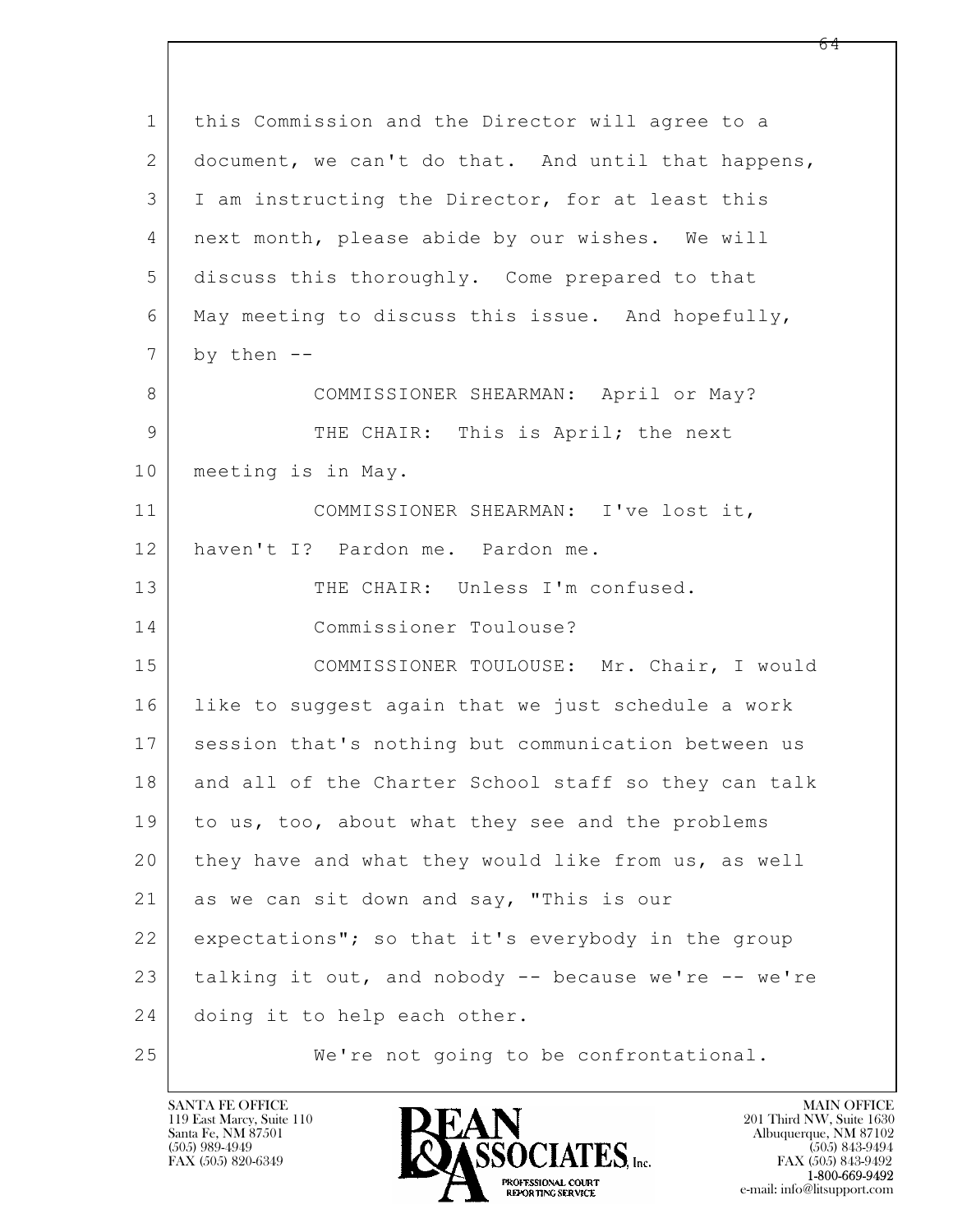this Commission and the Director will agree to a document, we can't do that. And until that happens, I am instructing the Director, for at least this next month, please abide by our wishes. We will discuss this thoroughly. Come prepared to that May meeting to discuss this issue. And hopefully, by then --

COMMISSIONER SHEARMAN: April or May?

THE CHAIR: This is April; the next meeting is in May.

COMMISSIONER SHEARMAN: I've lost it, haven't I? Pardon me. Pardon me.

THE CHAIR: Unless I'm confused.

Commissioner Toulouse?

COMMISSIONER TOULOUSE: Mr. Chair, I would like to suggest again that we just schedule a work session that's nothing but communication between us and all of the Charter School staff so they can talk to us, too, about what they see and the problems they have and what they would like from us, as well as we can sit down and say, "This is our expectations"; so that it's everybody in the group talking it out, and nobody -- because we're -- we're doing it to help each other.

We're not going to be confrontational.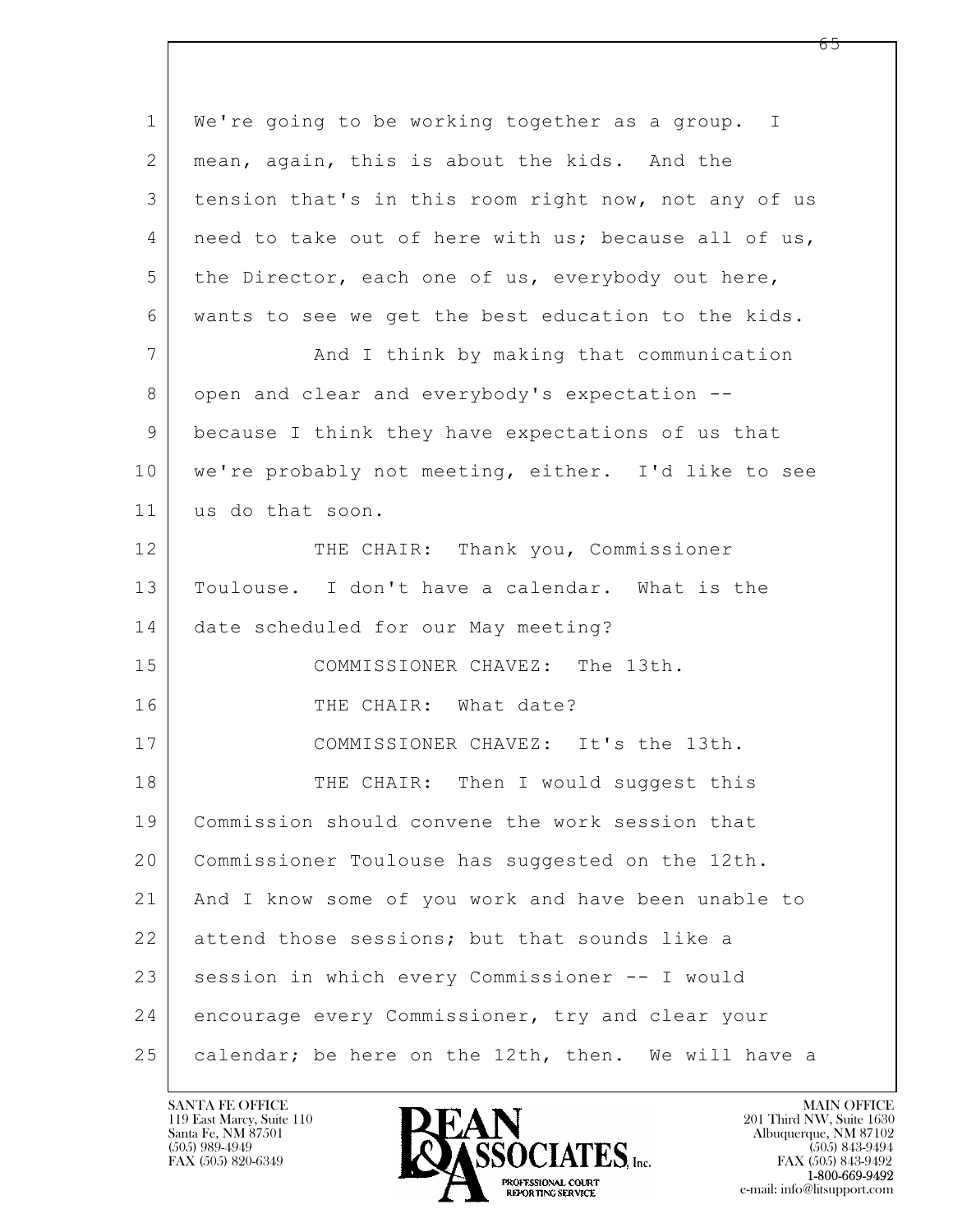1 We're going to be working together as a group. I
2 mean, again, this is about the kids. And the
3 tension that's in this room right now, not any of us
4 need to take out of here with us; because all of us,
5 the Director, each one of us, everybody out here,
6 wants to see we get the best education to the kids.
7 And I think by making that communication
8 open and clear and everybody's expectation --
9 because I think they have expectations of us that
10 we're probably not meeting, either. I'd like to see
11 us do that soon.
12 THE CHAIR: Thank you, Commissioner
13 Toulouse. I don't have a calendar. What is the
14 date scheduled for our May meeting?
15 COMMISSIONER CHAVEZ: The 13th.
16 THE CHAIR: What date?
17 COMMISSIONER CHAVEZ: It's the 13th.
18 THE CHAIR: Then I would suggest this
19 Commission should convene the work session that
20 Commissioner Toulouse has suggested on the 12th.
21 And I know some of you work and have been unable to
22 attend those sessions; but that sounds like a
23 session in which every Commissioner -- I would
24 encourage every Commissioner, try and clear your
25 calendar; be here on the 12th, then. We will have a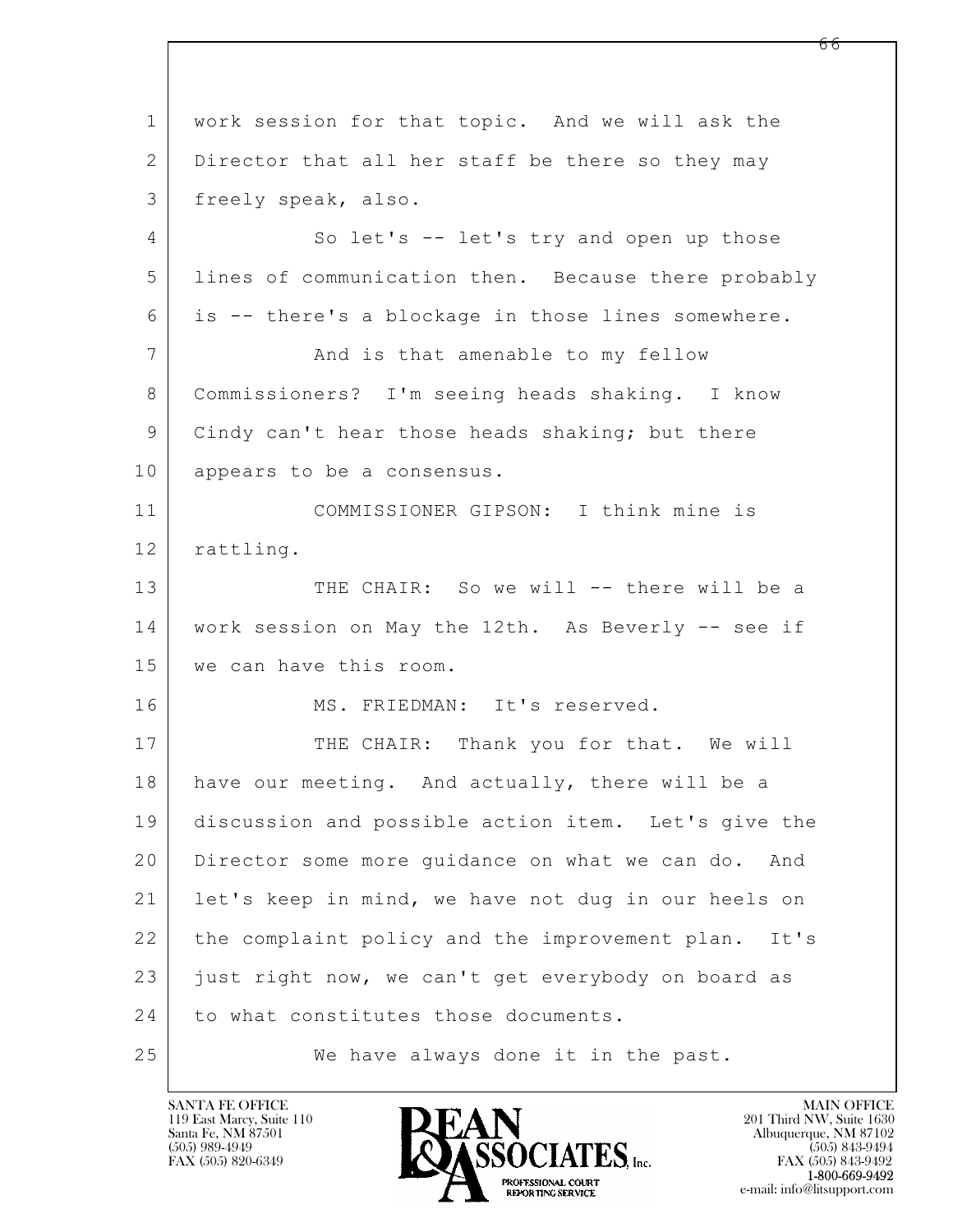work session for that topic. And we will ask the Director that all her staff be there so they may freely speak, also.

So let's -- let's try and open up those lines of communication then. Because there probably is -- there's a blockage in those lines somewhere.

And is that amenable to my fellow Commissioners? I'm seeing heads shaking. I know Cindy can't hear those heads shaking; but there appears to be a consensus.

COMMISSIONER GIPSON: I think mine is rattling.

THE CHAIR: So we will -- there will be a work session on May the 12th. As Beverly -- see if we can have this room.

MS. FRIEDMAN: It's reserved.

THE CHAIR: Thank you for that. We will have our meeting. And actually, there will be a discussion and possible action item. Let's give the Director some more guidance on what we can do. And let's keep in mind, we have not dug in our heels on the complaint policy and the improvement plan. It's just right now, we can't get everybody on board as to what constitutes those documents.

We have always done it in the past.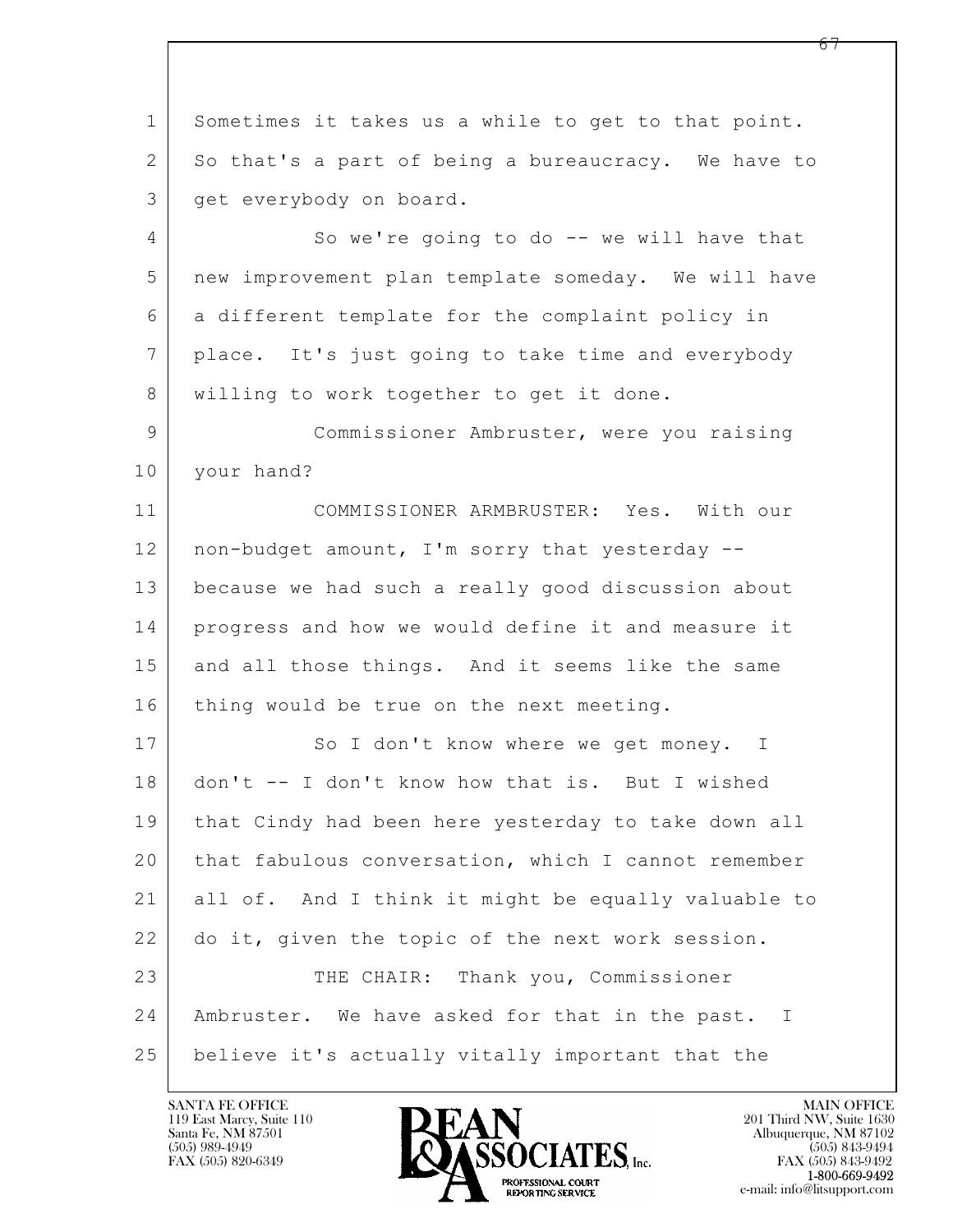Sometimes it takes us a while to get to that point. So that's a part of being a bureaucracy. We have to get everybody on board.

So we're going to do -- we will have that new improvement plan template someday. We will have a different template for the complaint policy in place. It's just going to take time and everybody willing to work together to get it done.

Commissioner Ambruster, were you raising your hand?

COMMISSIONER ARMBRUSTER: Yes. With our non-budget amount, I'm sorry that yesterday -- because we had such a really good discussion about progress and how we would define it and measure it and all those things. And it seems like the same thing would be true on the next meeting.

So I don't know where we get money. I don't -- I don't know how that is. But I wished that Cindy had been here yesterday to take down all that fabulous conversation, which I cannot remember all of. And I think it might be equally valuable to do it, given the topic of the next work session.

THE CHAIR: Thank you, Commissioner Ambruster. We have asked for that in the past. I believe it's actually vitally important that the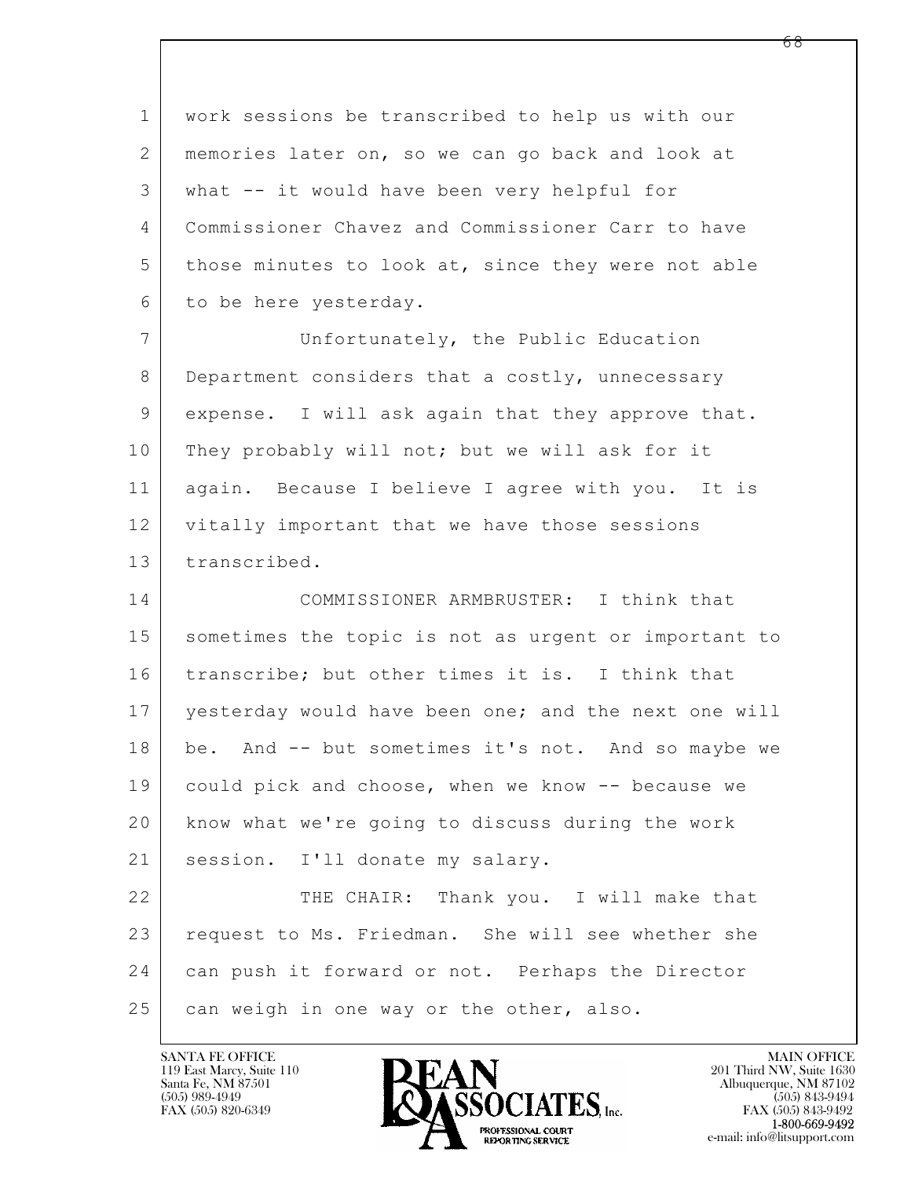work sessions be transcribed to help us with our memories later on, so we can go back and look at what -- it would have been very helpful for Commissioner Chavez and Commissioner Carr to have those minutes to look at, since they were not able to be here yesterday.

Unfortunately, the Public Education Department considers that a costly, unnecessary expense. I will ask again that they approve that. They probably will not; but we will ask for it again. Because I believe I agree with you. It is vitally important that we have those sessions transcribed.

COMMISSIONER ARMBRUSTER: I think that sometimes the topic is not as urgent or important to transcribe; but other times it is. I think that yesterday would have been one; and the next one will be. And -- but sometimes it's not. And so maybe we could pick and choose, when we know -- because we know what we're going to discuss during the work session. I'll donate my salary.

THE CHAIR: Thank you. I will make that request to Ms. Friedman. She will see whether she can push it forward or not. Perhaps the Director can weigh in one way or the other, also.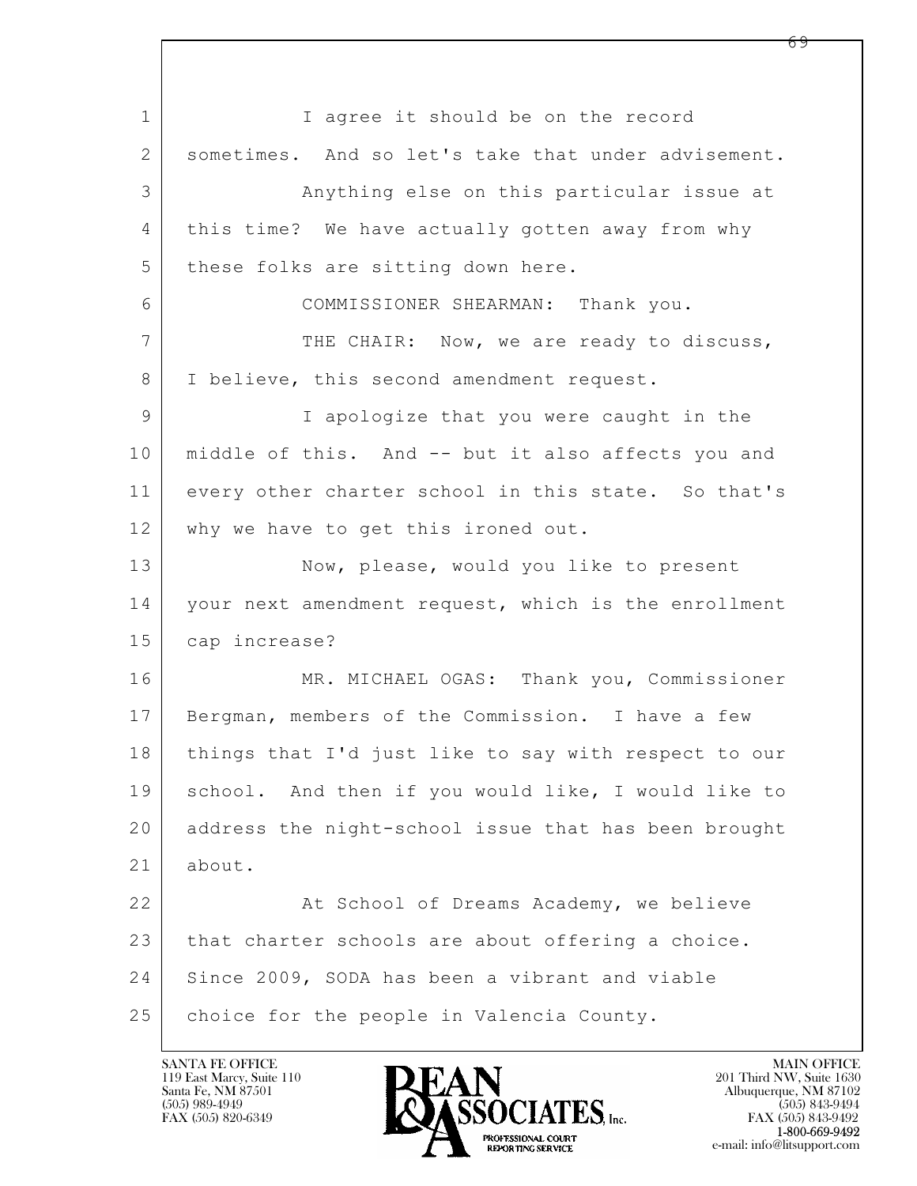1 I agree it should be on the record
2 sometimes. And so let's take that under advisement.
3 Anything else on this particular issue at
4 this time? We have actually gotten away from why
5 these folks are sitting down here.
6 COMMISSIONER SHEARMAN: Thank you.
7 THE CHAIR: Now, we are ready to discuss,
8 I believe, this second amendment request.
9 I apologize that you were caught in the
10 middle of this. And -- but it also affects you and
11 every other charter school in this state. So that's
12 why we have to get this ironed out.
13 Now, please, would you like to present
14 your next amendment request, which is the enrollment
15 cap increase?
16 MR. MICHAEL OGAS: Thank you, Commissioner
17 Bergman, members of the Commission. I have a few
18 things that I'd just like to say with respect to our
19 school. And then if you would like, I would like to
20 address the night-school issue that has been brought
21 about.
22 At School of Dreams Academy, we believe
23 that charter schools are about offering a choice.
24 Since 2009, SODA has been a vibrant and viable
25 choice for the people in Valencia County.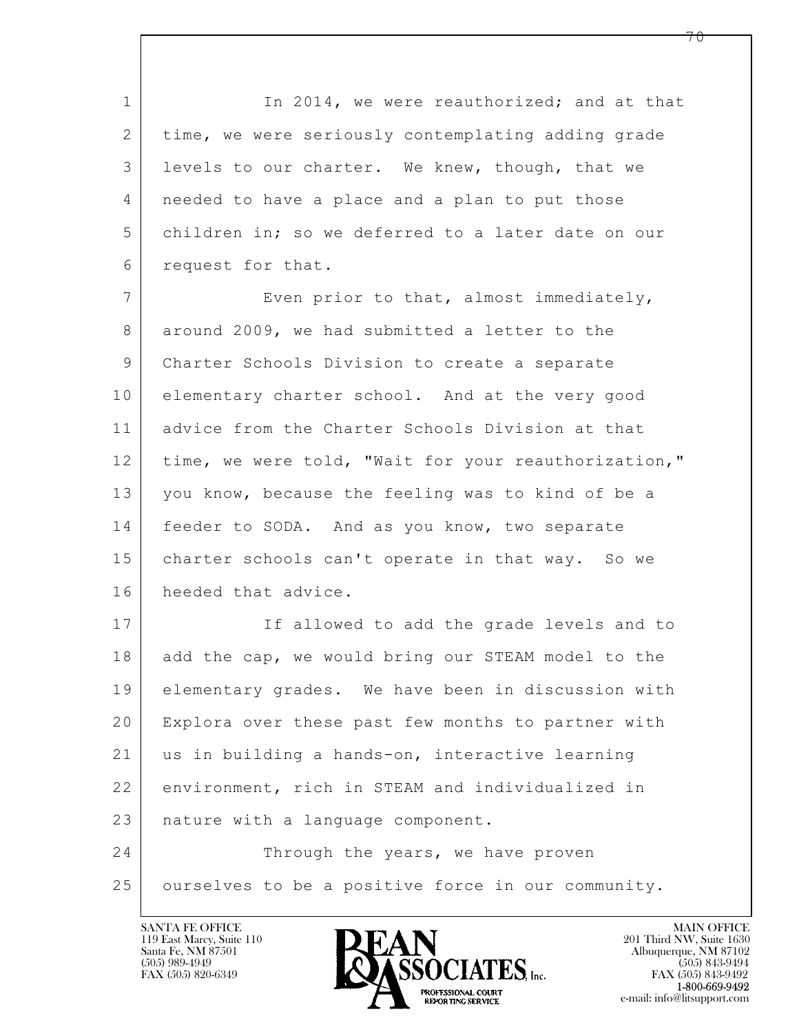In 2014, we were reauthorized; and at that time, we were seriously contemplating adding grade levels to our charter. We knew, though, that we needed to have a place and a plan to put those children in; so we deferred to a later date on our request for that.

Even prior to that, almost immediately, around 2009, we had submitted a letter to the Charter Schools Division to create a separate elementary charter school. And at the very good advice from the Charter Schools Division at that time, we were told, "Wait for your reauthorization," you know, because the feeling was to kind of be a feeder to SODA. And as you know, two separate charter schools can't operate in that way. So we heeded that advice.

If allowed to add the grade levels and to add the cap, we would bring our STEAM model to the elementary grades. We have been in discussion with Explora over these past few months to partner with us in building a hands-on, interactive learning environment, rich in STEAM and individualized in nature with a language component.

Through the years, we have proven ourselves to be a positive force in our community.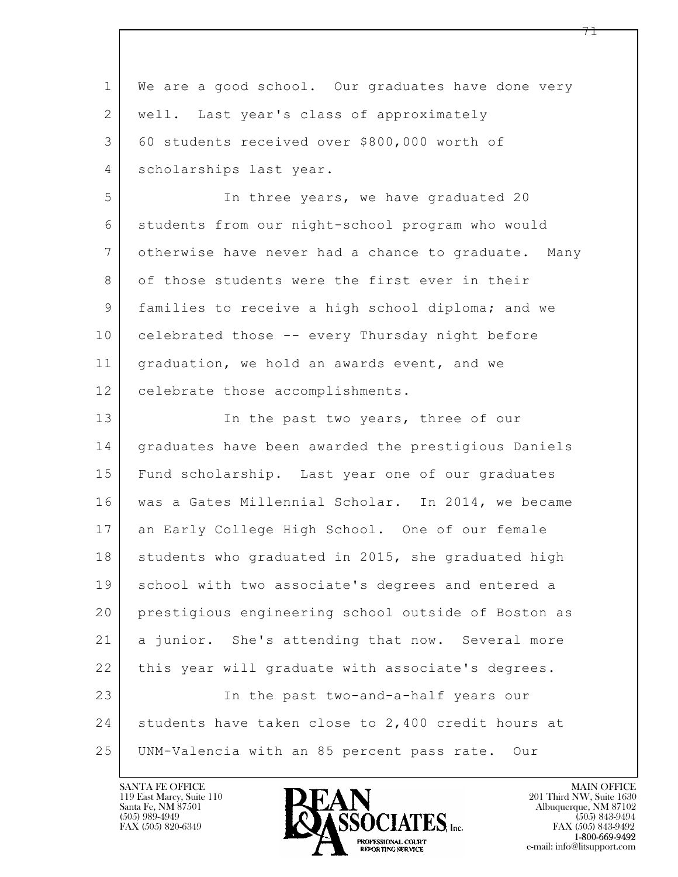1 We are a good school. Our graduates have done very
2 well. Last year's class of approximately
3 60 students received over $800,000 worth of
4 scholarships last year.

5 In three years, we have graduated 20
6 students from our night-school program who would
7 otherwise have never had a chance to graduate. Many
8 of those students were the first ever in their
9 families to receive a high school diploma; and we
10 celebrated those -- every Thursday night before
11 graduation, we hold an awards event, and we
12 celebrate those accomplishments.

13 In the past two years, three of our
14 graduates have been awarded the prestigious Daniels
15 Fund scholarship. Last year one of our graduates
16 was a Gates Millennial Scholar. In 2014, we became
17 an Early College High School. One of our female
18 students who graduated in 2015, she graduated high
19 school with two associate's degrees and entered a
20 prestigious engineering school outside of Boston as
21 a junior. She's attending that now. Several more
22 this year will graduate with associate's degrees.

23 In the past two-and-a-half years our
24 students have taken close to 2,400 credit hours at
25 UNM-Valencia with an 85 percent pass rate. Our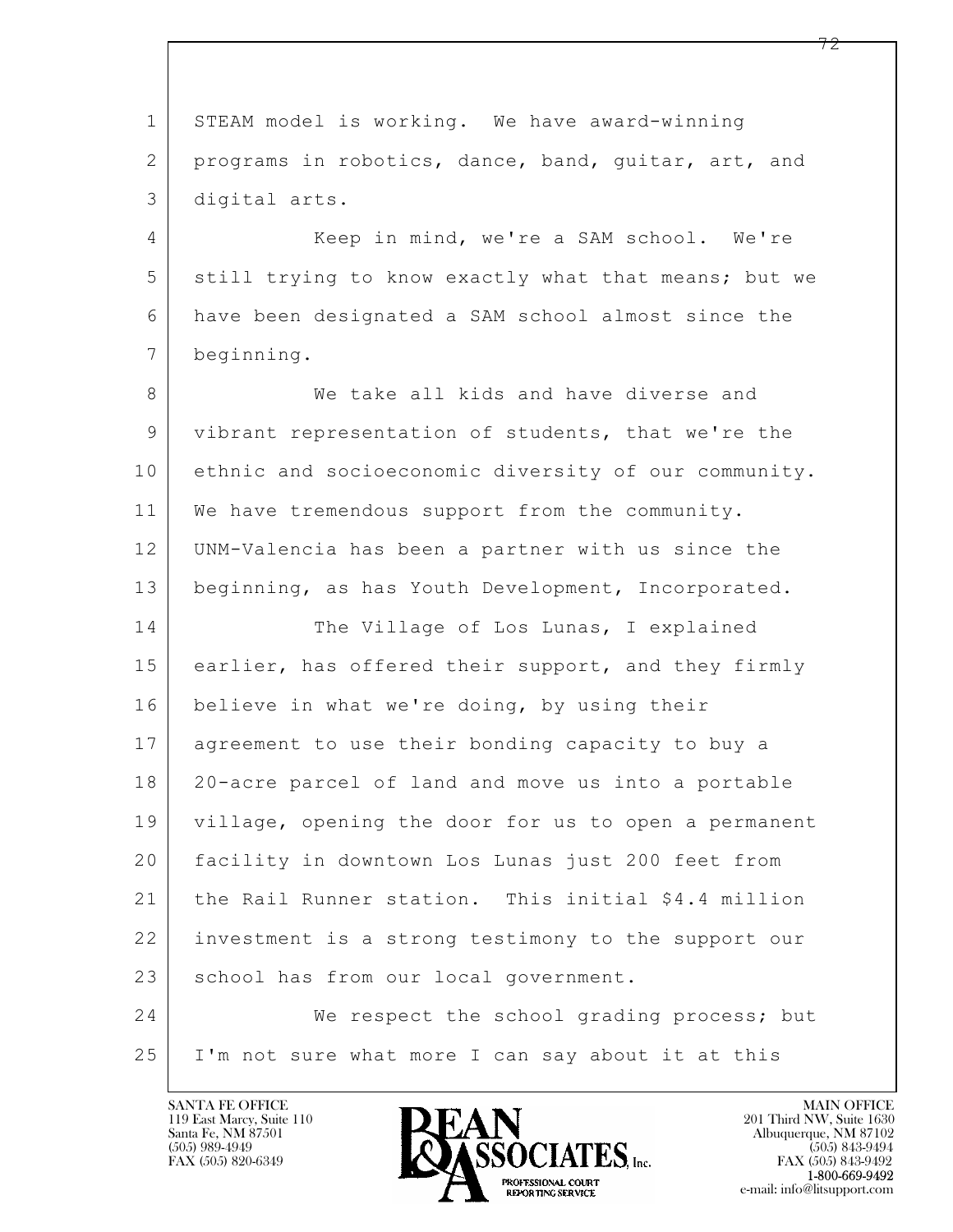STEAM model is working. We have award-winning programs in robotics, dance, band, guitar, art, and digital arts.

Keep in mind, we're a SAM school. We're still trying to know exactly what that means; but we have been designated a SAM school almost since the beginning.

We take all kids and have diverse and vibrant representation of students, that we're the ethnic and socioeconomic diversity of our community. We have tremendous support from the community. UNM-Valencia has been a partner with us since the beginning, as has Youth Development, Incorporated.

The Village of Los Lunas, I explained earlier, has offered their support, and they firmly believe in what we're doing, by using their agreement to use their bonding capacity to buy a 20-acre parcel of land and move us into a portable village, opening the door for us to open a permanent facility in downtown Los Lunas just 200 feet from the Rail Runner station. This initial $4.4 million investment is a strong testimony to the support our school has from our local government.

We respect the school grading process; but I'm not sure what more I can say about it at this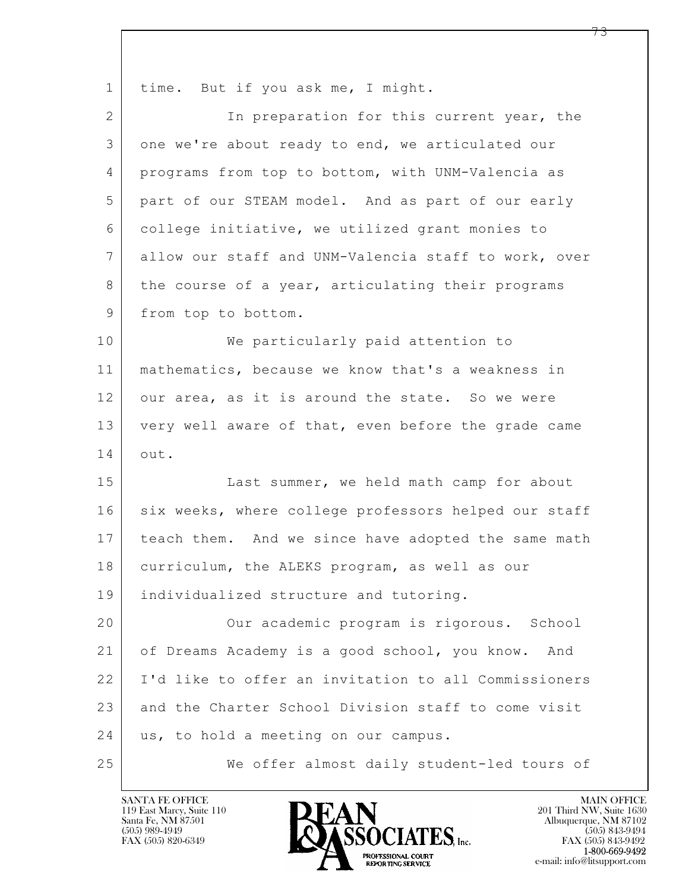time. But if you ask me, I might.

In preparation for this current year, the one we're about ready to end, we articulated our programs from top to bottom, with UNM-Valencia as part of our STEAM model. And as part of our early college initiative, we utilized grant monies to allow our staff and UNM-Valencia staff to work, over the course of a year, articulating their programs from top to bottom.

We particularly paid attention to mathematics, because we know that's a weakness in our area, as it is around the state. So we were very well aware of that, even before the grade came out.

Last summer, we held math camp for about six weeks, where college professors helped our staff teach them. And we since have adopted the same math curriculum, the ALEKS program, as well as our individualized structure and tutoring.

Our academic program is rigorous. School of Dreams Academy is a good school, you know. And I'd like to offer an invitation to all Commissioners and the Charter School Division staff to come visit us, to hold a meeting on our campus.

We offer almost daily student-led tours of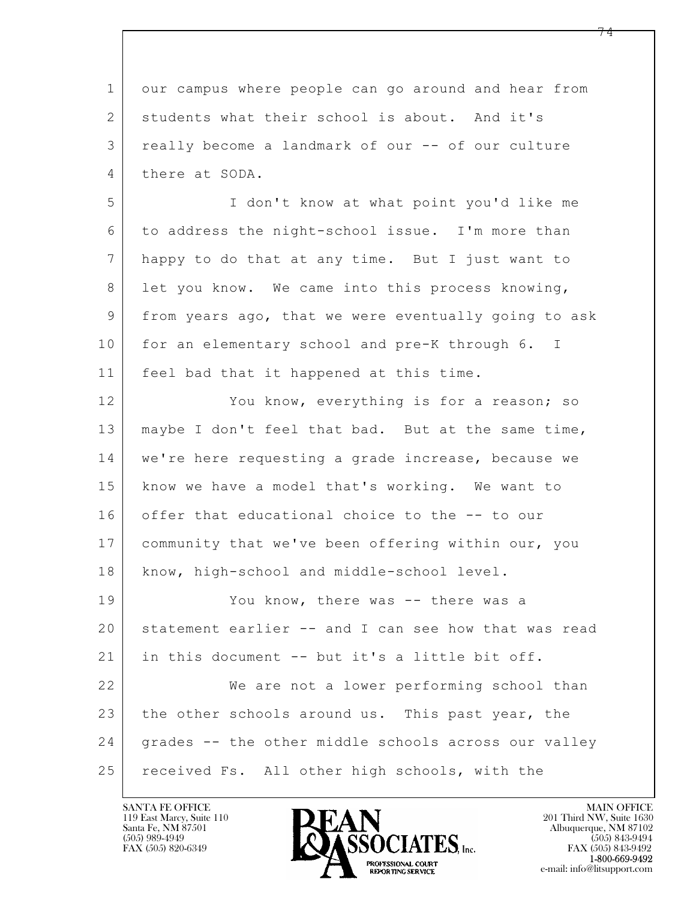our campus where people can go around and hear from students what their school is about. And it's really become a landmark of our -- of our culture there at SODA.

I don't know at what point you'd like me to address the night-school issue. I'm more than happy to do that at any time. But I just want to let you know. We came into this process knowing, from years ago, that we were eventually going to ask for an elementary school and pre-K through 6. I feel bad that it happened at this time.

You know, everything is for a reason; so maybe I don't feel that bad. But at the same time, we're here requesting a grade increase, because we know we have a model that's working. We want to offer that educational choice to the -- to our community that we've been offering within our, you know, high-school and middle-school level.

You know, there was -- there was a statement earlier -- and I can see how that was read in this document -- but it's a little bit off.

We are not a lower performing school than the other schools around us. This past year, the grades -- the other middle schools across our valley received Fs. All other high schools, with the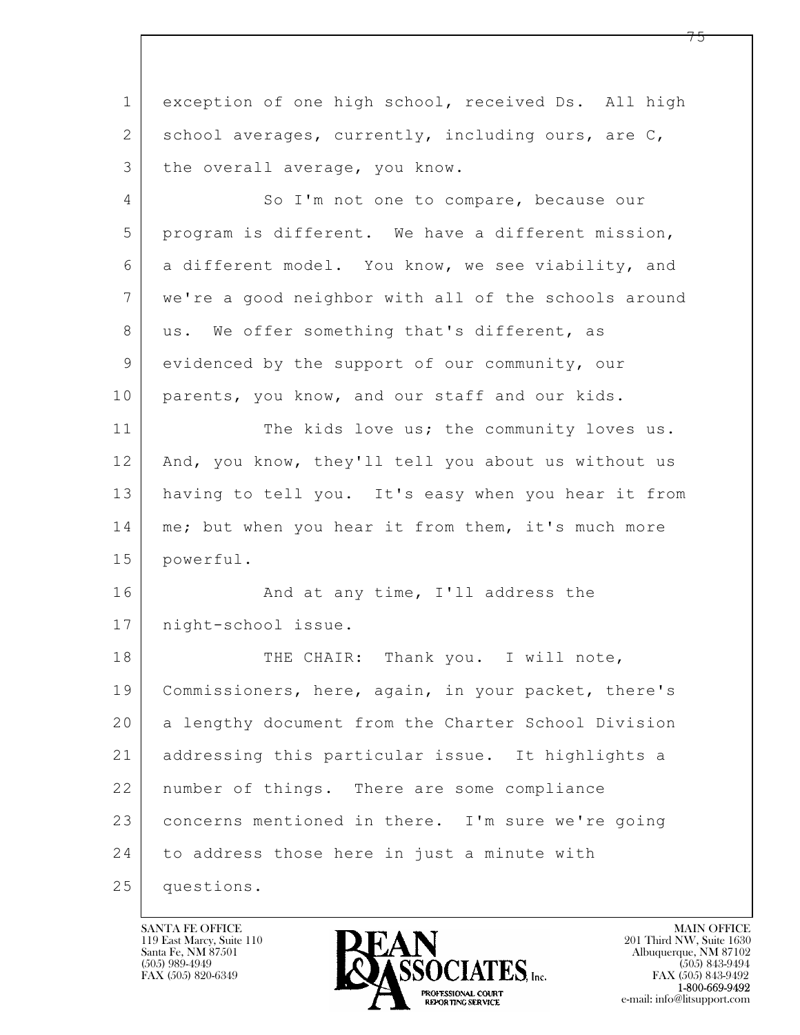exception of one high school, received Ds. All high school averages, currently, including ours, are C, the overall average, you know.

So I'm not one to compare, because our program is different. We have a different mission, a different model. You know, we see viability, and we're a good neighbor with all of the schools around us. We offer something that's different, as evidenced by the support of our community, our parents, you know, and our staff and our kids.

The kids love us; the community loves us. And, you know, they'll tell you about us without us having to tell you. It's easy when you hear it from me; but when you hear it from them, it's much more powerful.

And at any time, I'll address the night-school issue.

THE CHAIR: Thank you. I will note, Commissioners, here, again, in your packet, there's a lengthy document from the Charter School Division addressing this particular issue. It highlights a number of things. There are some compliance concerns mentioned in there. I'm sure we're going to address those here in just a minute with questions.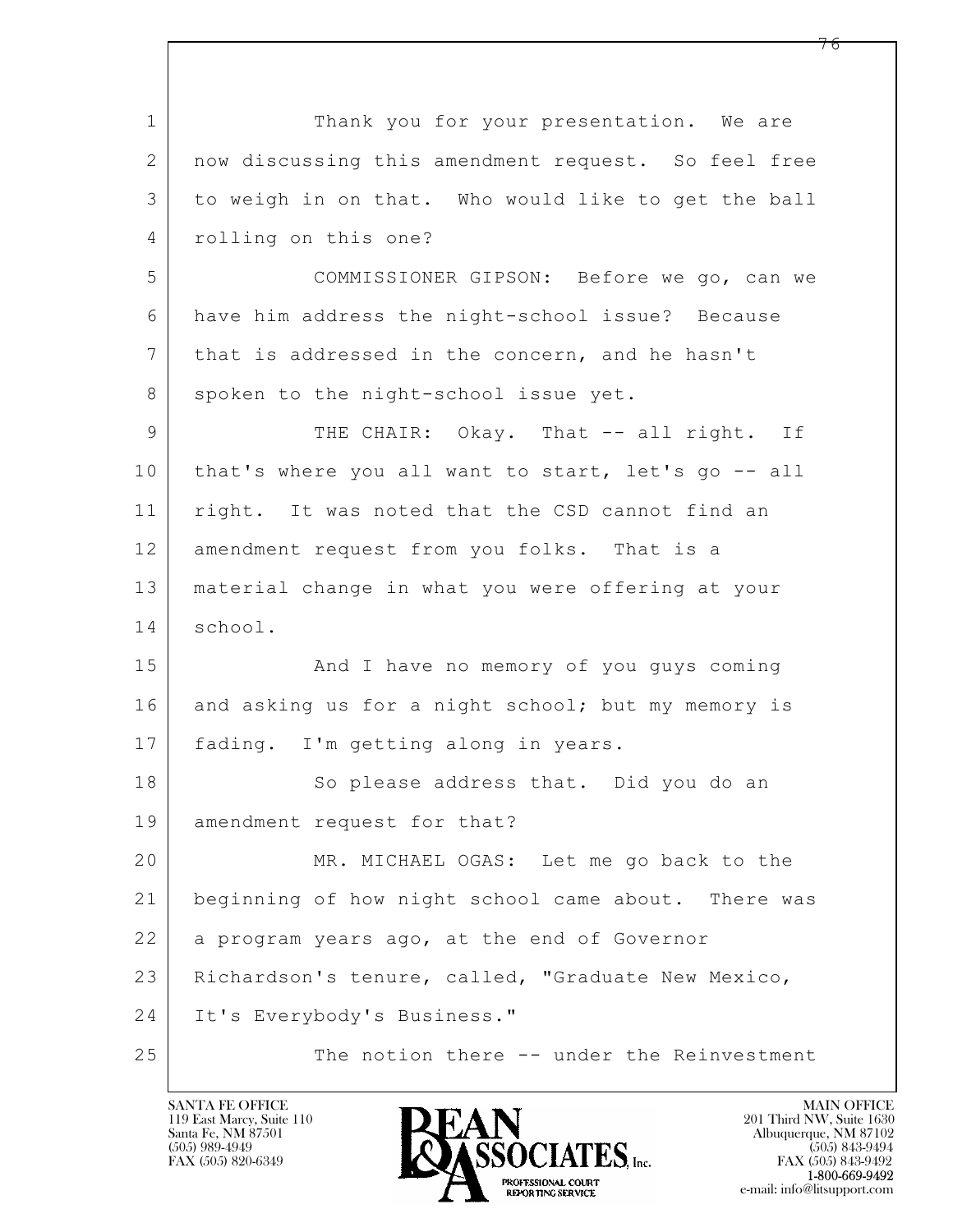Thank you for your presentation. We are now discussing this amendment request. So feel free to weigh in on that. Who would like to get the ball rolling on this one?

COMMISSIONER GIPSON: Before we go, can we have him address the night-school issue? Because that is addressed in the concern, and he hasn't spoken to the night-school issue yet.

THE CHAIR: Okay. That -- all right. If that's where you all want to start, let's go -- all right. It was noted that the CSD cannot find an amendment request from you folks. That is a material change in what you were offering at your school.

And I have no memory of you guys coming and asking us for a night school; but my memory is fading. I'm getting along in years.

So please address that. Did you do an amendment request for that?

MR. MICHAEL OGAS: Let me go back to the beginning of how night school came about. There was a program years ago, at the end of Governor Richardson's tenure, called, "Graduate New Mexico, It's Everybody's Business."

The notion there -- under the Reinvestment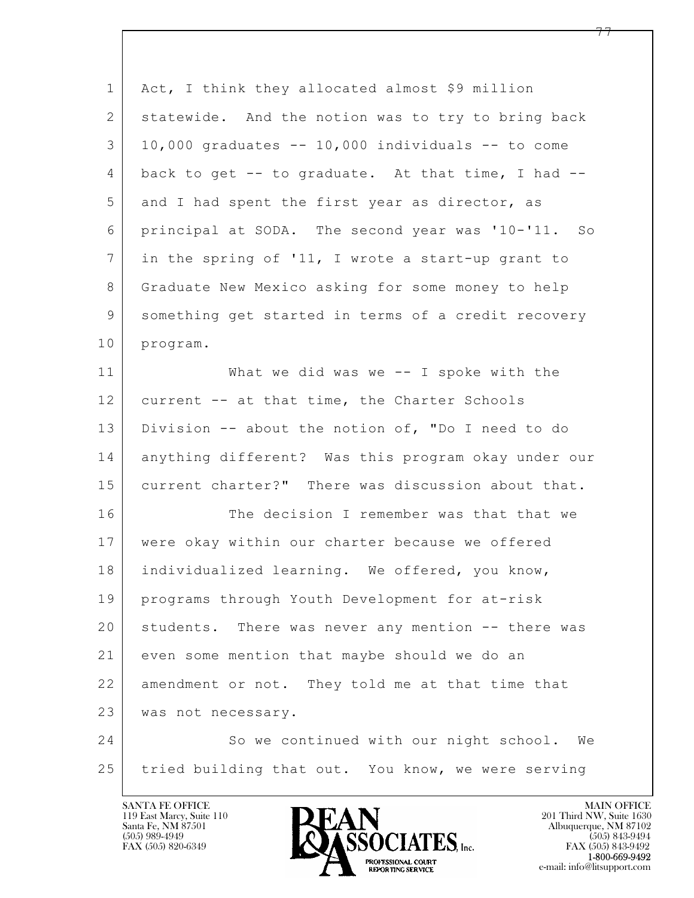Act, I think they allocated almost $9 million statewide. And the notion was to try to bring back 10,000 graduates -- 10,000 individuals -- to come back to get -- to graduate. At that time, I had -- and I had spent the first year as director, as principal at SODA. The second year was '10-'11. So in the spring of '11, I wrote a start-up grant to Graduate New Mexico asking for some money to help something get started in terms of a credit recovery program.

What we did was we -- I spoke with the current -- at that time, the Charter Schools Division -- about the notion of, "Do I need to do anything different? Was this program okay under our current charter?" There was discussion about that.

The decision I remember was that that we were okay within our charter because we offered individualized learning. We offered, you know, programs through Youth Development for at-risk students. There was never any mention -- there was even some mention that maybe should we do an amendment or not. They told me at that time that was not necessary.

So we continued with our night school. We tried building that out. You know, we were serving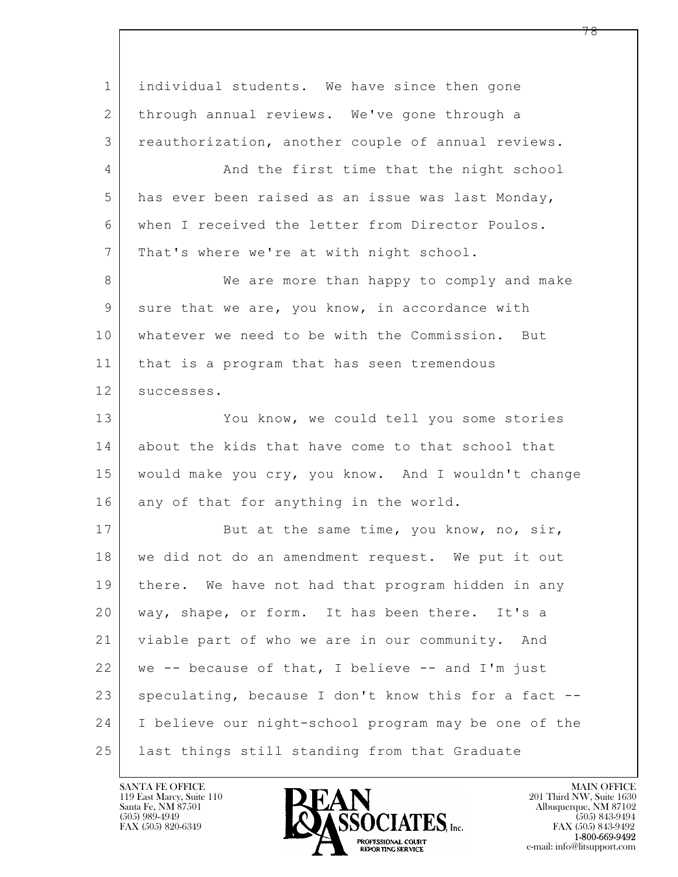1 individual students. We have since then gone
2 through annual reviews. We've gone through a
3 reauthorization, another couple of annual reviews.
4 And the first time that the night school
5 has ever been raised as an issue was last Monday,
6 when I received the letter from Director Poulos.
7 That's where we're at with night school.
8 We are more than happy to comply and make
9 sure that we are, you know, in accordance with
10 whatever we need to be with the Commission. But
11 that is a program that has seen tremendous
12 successes.
13 You know, we could tell you some stories
14 about the kids that have come to that school that
15 would make you cry, you know. And I wouldn't change
16 any of that for anything in the world.
17 But at the same time, you know, no, sir,
18 we did not do an amendment request. We put it out
19 there. We have not had that program hidden in any
20 way, shape, or form. It has been there. It's a
21 viable part of who we are in our community. And
22 we -- because of that, I believe -- and I'm just
23 speculating, because I don't know this for a fact --
24 I believe our night-school program may be one of the
25 last things still standing from that Graduate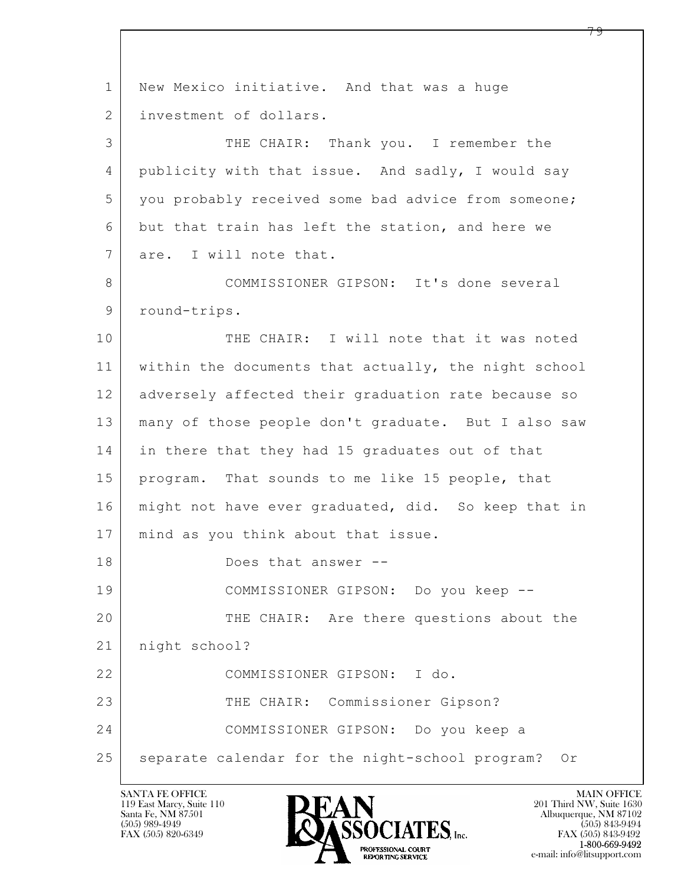New Mexico initiative. And that was a huge investment of dollars.

THE CHAIR: Thank you. I remember the publicity with that issue. And sadly, I would say you probably received some bad advice from someone; but that train has left the station, and here we are. I will note that.

COMMISSIONER GIPSON: It's done several round-trips.

THE CHAIR: I will note that it was noted within the documents that actually, the night school adversely affected their graduation rate because so many of those people don't graduate. But I also saw in there that they had 15 graduates out of that program. That sounds to me like 15 people, that might not have ever graduated, did. So keep that in mind as you think about that issue.

Does that answer --

COMMISSIONER GIPSON: Do you keep --

THE CHAIR: Are there questions about the night school?

COMMISSIONER GIPSON: I do.

THE CHAIR: Commissioner Gipson?

COMMISSIONER GIPSON: Do you keep a separate calendar for the night-school program? Or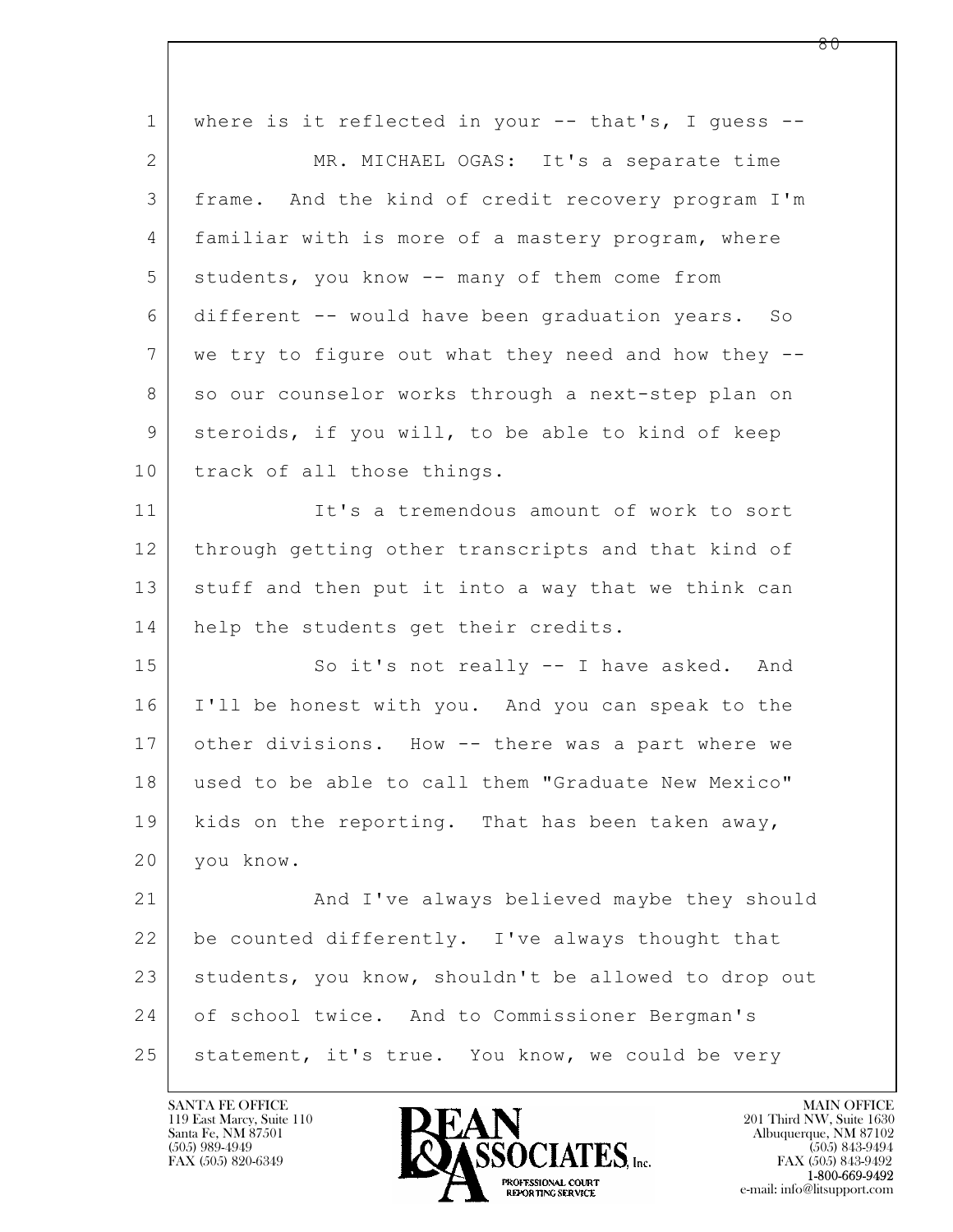where is it reflected in your -- that's, I guess --

MR. MICHAEL OGAS: It's a separate time frame. And the kind of credit recovery program I'm familiar with is more of a mastery program, where students, you know -- many of them come from different -- would have been graduation years. So we try to figure out what they need and how they -- so our counselor works through a next-step plan on steroids, if you will, to be able to kind of keep track of all those things.

It's a tremendous amount of work to sort through getting other transcripts and that kind of stuff and then put it into a way that we think can help the students get their credits.

So it's not really -- I have asked. And I'll be honest with you. And you can speak to the other divisions. How -- there was a part where we used to be able to call them "Graduate New Mexico" kids on the reporting. That has been taken away, you know.

And I've always believed maybe they should be counted differently. I've always thought that students, you know, shouldn't be allowed to drop out of school twice. And to Commissioner Bergman's statement, it's true. You know, we could be very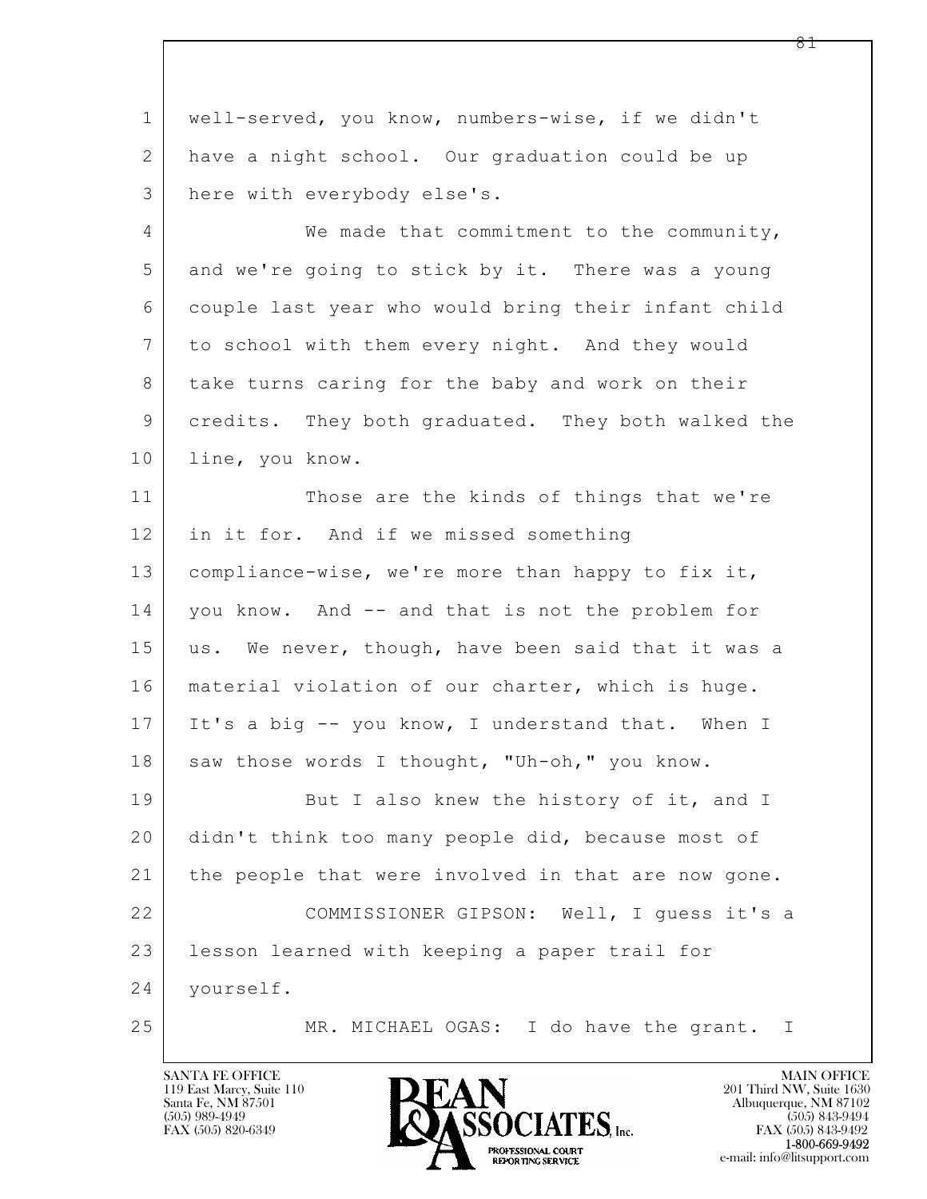well-served, you know, numbers-wise, if we didn't have a night school. Our graduation could be up here with everybody else's.

We made that commitment to the community, and we're going to stick by it. There was a young couple last year who would bring their infant child to school with them every night. And they would take turns caring for the baby and work on their credits. They both graduated. They both walked the line, you know.

Those are the kinds of things that we're in it for. And if we missed something compliance-wise, we're more than happy to fix it, you know. And -- and that is not the problem for us. We never, though, have been said that it was a material violation of our charter, which is huge. It's a big -- you know, I understand that. When I saw those words I thought, "Uh-oh," you know.

But I also knew the history of it, and I didn't think too many people did, because most of the people that were involved in that are now gone.

COMMISSIONER GIPSON: Well, I guess it's a lesson learned with keeping a paper trail for yourself.

MR. MICHAEL OGAS: I do have the grant. I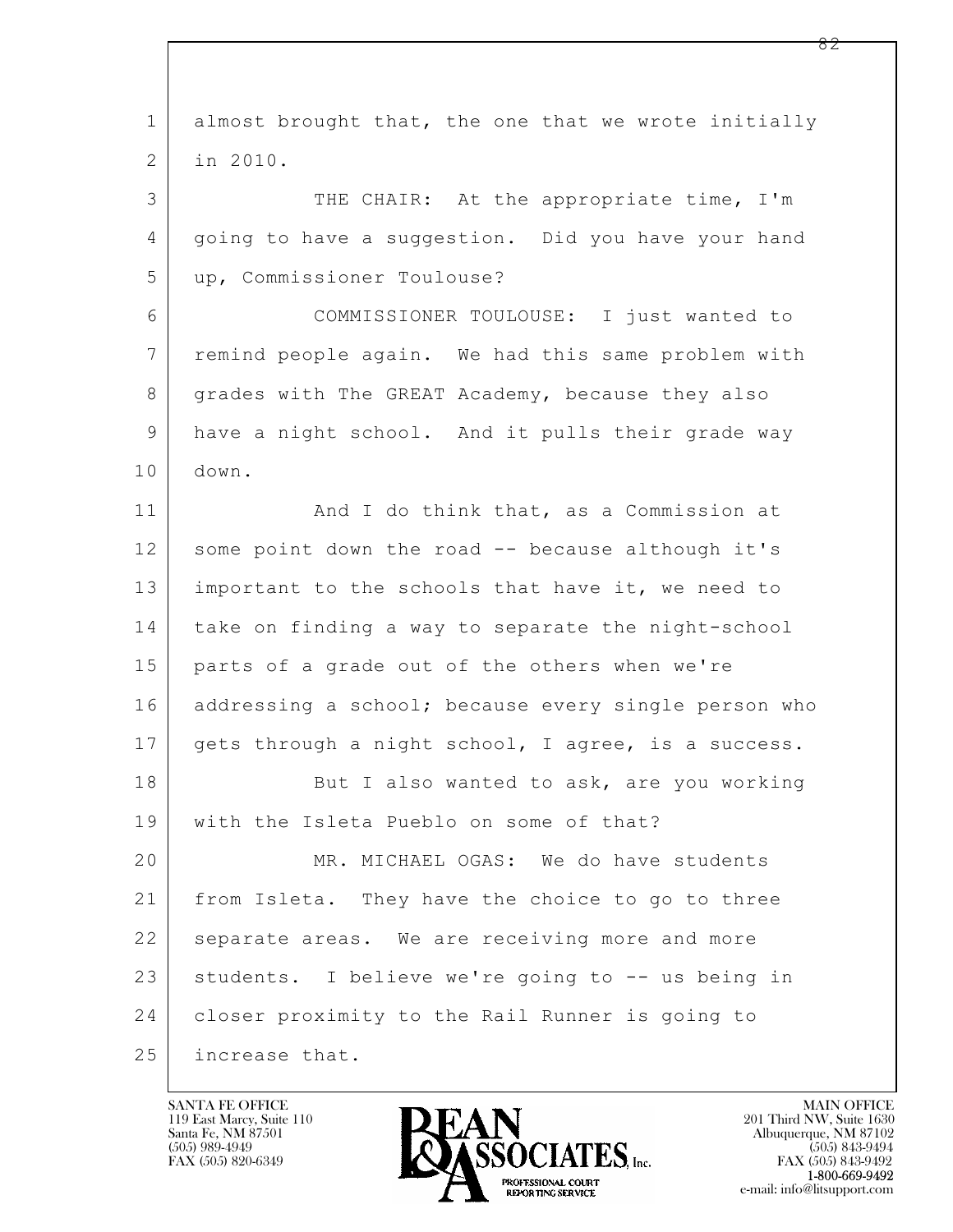almost brought that, the one that we wrote initially in 2010.

THE CHAIR: At the appropriate time, I'm going to have a suggestion. Did you have your hand up, Commissioner Toulouse?

COMMISSIONER TOULOUSE: I just wanted to remind people again. We had this same problem with grades with The GREAT Academy, because they also have a night school. And it pulls their grade way down.

And I do think that, as a Commission at some point down the road -- because although it's important to the schools that have it, we need to take on finding a way to separate the night-school parts of a grade out of the others when we're addressing a school; because every single person who gets through a night school, I agree, is a success.

But I also wanted to ask, are you working with the Isleta Pueblo on some of that?

MR. MICHAEL OGAS: We do have students from Isleta. They have the choice to go to three separate areas. We are receiving more and more students. I believe we're going to -- us being in closer proximity to the Rail Runner is going to increase that.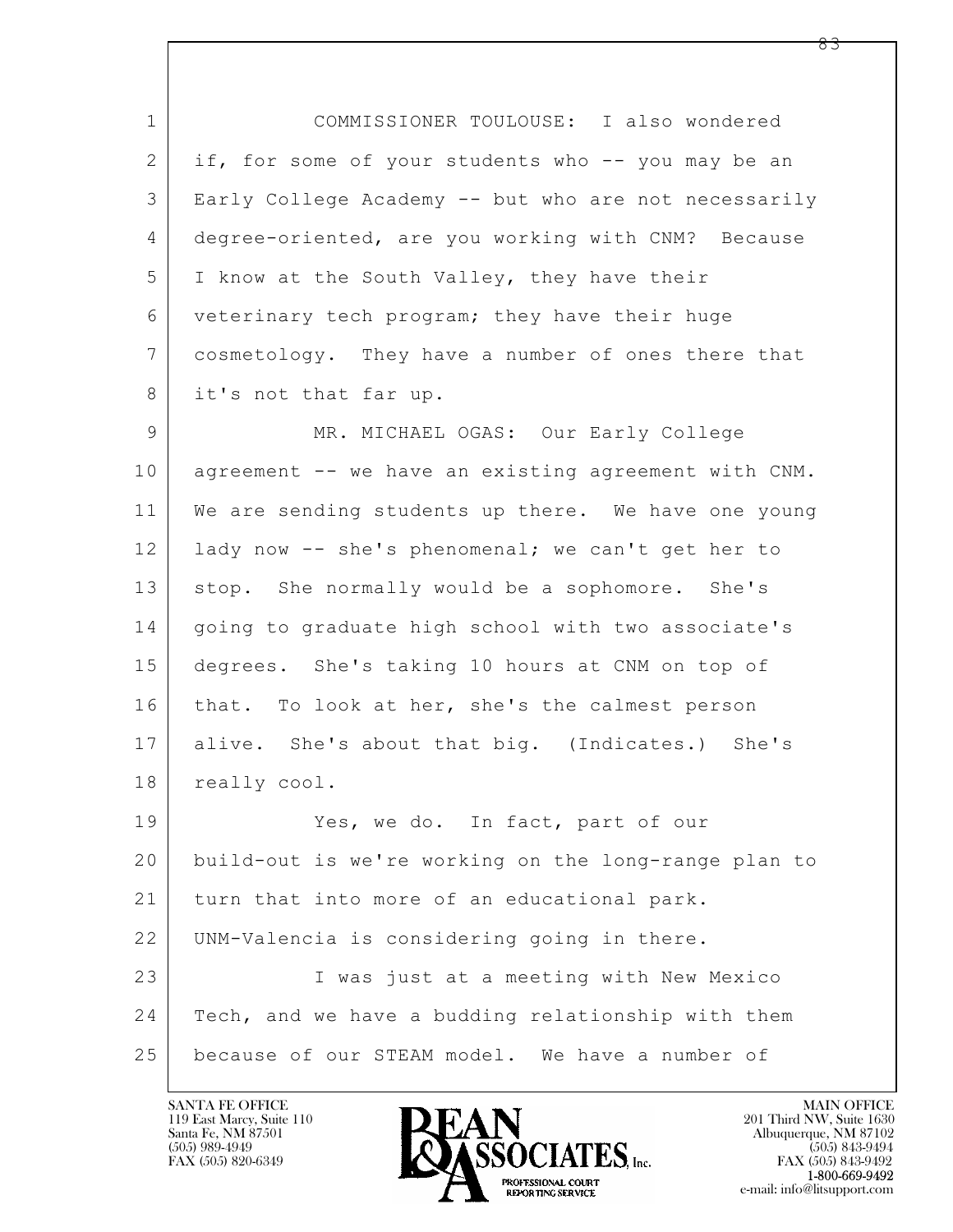COMMISSIONER TOULOUSE: I also wondered if, for some of your students who -- you may be an Early College Academy -- but who are not necessarily degree-oriented, are you working with CNM? Because I know at the South Valley, they have their veterinary tech program; they have their huge cosmetology. They have a number of ones there that it's not that far up.

MR. MICHAEL OGAS: Our Early College agreement -- we have an existing agreement with CNM. We are sending students up there. We have one young lady now -- she's phenomenal; we can't get her to stop. She normally would be a sophomore. She's going to graduate high school with two associate's degrees. She's taking 10 hours at CNM on top of that. To look at her, she's the calmest person alive. She's about that big. (Indicates.) She's really cool.

Yes, we do. In fact, part of our build-out is we're working on the long-range plan to turn that into more of an educational park. UNM-Valencia is considering going in there.

I was just at a meeting with New Mexico Tech, and we have a budding relationship with them because of our STEAM model. We have a number of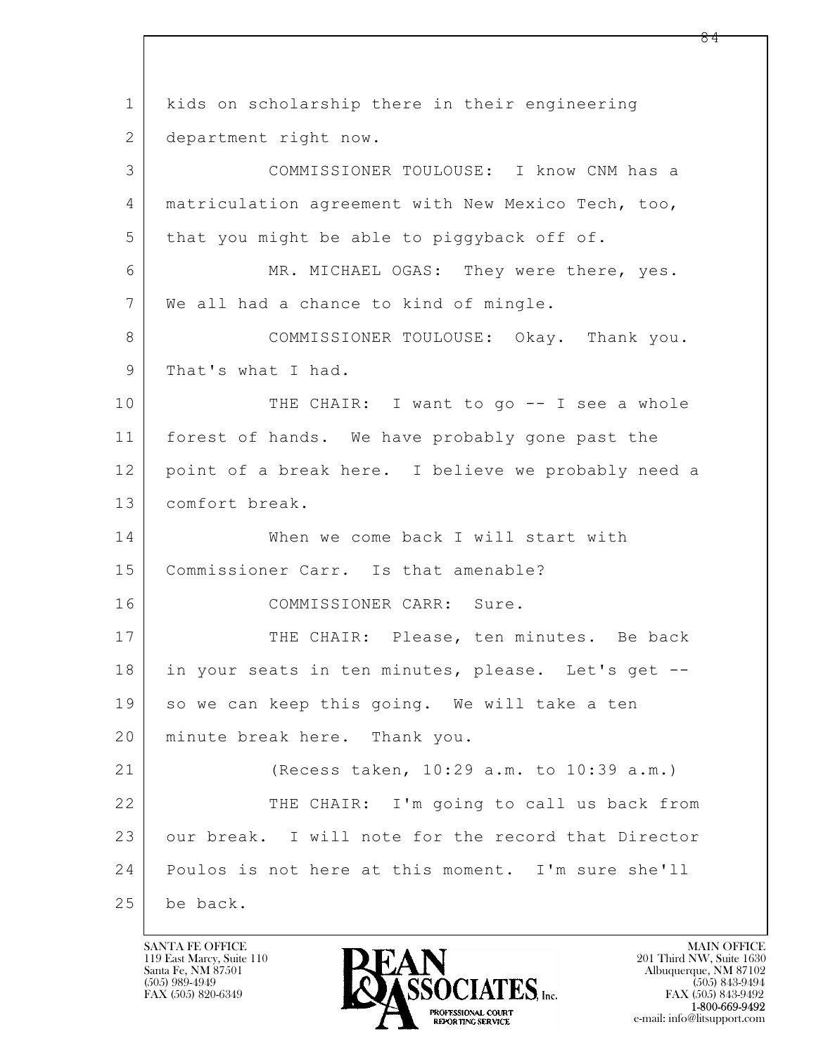kids on scholarship there in their engineering department right now.

COMMISSIONER TOULOUSE: I know CNM has a matriculation agreement with New Mexico Tech, too, that you might be able to piggyback off of.

MR. MICHAEL OGAS: They were there, yes. We all had a chance to kind of mingle.

COMMISSIONER TOULOUSE: Okay. Thank you. That's what I had.

THE CHAIR: I want to go -- I see a whole forest of hands. We have probably gone past the point of a break here. I believe we probably need a comfort break.

When we come back I will start with Commissioner Carr. Is that amenable?

COMMISSIONER CARR: Sure.

THE CHAIR: Please, ten minutes. Be back in your seats in ten minutes, please. Let's get -- so we can keep this going. We will take a ten minute break here. Thank you.

(Recess taken, 10:29 a.m. to 10:39 a.m.)

THE CHAIR: I'm going to call us back from our break. I will note for the record that Director Poulos is not here at this moment. I'm sure she'll be back.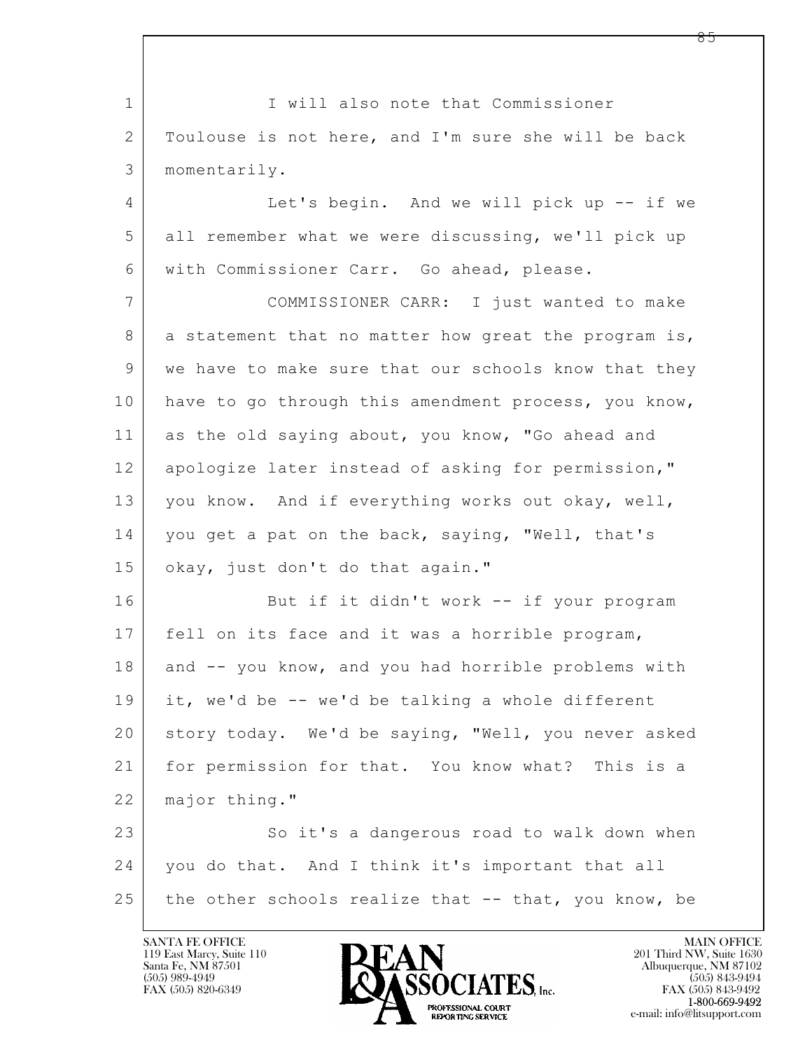I will also note that Commissioner Toulouse is not here, and I'm sure she will be back momentarily.

Let's begin. And we will pick up -- if we all remember what we were discussing, we'll pick up with Commissioner Carr. Go ahead, please.

COMMISSIONER CARR: I just wanted to make a statement that no matter how great the program is, we have to make sure that our schools know that they have to go through this amendment process, you know, as the old saying about, you know, "Go ahead and apologize later instead of asking for permission," you know. And if everything works out okay, well, you get a pat on the back, saying, "Well, that's okay, just don't do that again."

But if it didn't work -- if your program fell on its face and it was a horrible program, and -- you know, and you had horrible problems with it, we'd be -- we'd be talking a whole different story today. We'd be saying, "Well, you never asked for permission for that. You know what? This is a major thing."

So it's a dangerous road to walk down when you do that. And I think it's important that all the other schools realize that -- that, you know, be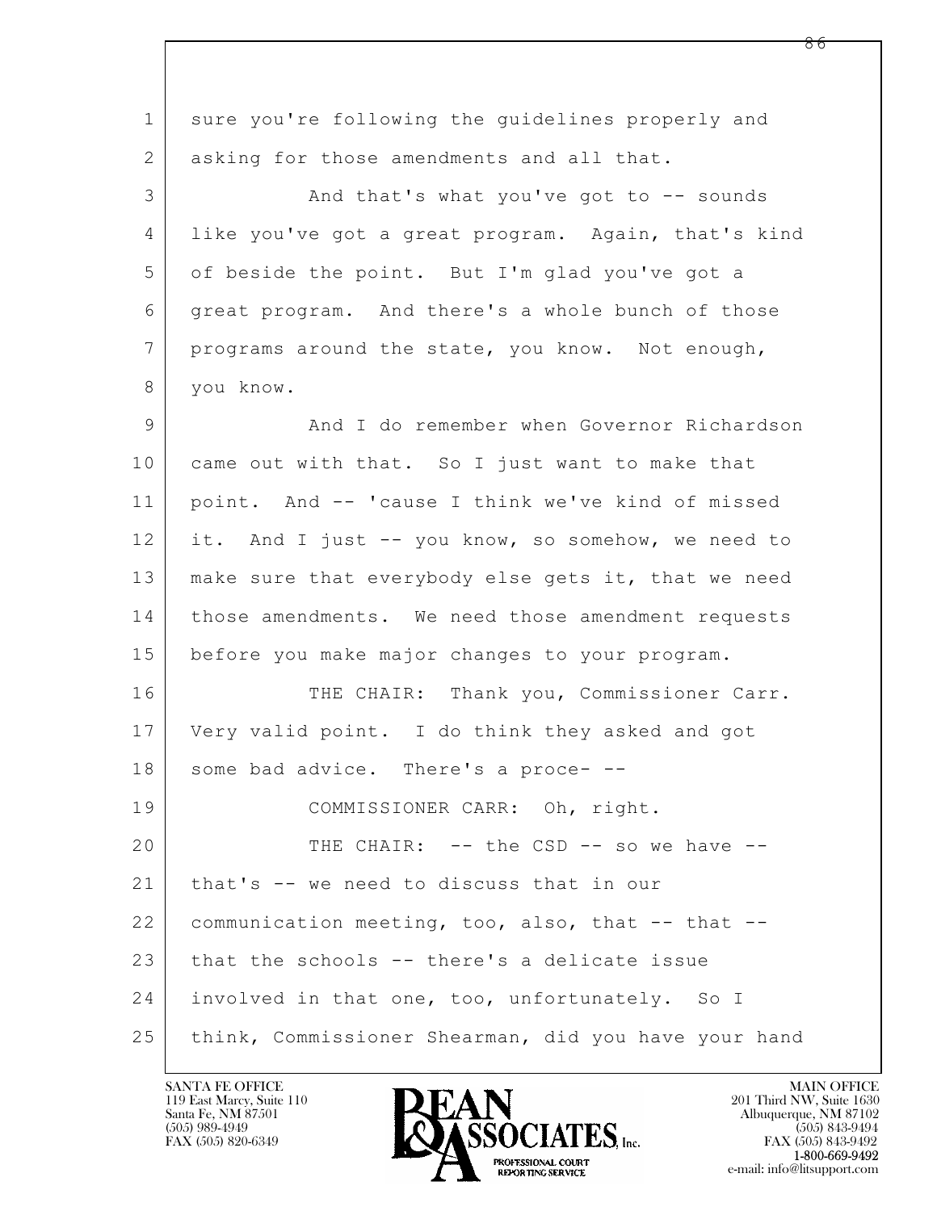sure you're following the guidelines properly and asking for those amendments and all that.

And that's what you've got to -- sounds like you've got a great program. Again, that's kind of beside the point. But I'm glad you've got a great program. And there's a whole bunch of those programs around the state, you know. Not enough, you know.

And I do remember when Governor Richardson came out with that. So I just want to make that point. And -- 'cause I think we've kind of missed it. And I just -- you know, so somehow, we need to make sure that everybody else gets it, that we need those amendments. We need those amendment requests before you make major changes to your program.

THE CHAIR: Thank you, Commissioner Carr. Very valid point. I do think they asked and got some bad advice. There's a proce- --

COMMISSIONER CARR: Oh, right.

THE CHAIR: -- the CSD -- so we have -- that's -- we need to discuss that in our communication meeting, too, also, that -- that -- that the schools -- there's a delicate issue involved in that one, too, unfortunately. So I think, Commissioner Shearman, did you have your hand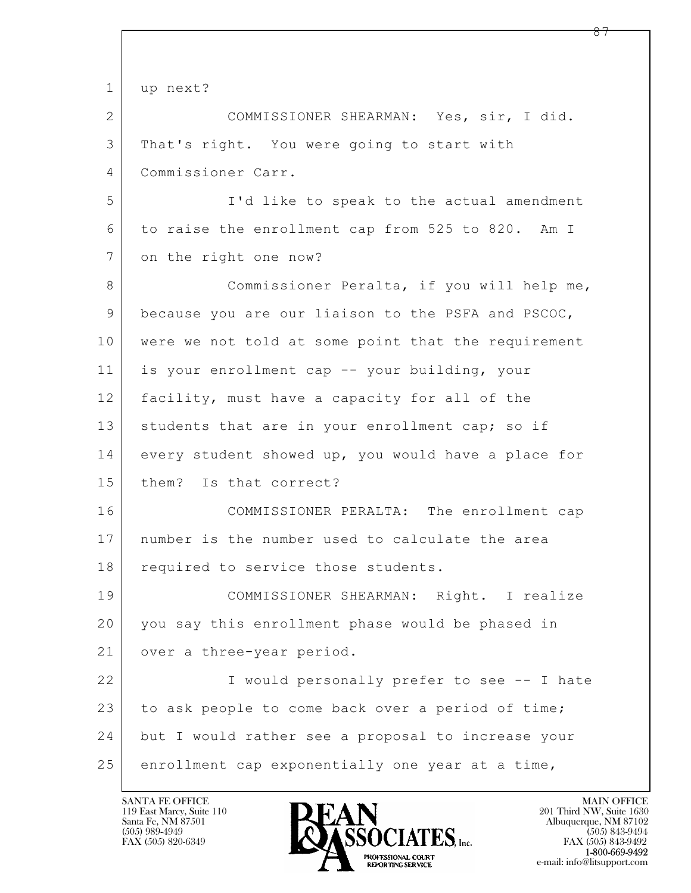up next?

COMMISSIONER SHEARMAN: Yes, sir, I did. That's right. You were going to start with Commissioner Carr.

I'd like to speak to the actual amendment to raise the enrollment cap from 525 to 820. Am I on the right one now?

Commissioner Peralta, if you will help me, because you are our liaison to the PSFA and PSCOC, were we not told at some point that the requirement is your enrollment cap -- your building, your facility, must have a capacity for all of the students that are in your enrollment cap; so if every student showed up, you would have a place for them? Is that correct?

COMMISSIONER PERALTA: The enrollment cap number is the number used to calculate the area required to service those students.

COMMISSIONER SHEARMAN: Right. I realize you say this enrollment phase would be phased in over a three-year period.

I would personally prefer to see -- I hate to ask people to come back over a period of time; but I would rather see a proposal to increase your enrollment cap exponentially one year at a time,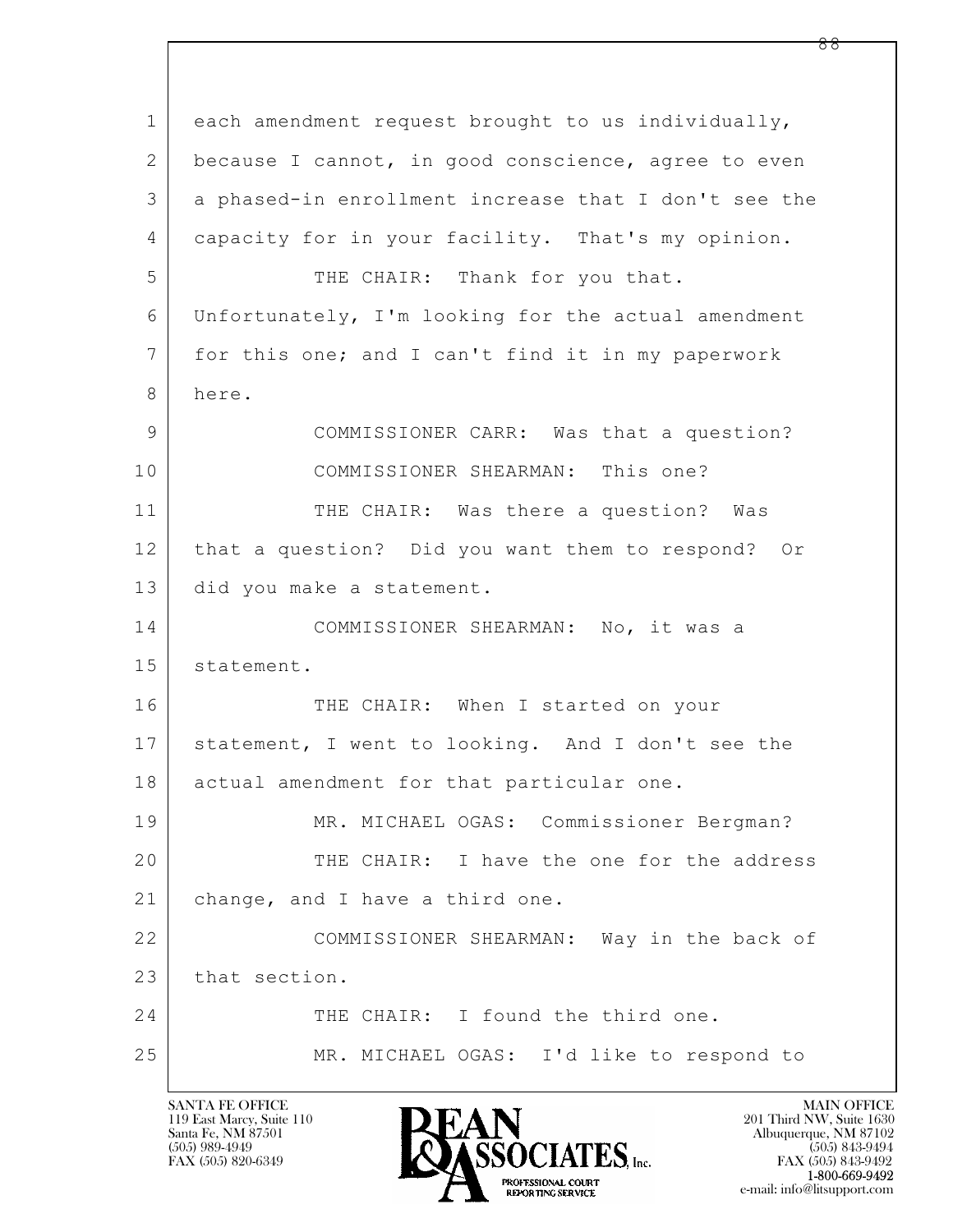each amendment request brought to us individually, because I cannot, in good conscience, agree to even a phased-in enrollment increase that I don't see the capacity for in your facility. That's my opinion.

THE CHAIR: Thank for you that. Unfortunately, I'm looking for the actual amendment for this one; and I can't find it in my paperwork here.

COMMISSIONER CARR: Was that a question?

COMMISSIONER SHEARMAN: This one?

THE CHAIR: Was there a question? Was that a question? Did you want them to respond? Or did you make a statement.

COMMISSIONER SHEARMAN: No, it was a statement.

THE CHAIR: When I started on your statement, I went to looking. And I don't see the actual amendment for that particular one.

MR. MICHAEL OGAS: Commissioner Bergman?

THE CHAIR: I have the one for the address change, and I have a third one.

COMMISSIONER SHEARMAN: Way in the back of that section.

THE CHAIR: I found the third one.

MR. MICHAEL OGAS: I'd like to respond to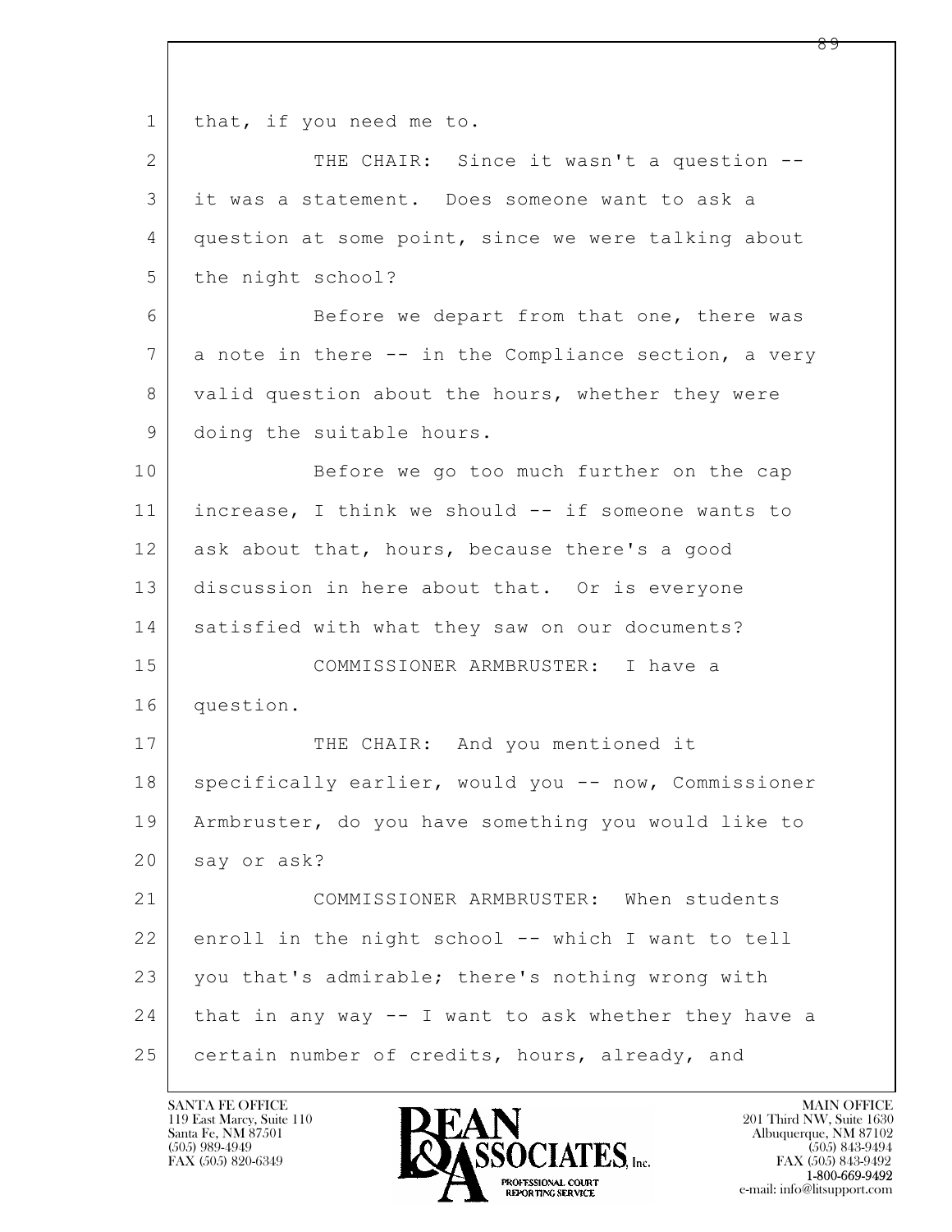1 that, if you need me to.

2 THE CHAIR: Since it wasn't a question --

3 it was a statement. Does someone want to ask a

4 question at some point, since we were talking about

5 the night school?

6 Before we depart from that one, there was

7 a note in there -- in the Compliance section, a very

8 valid question about the hours, whether they were

9 doing the suitable hours.

10 Before we go too much further on the cap

11 increase, I think we should -- if someone wants to

12 ask about that, hours, because there's a good

13 discussion in here about that. Or is everyone

14 satisfied with what they saw on our documents?

15 COMMISSIONER ARMBRUSTER: I have a

16 question.

17 THE CHAIR: And you mentioned it

18 specifically earlier, would you -- now, Commissioner

19 Armbruster, do you have something you would like to

20 say or ask?

21 COMMISSIONER ARMBRUSTER: When students

22 enroll in the night school -- which I want to tell

23 you that's admirable; there's nothing wrong with

24 that in any way -- I want to ask whether they have a

25 certain number of credits, hours, already, and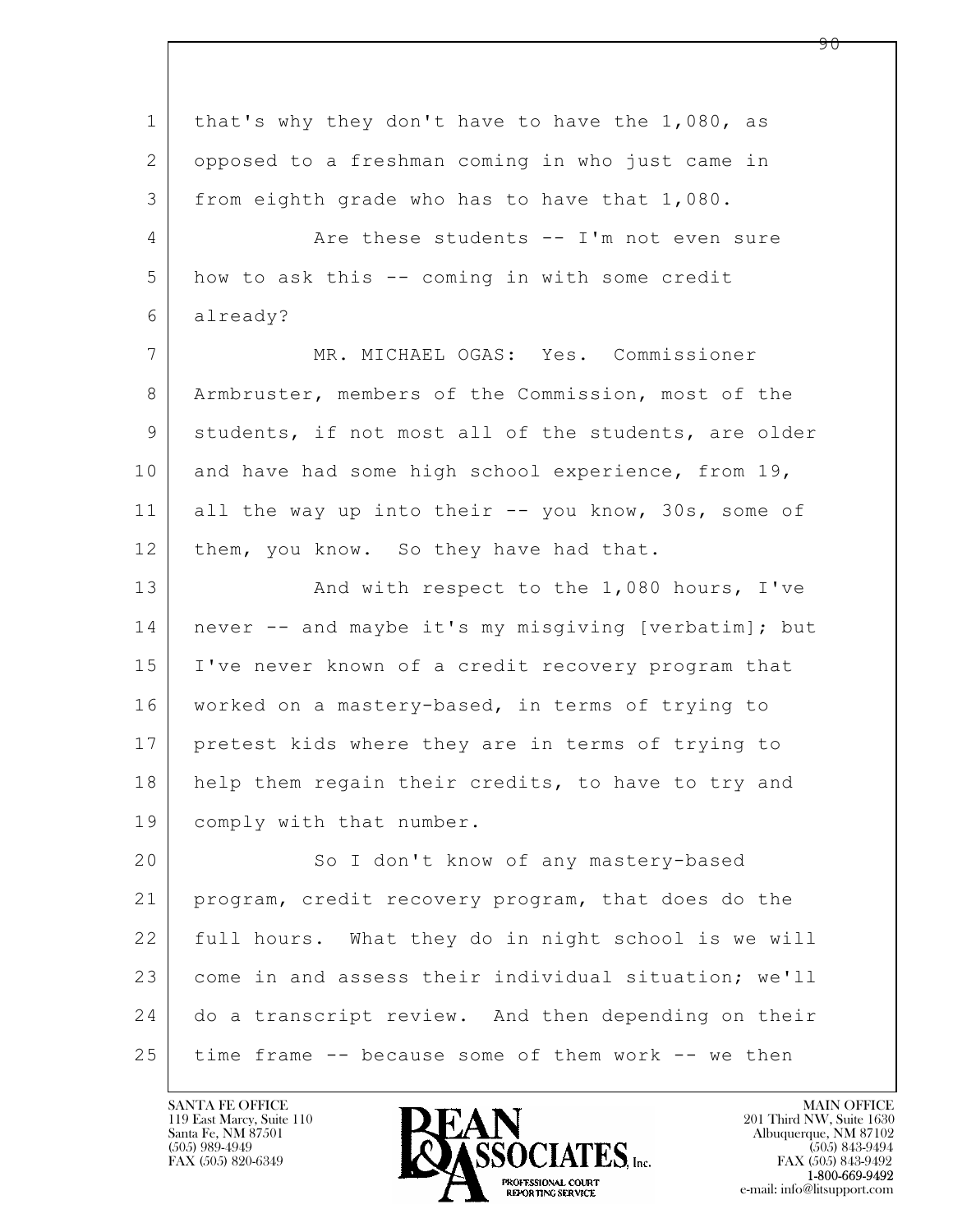1 that's why they don't have to have the 1,080, as
2 opposed to a freshman coming in who just came in
3 from eighth grade who has to have that 1,080.

4 Are these students -- I'm not even sure
5 how to ask this -- coming in with some credit
6 already?

7 MR. MICHAEL OGAS: Yes. Commissioner
8 Armbruster, members of the Commission, most of the
9 students, if not most all of the students, are older
10 and have had some high school experience, from 19,
11 all the way up into their -- you know, 30s, some of
12 them, you know. So they have had that.

13 And with respect to the 1,080 hours, I've
14 never -- and maybe it's my misgiving [verbatim]; but
15 I've never known of a credit recovery program that
16 worked on a mastery-based, in terms of trying to
17 pretest kids where they are in terms of trying to
18 help them regain their credits, to have to try and
19 comply with that number.

20 So I don't know of any mastery-based
21 program, credit recovery program, that does do the
22 full hours. What they do in night school is we will
23 come in and assess their individual situation; we'll
24 do a transcript review. And then depending on their
25 time frame -- because some of them work -- we then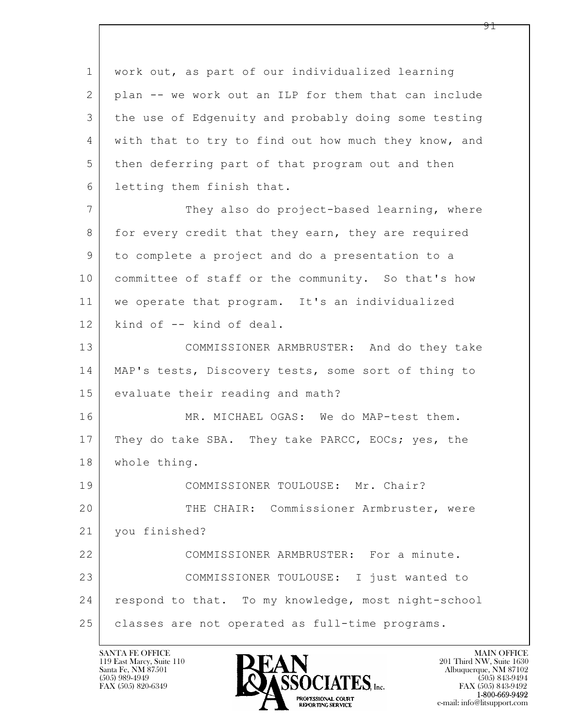work out, as part of our individualized learning plan -- we work out an ILP for them that can include the use of Edgenuity and probably doing some testing with that to try to find out how much they know, and then deferring part of that program out and then letting them finish that.

They also do project-based learning, where for every credit that they earn, they are required to complete a project and do a presentation to a committee of staff or the community. So that's how we operate that program. It's an individualized kind of -- kind of deal.

COMMISSIONER ARMBRUSTER: And do they take MAP's tests, Discovery tests, some sort of thing to evaluate their reading and math?

MR. MICHAEL OGAS: We do MAP-test them. They do take SBA. They take PARCC, EOCs; yes, the whole thing.

COMMISSIONER TOULOUSE: Mr. Chair?

THE CHAIR: Commissioner Armbruster, were you finished?

COMMISSIONER ARMBRUSTER: For a minute.

COMMISSIONER TOULOUSE: I just wanted to respond to that. To my knowledge, most night-school classes are not operated as full-time programs.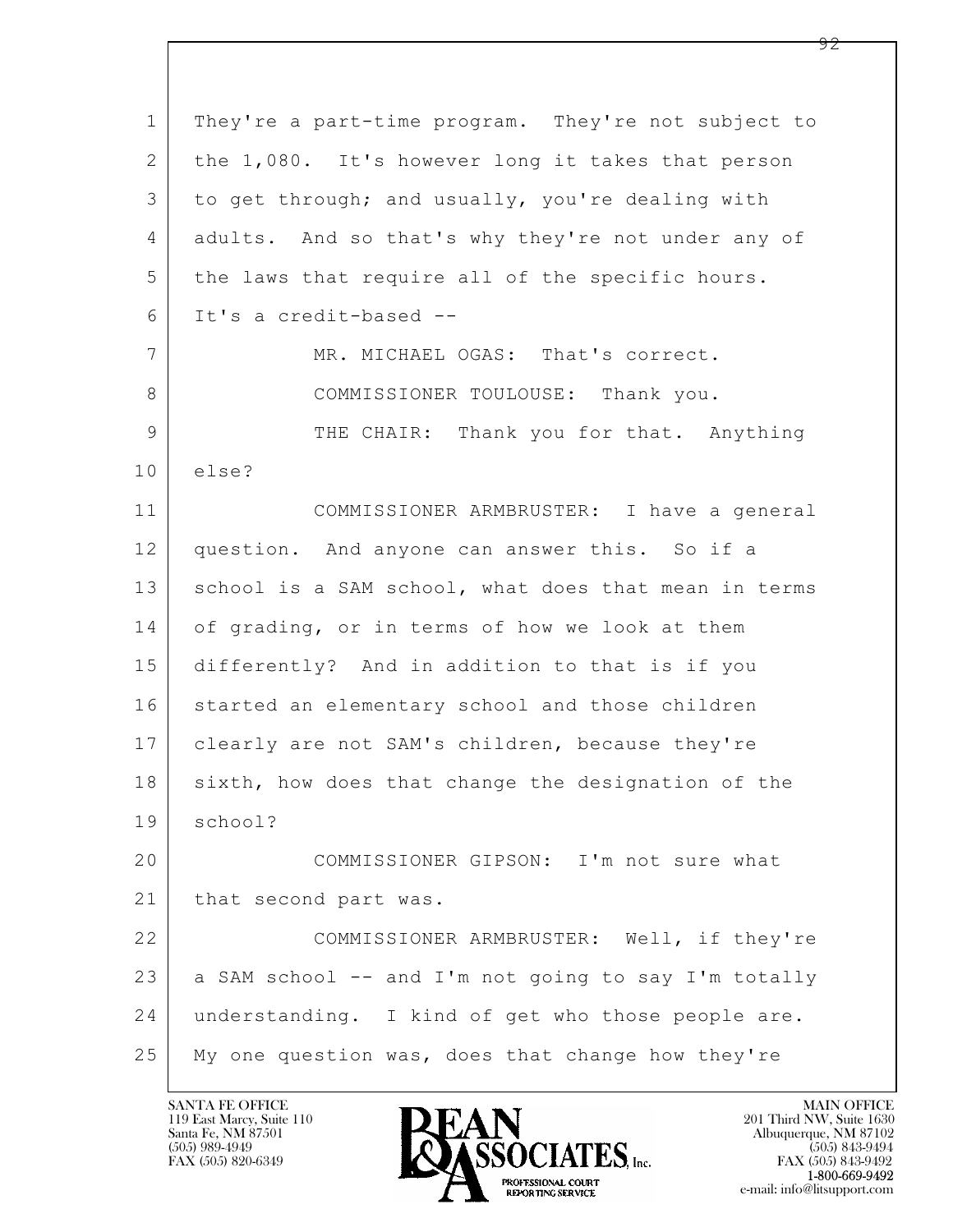They're a part-time program. They're not subject to the 1,080. It's however long it takes that person to get through; and usually, you're dealing with adults. And so that's why they're not under any of the laws that require all of the specific hours. It's a credit-based --

MR. MICHAEL OGAS: That's correct.

COMMISSIONER TOULOUSE: Thank you.

THE CHAIR: Thank you for that. Anything else?

COMMISSIONER ARMBRUSTER: I have a general question. And anyone can answer this. So if a school is a SAM school, what does that mean in terms of grading, or in terms of how we look at them differently? And in addition to that is if you started an elementary school and those children clearly are not SAM's children, because they're sixth, how does that change the designation of the school?

COMMISSIONER GIPSON: I'm not sure what that second part was.

COMMISSIONER ARMBRUSTER: Well, if they're a SAM school -- and I'm not going to say I'm totally understanding. I kind of get who those people are. My one question was, does that change how they're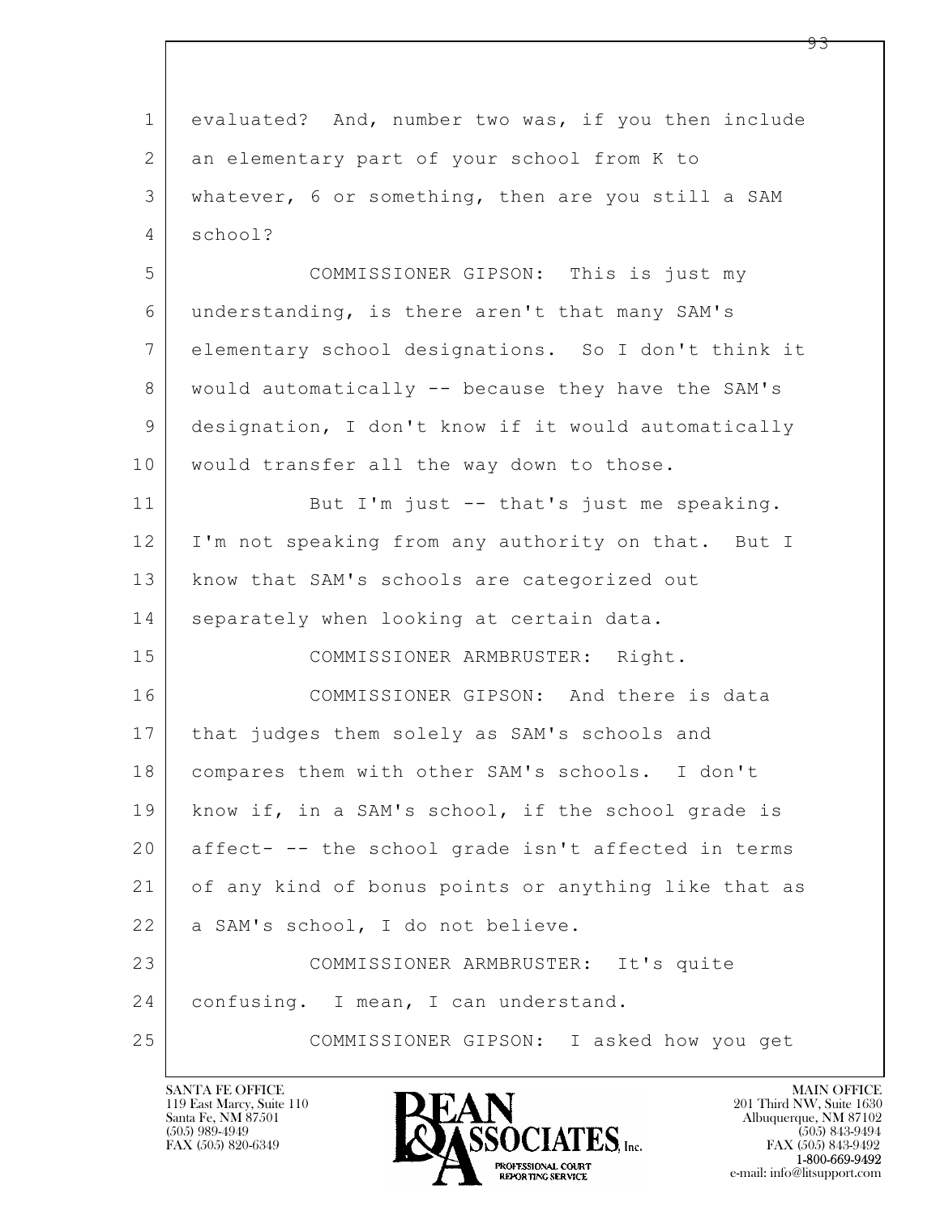evaluated? And, number two was, if you then include an elementary part of your school from K to whatever, 6 or something, then are you still a SAM school?

COMMISSIONER GIPSON: This is just my understanding, is there aren't that many SAM's elementary school designations. So I don't think it would automatically -- because they have the SAM's designation, I don't know if it would automatically would transfer all the way down to those.

But I'm just -- that's just me speaking. I'm not speaking from any authority on that. But I know that SAM's schools are categorized out separately when looking at certain data.

COMMISSIONER ARMBRUSTER: Right.

COMMISSIONER GIPSON: And there is data that judges them solely as SAM's schools and compares them with other SAM's schools. I don't know if, in a SAM's school, if the school grade is affect- -- the school grade isn't affected in terms of any kind of bonus points or anything like that as a SAM's school, I do not believe.

COMMISSIONER ARMBRUSTER: It's quite confusing. I mean, I can understand.

COMMISSIONER GIPSON: I asked how you get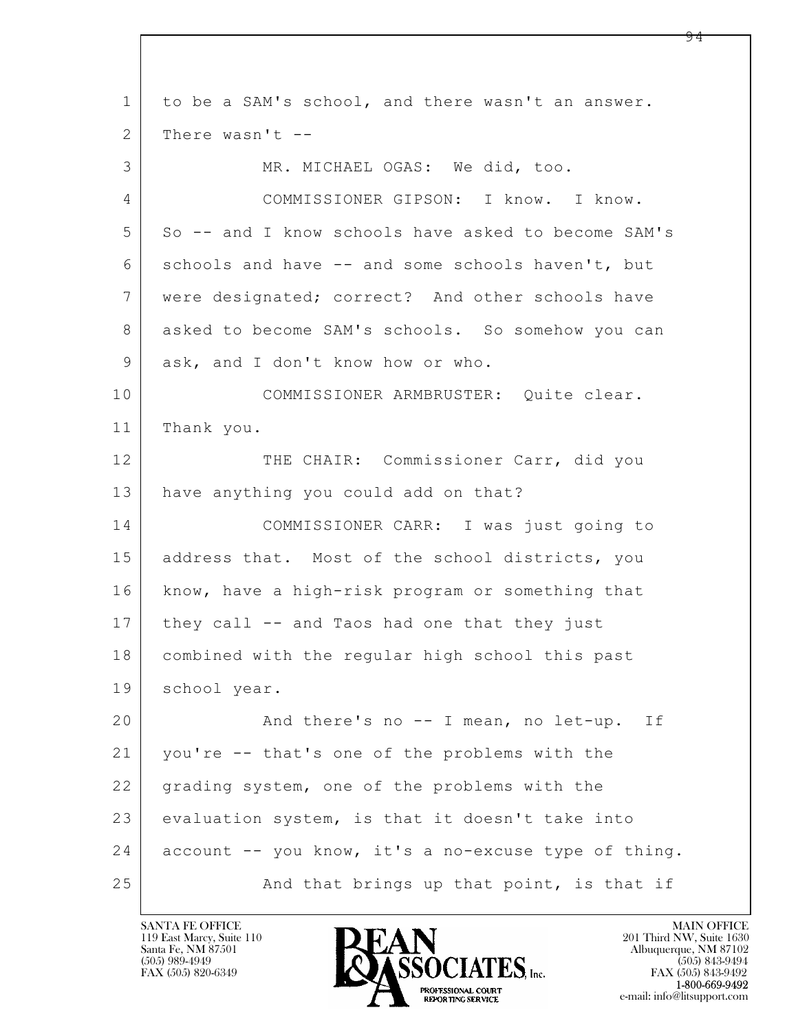to be a SAM's school, and there wasn't an answer. There wasn't --

MR. MICHAEL OGAS: We did, too.

COMMISSIONER GIPSON: I know. I know. So -- and I know schools have asked to become SAM's schools and have -- and some schools haven't, but were designated; correct? And other schools have asked to become SAM's schools. So somehow you can ask, and I don't know how or who.

COMMISSIONER ARMBRUSTER: Quite clear. Thank you.

THE CHAIR: Commissioner Carr, did you have anything you could add on that?

COMMISSIONER CARR: I was just going to address that. Most of the school districts, you know, have a high-risk program or something that they call -- and Taos had one that they just combined with the regular high school this past school year.

And there's no -- I mean, no let-up. If you're -- that's one of the problems with the grading system, one of the problems with the evaluation system, is that it doesn't take into account -- you know, it's a no-excuse type of thing.

And that brings up that point, is that if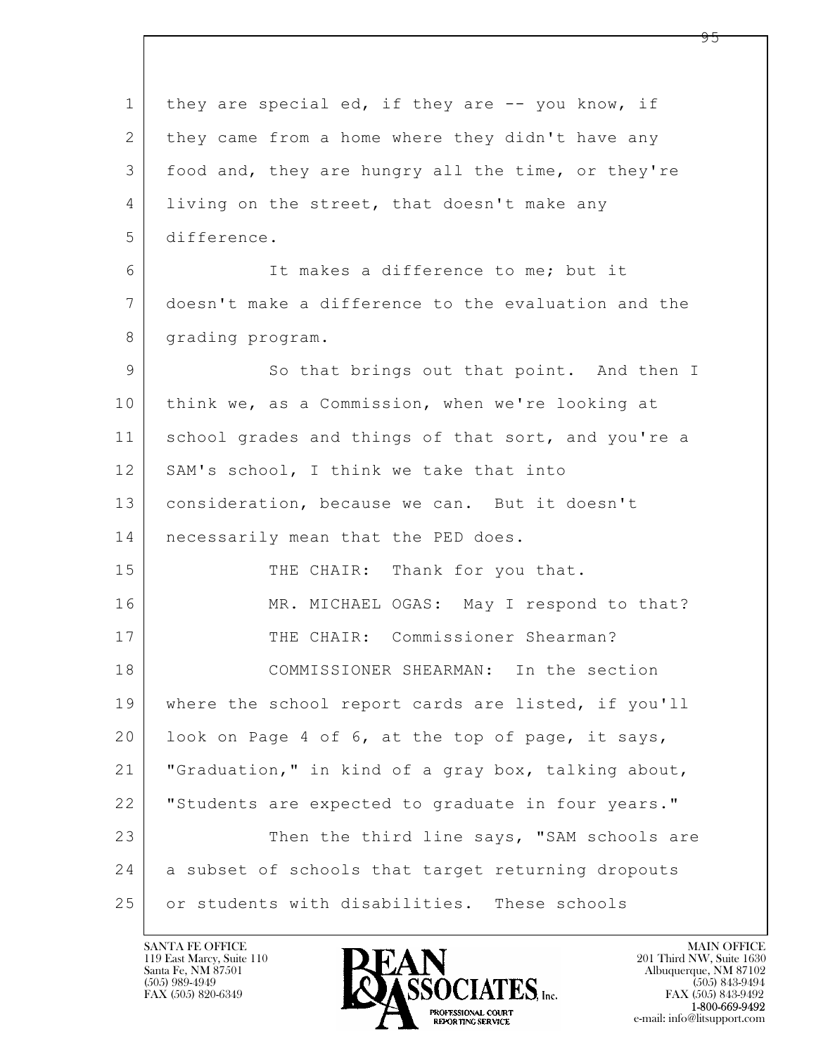they are special ed, if they are -- you know, if they came from a home where they didn't have any food and, they are hungry all the time, or they're living on the street, that doesn't make any difference.

It makes a difference to me; but it doesn't make a difference to the evaluation and the grading program.

So that brings out that point. And then I think we, as a Commission, when we're looking at school grades and things of that sort, and you're a SAM's school, I think we take that into consideration, because we can. But it doesn't necessarily mean that the PED does.

THE CHAIR: Thank for you that.

MR. MICHAEL OGAS: May I respond to that?

THE CHAIR: Commissioner Shearman?

COMMISSIONER SHEARMAN: In the section where the school report cards are listed, if you'll look on Page 4 of 6, at the top of page, it says, "Graduation," in kind of a gray box, talking about, "Students are expected to graduate in four years."

Then the third line says, "SAM schools are a subset of schools that target returning dropouts or students with disabilities. These schools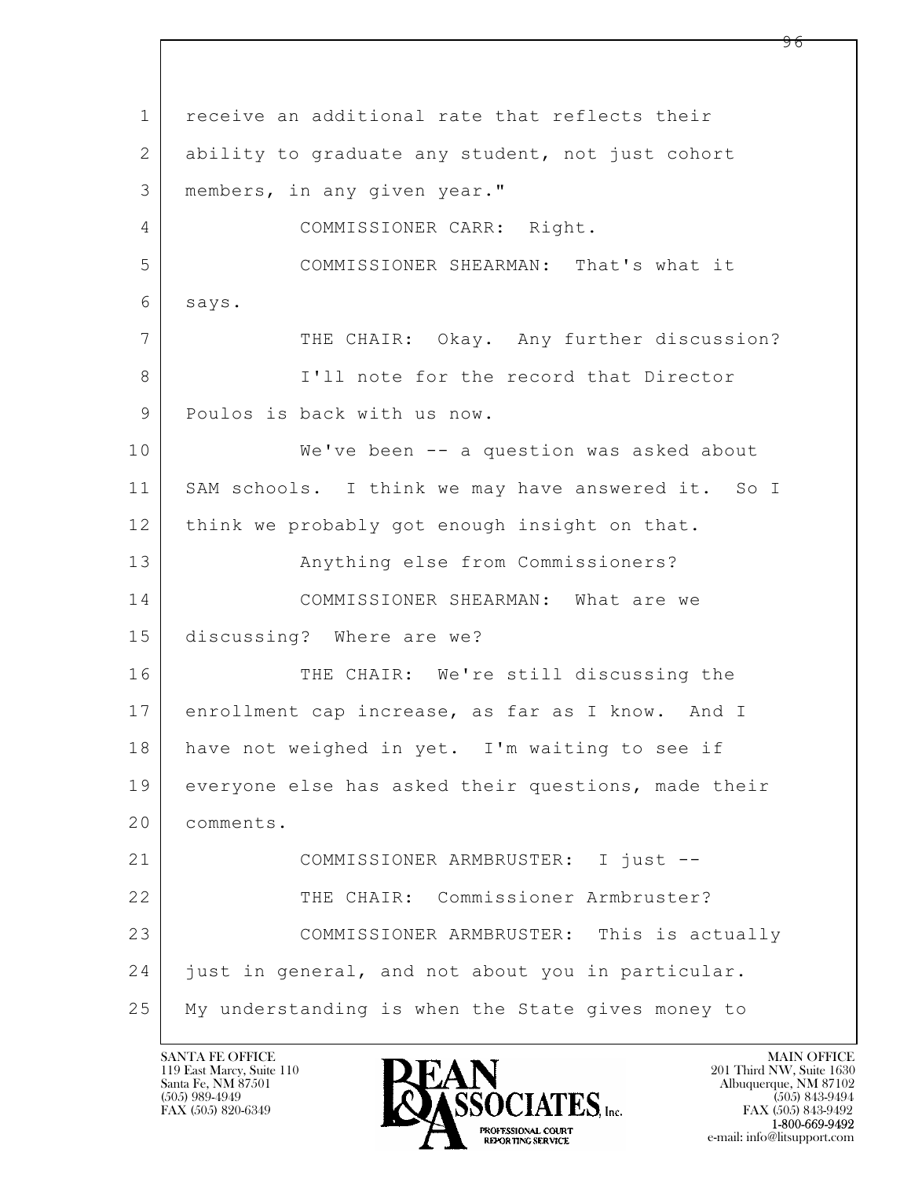receive an additional rate that reflects their ability to graduate any student, not just cohort members, in any given year."

COMMISSIONER CARR: Right.

COMMISSIONER SHEARMAN: That's what it says.

THE CHAIR: Okay. Any further discussion?

I'll note for the record that Director Poulos is back with us now.

We've been -- a question was asked about SAM schools. I think we may have answered it. So I think we probably got enough insight on that.

Anything else from Commissioners?

COMMISSIONER SHEARMAN: What are we discussing? Where are we?

THE CHAIR: We're still discussing the enrollment cap increase, as far as I know. And I have not weighed in yet. I'm waiting to see if everyone else has asked their questions, made their comments.

COMMISSIONER ARMBRUSTER: I just --

THE CHAIR: Commissioner Armbruster?

COMMISSIONER ARMBRUSTER: This is actually just in general, and not about you in particular. My understanding is when the State gives money to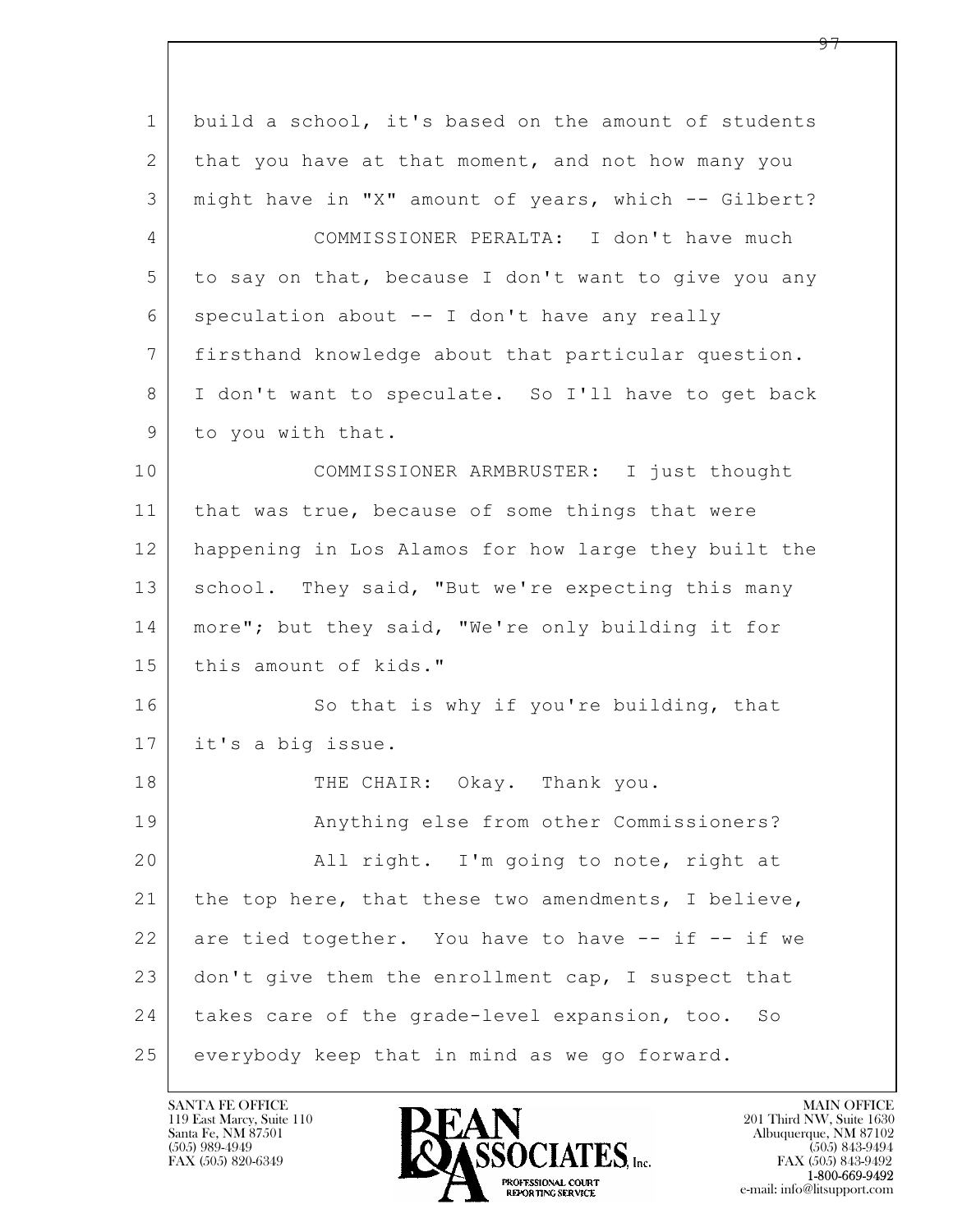build a school, it's based on the amount of students that you have at that moment, and not how many you might have in "X" amount of years, which -- Gilbert?

COMMISSIONER PERALTA: I don't have much to say on that, because I don't want to give you any speculation about -- I don't have any really firsthand knowledge about that particular question. I don't want to speculate. So I'll have to get back to you with that.

COMMISSIONER ARMBRUSTER: I just thought that was true, because of some things that were happening in Los Alamos for how large they built the school. They said, "But we're expecting this many more"; but they said, "We're only building it for this amount of kids."

So that is why if you're building, that it's a big issue.

THE CHAIR: Okay. Thank you.

Anything else from other Commissioners?

All right. I'm going to note, right at the top here, that these two amendments, I believe, are tied together. You have to have -- if -- if we don't give them the enrollment cap, I suspect that takes care of the grade-level expansion, too. So everybody keep that in mind as we go forward.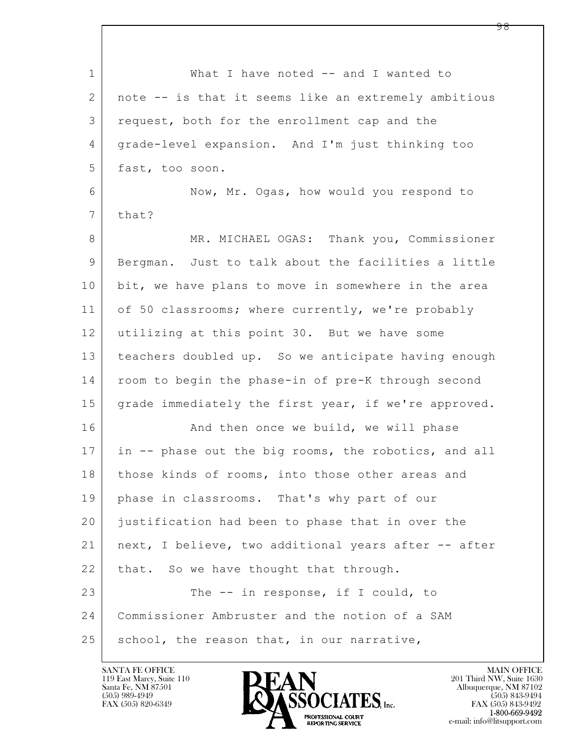What I have noted -- and I wanted to note -- is that it seems like an extremely ambitious request, both for the enrollment cap and the grade-level expansion. And I'm just thinking too fast, too soon.

Now, Mr. Ogas, how would you respond to that?

MR. MICHAEL OGAS: Thank you, Commissioner Bergman. Just to talk about the facilities a little bit, we have plans to move in somewhere in the area of 50 classrooms; where currently, we're probably utilizing at this point 30. But we have some teachers doubled up. So we anticipate having enough room to begin the phase-in of pre-K through second grade immediately the first year, if we're approved.

And then once we build, we will phase in -- phase out the big rooms, the robotics, and all those kinds of rooms, into those other areas and phase in classrooms. That's why part of our justification had been to phase that in over the next, I believe, two additional years after -- after that. So we have thought that through.

The -- in response, if I could, to Commissioner Ambruster and the notion of a SAM school, the reason that, in our narrative,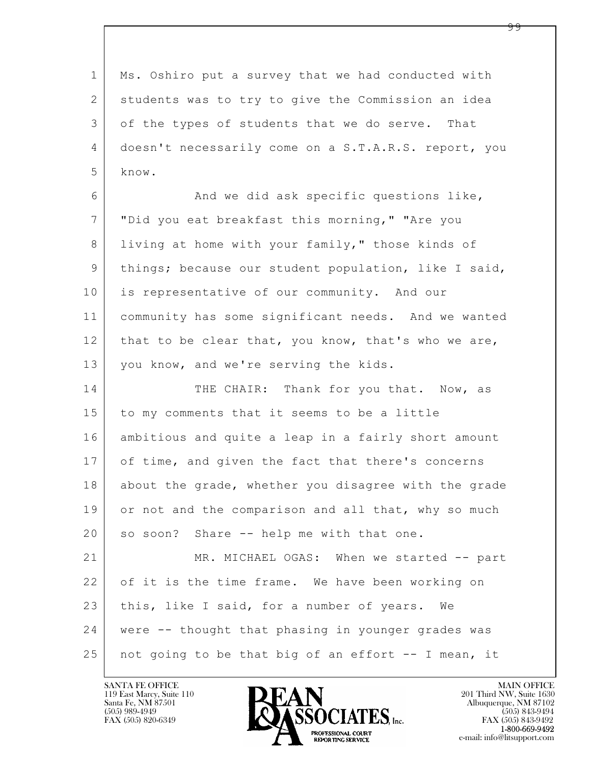Ms. Oshiro put a survey that we had conducted with students was to try to give the Commission an idea of the types of students that we do serve. That doesn't necessarily come on a S.T.A.R.S. report, you know.

And we did ask specific questions like, "Did you eat breakfast this morning," "Are you living at home with your family," those kinds of things; because our student population, like I said, is representative of our community. And our community has some significant needs. And we wanted that to be clear that, you know, that's who we are, you know, and we're serving the kids.

THE CHAIR: Thank for you that. Now, as to my comments that it seems to be a little ambitious and quite a leap in a fairly short amount of time, and given the fact that there's concerns about the grade, whether you disagree with the grade or not and the comparison and all that, why so much so soon? Share -- help me with that one.

MR. MICHAEL OGAS: When we started -- part of it is the time frame. We have been working on this, like I said, for a number of years. We were -- thought that phasing in younger grades was not going to be that big of an effort -- I mean, it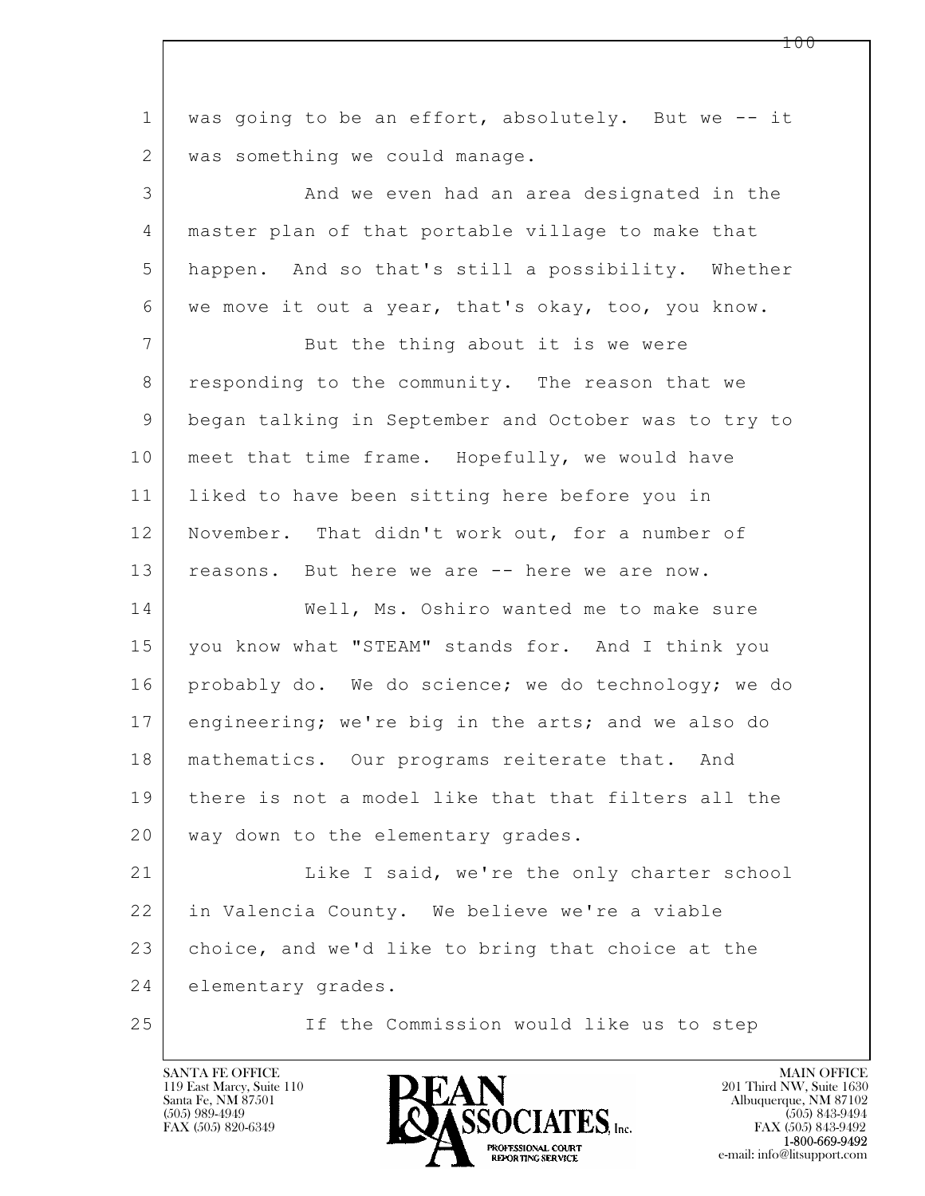was going to be an effort, absolutely. But we -- it was something we could manage.

And we even had an area designated in the master plan of that portable village to make that happen. And so that's still a possibility. Whether we move it out a year, that's okay, too, you know.

But the thing about it is we were responding to the community. The reason that we began talking in September and October was to try to meet that time frame. Hopefully, we would have liked to have been sitting here before you in November. That didn't work out, for a number of reasons. But here we are -- here we are now.

Well, Ms. Oshiro wanted me to make sure you know what "STEAM" stands for. And I think you probably do. We do science; we do technology; we do engineering; we're big in the arts; and we also do mathematics. Our programs reiterate that. And there is not a model like that that filters all the way down to the elementary grades.

Like I said, we're the only charter school in Valencia County. We believe we're a viable choice, and we'd like to bring that choice at the elementary grades.

If the Commission would like us to step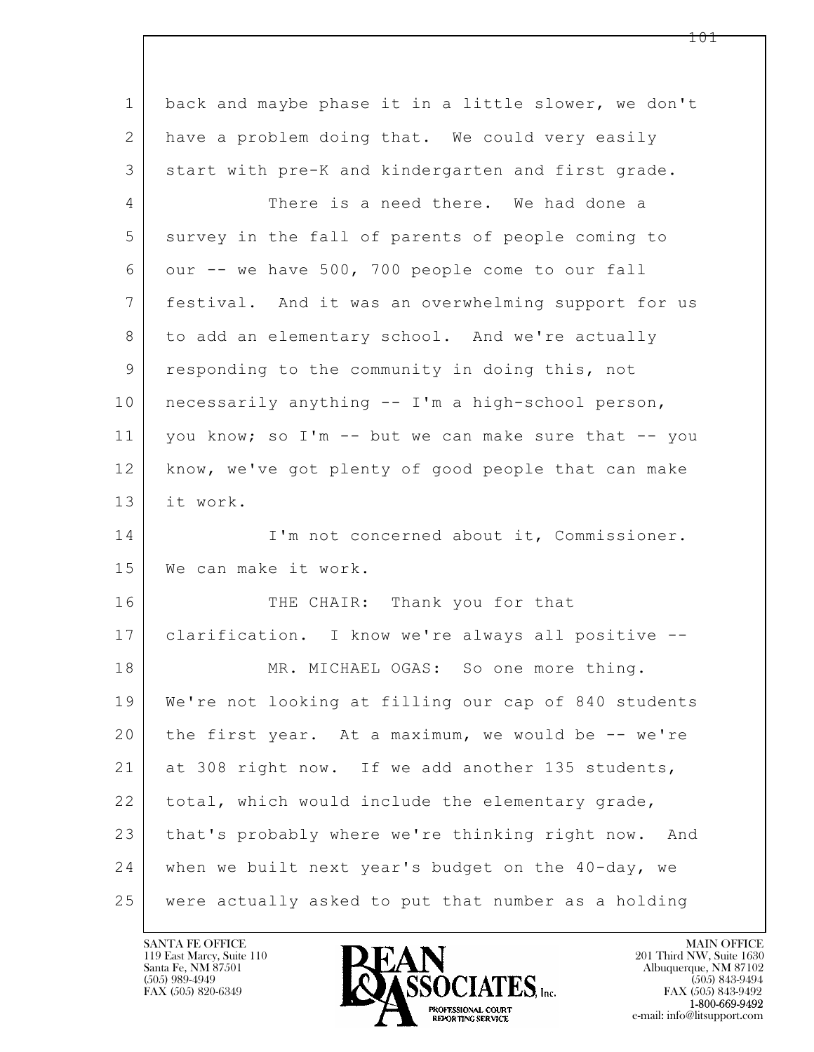back and maybe phase it in a little slower, we don't have a problem doing that. We could very easily start with pre-K and kindergarten and first grade.

There is a need there. We had done a survey in the fall of parents of people coming to our -- we have 500, 700 people come to our fall festival. And it was an overwhelming support for us to add an elementary school. And we're actually responding to the community in doing this, not necessarily anything -- I'm a high-school person, you know; so I'm -- but we can make sure that -- you know, we've got plenty of good people that can make it work.

I'm not concerned about it, Commissioner. We can make it work.

THE CHAIR: Thank you for that clarification. I know we're always all positive --

MR. MICHAEL OGAS: So one more thing. We're not looking at filling our cap of 840 students the first year. At a maximum, we would be -- we're at 308 right now. If we add another 135 students, total, which would include the elementary grade, that's probably where we're thinking right now. And when we built next year's budget on the 40-day, we were actually asked to put that number as a holding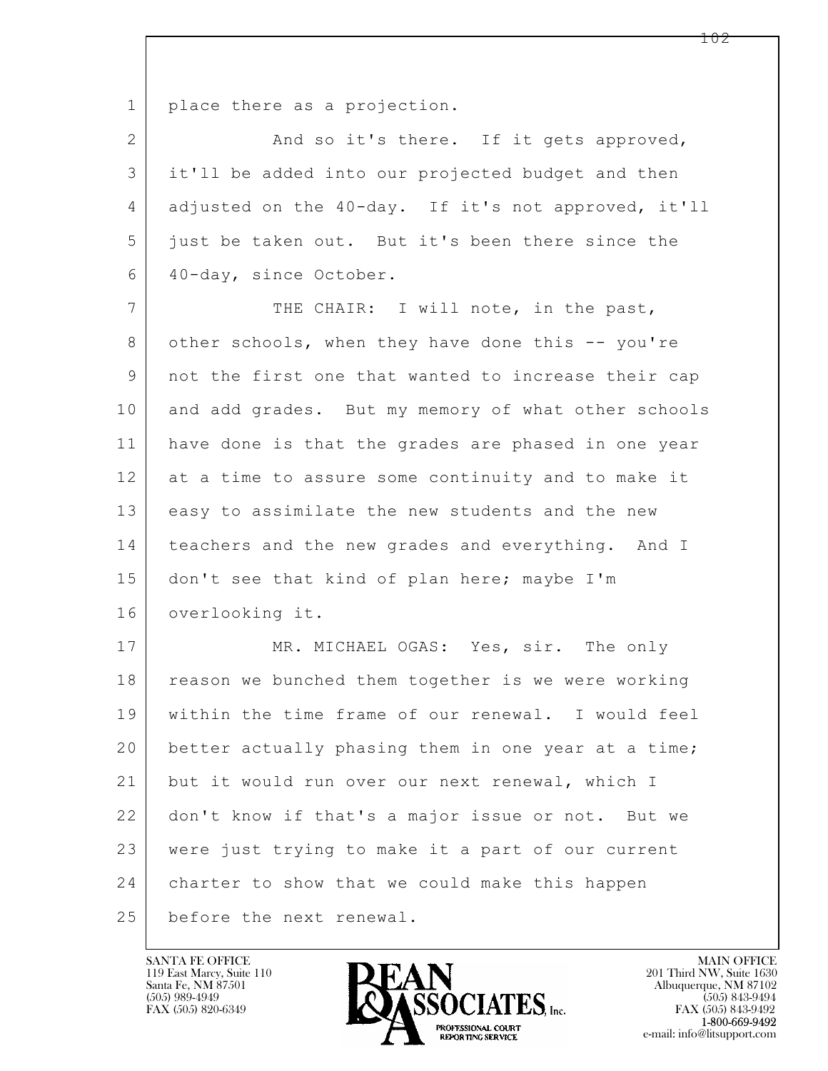place there as a projection.

And so it's there. If it gets approved, it'll be added into our projected budget and then adjusted on the 40-day. If it's not approved, it'll just be taken out. But it's been there since the 40-day, since October.

THE CHAIR: I will note, in the past, other schools, when they have done this -- you're not the first one that wanted to increase their cap and add grades. But my memory of what other schools have done is that the grades are phased in one year at a time to assure some continuity and to make it easy to assimilate the new students and the new teachers and the new grades and everything. And I don't see that kind of plan here; maybe I'm overlooking it.

MR. MICHAEL OGAS: Yes, sir. The only reason we bunched them together is we were working within the time frame of our renewal. I would feel better actually phasing them in one year at a time; but it would run over our next renewal, which I don't know if that's a major issue or not. But we were just trying to make it a part of our current charter to show that we could make this happen before the next renewal.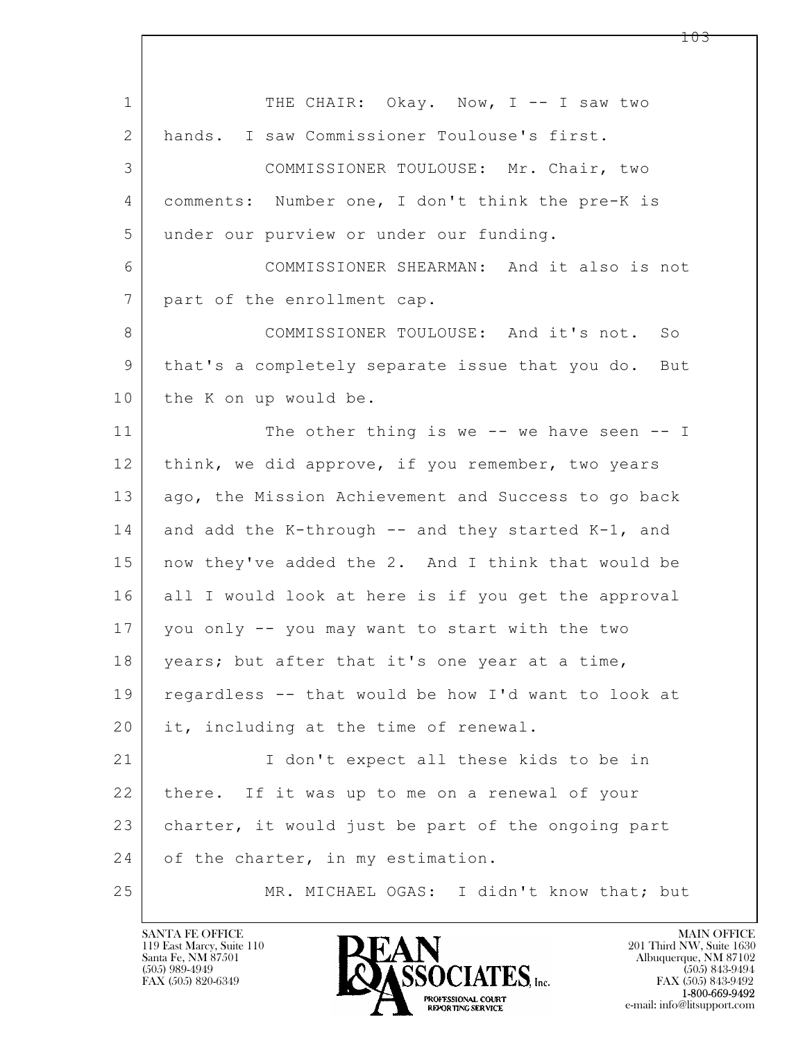THE CHAIR: Okay. Now, I -- I saw two hands. I saw Commissioner Toulouse's first.

COMMISSIONER TOULOUSE: Mr. Chair, two comments: Number one, I don't think the pre-K is under our purview or under our funding.

COMMISSIONER SHEARMAN: And it also is not part of the enrollment cap.

COMMISSIONER TOULOUSE: And it's not. So that's a completely separate issue that you do. But the K on up would be.

The other thing is we -- we have seen -- I think, we did approve, if you remember, two years ago, the Mission Achievement and Success to go back and add the K-through -- and they started K-1, and now they've added the 2. And I think that would be all I would look at here is if you get the approval you only -- you may want to start with the two years; but after that it's one year at a time, regardless -- that would be how I'd want to look at it, including at the time of renewal.

I don't expect all these kids to be in there. If it was up to me on a renewal of your charter, it would just be part of the ongoing part of the charter, in my estimation.

MR. MICHAEL OGAS: I didn't know that; but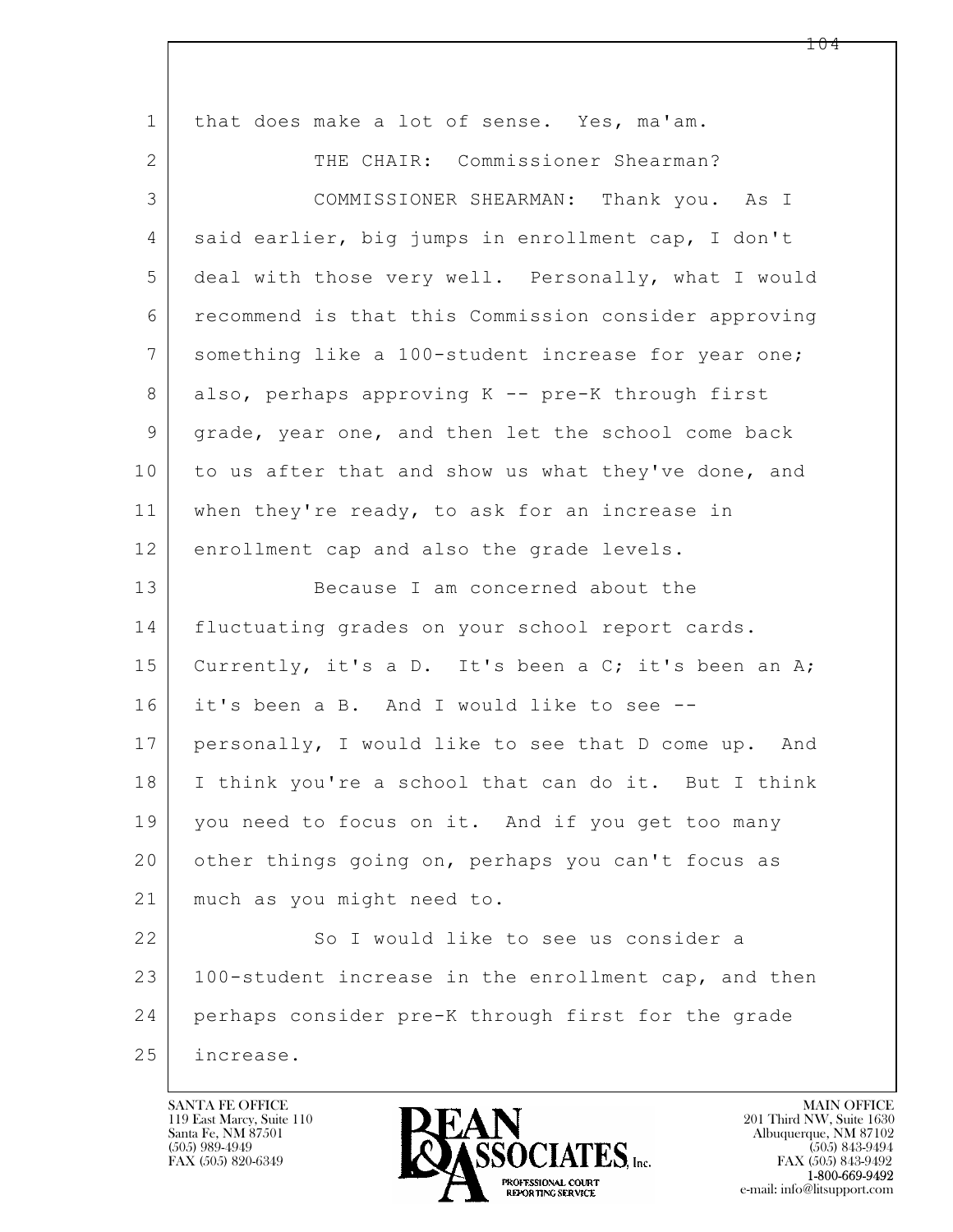1 that does make a lot of sense. Yes, ma'am.

2 THE CHAIR: Commissioner Shearman?

3 COMMISSIONER SHEARMAN: Thank you. As I
4 said earlier, big jumps in enrollment cap, I don't
5 deal with those very well. Personally, what I would
6 recommend is that this Commission consider approving
7 something like a 100-student increase for year one;
8 also, perhaps approving K -- pre-K through first
9 grade, year one, and then let the school come back
10 to us after that and show us what they've done, and
11 when they're ready, to ask for an increase in
12 enrollment cap and also the grade levels.

13 Because I am concerned about the
14 fluctuating grades on your school report cards.
15 Currently, it's a D. It's been a C; it's been an A;
16 it's been a B. And I would like to see --
17 personally, I would like to see that D come up. And
18 I think you're a school that can do it. But I think
19 you need to focus on it. And if you get too many
20 other things going on, perhaps you can't focus as
21 much as you might need to.

22 So I would like to see us consider a
23 100-student increase in the enrollment cap, and then
24 perhaps consider pre-K through first for the grade
25 increase.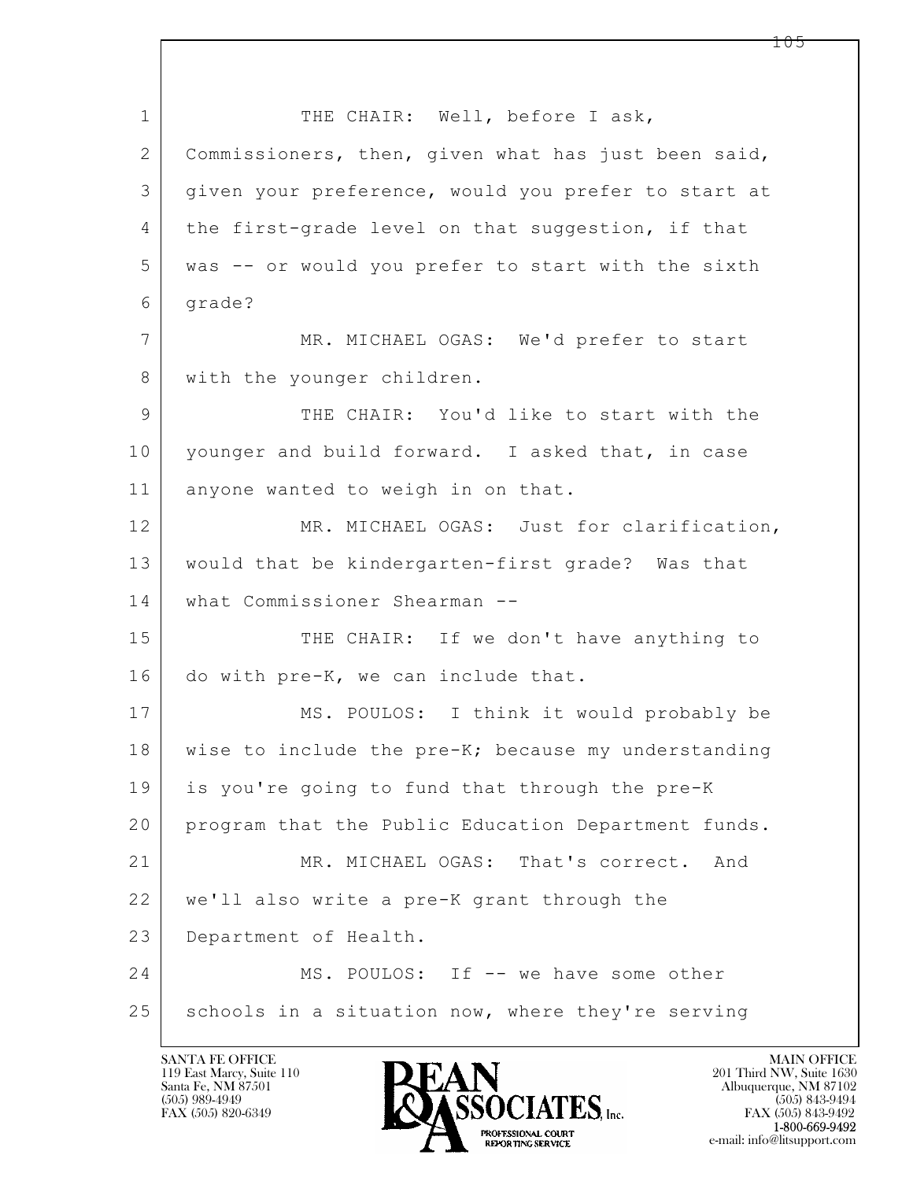THE CHAIR: Well, before I ask, Commissioners, then, given what has just been said, given your preference, would you prefer to start at the first-grade level on that suggestion, if that was -- or would you prefer to start with the sixth grade?

MR. MICHAEL OGAS: We'd prefer to start with the younger children.

THE CHAIR: You'd like to start with the younger and build forward. I asked that, in case anyone wanted to weigh in on that.

MR. MICHAEL OGAS: Just for clarification, would that be kindergarten-first grade? Was that what Commissioner Shearman --

THE CHAIR: If we don't have anything to do with pre-K, we can include that.

MS. POULOS: I think it would probably be wise to include the pre-K; because my understanding is you're going to fund that through the pre-K program that the Public Education Department funds.

MR. MICHAEL OGAS: That's correct. And we'll also write a pre-K grant through the Department of Health.

MS. POULOS: If -- we have some other schools in a situation now, where they're serving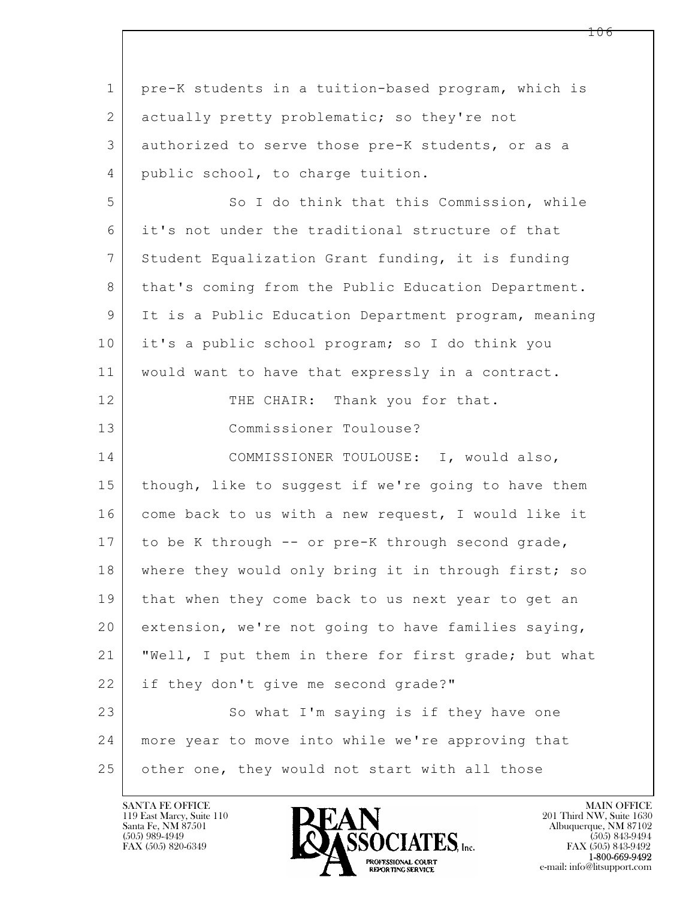pre-K students in a tuition-based program, which is actually pretty problematic; so they're not authorized to serve those pre-K students, or as a public school, to charge tuition.

So I do think that this Commission, while it's not under the traditional structure of that Student Equalization Grant funding, it is funding that's coming from the Public Education Department. It is a Public Education Department program, meaning it's a public school program; so I do think you would want to have that expressly in a contract.

THE CHAIR: Thank you for that.

Commissioner Toulouse?

COMMISSIONER TOULOUSE: I, would also, though, like to suggest if we're going to have them come back to us with a new request, I would like it to be K through -- or pre-K through second grade, where they would only bring it in through first; so that when they come back to us next year to get an extension, we're not going to have families saying, "Well, I put them in there for first grade; but what if they don't give me second grade?"

So what I'm saying is if they have one more year to move into while we're approving that other one, they would not start with all those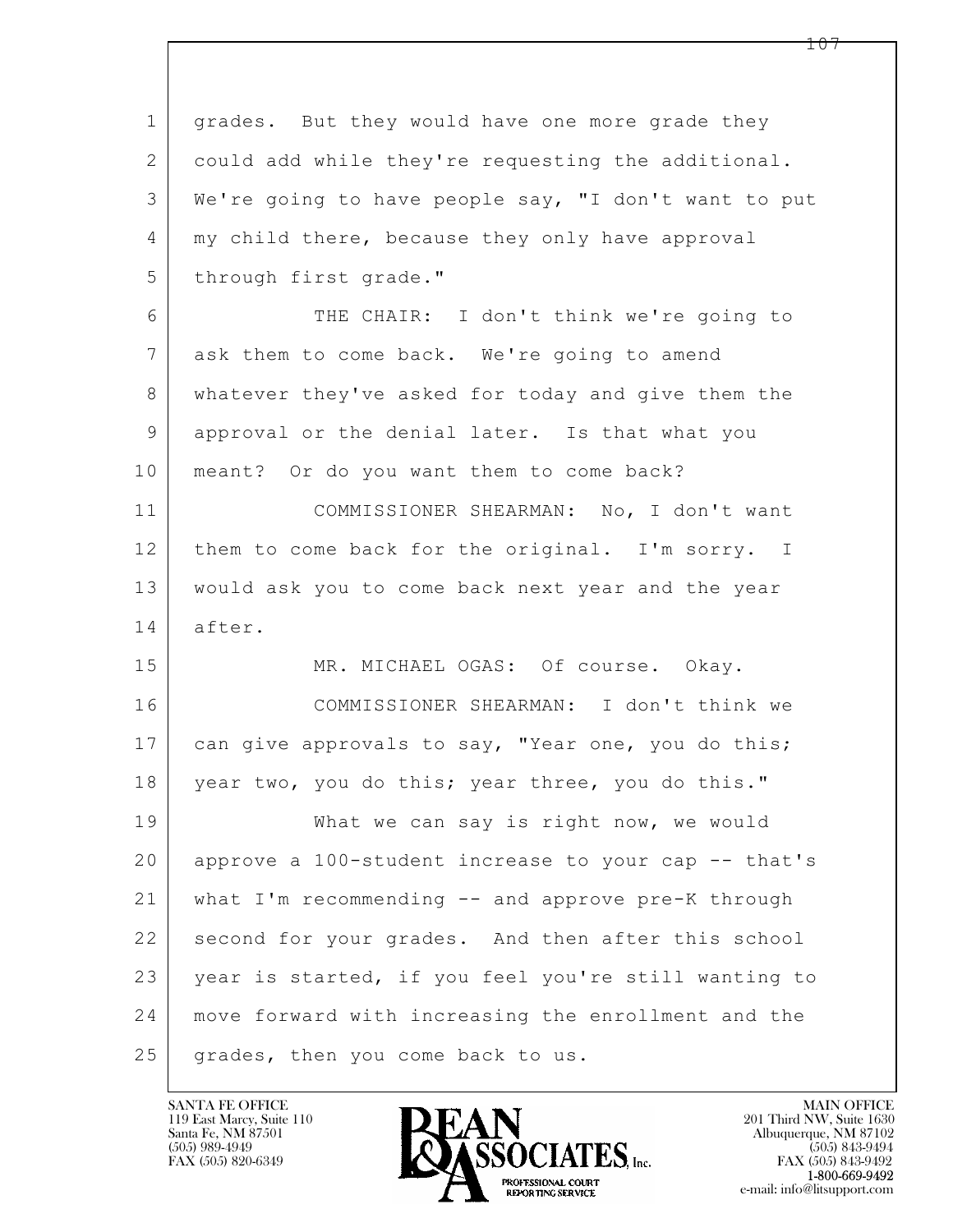grades. But they would have one more grade they could add while they're requesting the additional. We're going to have people say, "I don't want to put my child there, because they only have approval through first grade."

THE CHAIR: I don't think we're going to ask them to come back. We're going to amend whatever they've asked for today and give them the approval or the denial later. Is that what you meant? Or do you want them to come back?

COMMISSIONER SHEARMAN: No, I don't want them to come back for the original. I'm sorry. I would ask you to come back next year and the year after.

MR. MICHAEL OGAS: Of course. Okay.

COMMISSIONER SHEARMAN: I don't think we can give approvals to say, "Year one, you do this; year two, you do this; year three, you do this."

What we can say is right now, we would approve a 100-student increase to your cap -- that's what I'm recommending -- and approve pre-K through second for your grades. And then after this school year is started, if you feel you're still wanting to move forward with increasing the enrollment and the grades, then you come back to us.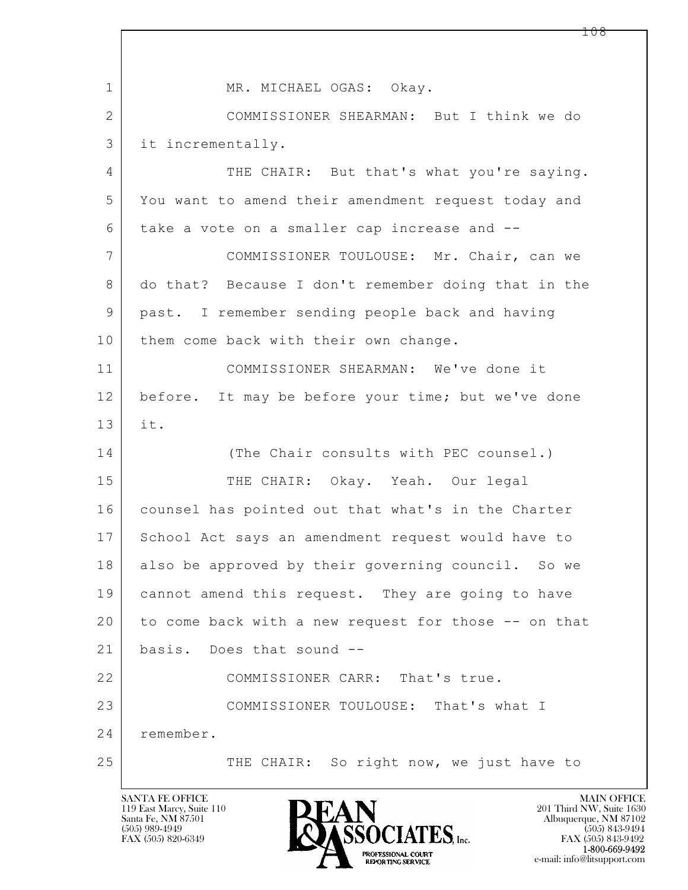MR. MICHAEL OGAS: Okay.

COMMISSIONER SHEARMAN: But I think we do it incrementally.

THE CHAIR: But that's what you're saying. You want to amend their amendment request today and take a vote on a smaller cap increase and --

COMMISSIONER TOULOUSE: Mr. Chair, can we do that? Because I don't remember doing that in the past. I remember sending people back and having them come back with their own change.

COMMISSIONER SHEARMAN: We've done it before. It may be before your time; but we've done it.

(The Chair consults with PEC counsel.)

THE CHAIR: Okay. Yeah. Our legal counsel has pointed out that what's in the Charter School Act says an amendment request would have to also be approved by their governing council. So we cannot amend this request. They are going to have to come back with a new request for those -- on that basis. Does that sound --

COMMISSIONER CARR: That's true.

COMMISSIONER TOULOUSE: That's what I remember.

THE CHAIR: So right now, we just have to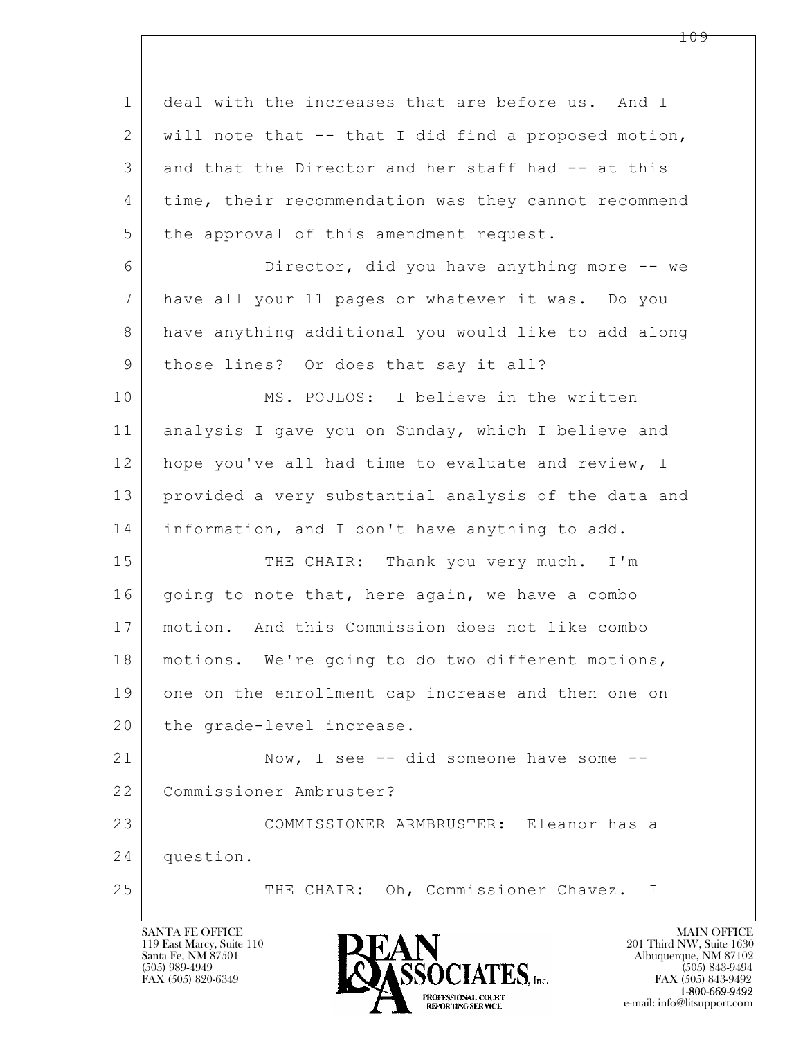1 deal with the increases that are before us. And I
2 will note that -- that I did find a proposed motion,
3 and that the Director and her staff had -- at this
4 time, their recommendation was they cannot recommend
5 the approval of this amendment request.

6 Director, did you have anything more -- we
7 have all your 11 pages or whatever it was. Do you
8 have anything additional you would like to add along
9 those lines? Or does that say it all?

10 MS. POULOS: I believe in the written
11 analysis I gave you on Sunday, which I believe and
12 hope you've all had time to evaluate and review, I
13 provided a very substantial analysis of the data and
14 information, and I don't have anything to add.

15 THE CHAIR: Thank you very much. I'm
16 going to note that, here again, we have a combo
17 motion. And this Commission does not like combo
18 motions. We're going to do two different motions,
19 one on the enrollment cap increase and then one on
20 the grade-level increase.

21 Now, I see -- did someone have some --
22 Commissioner Ambruster?

23 COMMISSIONER ARMBRUSTER: Eleanor has a
24 question.

25 THE CHAIR: Oh, Commissioner Chavez. I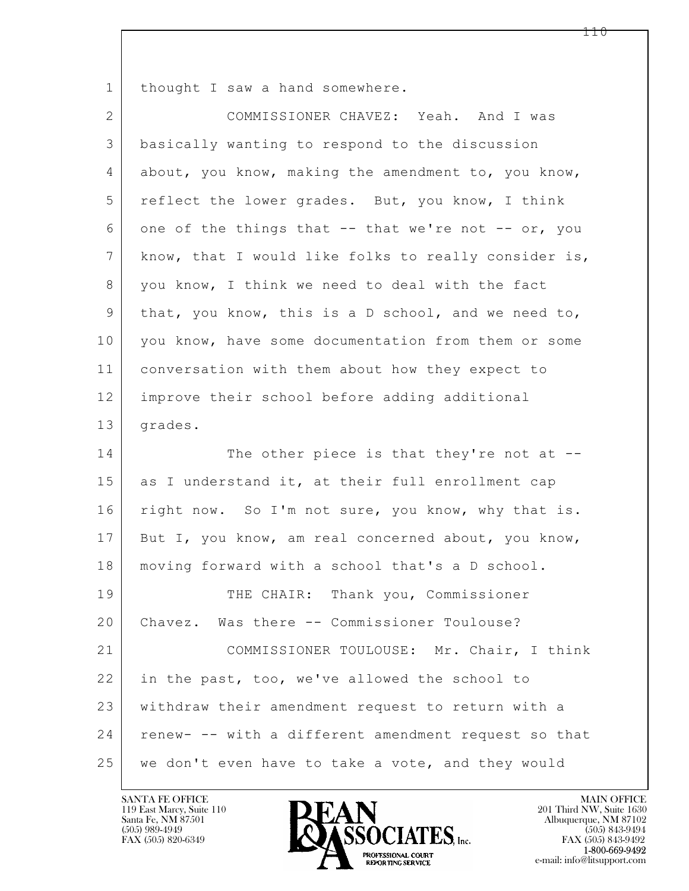thought I saw a hand somewhere.

COMMISSIONER CHAVEZ: Yeah. And I was basically wanting to respond to the discussion about, you know, making the amendment to, you know, reflect the lower grades. But, you know, I think one of the things that -- that we're not -- or, you know, that I would like folks to really consider is, you know, I think we need to deal with the fact that, you know, this is a D school, and we need to, you know, have some documentation from them or some conversation with them about how they expect to improve their school before adding additional grades.

The other piece is that they're not at -- as I understand it, at their full enrollment cap right now. So I'm not sure, you know, why that is. But I, you know, am real concerned about, you know, moving forward with a school that's a D school.

THE CHAIR: Thank you, Commissioner Chavez. Was there -- Commissioner Toulouse?

COMMISSIONER TOULOUSE: Mr. Chair, I think in the past, too, we've allowed the school to withdraw their amendment request to return with a renew- -- with a different amendment request so that we don't even have to take a vote, and they would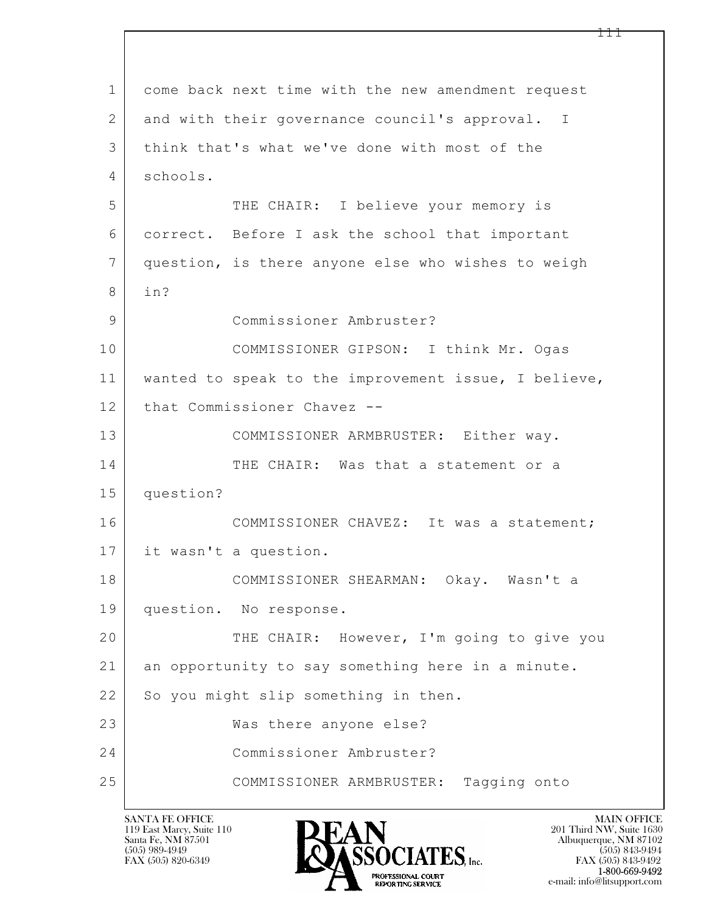1 come back next time with the new amendment request
2 and with their governance council's approval. I
3 think that's what we've done with most of the
4 schools.
5 THE CHAIR: I believe your memory is
6 correct. Before I ask the school that important
7 question, is there anyone else who wishes to weigh
8 in?
9 Commissioner Ambruster?
10 COMMISSIONER GIPSON: I think Mr. Ogas
11 wanted to speak to the improvement issue, I believe,
12 that Commissioner Chavez --
13 COMMISSIONER ARMBRUSTER: Either way.
14 THE CHAIR: Was that a statement or a
15 question?
16 COMMISSIONER CHAVEZ: It was a statement;
17 it wasn't a question.
18 COMMISSIONER SHEARMAN: Okay. Wasn't a
19 question. No response.
20 THE CHAIR: However, I'm going to give you
21 an opportunity to say something here in a minute.
22 So you might slip something in then.
23 Was there anyone else?
24 Commissioner Ambruster?
25 COMMISSIONER ARMBRUSTER: Tagging onto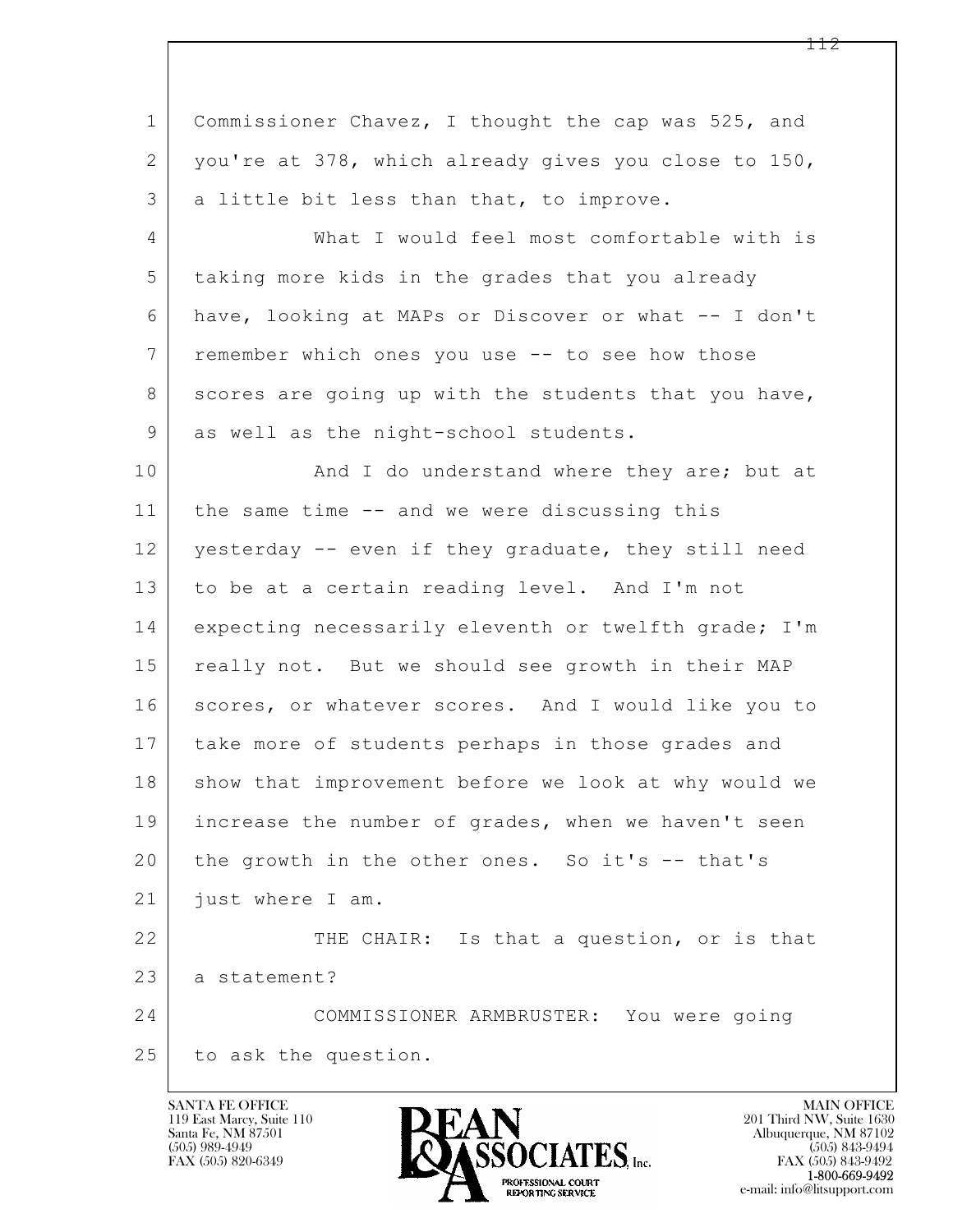Commissioner Chavez, I thought the cap was 525, and you're at 378, which already gives you close to 150, a little bit less than that, to improve.

What I would feel most comfortable with is taking more kids in the grades that you already have, looking at MAPs or Discover or what -- I don't remember which ones you use -- to see how those scores are going up with the students that you have, as well as the night-school students.

And I do understand where they are; but at the same time -- and we were discussing this yesterday -- even if they graduate, they still need to be at a certain reading level. And I'm not expecting necessarily eleventh or twelfth grade; I'm really not. But we should see growth in their MAP scores, or whatever scores. And I would like you to take more of students perhaps in those grades and show that improvement before we look at why would we increase the number of grades, when we haven't seen the growth in the other ones. So it's -- that's just where I am.

THE CHAIR: Is that a question, or is that a statement?

COMMISSIONER ARMBRUSTER: You were going to ask the question.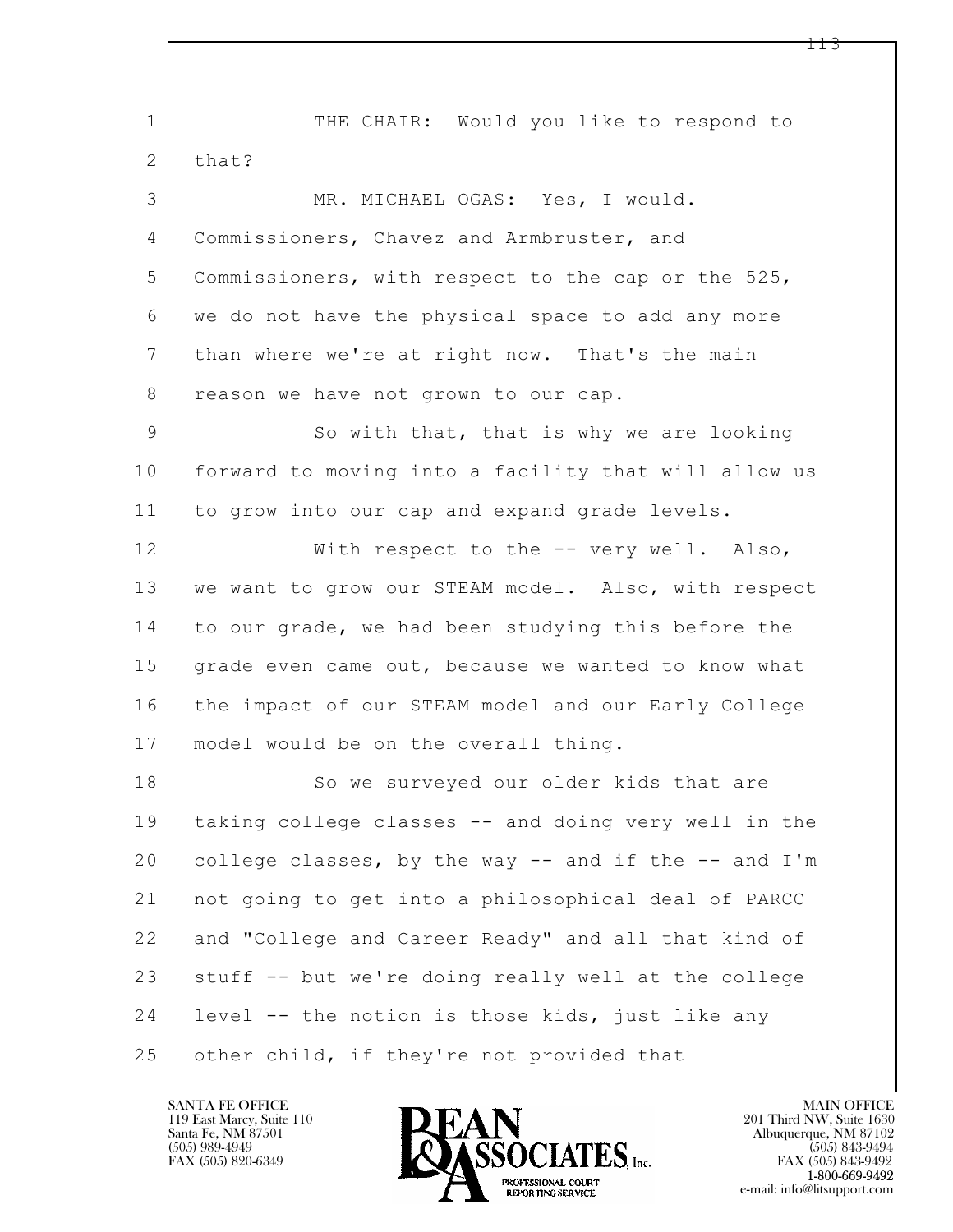THE CHAIR: Would you like to respond to that?

MR. MICHAEL OGAS: Yes, I would. Commissioners, Chavez and Armbruster, and Commissioners, with respect to the cap or the 525, we do not have the physical space to add any more than where we're at right now. That's the main reason we have not grown to our cap.

So with that, that is why we are looking forward to moving into a facility that will allow us to grow into our cap and expand grade levels.

With respect to the -- very well. Also, we want to grow our STEAM model. Also, with respect to our grade, we had been studying this before the grade even came out, because we wanted to know what the impact of our STEAM model and our Early College model would be on the overall thing.

So we surveyed our older kids that are taking college classes -- and doing very well in the college classes, by the way -- and if the -- and I'm not going to get into a philosophical deal of PARCC and "College and Career Ready" and all that kind of stuff -- but we're doing really well at the college level -- the notion is those kids, just like any other child, if they're not provided that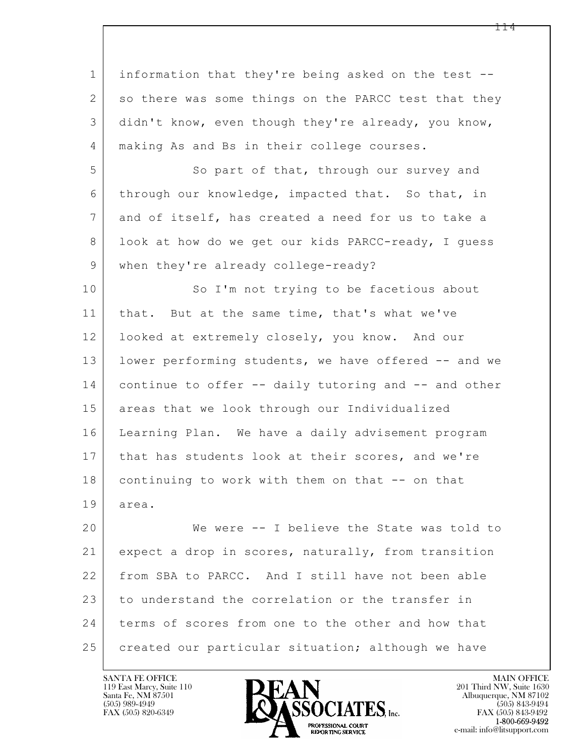information that they're being asked on the test -- so there was some things on the PARCC test that they didn't know, even though they're already, you know, making As and Bs in their college courses.

So part of that, through our survey and through our knowledge, impacted that. So that, in and of itself, has created a need for us to take a look at how do we get our kids PARCC-ready, I guess when they're already college-ready?

So I'm not trying to be facetious about that. But at the same time, that's what we've looked at extremely closely, you know. And our lower performing students, we have offered -- and we continue to offer -- daily tutoring and -- and other areas that we look through our Individualized Learning Plan. We have a daily advisement program that has students look at their scores, and we're continuing to work with them on that -- on that area.

We were -- I believe the State was told to expect a drop in scores, naturally, from transition from SBA to PARCC. And I still have not been able to understand the correlation or the transfer in terms of scores from one to the other and how that created our particular situation; although we have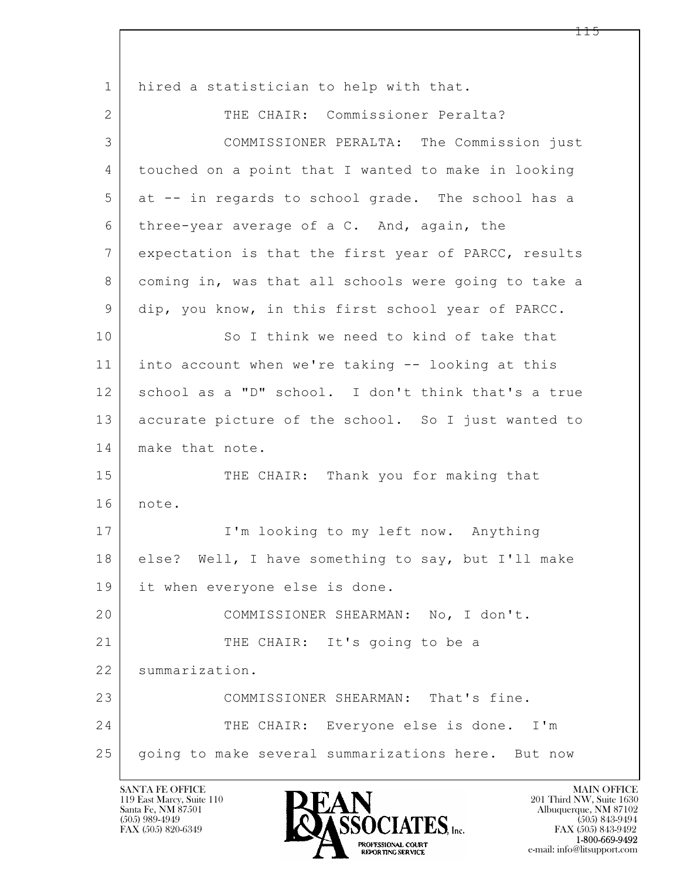hired a statistician to help with that.

THE CHAIR: Commissioner Peralta?

COMMISSIONER PERALTA: The Commission just touched on a point that I wanted to make in looking at -- in regards to school grade. The school has a three-year average of a C. And, again, the expectation is that the first year of PARCC, results coming in, was that all schools were going to take a dip, you know, in this first school year of PARCC.

So I think we need to kind of take that into account when we're taking -- looking at this school as a "D" school. I don't think that's a true accurate picture of the school. So I just wanted to make that note.

THE CHAIR: Thank you for making that note.

I'm looking to my left now. Anything else? Well, I have something to say, but I'll make it when everyone else is done.

COMMISSIONER SHEARMAN: No, I don't.

THE CHAIR: It's going to be a summarization.

COMMISSIONER SHEARMAN: That's fine.

THE CHAIR: Everyone else is done. I'm going to make several summarizations here. But now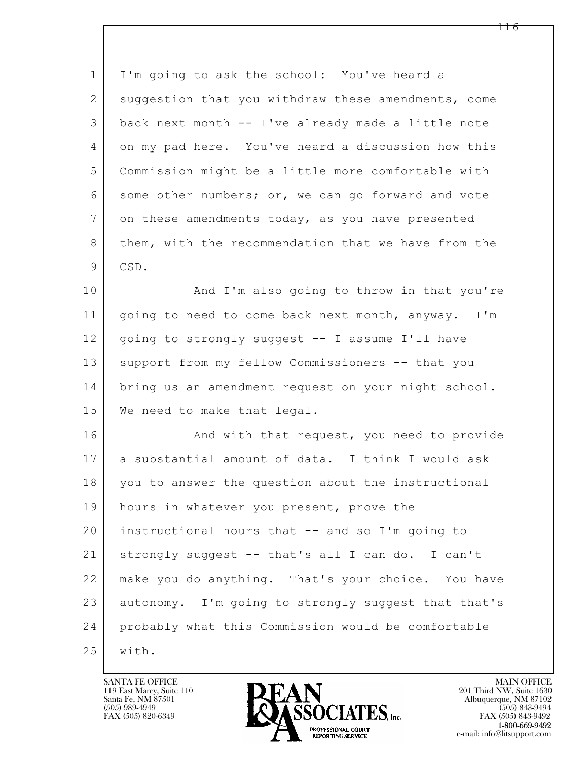1 I'm going to ask the school: You've heard a
2 suggestion that you withdraw these amendments, come
3 back next month -- I've already made a little note
4 on my pad here. You've heard a discussion how this
5 Commission might be a little more comfortable with
6 some other numbers; or, we can go forward and vote
7 on these amendments today, as you have presented
8 them, with the recommendation that we have from the
9 CSD.

10 And I'm also going to throw in that you're
11 going to need to come back next month, anyway. I'm
12 going to strongly suggest -- I assume I'll have
13 support from my fellow Commissioners -- that you
14 bring us an amendment request on your night school.
15 We need to make that legal.

16 And with that request, you need to provide
17 a substantial amount of data. I think I would ask
18 you to answer the question about the instructional
19 hours in whatever you present, prove the
20 instructional hours that -- and so I'm going to
21 strongly suggest -- that's all I can do. I can't
22 make you do anything. That's your choice. You have
23 autonomy. I'm going to strongly suggest that that's
24 probably what this Commission would be comfortable
25 with.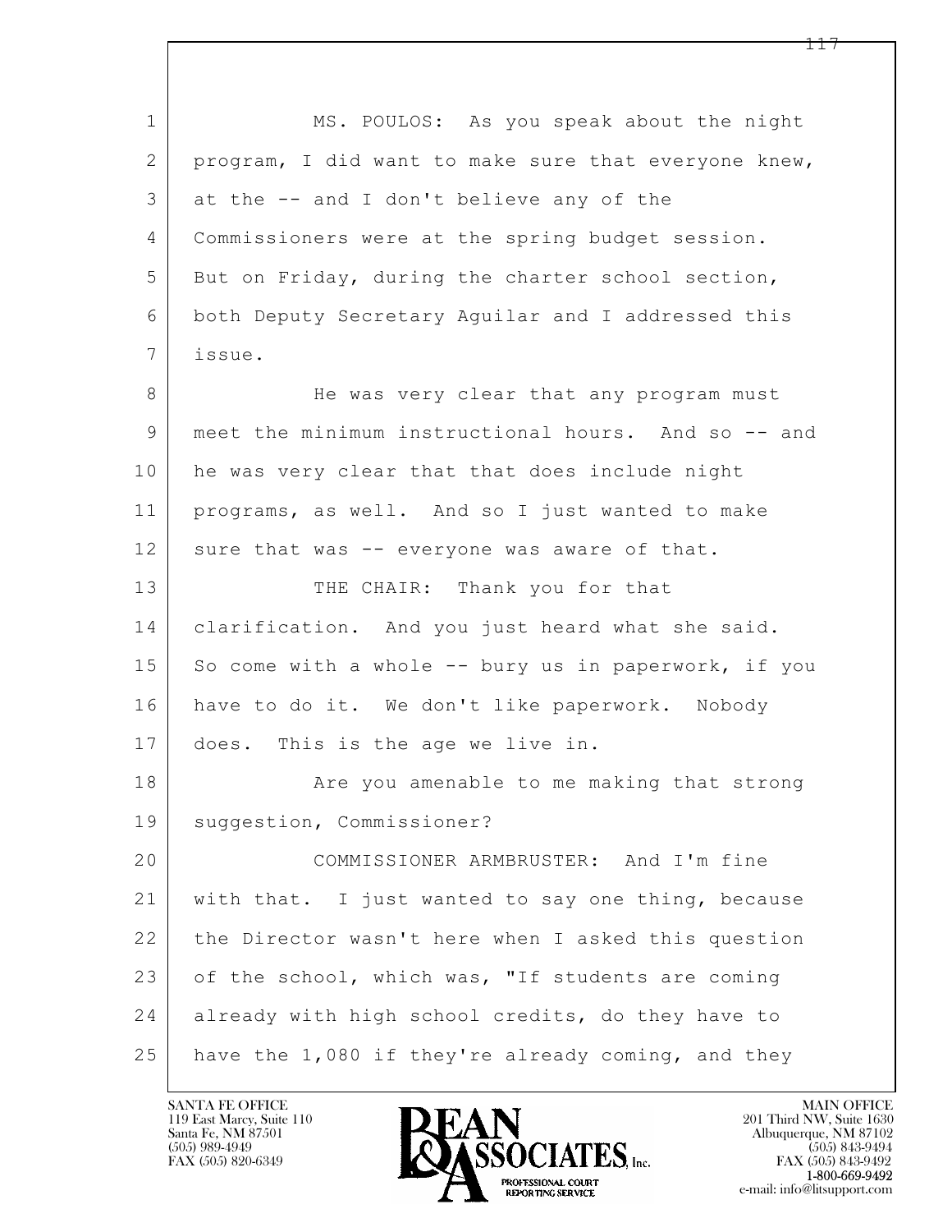MS. POULOS: As you speak about the night program, I did want to make sure that everyone knew, at the -- and I don't believe any of the Commissioners were at the spring budget session. But on Friday, during the charter school section, both Deputy Secretary Aguilar and I addressed this issue.

He was very clear that any program must meet the minimum instructional hours. And so -- and he was very clear that that does include night programs, as well. And so I just wanted to make sure that was -- everyone was aware of that.

THE CHAIR: Thank you for that clarification. And you just heard what she said. So come with a whole -- bury us in paperwork, if you have to do it. We don't like paperwork. Nobody does. This is the age we live in.

Are you amenable to me making that strong suggestion, Commissioner?

COMMISSIONER ARMBRUSTER: And I'm fine with that. I just wanted to say one thing, because the Director wasn't here when I asked this question of the school, which was, "If students are coming already with high school credits, do they have to have the 1,080 if they're already coming, and they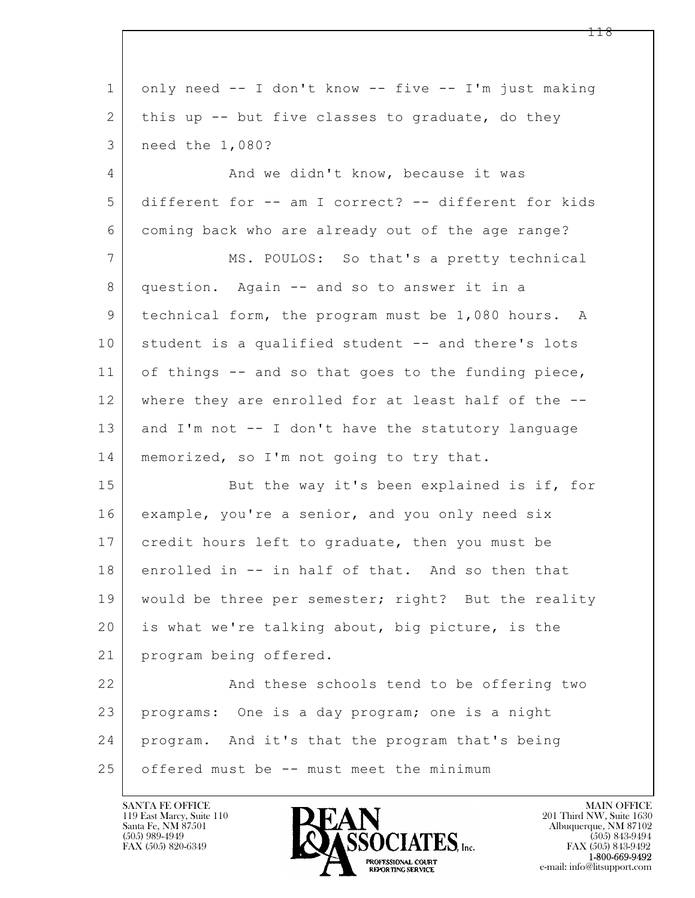only need -- I don't know -- five -- I'm just making this up -- but five classes to graduate, do they need the 1,080?

And we didn't know, because it was different for -- am I correct? -- different for kids coming back who are already out of the age range?

MS. POULOS: So that's a pretty technical question. Again -- and so to answer it in a technical form, the program must be 1,080 hours. A student is a qualified student -- and there's lots of things -- and so that goes to the funding piece, where they are enrolled for at least half of the -- and I'm not -- I don't have the statutory language memorized, so I'm not going to try that.

But the way it's been explained is if, for example, you're a senior, and you only need six credit hours left to graduate, then you must be enrolled in -- in half of that. And so then that would be three per semester; right? But the reality is what we're talking about, big picture, is the program being offered.

And these schools tend to be offering two programs: One is a day program; one is a night program. And it's that the program that's being offered must be -- must meet the minimum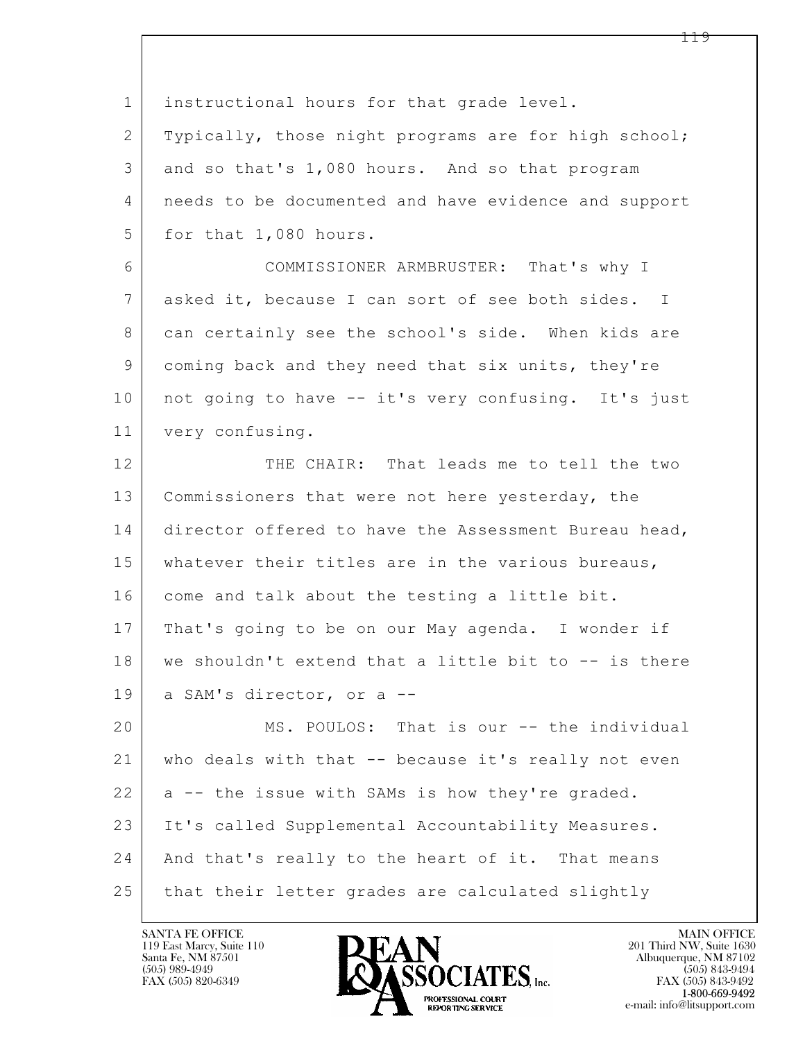1 instructional hours for that grade level.
2 Typically, those night programs are for high school;
3 and so that's 1,080 hours. And so that program
4 needs to be documented and have evidence and support
5 for that 1,080 hours.

6 COMMISSIONER ARMBRUSTER: That's why I
7 asked it, because I can sort of see both sides. I
8 can certainly see the school's side. When kids are
9 coming back and they need that six units, they're
10 not going to have -- it's very confusing. It's just
11 very confusing.

12 THE CHAIR: That leads me to tell the two
13 Commissioners that were not here yesterday, the
14 director offered to have the Assessment Bureau head,
15 whatever their titles are in the various bureaus,
16 come and talk about the testing a little bit.
17 That's going to be on our May agenda. I wonder if
18 we shouldn't extend that a little bit to -- is there
19 a SAM's director, or a --

20 MS. POULOS: That is our -- the individual
21 who deals with that -- because it's really not even
22 a -- the issue with SAMs is how they're graded.
23 It's called Supplemental Accountability Measures.
24 And that's really to the heart of it. That means
25 that their letter grades are calculated slightly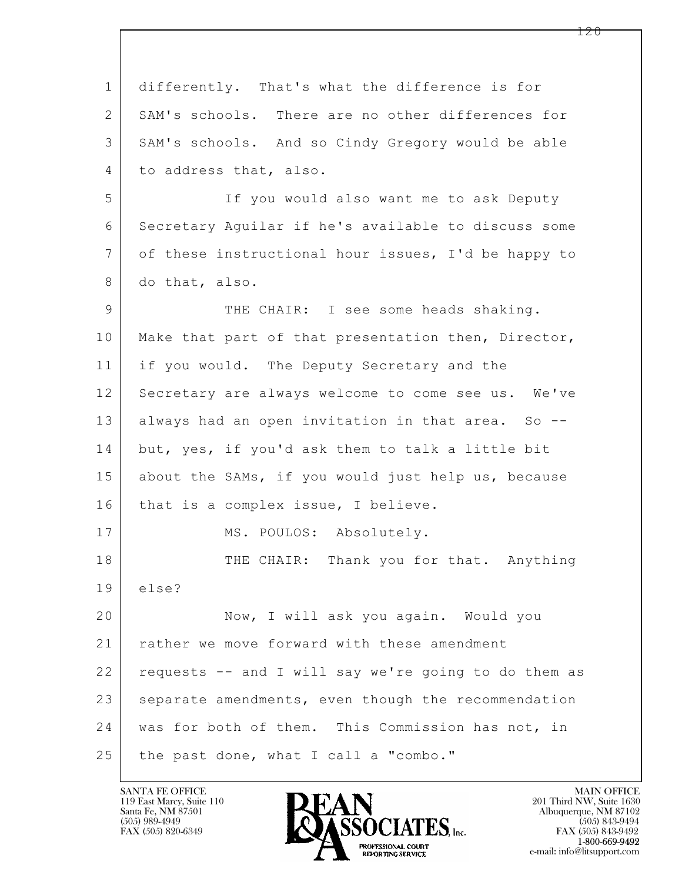differently. That's what the difference is for SAM's schools. There are no other differences for SAM's schools. And so Cindy Gregory would be able to address that, also.

If you would also want me to ask Deputy Secretary Aguilar if he's available to discuss some of these instructional hour issues, I'd be happy to do that, also.

THE CHAIR: I see some heads shaking. Make that part of that presentation then, Director, if you would. The Deputy Secretary and the Secretary are always welcome to come see us. We've always had an open invitation in that area. So -- but, yes, if you'd ask them to talk a little bit about the SAMs, if you would just help us, because that is a complex issue, I believe.

MS. POULOS: Absolutely.

THE CHAIR: Thank you for that. Anything else?

Now, I will ask you again. Would you rather we move forward with these amendment requests -- and I will say we're going to do them as separate amendments, even though the recommendation was for both of them. This Commission has not, in the past done, what I call a "combo."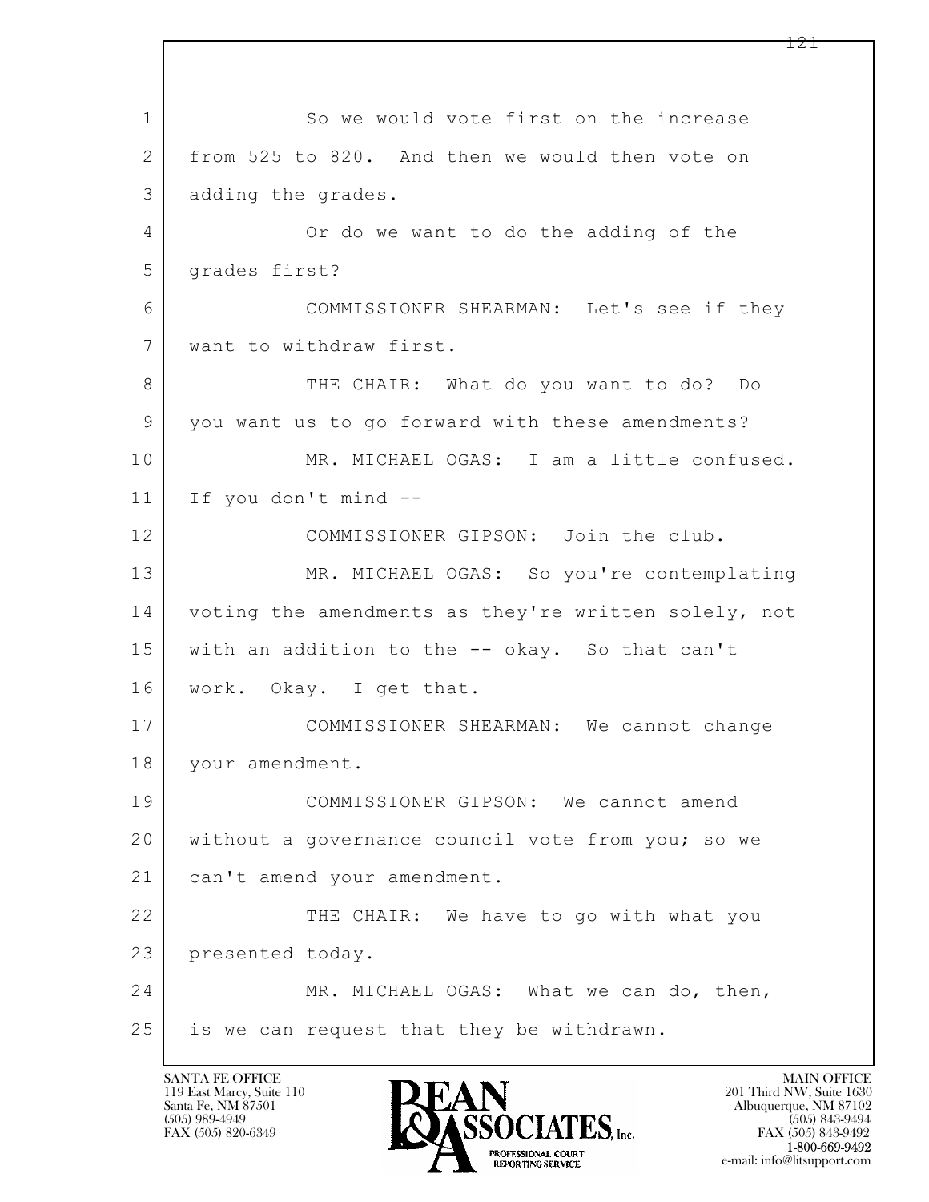1 So we would vote first on the increase
2 from 525 to 820. And then we would then vote on
3 adding the grades.
4 Or do we want to do the adding of the
5 grades first?
6 COMMISSIONER SHEARMAN: Let's see if they
7 want to withdraw first.
8 THE CHAIR: What do you want to do? Do
9 you want us to go forward with these amendments?
10 MR. MICHAEL OGAS: I am a little confused.
11 If you don't mind --
12 COMMISSIONER GIPSON: Join the club.
13 MR. MICHAEL OGAS: So you're contemplating
14 voting the amendments as they're written solely, not
15 with an addition to the -- okay. So that can't
16 work. Okay. I get that.
17 COMMISSIONER SHEARMAN: We cannot change
18 your amendment.
19 COMMISSIONER GIPSON: We cannot amend
20 without a governance council vote from you; so we
21 can't amend your amendment.
22 THE CHAIR: We have to go with what you
23 presented today.
24 MR. MICHAEL OGAS: What we can do, then,
25 is we can request that they be withdrawn.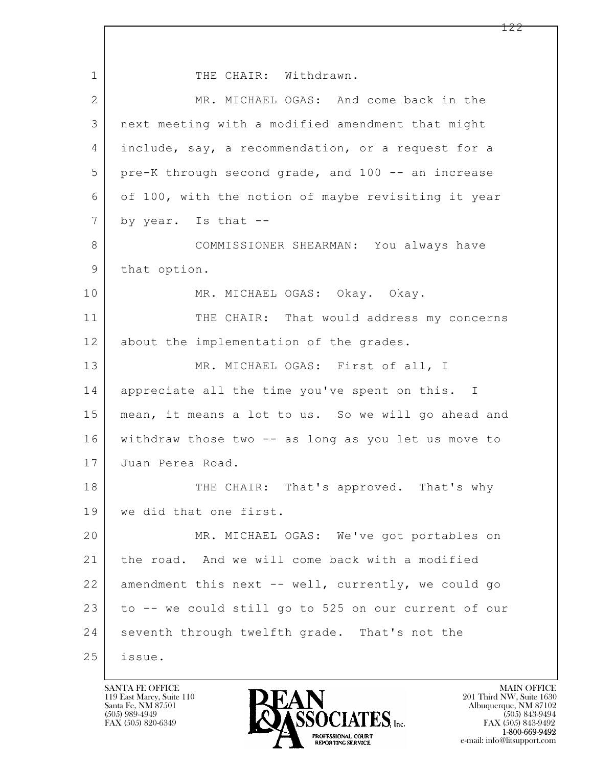THE CHAIR: Withdrawn.

MR. MICHAEL OGAS: And come back in the next meeting with a modified amendment that might include, say, a recommendation, or a request for a pre-K through second grade, and 100 -- an increase of 100, with the notion of maybe revisiting it year by year. Is that --

COMMISSIONER SHEARMAN: You always have that option.

MR. MICHAEL OGAS: Okay. Okay.

THE CHAIR: That would address my concerns about the implementation of the grades.

MR. MICHAEL OGAS: First of all, I appreciate all the time you've spent on this. I mean, it means a lot to us. So we will go ahead and withdraw those two -- as long as you let us move to Juan Perea Road.

THE CHAIR: That's approved. That's why we did that one first.

MR. MICHAEL OGAS: We've got portables on the road. And we will come back with a modified amendment this next -- well, currently, we could go to -- we could still go to 525 on our current of our seventh through twelfth grade. That's not the issue.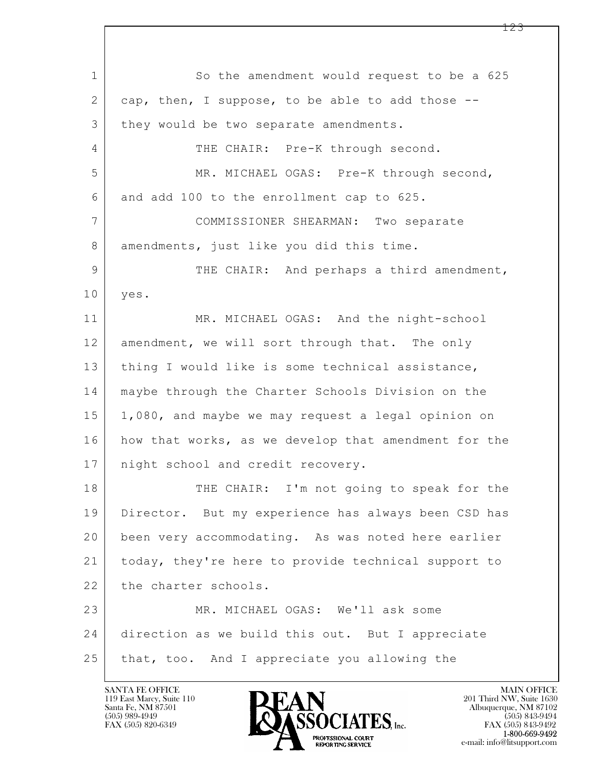1 So the amendment would request to be a 625
2 cap, then, I suppose, to be able to add those --
3 they would be two separate amendments.
4 THE CHAIR: Pre-K through second.
5 MR. MICHAEL OGAS: Pre-K through second,
6 and add 100 to the enrollment cap to 625.
7 COMMISSIONER SHEARMAN: Two separate
8 amendments, just like you did this time.
9 THE CHAIR: And perhaps a third amendment,
10 yes.
11 MR. MICHAEL OGAS: And the night-school
12 amendment, we will sort through that. The only
13 thing I would like is some technical assistance,
14 maybe through the Charter Schools Division on the
15 1,080, and maybe we may request a legal opinion on
16 how that works, as we develop that amendment for the
17 night school and credit recovery.
18 THE CHAIR: I'm not going to speak for the
19 Director. But my experience has always been CSD has
20 been very accommodating. As was noted here earlier
21 today, they're here to provide technical support to
22 the charter schools.
23 MR. MICHAEL OGAS: We'll ask some
24 direction as we build this out. But I appreciate
25 that, too. And I appreciate you allowing the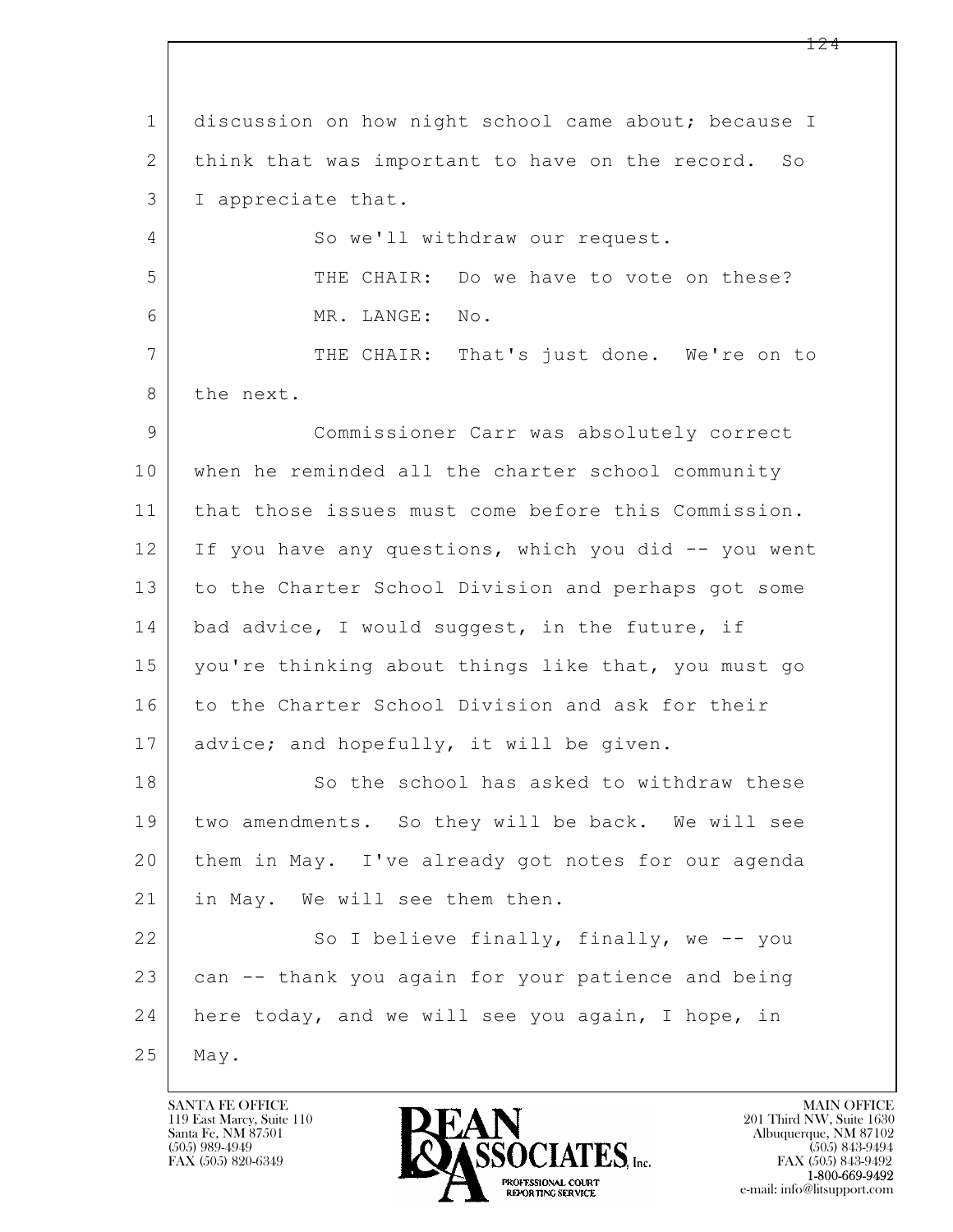discussion on how night school came about; because I think that was important to have on the record. So I appreciate that.

So we'll withdraw our request.

THE CHAIR: Do we have to vote on these?

MR. LANGE: No.

THE CHAIR: That's just done. We're on to the next.

Commissioner Carr was absolutely correct when he reminded all the charter school community that those issues must come before this Commission. If you have any questions, which you did -- you went to the Charter School Division and perhaps got some bad advice, I would suggest, in the future, if you're thinking about things like that, you must go to the Charter School Division and ask for their advice; and hopefully, it will be given.

So the school has asked to withdraw these two amendments. So they will be back. We will see them in May. I've already got notes for our agenda in May. We will see them then.

So I believe finally, finally, we -- you can -- thank you again for your patience and being here today, and we will see you again, I hope, in May.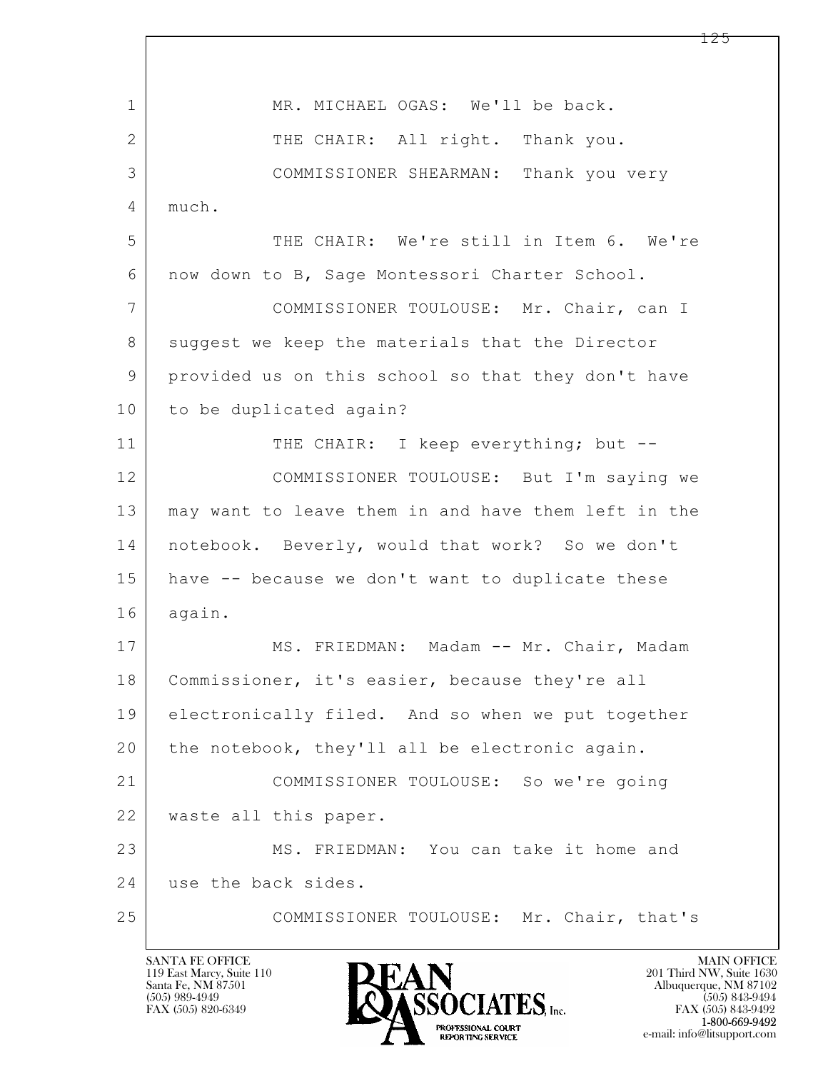1 MR. MICHAEL OGAS: We'll be back.

2 THE CHAIR: All right. Thank you.

3 COMMISSIONER SHEARMAN: Thank you very

4 much.

5 THE CHAIR: We're still in Item 6. We're

6 now down to B, Sage Montessori Charter School.

7 COMMISSIONER TOULOUSE: Mr. Chair, can I

8 suggest we keep the materials that the Director

9 provided us on this school so that they don't have

10 to be duplicated again?

11 THE CHAIR: I keep everything; but --

12 COMMISSIONER TOULOUSE: But I'm saying we

13 may want to leave them in and have them left in the

14 notebook. Beverly, would that work? So we don't

15 have -- because we don't want to duplicate these

16 again.

17 MS. FRIEDMAN: Madam -- Mr. Chair, Madam

18 Commissioner, it's easier, because they're all

19 electronically filed. And so when we put together

20 the notebook, they'll all be electronic again.

21 COMMISSIONER TOULOUSE: So we're going

22 waste all this paper.

23 MS. FRIEDMAN: You can take it home and

24 use the back sides.

25 COMMISSIONER TOULOUSE: Mr. Chair, that's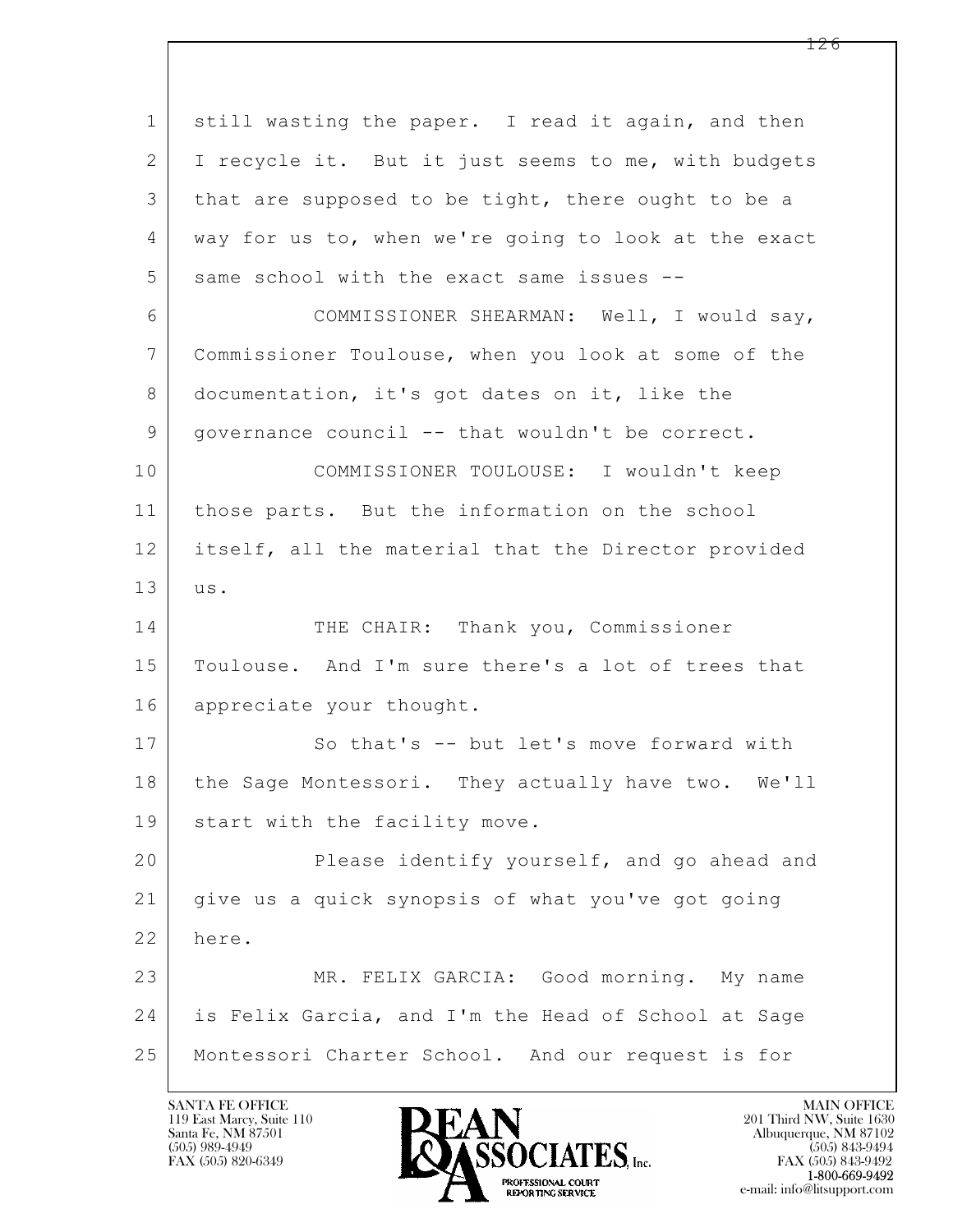still wasting the paper. I read it again, and then I recycle it. But it just seems to me, with budgets that are supposed to be tight, there ought to be a way for us to, when we're going to look at the exact same school with the exact same issues --

COMMISSIONER SHEARMAN: Well, I would say, Commissioner Toulouse, when you look at some of the documentation, it's got dates on it, like the governance council -- that wouldn't be correct.

COMMISSIONER TOULOUSE: I wouldn't keep those parts. But the information on the school itself, all the material that the Director provided us.

THE CHAIR: Thank you, Commissioner Toulouse. And I'm sure there's a lot of trees that appreciate your thought.

So that's -- but let's move forward with the Sage Montessori. They actually have two. We'll start with the facility move.

Please identify yourself, and go ahead and give us a quick synopsis of what you've got going here.

MR. FELIX GARCIA: Good morning. My name is Felix Garcia, and I'm the Head of School at Sage Montessori Charter School. And our request is for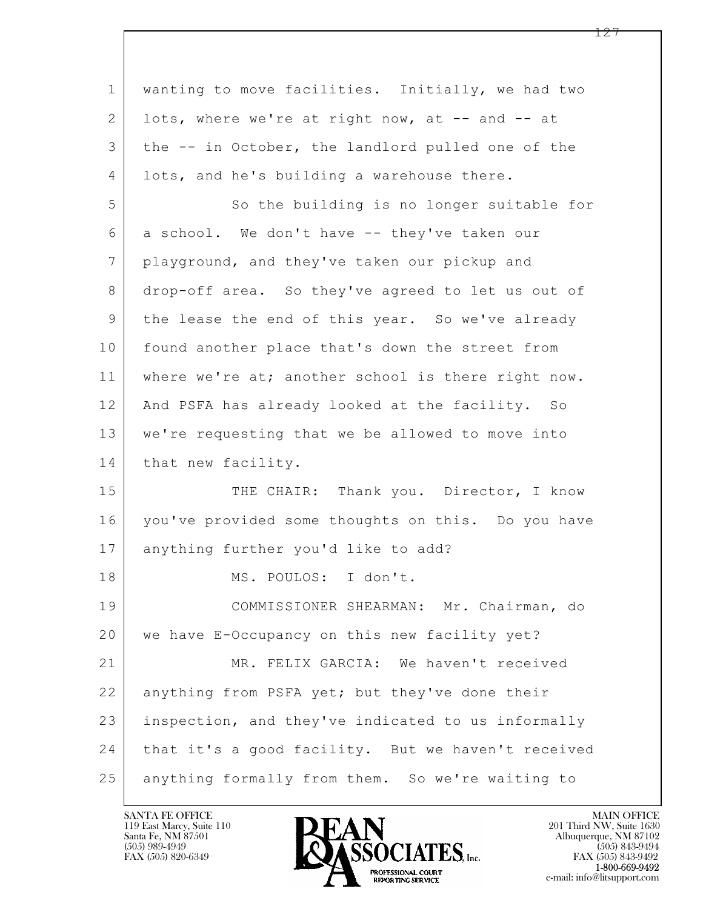wanting to move facilities. Initially, we had two lots, where we're at right now, at -- and -- at the -- in October, the landlord pulled one of the lots, and he's building a warehouse there.

So the building is no longer suitable for a school. We don't have -- they've taken our playground, and they've taken our pickup and drop-off area. So they've agreed to let us out of the lease the end of this year. So we've already found another place that's down the street from where we're at; another school is there right now. And PSFA has already looked at the facility. So we're requesting that we be allowed to move into that new facility.

THE CHAIR: Thank you. Director, I know you've provided some thoughts on this. Do you have anything further you'd like to add?

MS. POULOS: I don't.

COMMISSIONER SHEARMAN: Mr. Chairman, do we have E-Occupancy on this new facility yet?

MR. FELIX GARCIA: We haven't received anything from PSFA yet; but they've done their inspection, and they've indicated to us informally that it's a good facility. But we haven't received anything formally from them. So we're waiting to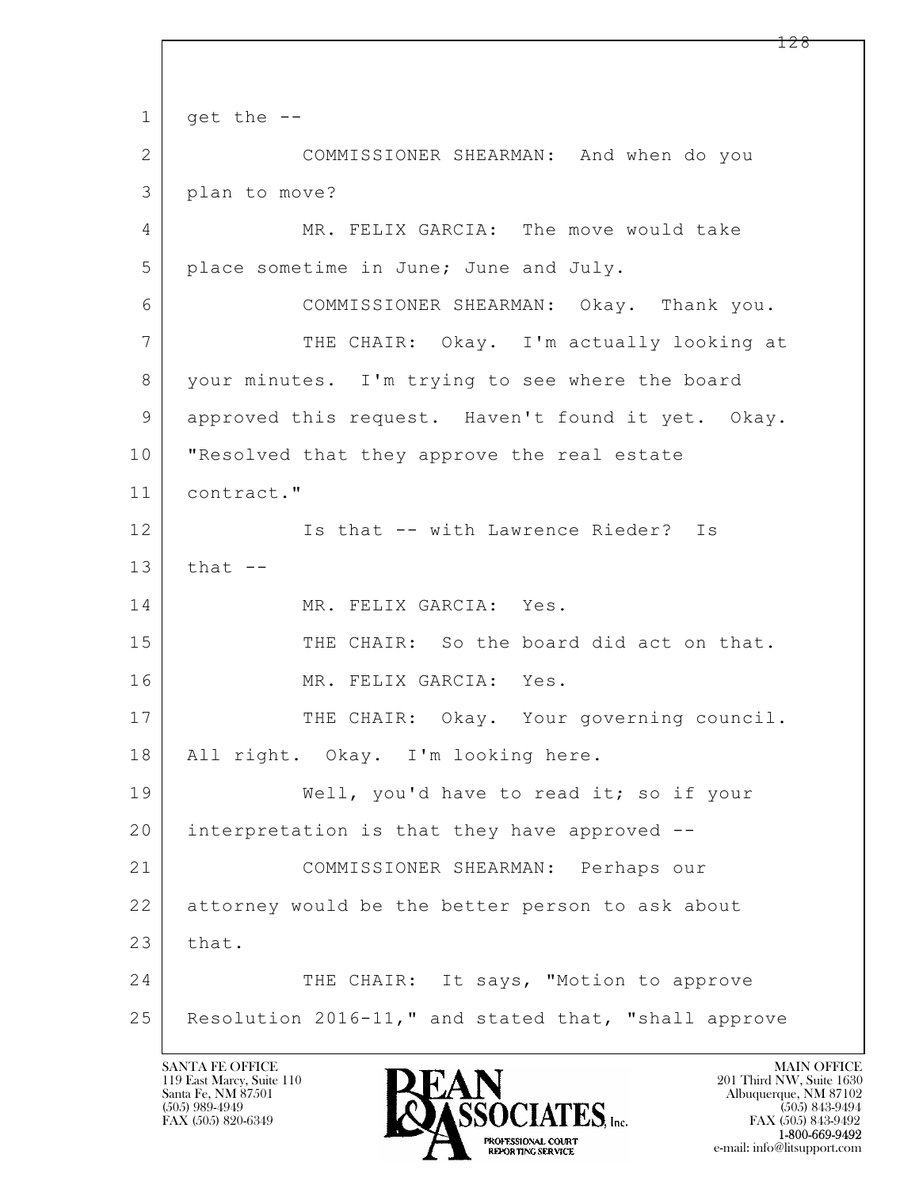1 get the --

2 COMMISSIONER SHEARMAN: And when do you

3 plan to move?

4 MR. FELIX GARCIA: The move would take

5 place sometime in June; June and July.

6 COMMISSIONER SHEARMAN: Okay. Thank you.

7 THE CHAIR: Okay. I'm actually looking at

8 your minutes. I'm trying to see where the board

9 approved this request. Haven't found it yet. Okay.

10 "Resolved that they approve the real estate

11 contract."

12 Is that -- with Lawrence Rieder? Is

13 that --

14 MR. FELIX GARCIA: Yes.

15 THE CHAIR: So the board did act on that.

16 MR. FELIX GARCIA: Yes.

17 THE CHAIR: Okay. Your governing council.

18 All right. Okay. I'm looking here.

19 Well, you'd have to read it; so if your

20 interpretation is that they have approved --

21 COMMISSIONER SHEARMAN: Perhaps our

22 attorney would be the better person to ask about

23 that.

24 THE CHAIR: It says, "Motion to approve

25 Resolution 2016-11," and stated that, "shall approve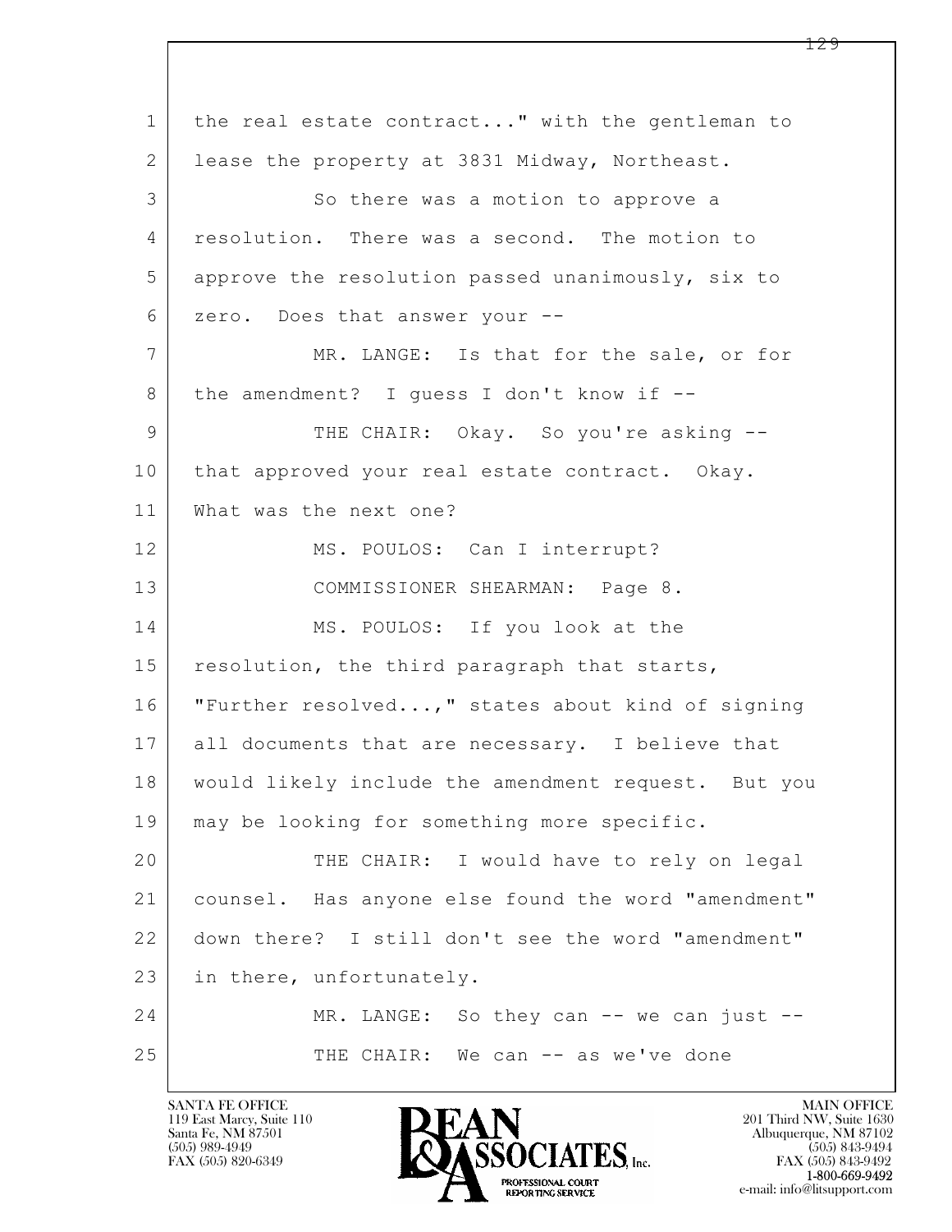1 the real estate contract..." with the gentleman to
2 lease the property at 3831 Midway, Northeast.
3 So there was a motion to approve a
4 resolution. There was a second. The motion to
5 approve the resolution passed unanimously, six to
6 zero. Does that answer your --
7 MR. LANGE: Is that for the sale, or for
8 the amendment? I guess I don't know if --
9 THE CHAIR: Okay. So you're asking --
10 that approved your real estate contract. Okay.
11 What was the next one?
12 MS. POULOS: Can I interrupt?
13 COMMISSIONER SHEARMAN: Page 8.
14 MS. POULOS: If you look at the
15 resolution, the third paragraph that starts,
16 "Further resolved...," states about kind of signing
17 all documents that are necessary. I believe that
18 would likely include the amendment request. But you
19 may be looking for something more specific.
20 THE CHAIR: I would have to rely on legal
21 counsel. Has anyone else found the word "amendment"
22 down there? I still don't see the word "amendment"
23 in there, unfortunately.
24 MR. LANGE: So they can -- we can just --
25 THE CHAIR: We can -- as we've done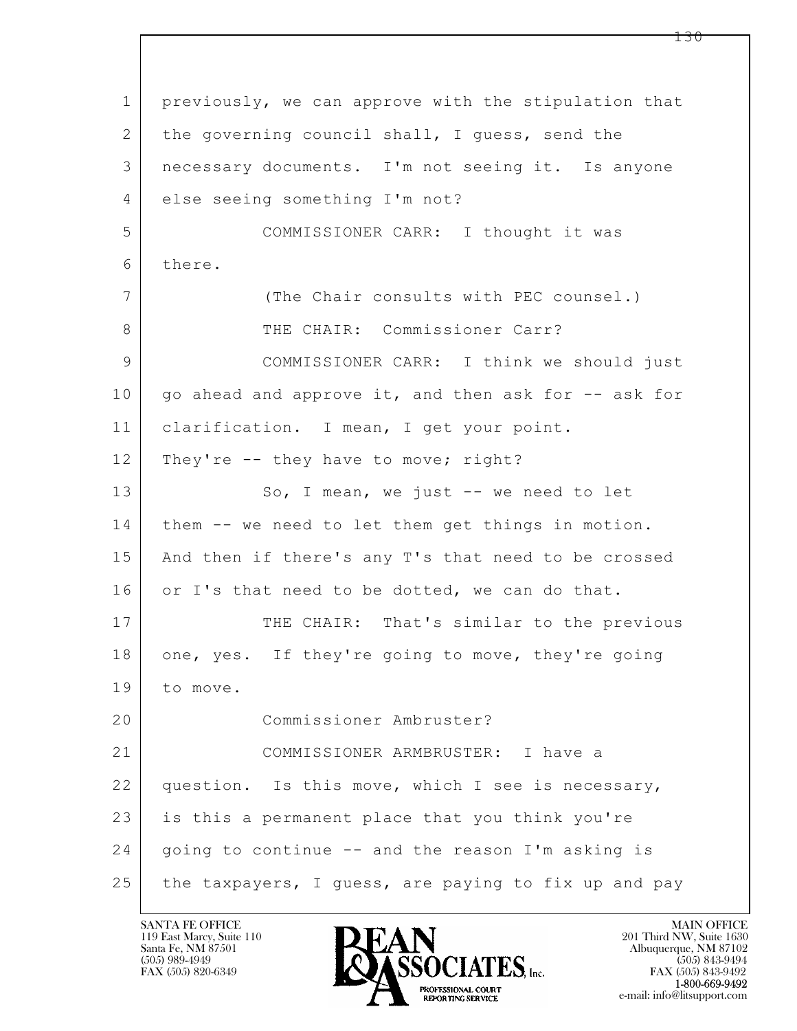previously, we can approve with the stipulation that the governing council shall, I guess, send the necessary documents. I'm not seeing it. Is anyone else seeing something I'm not?

COMMISSIONER CARR: I thought it was there.

(The Chair consults with PEC counsel.)

THE CHAIR: Commissioner Carr?

COMMISSIONER CARR: I think we should just go ahead and approve it, and then ask for -- ask for clarification. I mean, I get your point. They're -- they have to move; right?

So, I mean, we just -- we need to let them -- we need to let them get things in motion. And then if there's any T's that need to be crossed or I's that need to be dotted, we can do that.

THE CHAIR: That's similar to the previous one, yes. If they're going to move, they're going to move.

Commissioner Ambruster?

COMMISSIONER ARMBRUSTER: I have a question. Is this move, which I see is necessary, is this a permanent place that you think you're going to continue -- and the reason I'm asking is the taxpayers, I guess, are paying to fix up and pay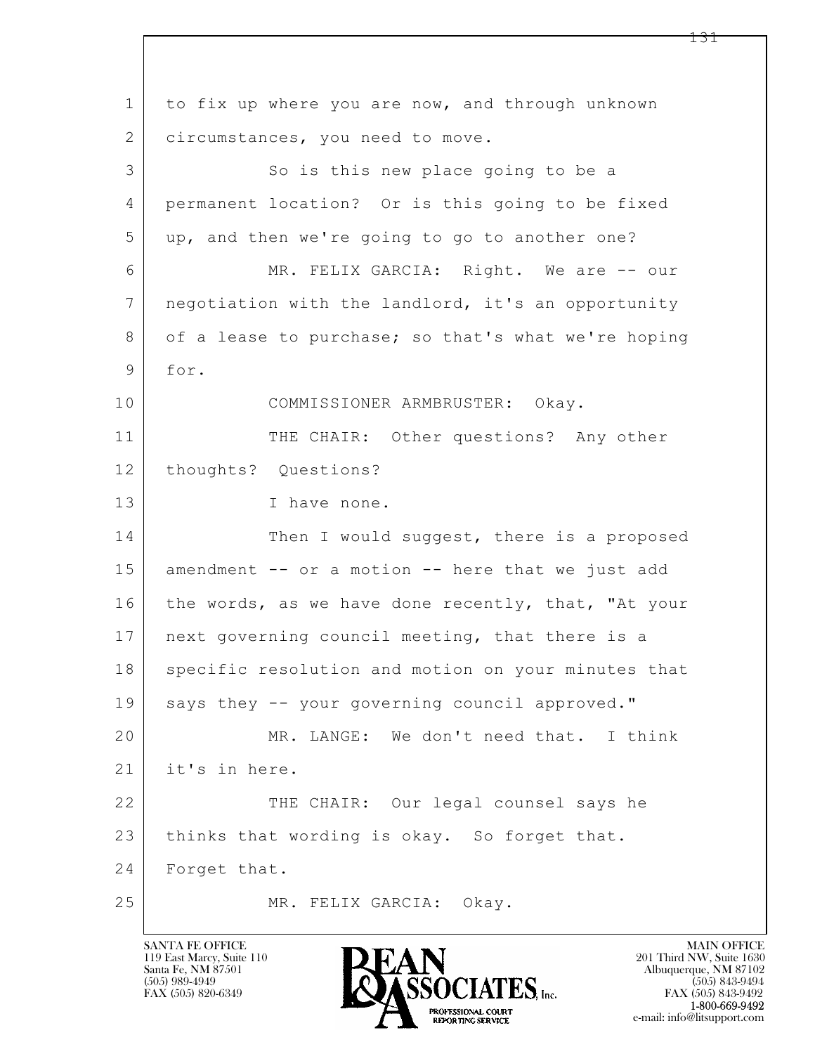to fix up where you are now, and through unknown circumstances, you need to move.

So is this new place going to be a permanent location? Or is this going to be fixed up, and then we're going to go to another one?

MR. FELIX GARCIA: Right. We are -- our negotiation with the landlord, it's an opportunity of a lease to purchase; so that's what we're hoping for.

COMMISSIONER ARMBRUSTER: Okay.

THE CHAIR: Other questions? Any other thoughts? Questions?

I have none.

Then I would suggest, there is a proposed amendment -- or a motion -- here that we just add the words, as we have done recently, that, "At your next governing council meeting, that there is a specific resolution and motion on your minutes that says they -- your governing council approved."

MR. LANGE: We don't need that. I think it's in here.

THE CHAIR: Our legal counsel says he thinks that wording is okay. So forget that. Forget that.

MR. FELIX GARCIA: Okay.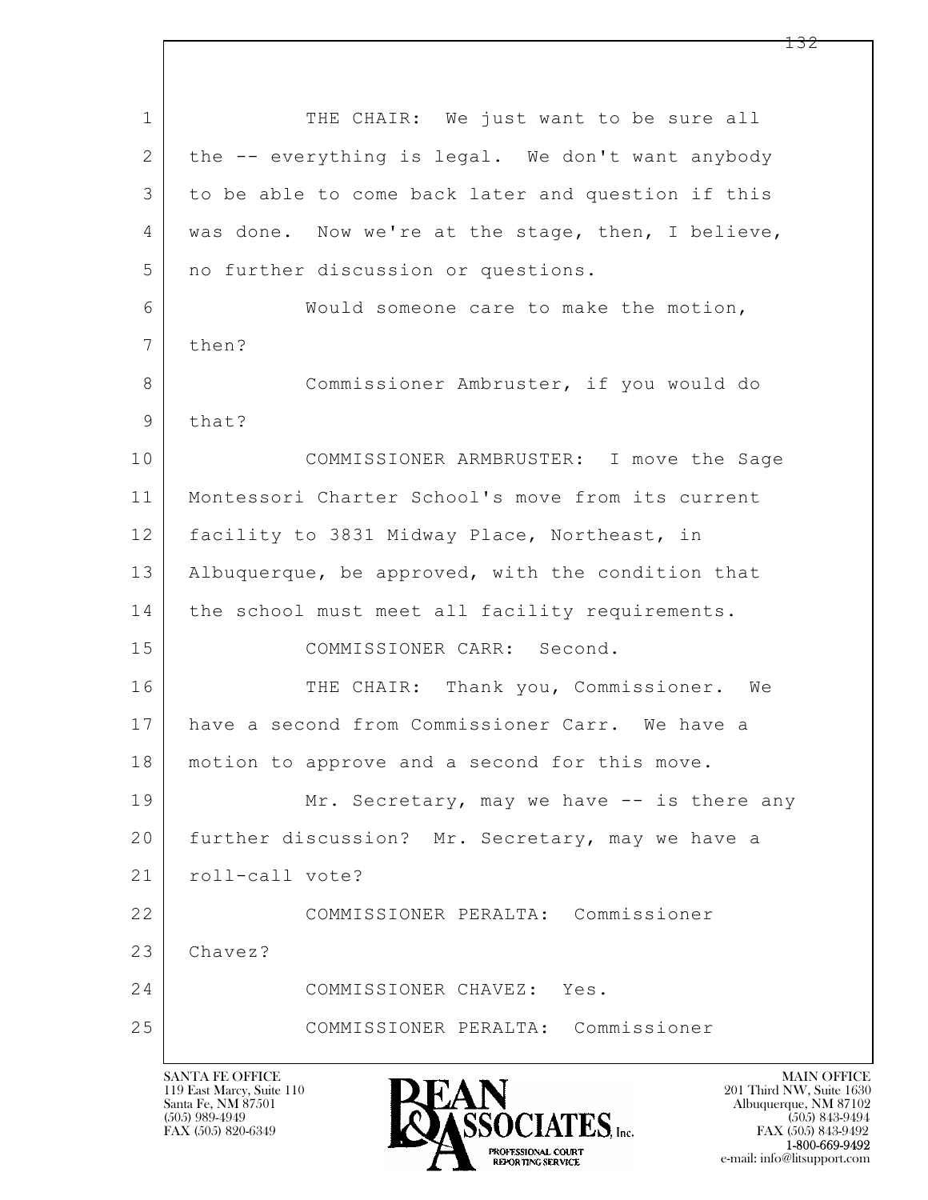1 THE CHAIR: We just want to be sure all
2 the -- everything is legal. We don't want anybody
3 to be able to come back later and question if this
4 was done. Now we're at the stage, then, I believe,
5 no further discussion or questions.
6 Would someone care to make the motion,
7 then?
8 Commissioner Ambruster, if you would do
9 that?
10 COMMISSIONER ARMBRUSTER: I move the Sage
11 Montessori Charter School's move from its current
12 facility to 3831 Midway Place, Northeast, in
13 Albuquerque, be approved, with the condition that
14 the school must meet all facility requirements.
15 COMMISSIONER CARR: Second.
16 THE CHAIR: Thank you, Commissioner. We
17 have a second from Commissioner Carr. We have a
18 motion to approve and a second for this move.
19 Mr. Secretary, may we have -- is there any
20 further discussion? Mr. Secretary, may we have a
21 roll-call vote?
22 COMMISSIONER PERALTA: Commissioner
23 Chavez?
24 COMMISSIONER CHAVEZ: Yes.
25 COMMISSIONER PERALTA: Commissioner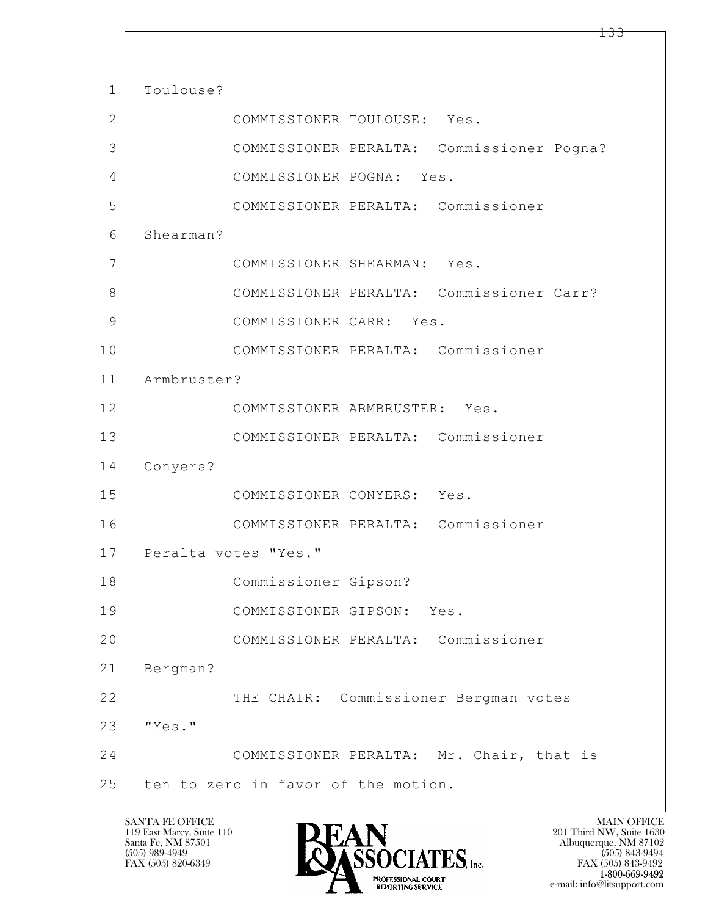1 Toulouse?

2 COMMISSIONER TOULOUSE: Yes.

3 COMMISSIONER PERALTA: Commissioner Pogna?

4 COMMISSIONER POGNA: Yes.

5 COMMISSIONER PERALTA: Commissioner

6 Shearman?

7 COMMISSIONER SHEARMAN: Yes.

8 COMMISSIONER PERALTA: Commissioner Carr?

9 COMMISSIONER CARR: Yes.

10 COMMISSIONER PERALTA: Commissioner

11 Armbruster?

12 COMMISSIONER ARMBRUSTER: Yes.

13 COMMISSIONER PERALTA: Commissioner

14 Conyers?

15 COMMISSIONER CONYERS: Yes.

16 COMMISSIONER PERALTA: Commissioner

17 Peralta votes "Yes."

18 Commissioner Gipson?

19 COMMISSIONER GIPSON: Yes.

20 COMMISSIONER PERALTA: Commissioner

21 Bergman?

22 THE CHAIR: Commissioner Bergman votes

23 "Yes."

24 COMMISSIONER PERALTA: Mr. Chair, that is

25 ten to zero in favor of the motion.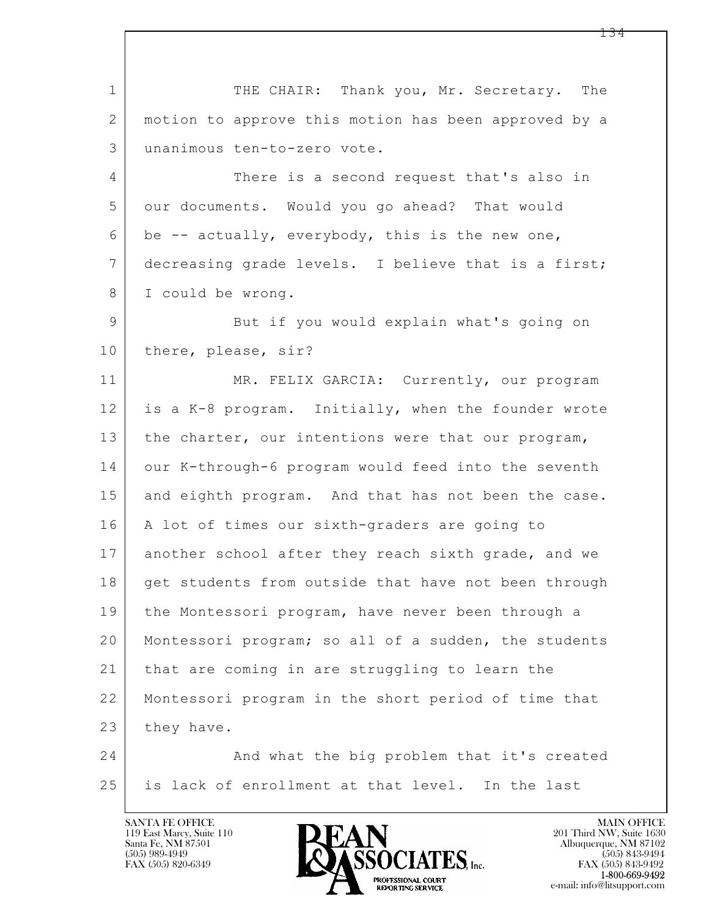THE CHAIR: Thank you, Mr. Secretary. The motion to approve this motion has been approved by a unanimous ten-to-zero vote.

There is a second request that's also in our documents. Would you go ahead? That would be -- actually, everybody, this is the new one, decreasing grade levels. I believe that is a first; I could be wrong.

But if you would explain what's going on there, please, sir?

MR. FELIX GARCIA: Currently, our program is a K-8 program. Initially, when the founder wrote the charter, our intentions were that our program, our K-through-6 program would feed into the seventh and eighth program. And that has not been the case. A lot of times our sixth-graders are going to another school after they reach sixth grade, and we get students from outside that have not been through the Montessori program, have never been through a Montessori program; so all of a sudden, the students that are coming in are struggling to learn the Montessori program in the short period of time that they have.

And what the big problem that it's created is lack of enrollment at that level. In the last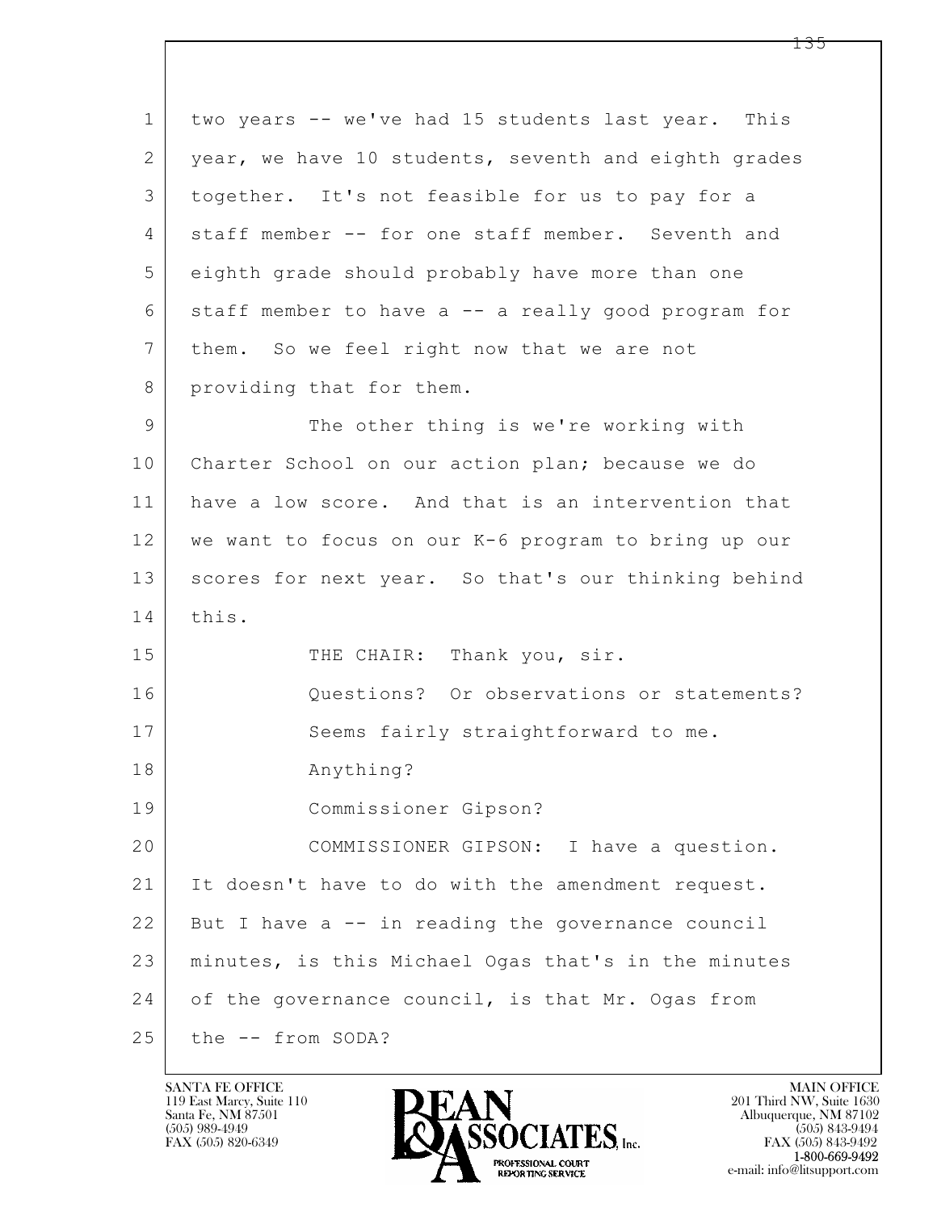two years -- we've had 15 students last year. This year, we have 10 students, seventh and eighth grades together. It's not feasible for us to pay for a staff member -- for one staff member. Seventh and eighth grade should probably have more than one staff member to have a -- a really good program for them. So we feel right now that we are not providing that for them.

The other thing is we're working with Charter School on our action plan; because we do have a low score. And that is an intervention that we want to focus on our K-6 program to bring up our scores for next year. So that's our thinking behind this.

THE CHAIR: Thank you, sir.

Questions? Or observations or statements?

Seems fairly straightforward to me.

Anything?

Commissioner Gipson?

COMMISSIONER GIPSON: I have a question. It doesn't have to do with the amendment request. But I have a -- in reading the governance council minutes, is this Michael Ogas that's in the minutes of the governance council, is that Mr. Ogas from the -- from SODA?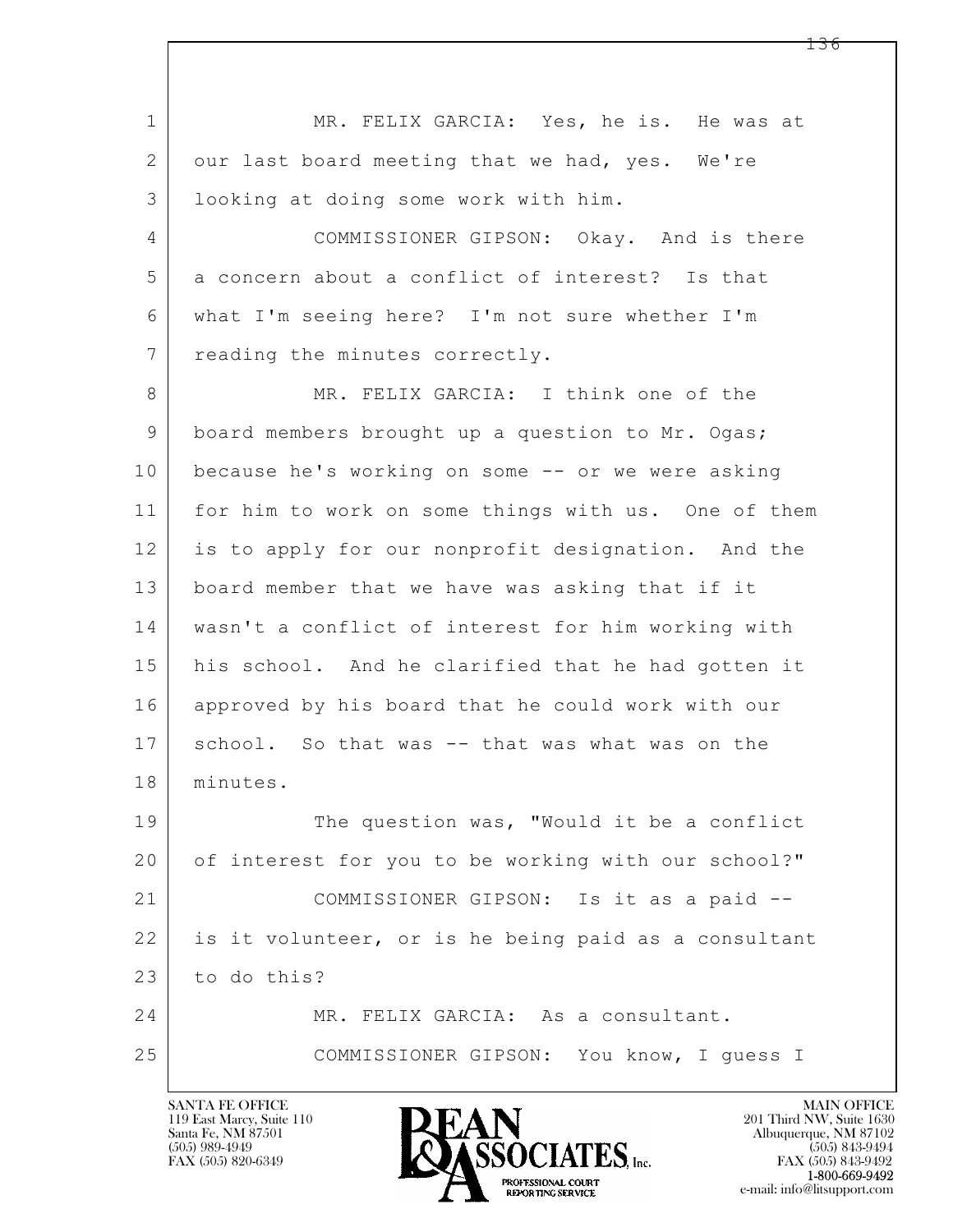MR. FELIX GARCIA: Yes, he is. He was at our last board meeting that we had, yes. We're looking at doing some work with him.

COMMISSIONER GIPSON: Okay. And is there a concern about a conflict of interest? Is that what I'm seeing here? I'm not sure whether I'm reading the minutes correctly.

MR. FELIX GARCIA: I think one of the board members brought up a question to Mr. Ogas; because he's working on some -- or we were asking for him to work on some things with us. One of them is to apply for our nonprofit designation. And the board member that we have was asking that if it wasn't a conflict of interest for him working with his school. And he clarified that he had gotten it approved by his board that he could work with our school. So that was -- that was what was on the minutes.

The question was, "Would it be a conflict of interest for you to be working with our school?"

COMMISSIONER GIPSON: Is it as a paid -- is it volunteer, or is he being paid as a consultant to do this?

MR. FELIX GARCIA: As a consultant.

COMMISSIONER GIPSON: You know, I guess I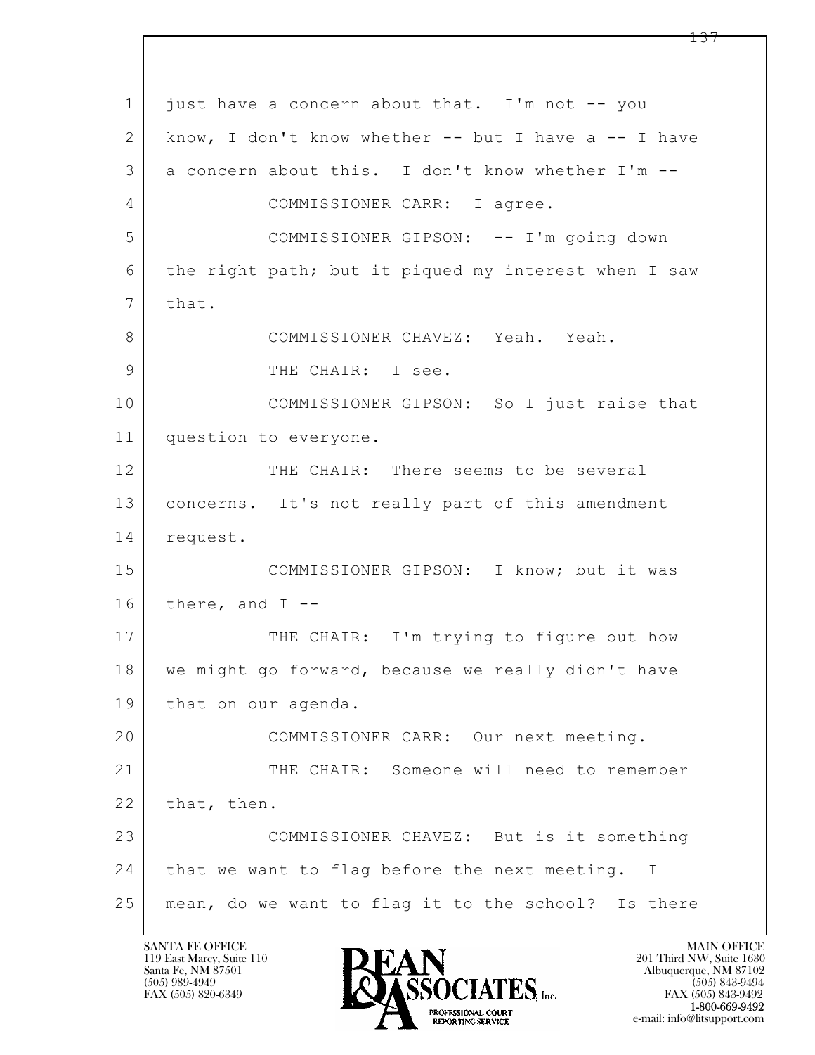just have a concern about that. I'm not -- you know, I don't know whether -- but I have a -- I have a concern about this. I don't know whether I'm --

COMMISSIONER CARR: I agree.

COMMISSIONER GIPSON: -- I'm going down the right path; but it piqued my interest when I saw that.

COMMISSIONER CHAVEZ: Yeah. Yeah.

THE CHAIR: I see.

COMMISSIONER GIPSON: So I just raise that question to everyone.

THE CHAIR: There seems to be several concerns. It's not really part of this amendment request.

COMMISSIONER GIPSON: I know; but it was there, and I --

THE CHAIR: I'm trying to figure out how we might go forward, because we really didn't have that on our agenda.

COMMISSIONER CARR: Our next meeting.

THE CHAIR: Someone will need to remember that, then.

COMMISSIONER CHAVEZ: But is it something that we want to flag before the next meeting. I mean, do we want to flag it to the school? Is there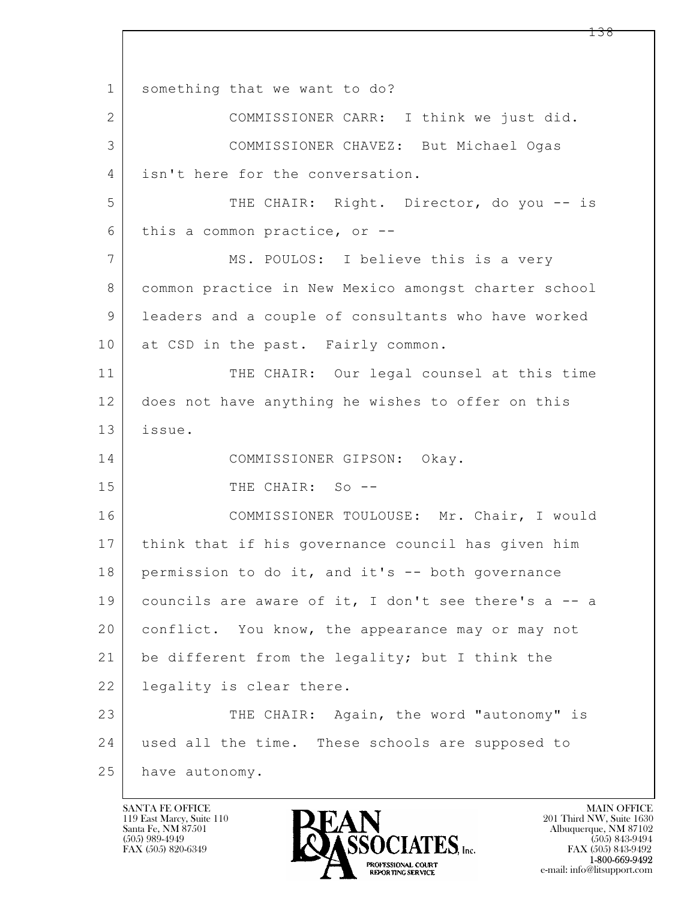something that we want to do?

COMMISSIONER CARR: I think we just did.

COMMISSIONER CHAVEZ: But Michael Ogas isn't here for the conversation.

THE CHAIR: Right. Director, do you -- is this a common practice, or --

MS. POULOS: I believe this is a very common practice in New Mexico amongst charter school leaders and a couple of consultants who have worked at CSD in the past. Fairly common.

THE CHAIR: Our legal counsel at this time does not have anything he wishes to offer on this issue.

COMMISSIONER GIPSON: Okay.

THE CHAIR: So --

COMMISSIONER TOULOUSE: Mr. Chair, I would think that if his governance council has given him permission to do it, and it's -- both governance councils are aware of it, I don't see there's a -- a conflict. You know, the appearance may or may not be different from the legality; but I think the legality is clear there.

THE CHAIR: Again, the word "autonomy" is used all the time. These schools are supposed to have autonomy.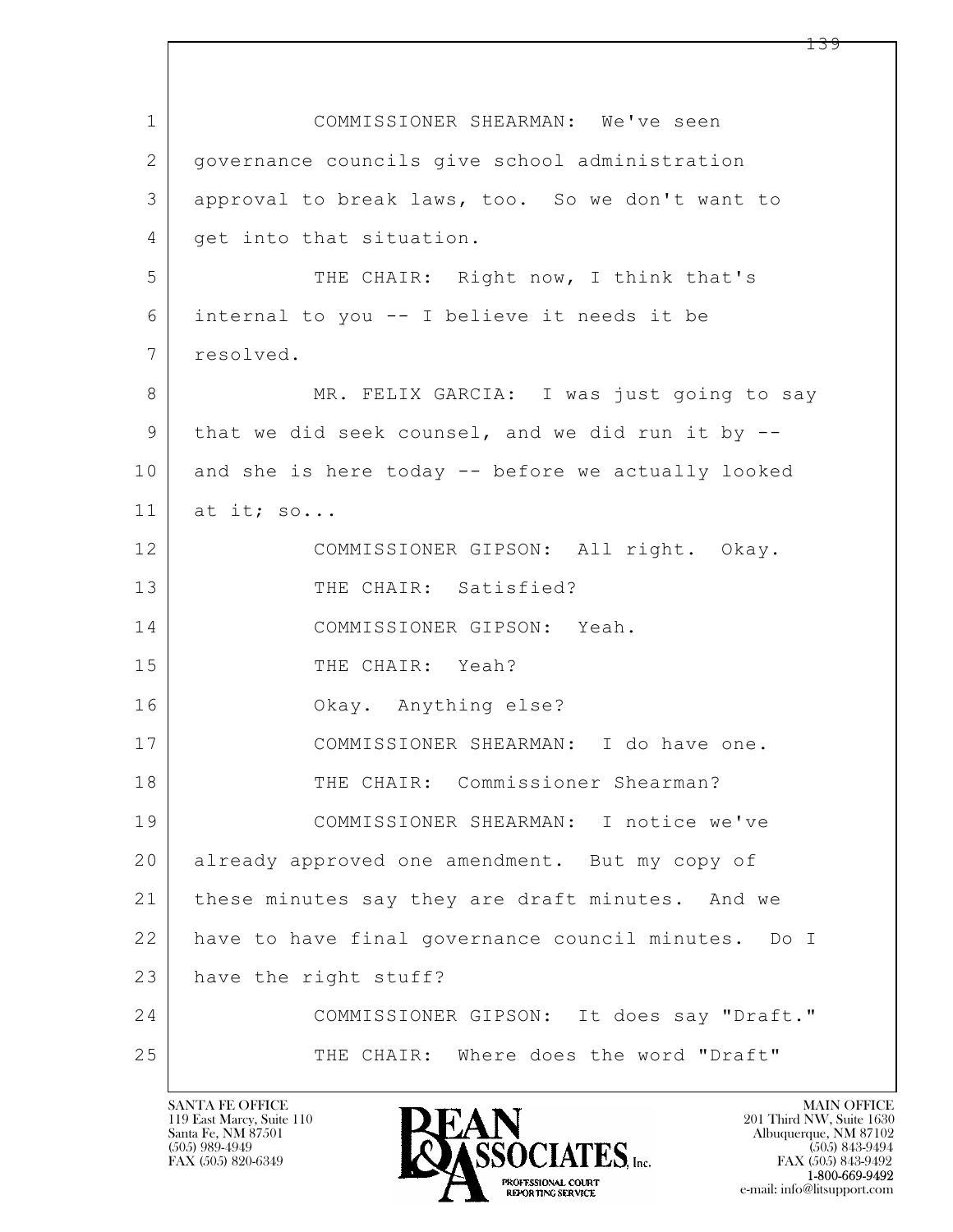1 COMMISSIONER SHEARMAN: We've seen
2 governance councils give school administration
3 approval to break laws, too. So we don't want to
4 get into that situation.
5 THE CHAIR: Right now, I think that's
6 internal to you -- I believe it needs it be
7 resolved.
8 MR. FELIX GARCIA: I was just going to say
9 that we did seek counsel, and we did run it by --
10 and she is here today -- before we actually looked
11 at it; so...
12 COMMISSIONER GIPSON: All right. Okay.
13 THE CHAIR: Satisfied?
14 COMMISSIONER GIPSON: Yeah.
15 THE CHAIR: Yeah?
16 Okay. Anything else?
17 COMMISSIONER SHEARMAN: I do have one.
18 THE CHAIR: Commissioner Shearman?
19 COMMISSIONER SHEARMAN: I notice we've
20 already approved one amendment. But my copy of
21 these minutes say they are draft minutes. And we
22 have to have final governance council minutes. Do I
23 have the right stuff?
24 COMMISSIONER GIPSON: It does say "Draft."
25 THE CHAIR: Where does the word "Draft"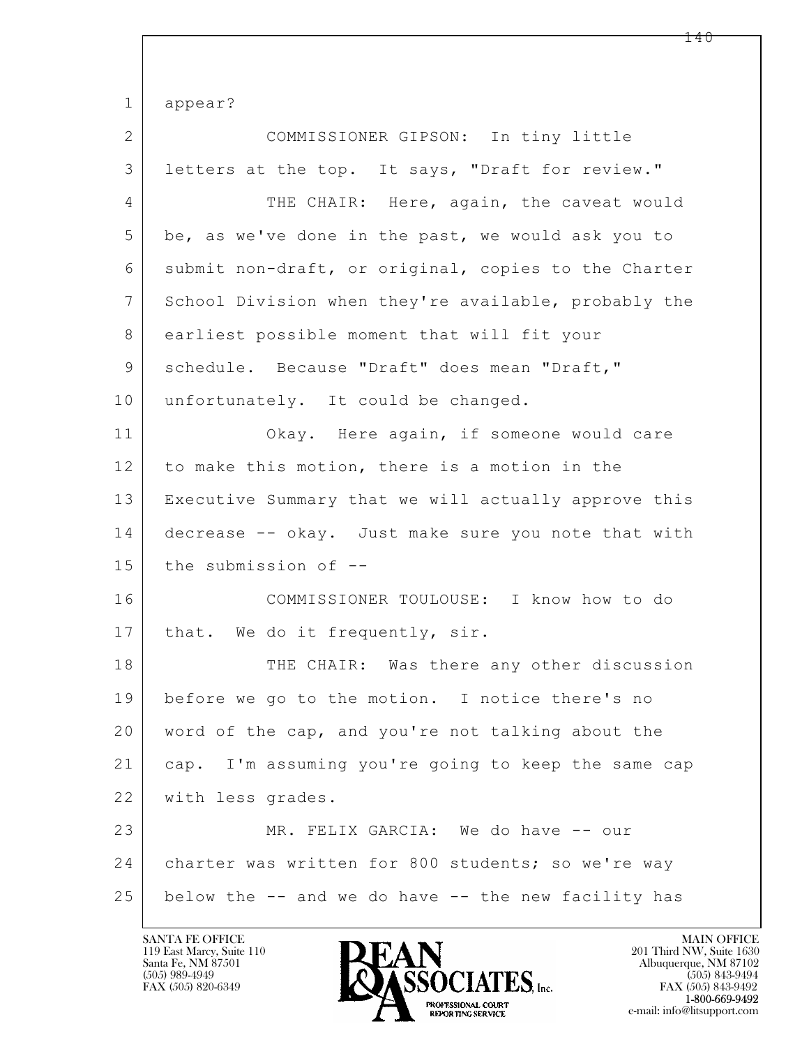appear?

COMMISSIONER GIPSON: In tiny little letters at the top. It says, "Draft for review."

THE CHAIR: Here, again, the caveat would be, as we've done in the past, we would ask you to submit non-draft, or original, copies to the Charter School Division when they're available, probably the earliest possible moment that will fit your schedule. Because "Draft" does mean "Draft," unfortunately. It could be changed.

Okay. Here again, if someone would care to make this motion, there is a motion in the Executive Summary that we will actually approve this decrease -- okay. Just make sure you note that with the submission of --

COMMISSIONER TOULOUSE: I know how to do that. We do it frequently, sir.

THE CHAIR: Was there any other discussion before we go to the motion. I notice there's no word of the cap, and you're not talking about the cap. I'm assuming you're going to keep the same cap with less grades.

MR. FELIX GARCIA: We do have -- our charter was written for 800 students; so we're way below the -- and we do have -- the new facility has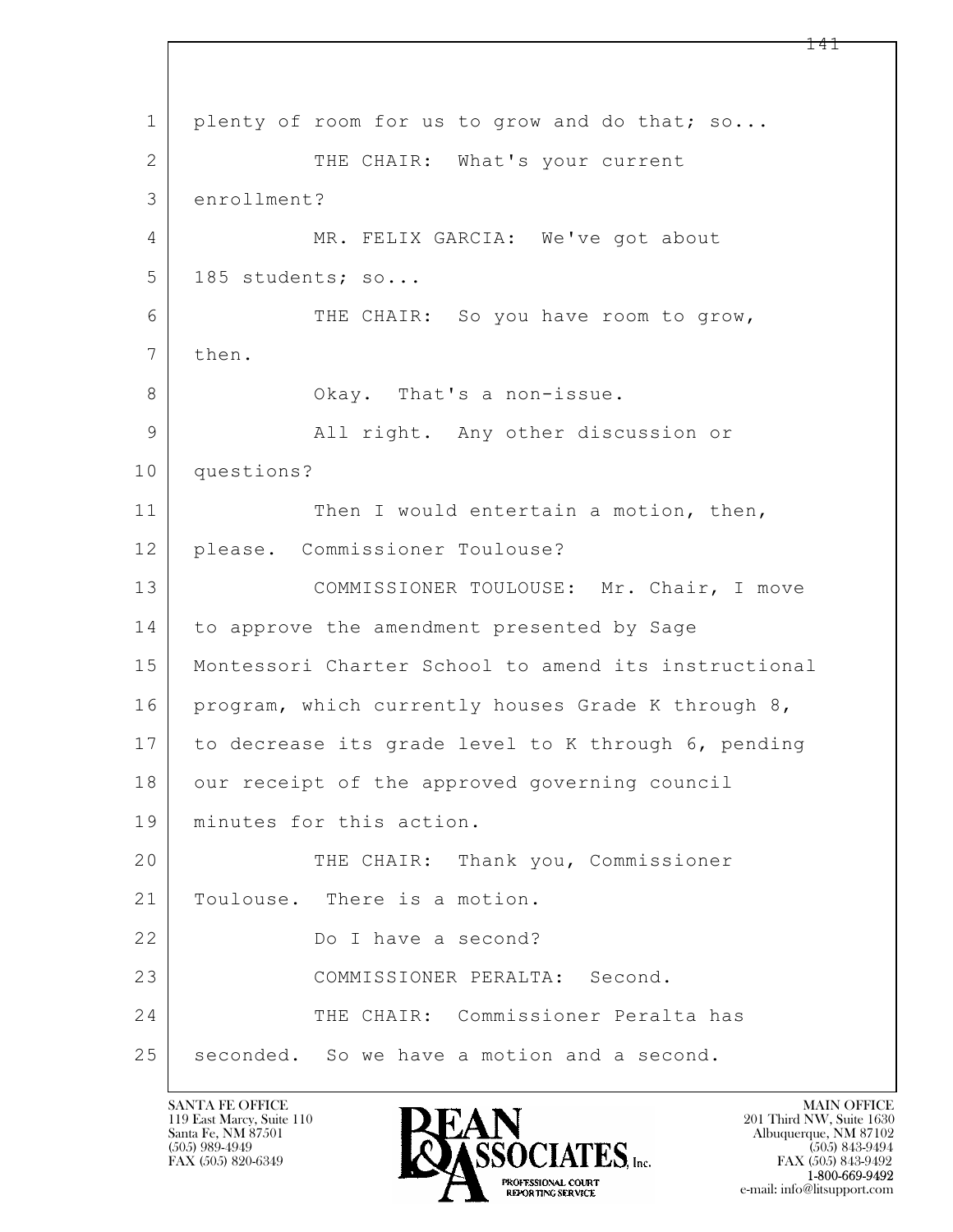plenty of room for us to grow and do that; so...

THE CHAIR: What's your current enrollment?

MR. FELIX GARCIA: We've got about 185 students; so...

THE CHAIR: So you have room to grow, then.

Okay. That's a non-issue.

All right. Any other discussion or questions?

Then I would entertain a motion, then, please. Commissioner Toulouse?

COMMISSIONER TOULOUSE: Mr. Chair, I move to approve the amendment presented by Sage Montessori Charter School to amend its instructional program, which currently houses Grade K through 8, to decrease its grade level to K through 6, pending our receipt of the approved governing council minutes for this action.

THE CHAIR: Thank you, Commissioner Toulouse. There is a motion.

Do I have a second?

COMMISSIONER PERALTA: Second.

THE CHAIR: Commissioner Peralta has seconded. So we have a motion and a second.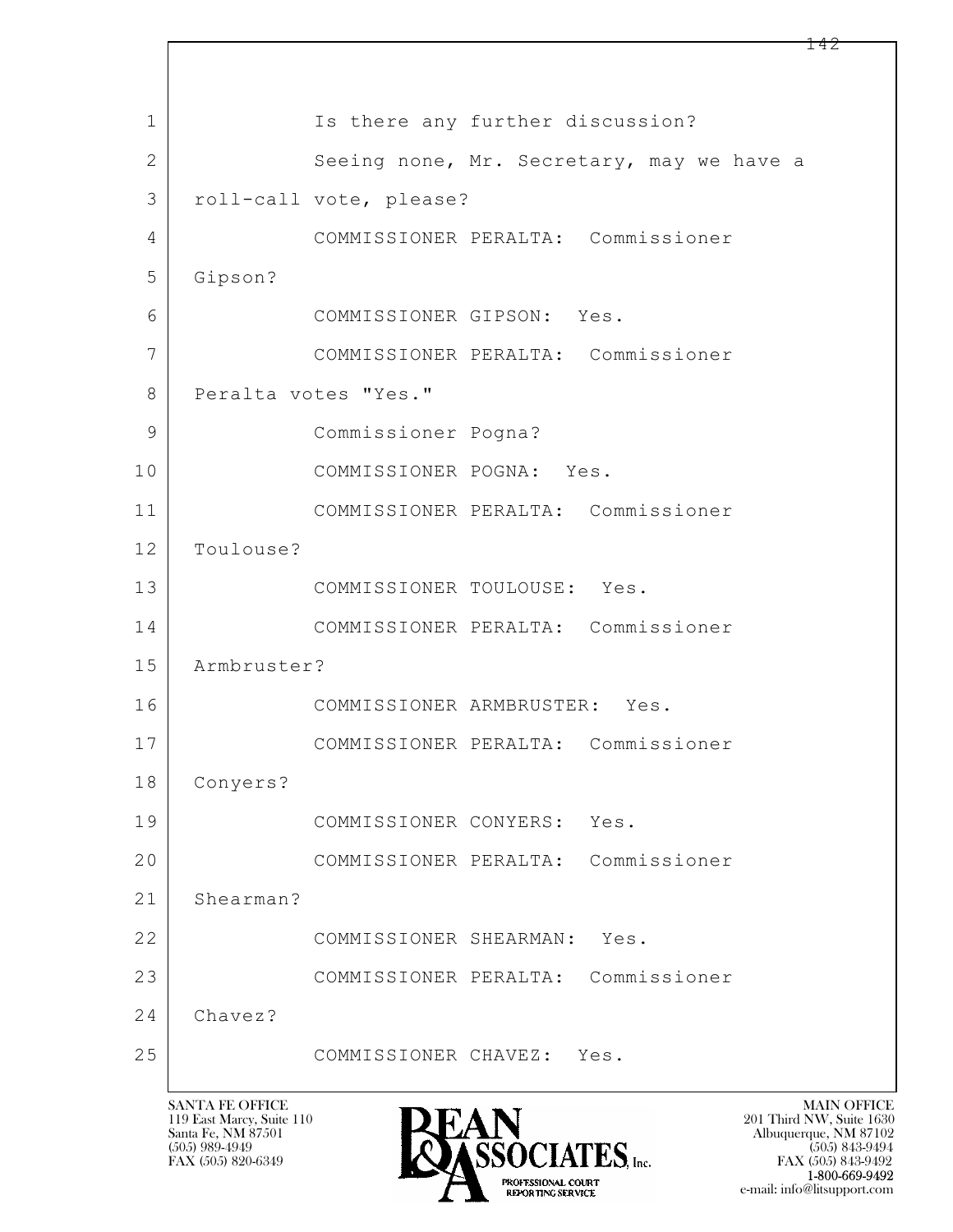1 Is there any further discussion?

2 Seeing none, Mr. Secretary, may we have a

3 roll-call vote, please?

4 COMMISSIONER PERALTA: Commissioner

5 Gipson?

6 COMMISSIONER GIPSON: Yes.

7 COMMISSIONER PERALTA: Commissioner

8 Peralta votes "Yes."

9 Commissioner Pogna?

10 COMMISSIONER POGNA: Yes.

11 COMMISSIONER PERALTA: Commissioner

12 Toulouse?

13 COMMISSIONER TOULOUSE: Yes.

14 COMMISSIONER PERALTA: Commissioner

15 Armbruster?

16 COMMISSIONER ARMBRUSTER: Yes.

17 COMMISSIONER PERALTA: Commissioner

18 Conyers?

19 COMMISSIONER CONYERS: Yes.

20 COMMISSIONER PERALTA: Commissioner

21 Shearman?

22 COMMISSIONER SHEARMAN: Yes.

23 COMMISSIONER PERALTA: Commissioner

24 Chavez?

25 COMMISSIONER CHAVEZ: Yes.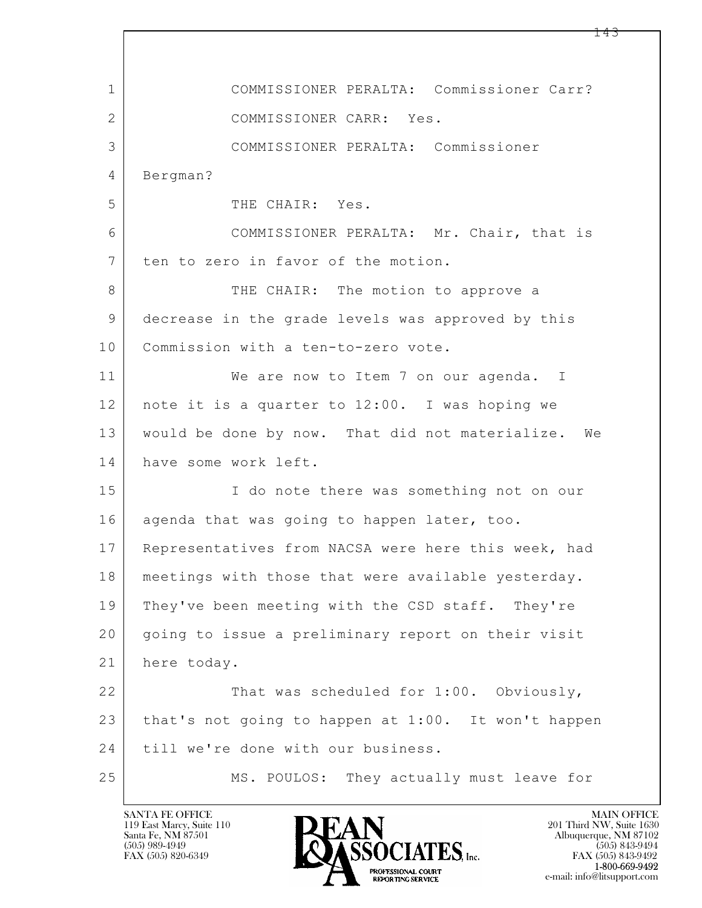1 COMMISSIONER PERALTA: Commissioner Carr?

2 COMMISSIONER CARR: Yes.

3 COMMISSIONER PERALTA: Commissioner

4 Bergman?

5 THE CHAIR: Yes.

6 COMMISSIONER PERALTA: Mr. Chair, that is

7 ten to zero in favor of the motion.

8 THE CHAIR: The motion to approve a

9 decrease in the grade levels was approved by this

10 Commission with a ten-to-zero vote.

11 We are now to Item 7 on our agenda. I

12 note it is a quarter to 12:00. I was hoping we

13 would be done by now. That did not materialize. We

14 have some work left.

15 I do note there was something not on our

16 agenda that was going to happen later, too.

17 Representatives from NACSA were here this week, had

18 meetings with those that were available yesterday.

19 They've been meeting with the CSD staff. They're

20 going to issue a preliminary report on their visit

21 here today.

22 That was scheduled for 1:00. Obviously,

23 that's not going to happen at 1:00. It won't happen

24 till we're done with our business.

25 MS. POULOS: They actually must leave for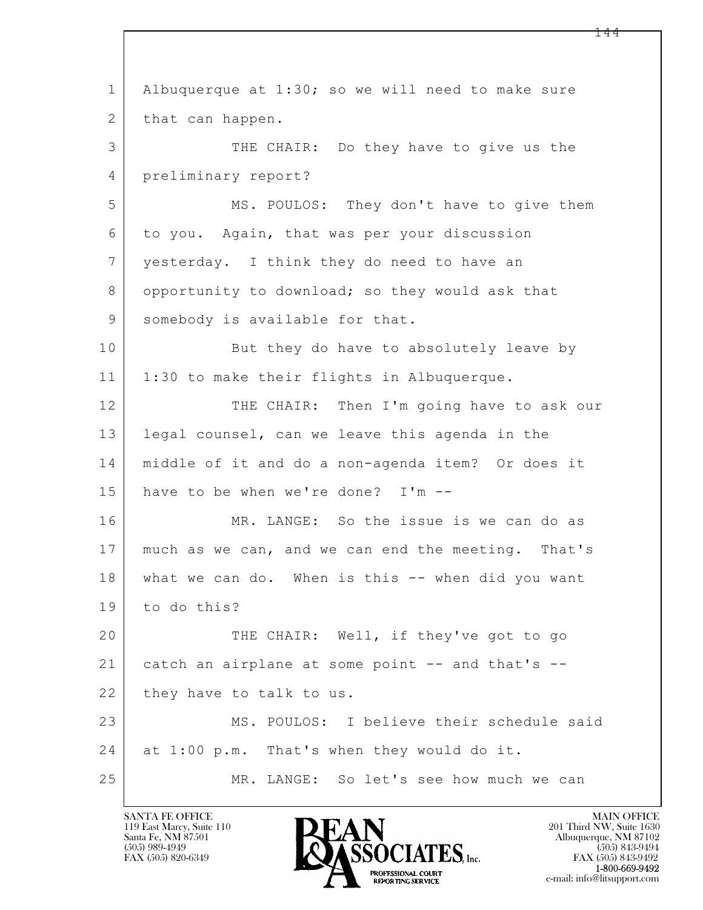Albuquerque at 1:30; so we will need to make sure that can happen.

THE CHAIR: Do they have to give us the preliminary report?

MS. POULOS: They don't have to give them to you. Again, that was per your discussion yesterday. I think they do need to have an opportunity to download; so they would ask that somebody is available for that.

But they do have to absolutely leave by 1:30 to make their flights in Albuquerque.

THE CHAIR: Then I'm going have to ask our legal counsel, can we leave this agenda in the middle of it and do a non-agenda item? Or does it have to be when we're done? I'm --

MR. LANGE: So the issue is we can do as much as we can, and we can end the meeting. That's what we can do. When is this -- when did you want to do this?

THE CHAIR: Well, if they've got to go catch an airplane at some point -- and that's -- they have to talk to us.

MS. POULOS: I believe their schedule said at 1:00 p.m. That's when they would do it.

MR. LANGE: So let's see how much we can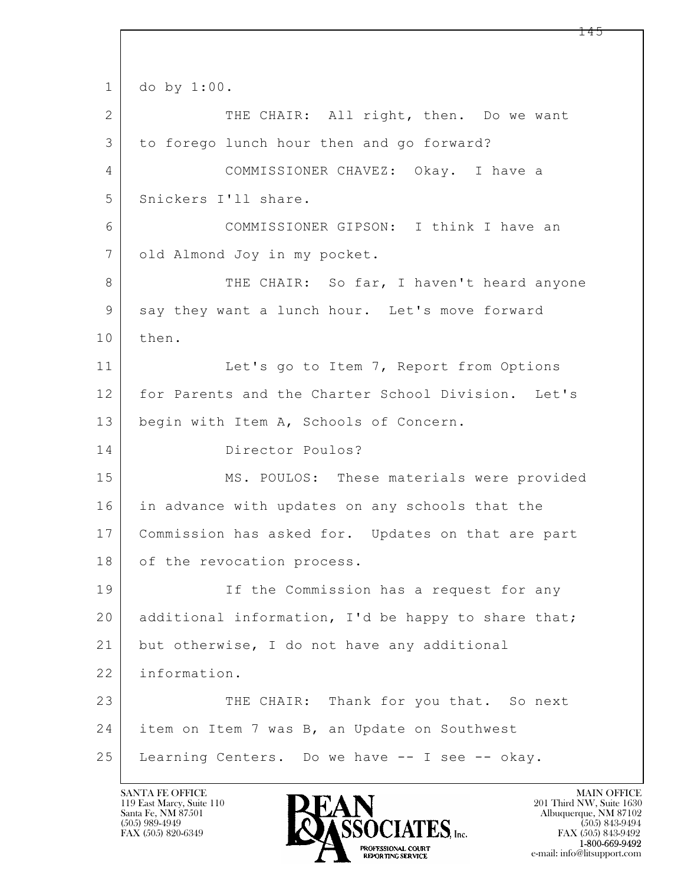do by 1:00.

THE CHAIR: All right, then. Do we want to forego lunch hour then and go forward?

COMMISSIONER CHAVEZ: Okay. I have a Snickers I'll share.

COMMISSIONER GIPSON: I think I have an old Almond Joy in my pocket.

THE CHAIR: So far, I haven't heard anyone say they want a lunch hour. Let's move forward then.

Let's go to Item 7, Report from Options for Parents and the Charter School Division. Let's begin with Item A, Schools of Concern.

Director Poulos?

MS. POULOS: These materials were provided in advance with updates on any schools that the Commission has asked for. Updates on that are part of the revocation process.

If the Commission has a request for any additional information, I'd be happy to share that; but otherwise, I do not have any additional information.

THE CHAIR: Thank for you that. So next item on Item 7 was B, an Update on Southwest Learning Centers. Do we have -- I see -- okay.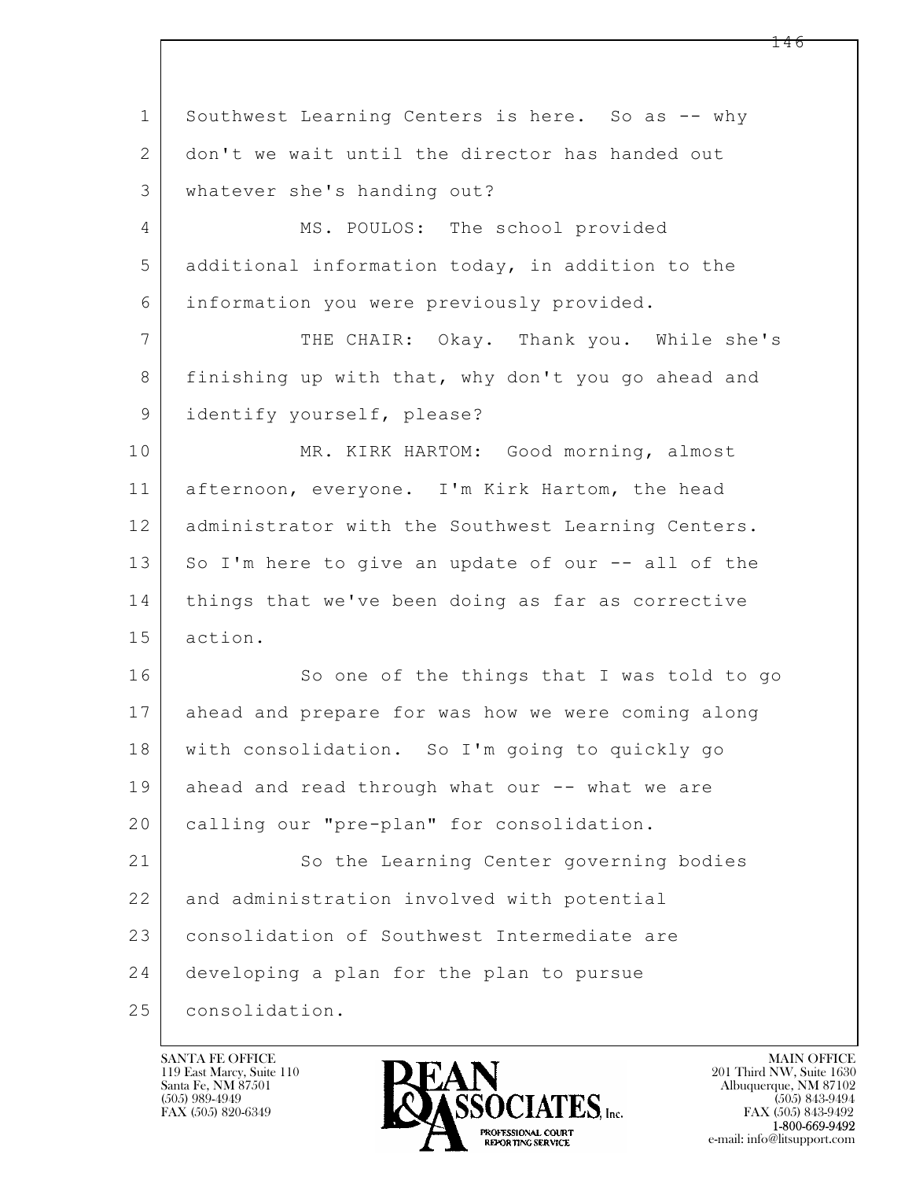Southwest Learning Centers is here. So as -- why don't we wait until the director has handed out whatever she's handing out?

MS. POULOS: The school provided additional information today, in addition to the information you were previously provided.

THE CHAIR: Okay. Thank you. While she's finishing up with that, why don't you go ahead and identify yourself, please?

MR. KIRK HARTOM: Good morning, almost afternoon, everyone. I'm Kirk Hartom, the head administrator with the Southwest Learning Centers. So I'm here to give an update of our -- all of the things that we've been doing as far as corrective action.

So one of the things that I was told to go ahead and prepare for was how we were coming along with consolidation. So I'm going to quickly go ahead and read through what our -- what we are calling our "pre-plan" for consolidation.

So the Learning Center governing bodies and administration involved with potential consolidation of Southwest Intermediate are developing a plan for the plan to pursue consolidation.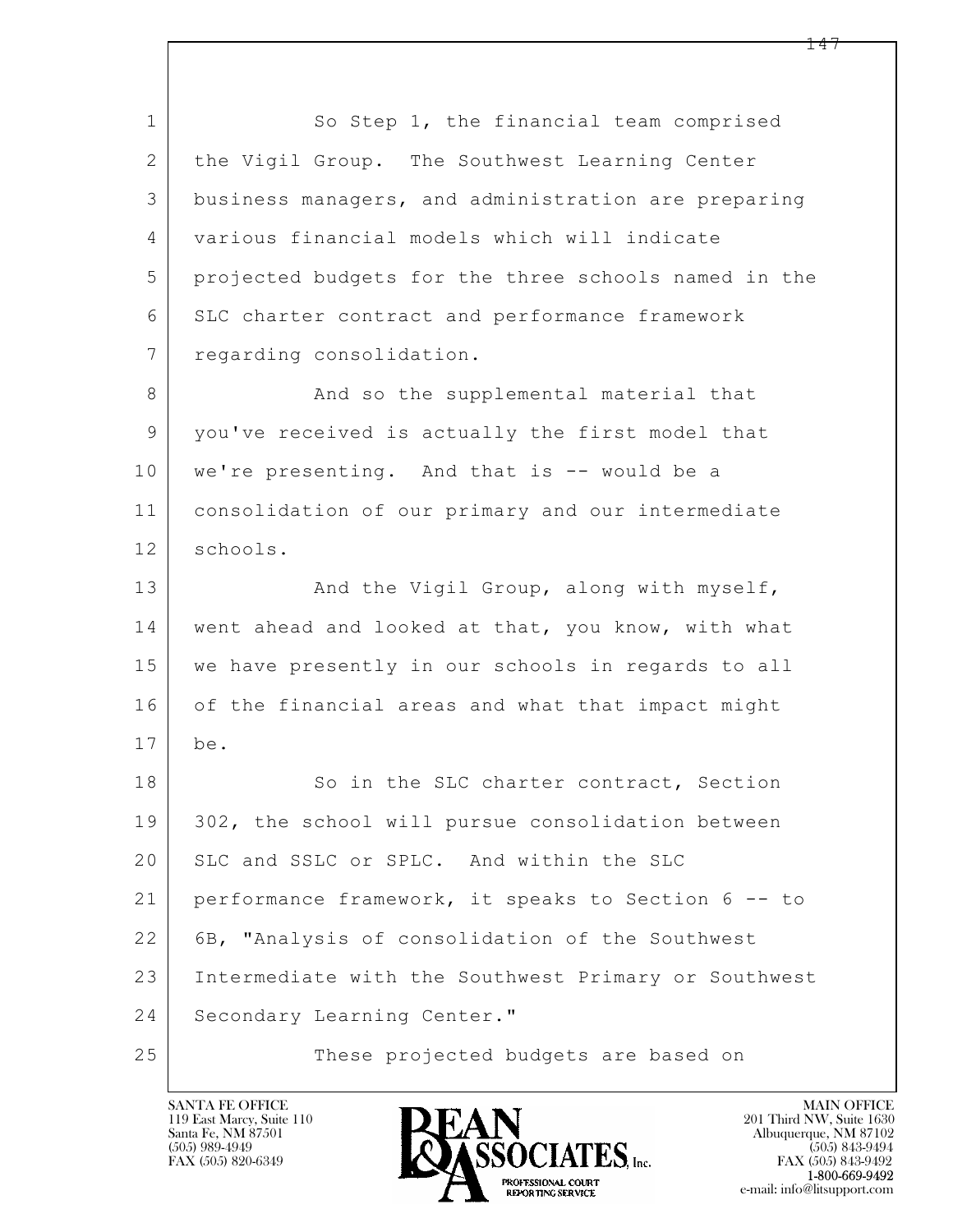So Step 1, the financial team comprised the Vigil Group. The Southwest Learning Center business managers, and administration are preparing various financial models which will indicate projected budgets for the three schools named in the SLC charter contract and performance framework regarding consolidation.

And so the supplemental material that you've received is actually the first model that we're presenting. And that is -- would be a consolidation of our primary and our intermediate schools.

And the Vigil Group, along with myself, went ahead and looked at that, you know, with what we have presently in our schools in regards to all of the financial areas and what that impact might be.

So in the SLC charter contract, Section 302, the school will pursue consolidation between SLC and SSLC or SPLC. And within the SLC performance framework, it speaks to Section 6 -- to 6B, "Analysis of consolidation of the Southwest Intermediate with the Southwest Primary or Southwest Secondary Learning Center."

These projected budgets are based on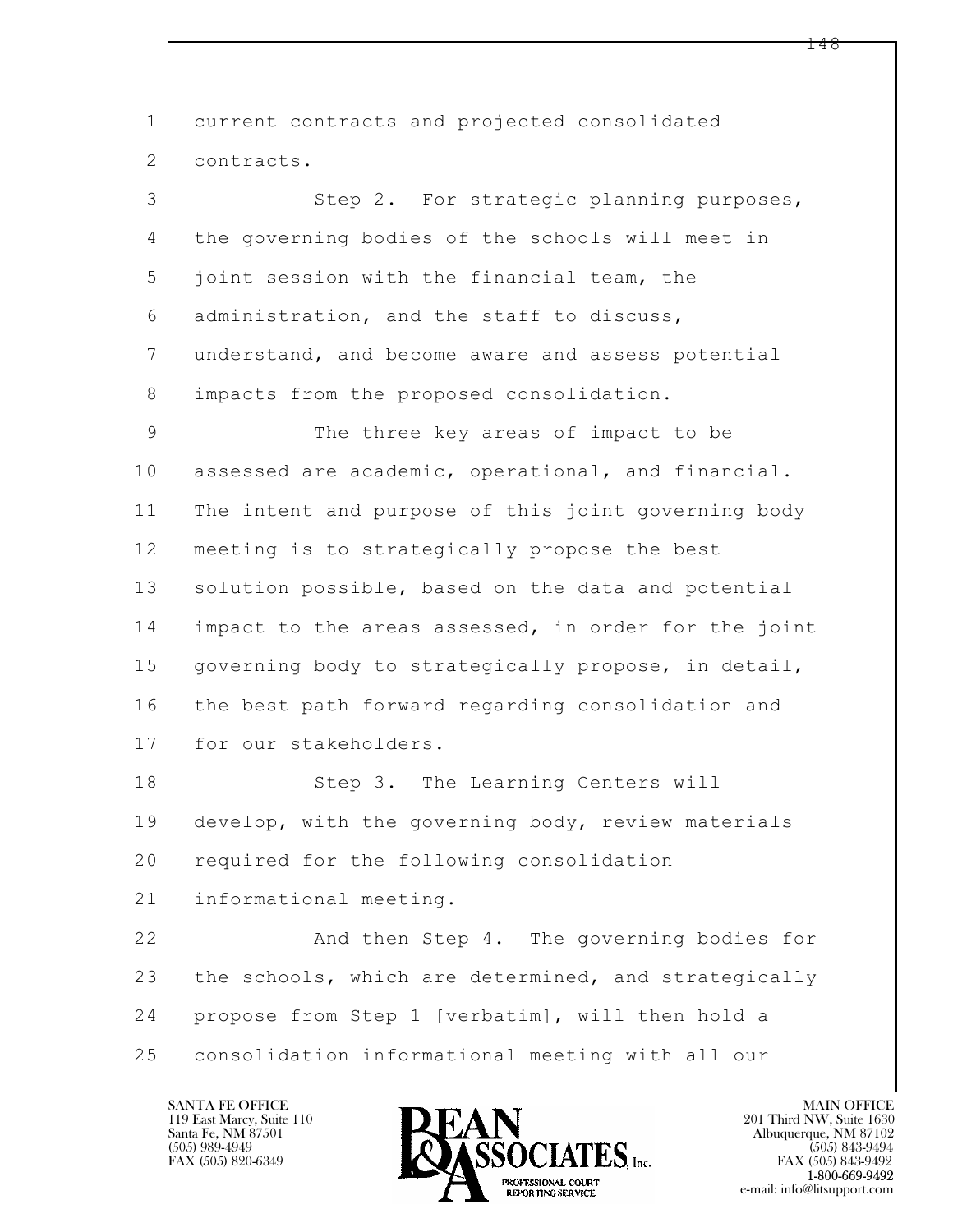current contracts and projected consolidated contracts.

Step 2. For strategic planning purposes, the governing bodies of the schools will meet in joint session with the financial team, the administration, and the staff to discuss, understand, and become aware and assess potential impacts from the proposed consolidation.

The three key areas of impact to be assessed are academic, operational, and financial. The intent and purpose of this joint governing body meeting is to strategically propose the best solution possible, based on the data and potential impact to the areas assessed, in order for the joint governing body to strategically propose, in detail, the best path forward regarding consolidation and for our stakeholders.

Step 3. The Learning Centers will develop, with the governing body, review materials required for the following consolidation informational meeting.

And then Step 4. The governing bodies for the schools, which are determined, and strategically propose from Step 1 [verbatim], will then hold a consolidation informational meeting with all our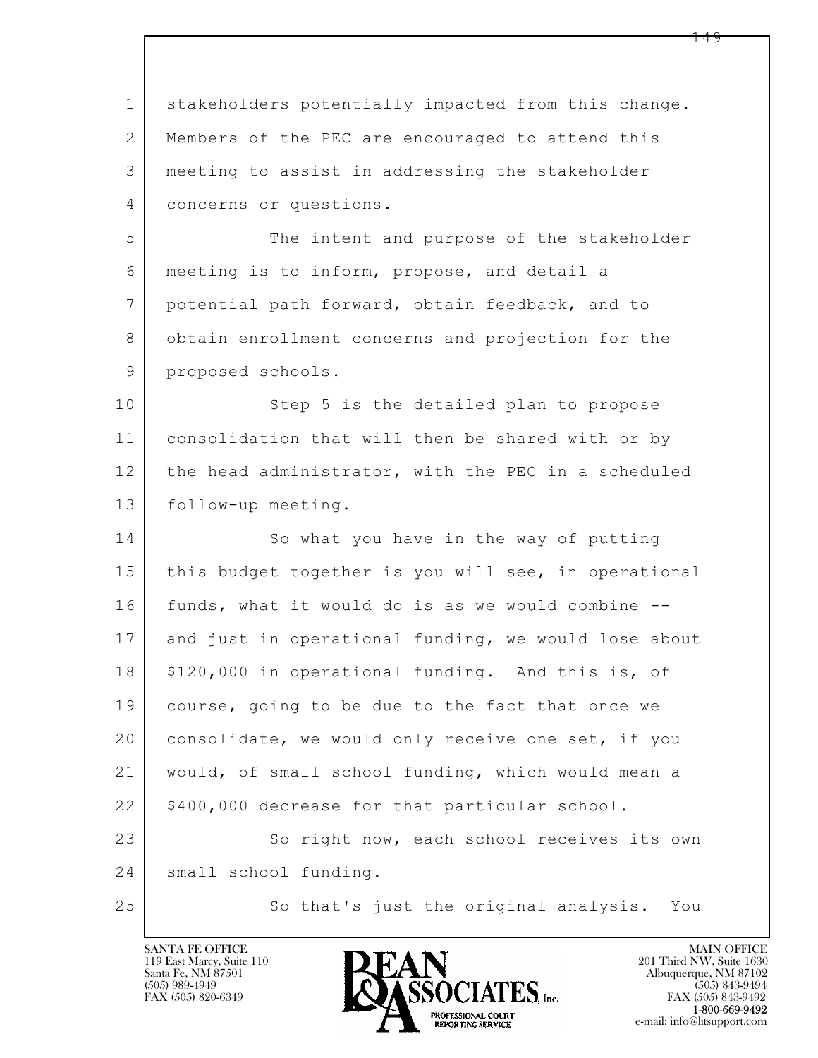stakeholders potentially impacted from this change. Members of the PEC are encouraged to attend this meeting to assist in addressing the stakeholder concerns or questions.

The intent and purpose of the stakeholder meeting is to inform, propose, and detail a potential path forward, obtain feedback, and to obtain enrollment concerns and projection for the proposed schools.

Step 5 is the detailed plan to propose consolidation that will then be shared with or by the head administrator, with the PEC in a scheduled follow-up meeting.

So what you have in the way of putting this budget together is you will see, in operational funds, what it would do is as we would combine -- and just in operational funding, we would lose about $120,000 in operational funding. And this is, of course, going to be due to the fact that once we consolidate, we would only receive one set, if you would, of small school funding, which would mean a $400,000 decrease for that particular school.

So right now, each school receives its own small school funding.

So that's just the original analysis. You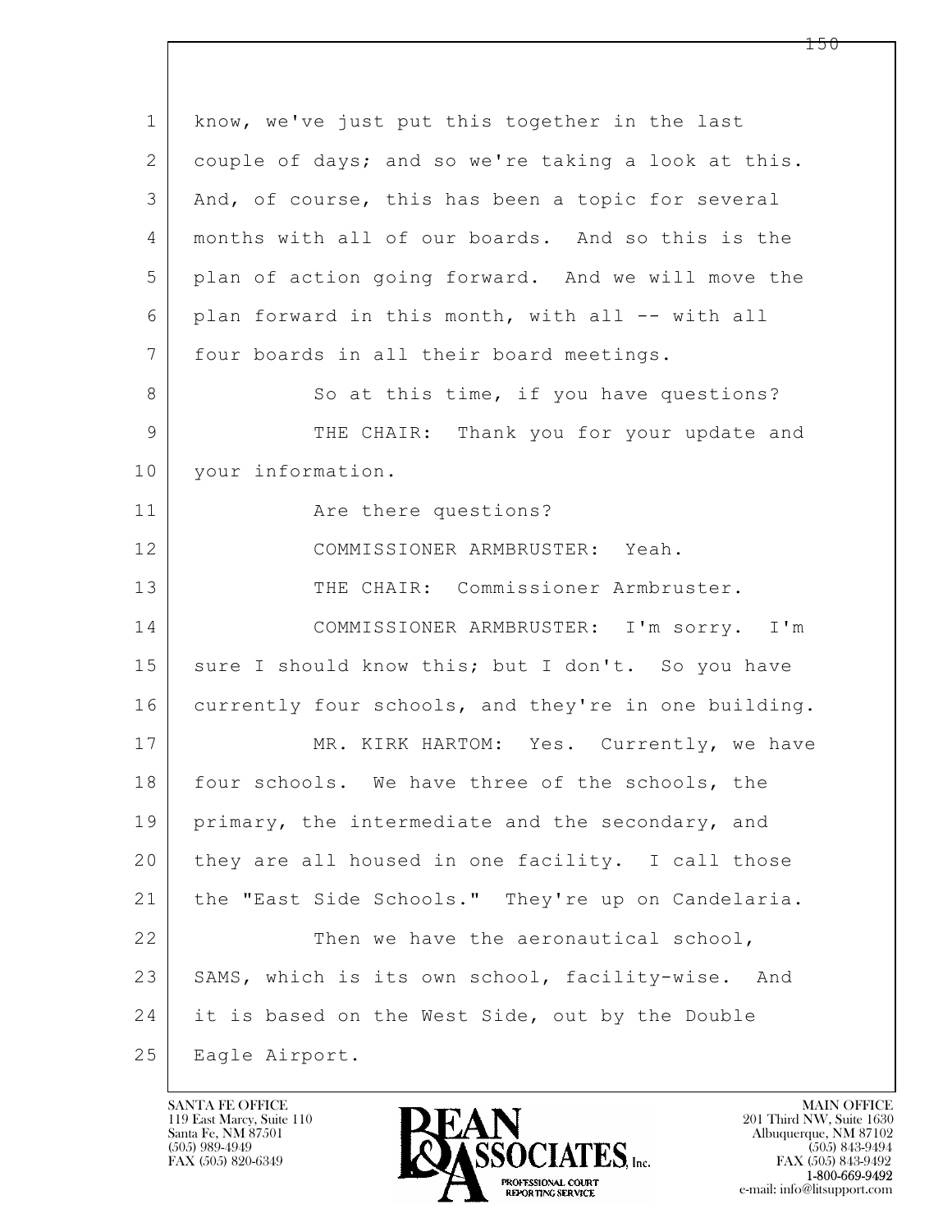know, we've just put this together in the last couple of days; and so we're taking a look at this. And, of course, this has been a topic for several months with all of our boards. And so this is the plan of action going forward. And we will move the plan forward in this month, with all -- with all four boards in all their board meetings.

So at this time, if you have questions?

THE CHAIR: Thank you for your update and your information.

Are there questions?

COMMISSIONER ARMBRUSTER: Yeah.

THE CHAIR: Commissioner Armbruster.

COMMISSIONER ARMBRUSTER: I'm sorry. I'm sure I should know this; but I don't. So you have currently four schools, and they're in one building.

MR. KIRK HARTOM: Yes. Currently, we have four schools. We have three of the schools, the primary, the intermediate and the secondary, and they are all housed in one facility. I call those the "East Side Schools." They're up on Candelaria.

Then we have the aeronautical school, SAMS, which is its own school, facility-wise. And it is based on the West Side, out by the Double Eagle Airport.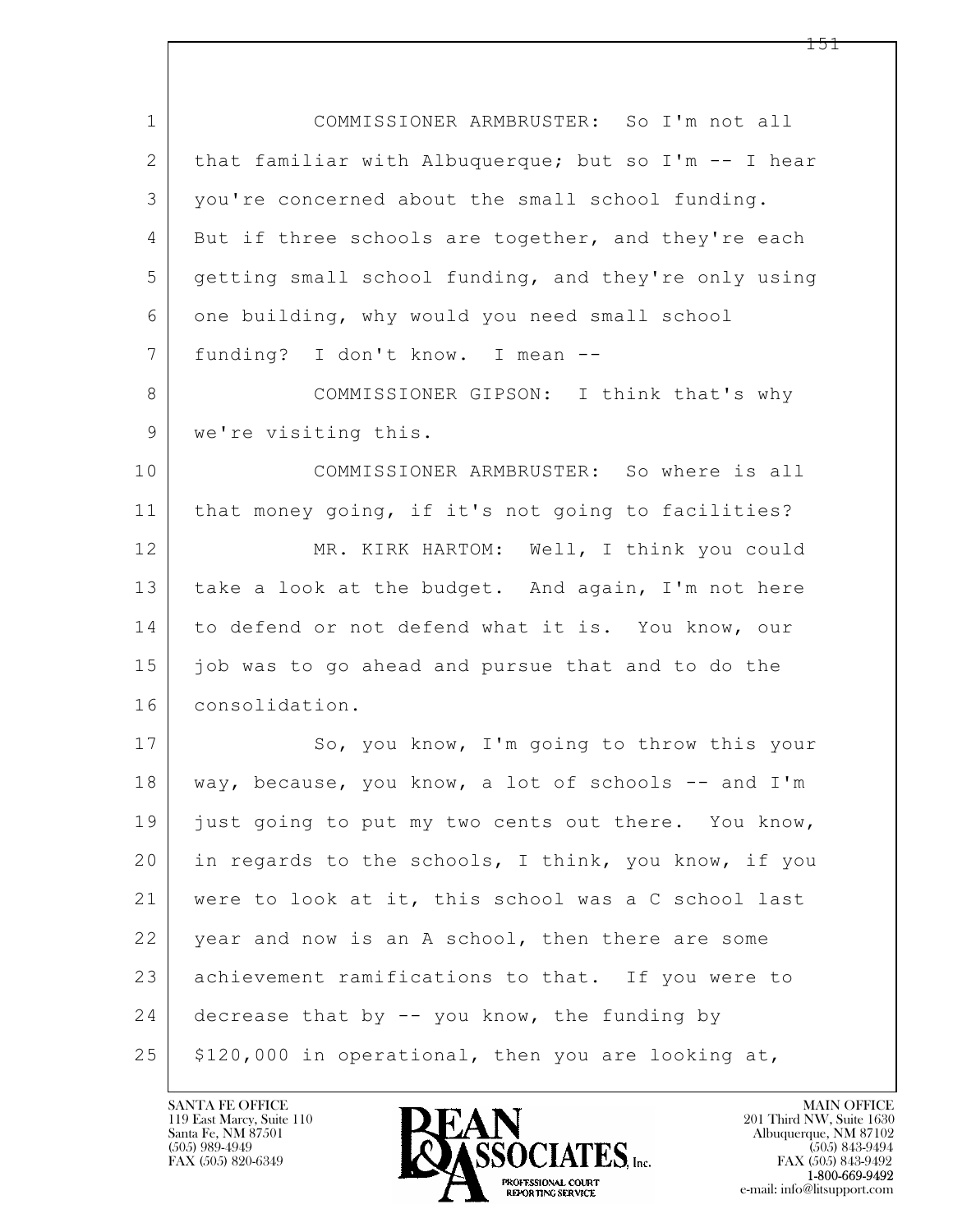COMMISSIONER ARMBRUSTER: So I'm not all that familiar with Albuquerque; but so I'm -- I hear you're concerned about the small school funding. But if three schools are together, and they're each getting small school funding, and they're only using one building, why would you need small school funding? I don't know. I mean --

COMMISSIONER GIPSON: I think that's why we're visiting this.

COMMISSIONER ARMBRUSTER: So where is all that money going, if it's not going to facilities?

MR. KIRK HARTOM: Well, I think you could take a look at the budget. And again, I'm not here to defend or not defend what it is. You know, our job was to go ahead and pursue that and to do the consolidation.

So, you know, I'm going to throw this your way, because, you know, a lot of schools -- and I'm just going to put my two cents out there. You know, in regards to the schools, I think, you know, if you were to look at it, this school was a C school last year and now is an A school, then there are some achievement ramifications to that. If you were to decrease that by -- you know, the funding by $120,000 in operational, then you are looking at,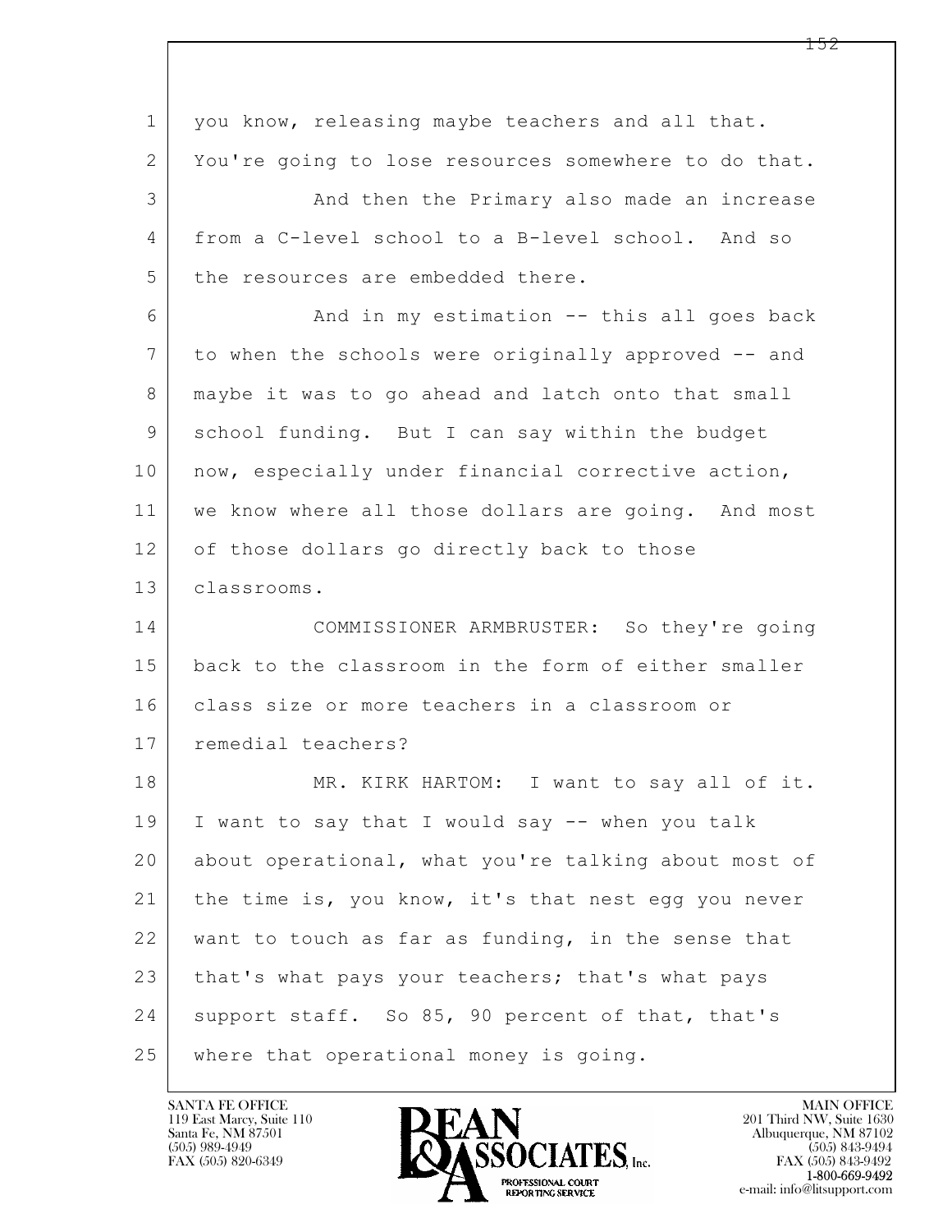you know, releasing maybe teachers and all that. You're going to lose resources somewhere to do that.

And then the Primary also made an increase from a C-level school to a B-level school. And so the resources are embedded there.

And in my estimation -- this all goes back to when the schools were originally approved -- and maybe it was to go ahead and latch onto that small school funding. But I can say within the budget now, especially under financial corrective action, we know where all those dollars are going. And most of those dollars go directly back to those classrooms.

COMMISSIONER ARMBRUSTER: So they're going back to the classroom in the form of either smaller class size or more teachers in a classroom or remedial teachers?

MR. KIRK HARTOM: I want to say all of it. I want to say that I would say -- when you talk about operational, what you're talking about most of the time is, you know, it's that nest egg you never want to touch as far as funding, in the sense that that's what pays your teachers; that's what pays support staff. So 85, 90 percent of that, that's where that operational money is going.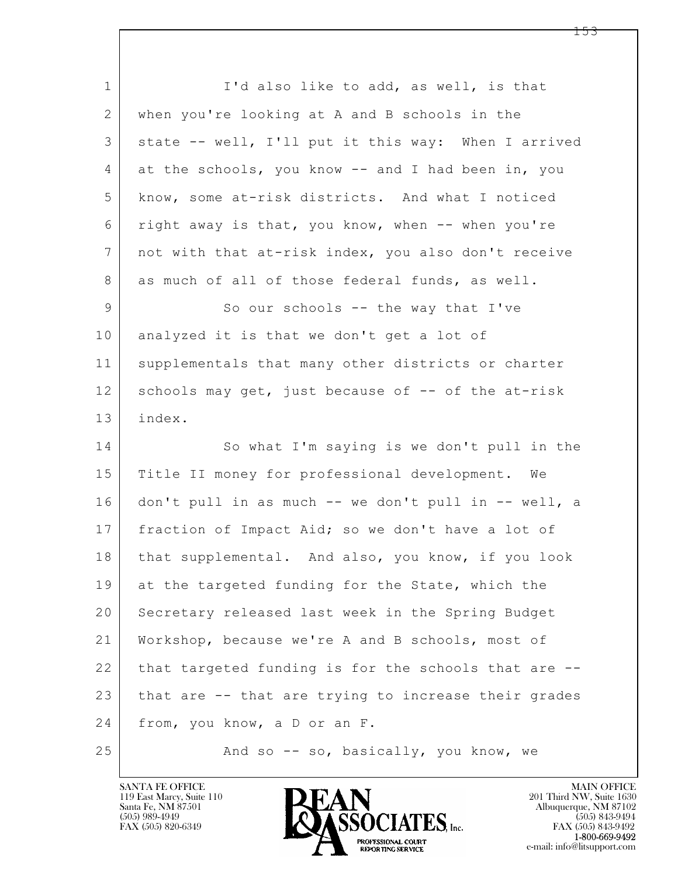I'd also like to add, as well, is that when you're looking at A and B schools in the state -- well, I'll put it this way: When I arrived at the schools, you know -- and I had been in, you know, some at-risk districts. And what I noticed right away is that, you know, when -- when you're not with that at-risk index, you also don't receive as much of all of those federal funds, as well.

So our schools -- the way that I've analyzed it is that we don't get a lot of supplementals that many other districts or charter schools may get, just because of -- of the at-risk index.

So what I'm saying is we don't pull in the Title II money for professional development. We don't pull in as much -- we don't pull in -- well, a fraction of Impact Aid; so we don't have a lot of that supplemental. And also, you know, if you look at the targeted funding for the State, which the Secretary released last week in the Spring Budget Workshop, because we're A and B schools, most of that targeted funding is for the schools that are -- that are -- that are trying to increase their grades from, you know, a D or an F.

And so -- so, basically, you know, we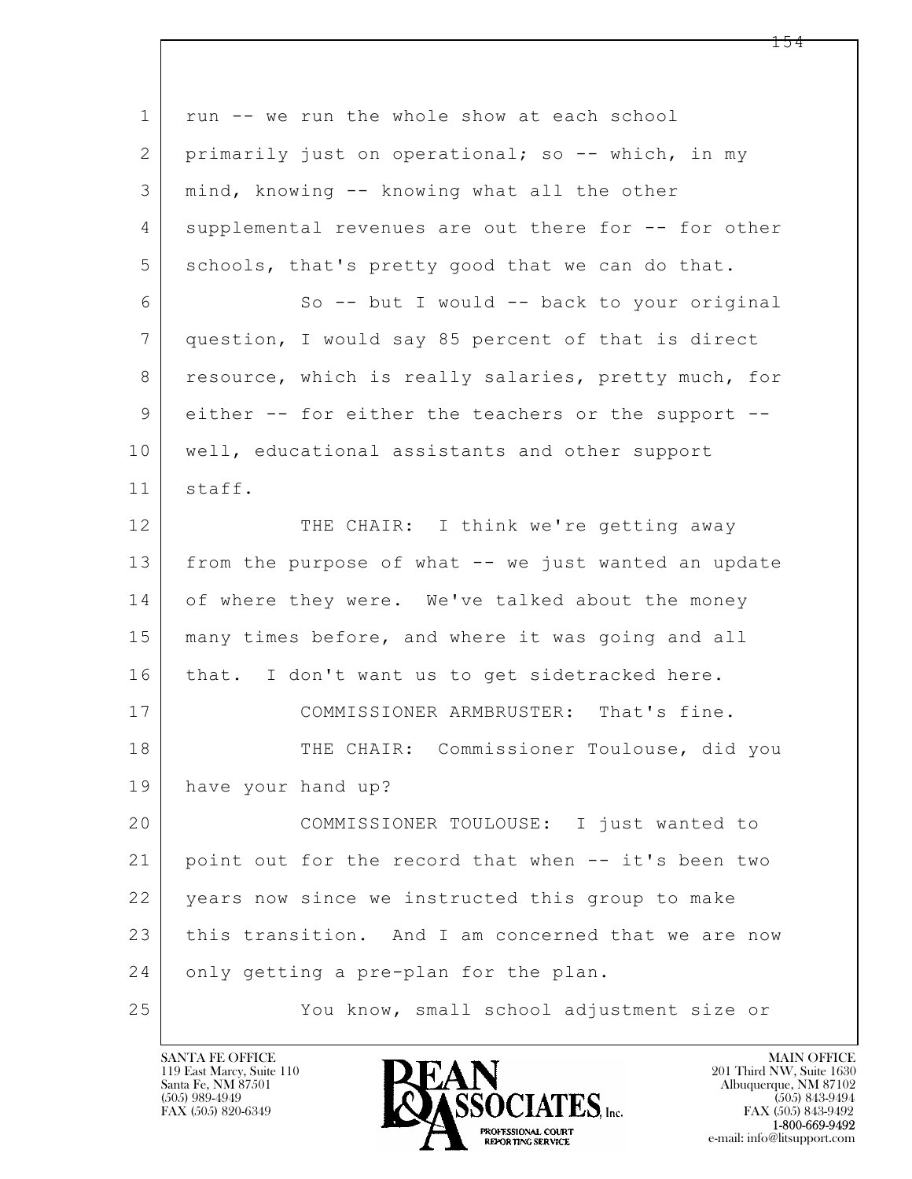run -- we run the whole show at each school primarily just on operational; so -- which, in my mind, knowing -- knowing what all the other supplemental revenues are out there for -- for other schools, that's pretty good that we can do that.

So -- but I would -- back to your original question, I would say 85 percent of that is direct resource, which is really salaries, pretty much, for either -- for either the teachers or the support -- well, educational assistants and other support staff.

THE CHAIR: I think we're getting away from the purpose of what -- we just wanted an update of where they were. We've talked about the money many times before, and where it was going and all that. I don't want us to get sidetracked here.

COMMISSIONER ARMBRUSTER: That's fine.

THE CHAIR: Commissioner Toulouse, did you have your hand up?

COMMISSIONER TOULOUSE: I just wanted to point out for the record that when -- it's been two years now since we instructed this group to make this transition. And I am concerned that we are now only getting a pre-plan for the plan.

You know, small school adjustment size or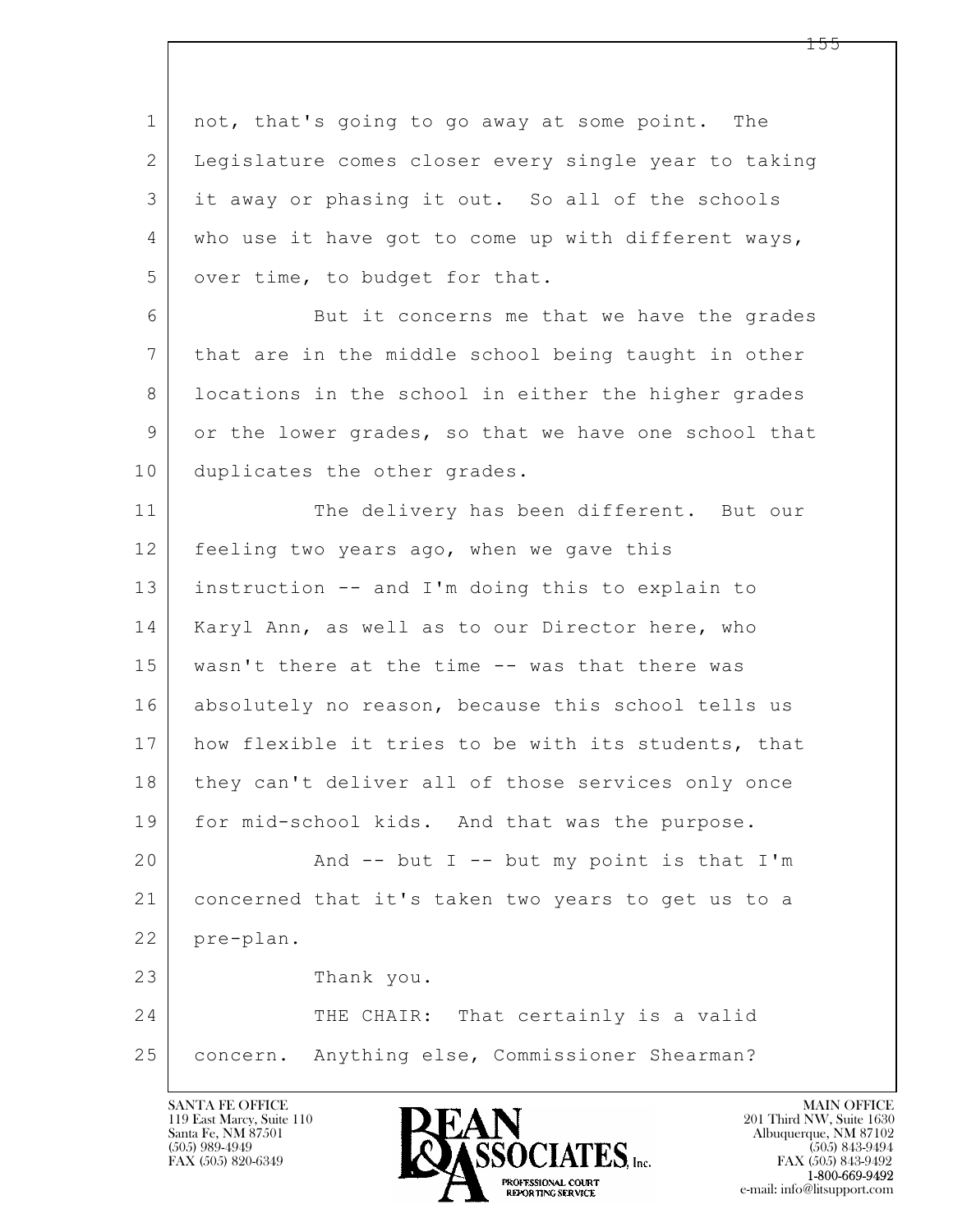not, that's going to go away at some point. The Legislature comes closer every single year to taking it away or phasing it out. So all of the schools who use it have got to come up with different ways, over time, to budget for that.

But it concerns me that we have the grades that are in the middle school being taught in other locations in the school in either the higher grades or the lower grades, so that we have one school that duplicates the other grades.

The delivery has been different. But our feeling two years ago, when we gave this instruction -- and I'm doing this to explain to Karyl Ann, as well as to our Director here, who wasn't there at the time -- was that there was absolutely no reason, because this school tells us how flexible it tries to be with its students, that they can't deliver all of those services only once for mid-school kids. And that was the purpose.

And -- but I -- but my point is that I'm concerned that it's taken two years to get us to a pre-plan.

Thank you.

THE CHAIR: That certainly is a valid concern. Anything else, Commissioner Shearman?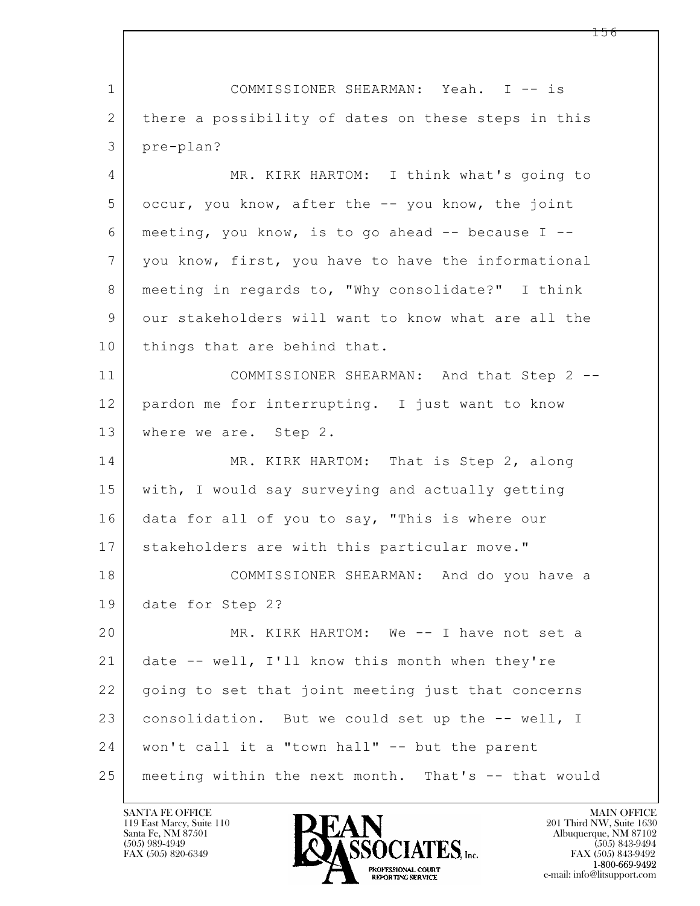COMMISSIONER SHEARMAN: Yeah. I -- is there a possibility of dates on these steps in this pre-plan?

MR. KIRK HARTOM: I think what's going to occur, you know, after the -- you know, the joint meeting, you know, is to go ahead -- because I -- you know, first, you have to have the informational meeting in regards to, "Why consolidate?" I think our stakeholders will want to know what are all the things that are behind that.

COMMISSIONER SHEARMAN: And that Step 2 -- pardon me for interrupting. I just want to know where we are. Step 2.

MR. KIRK HARTOM: That is Step 2, along with, I would say surveying and actually getting data for all of you to say, "This is where our stakeholders are with this particular move."

COMMISSIONER SHEARMAN: And do you have a date for Step 2?

MR. KIRK HARTOM: We -- I have not set a date -- well, I'll know this month when they're going to set that joint meeting just that concerns consolidation. But we could set up the -- well, I won't call it a "town hall" -- but the parent meeting within the next month. That's -- that would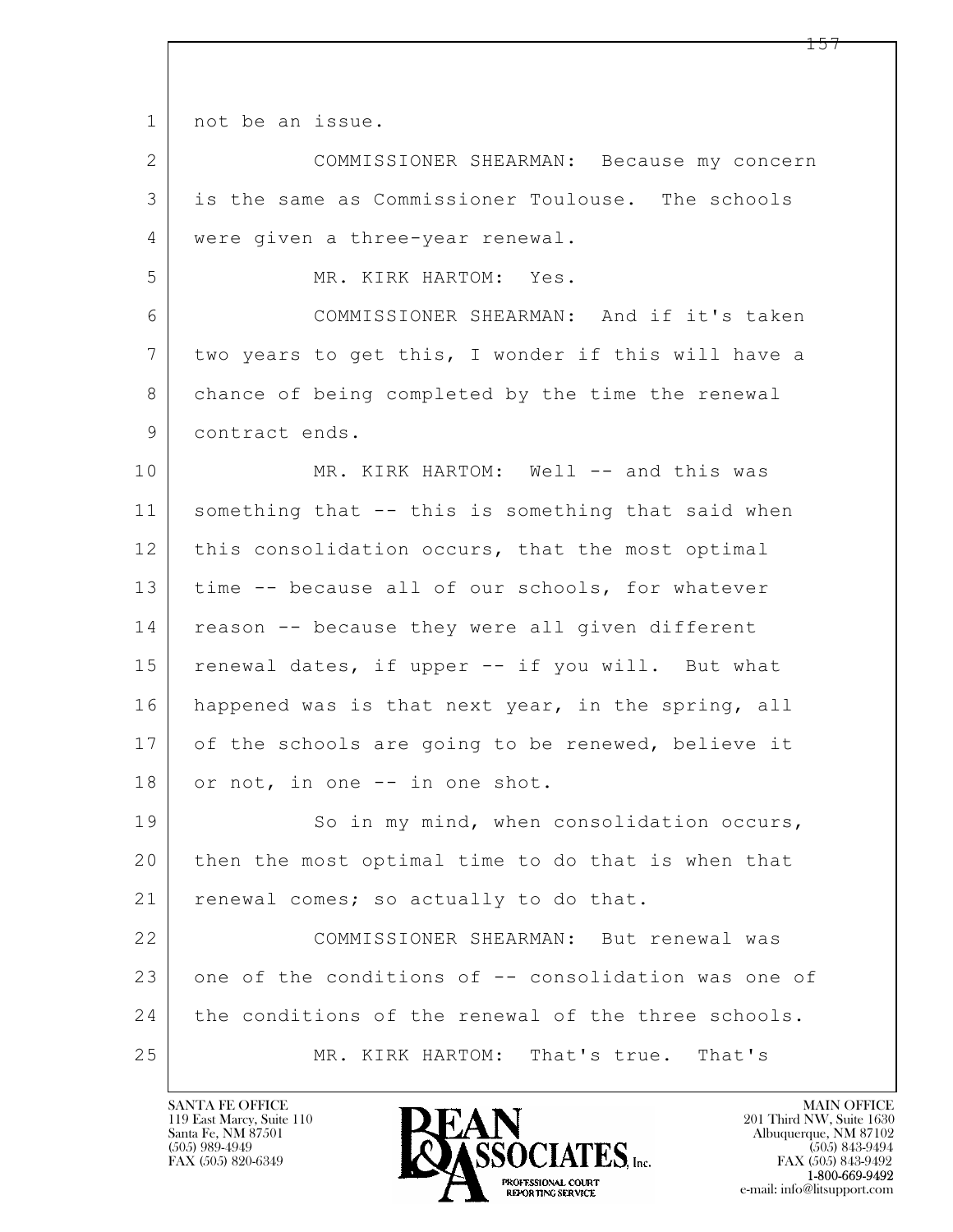1 not be an issue.

2 COMMISSIONER SHEARMAN: Because my concern

3 is the same as Commissioner Toulouse. The schools

4 were given a three-year renewal.

5 MR. KIRK HARTOM: Yes.

6 COMMISSIONER SHEARMAN: And if it's taken

7 two years to get this, I wonder if this will have a

8 chance of being completed by the time the renewal

9 contract ends.

10 MR. KIRK HARTOM: Well -- and this was

11 something that -- this is something that said when

12 this consolidation occurs, that the most optimal

13 time -- because all of our schools, for whatever

14 reason -- because they were all given different

15 renewal dates, if upper -- if you will. But what

16 happened was is that next year, in the spring, all

17 of the schools are going to be renewed, believe it

18 or not, in one -- in one shot.

19 So in my mind, when consolidation occurs,

20 then the most optimal time to do that is when that

21 renewal comes; so actually to do that.

22 COMMISSIONER SHEARMAN: But renewal was

23 one of the conditions of -- consolidation was one of

24 the conditions of the renewal of the three schools.

25 MR. KIRK HARTOM: That's true. That's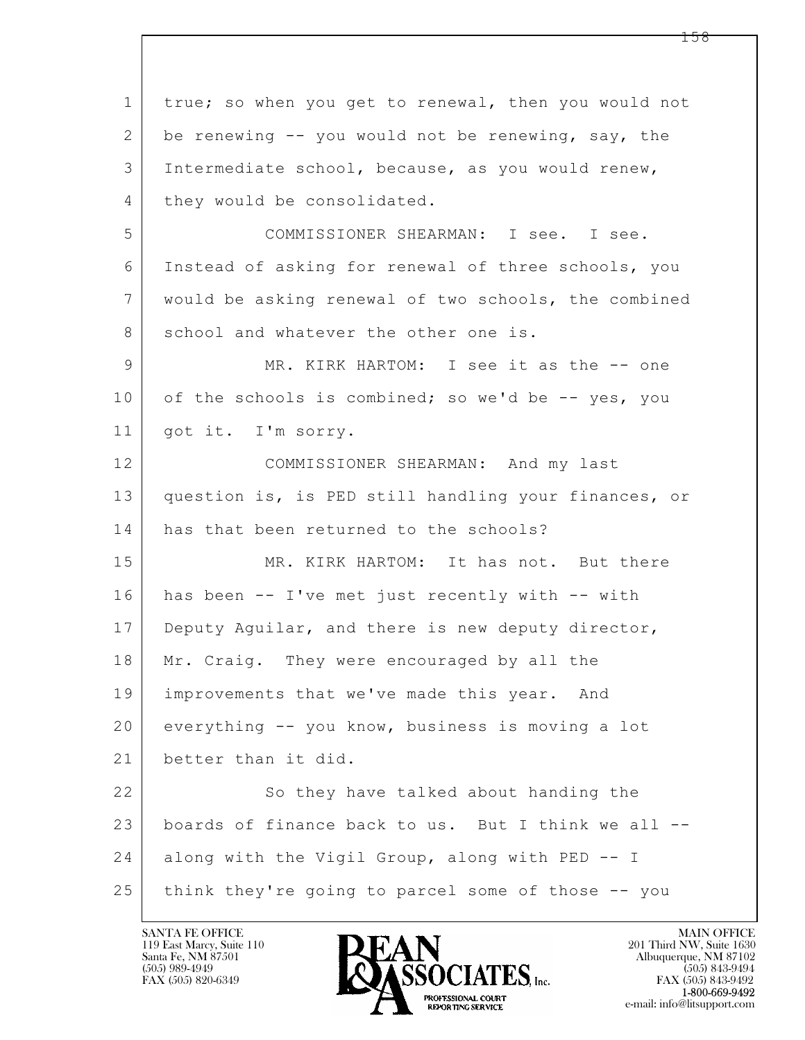true; so when you get to renewal, then you would not be renewing -- you would not be renewing, say, the Intermediate school, because, as you would renew, they would be consolidated.

COMMISSIONER SHEARMAN: I see. I see. Instead of asking for renewal of three schools, you would be asking renewal of two schools, the combined school and whatever the other one is.

MR. KIRK HARTOM: I see it as the -- one of the schools is combined; so we'd be -- yes, you got it. I'm sorry.

COMMISSIONER SHEARMAN: And my last question is, is PED still handling your finances, or has that been returned to the schools?

MR. KIRK HARTOM: It has not. But there has been -- I've met just recently with -- with Deputy Aguilar, and there is new deputy director, Mr. Craig. They were encouraged by all the improvements that we've made this year. And everything -- you know, business is moving a lot better than it did.

So they have talked about handing the boards of finance back to us. But I think we all -- along with the Vigil Group, along with PED -- I think they're going to parcel some of those -- you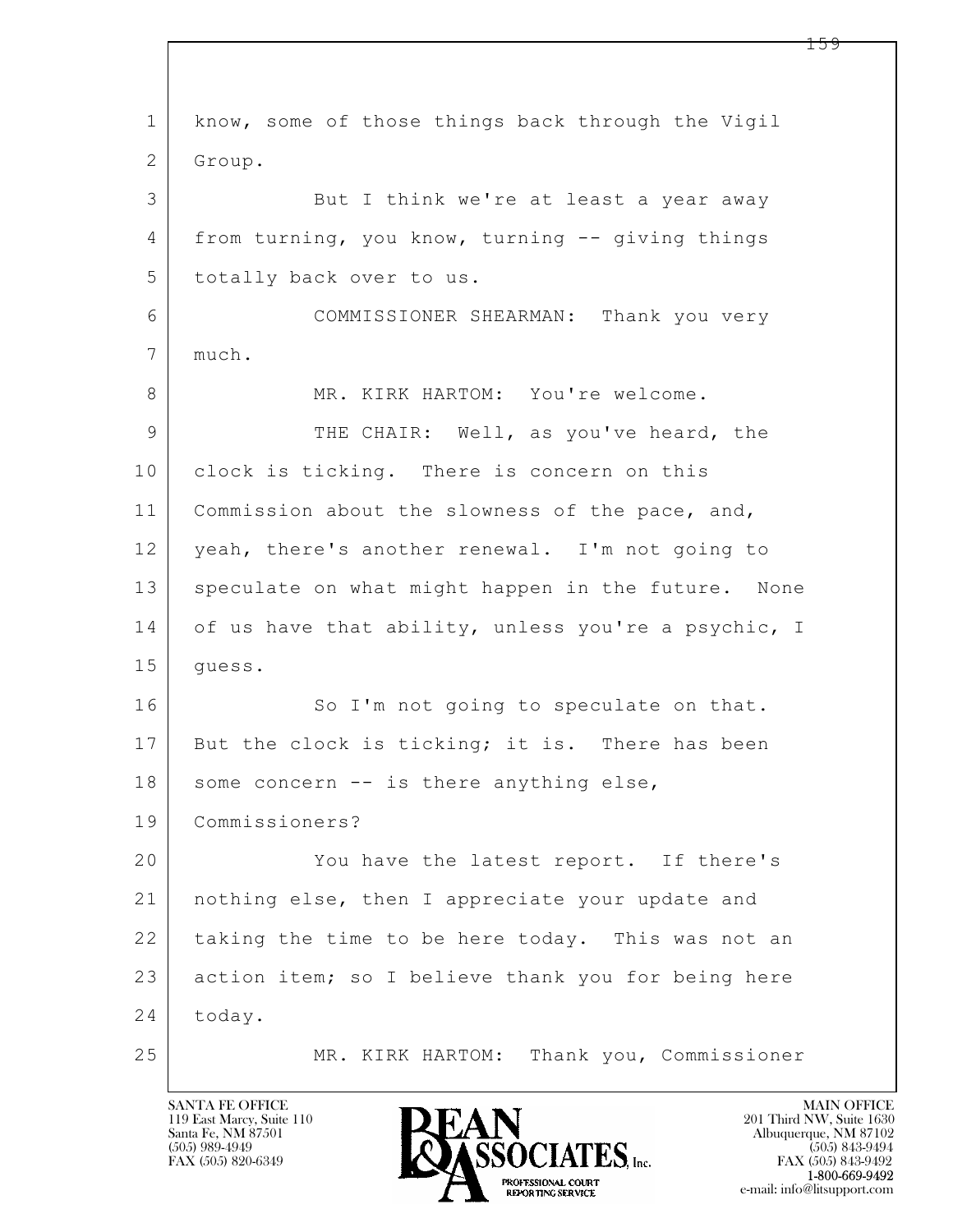know, some of those things back through the Vigil Group.

But I think we're at least a year away from turning, you know, turning -- giving things totally back over to us.

COMMISSIONER SHEARMAN: Thank you very much.

MR. KIRK HARTOM: You're welcome.

THE CHAIR: Well, as you've heard, the clock is ticking. There is concern on this Commission about the slowness of the pace, and, yeah, there's another renewal. I'm not going to speculate on what might happen in the future. None of us have that ability, unless you're a psychic, I guess.

So I'm not going to speculate on that. But the clock is ticking; it is. There has been some concern -- is there anything else, Commissioners?

You have the latest report. If there's nothing else, then I appreciate your update and taking the time to be here today. This was not an action item; so I believe thank you for being here today.

MR. KIRK HARTOM: Thank you, Commissioner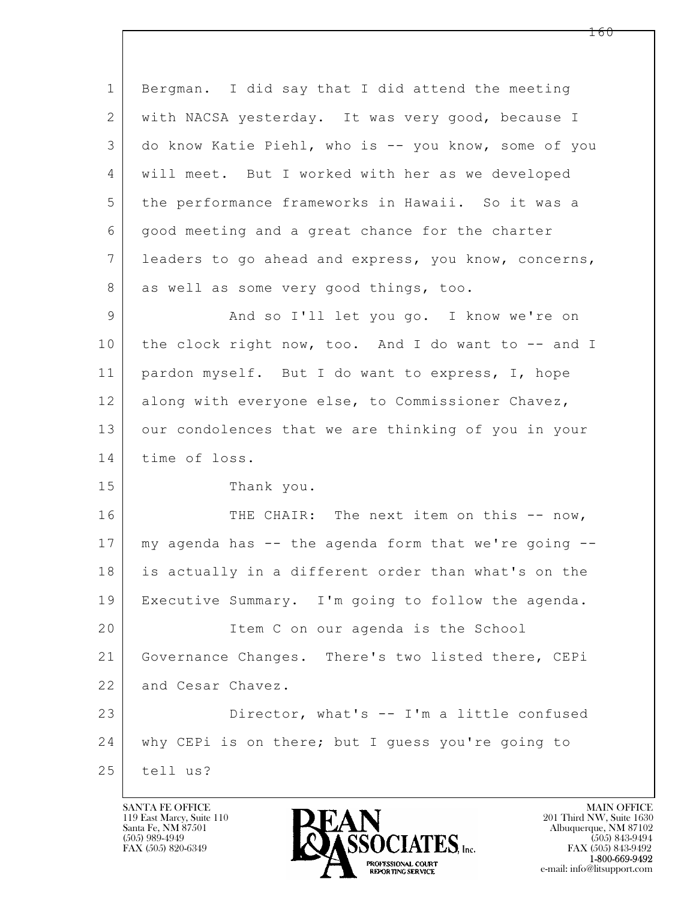1 Bergman. I did say that I did attend the meeting
2 with NACSA yesterday. It was very good, because I
3 do know Katie Piehl, who is -- you know, some of you
4 will meet. But I worked with her as we developed
5 the performance frameworks in Hawaii. So it was a
6 good meeting and a great chance for the charter
7 leaders to go ahead and express, you know, concerns,
8 as well as some very good things, too.
9 And so I'll let you go. I know we're on
10 the clock right now, too. And I do want to -- and I
11 pardon myself. But I do want to express, I, hope
12 along with everyone else, to Commissioner Chavez,
13 our condolences that we are thinking of you in your
14 time of loss.
15 Thank you.
16 THE CHAIR: The next item on this -- now,
17 my agenda has -- the agenda form that we're going --
18 is actually in a different order than what's on the
19 Executive Summary. I'm going to follow the agenda.
20 Item C on our agenda is the School
21 Governance Changes. There's two listed there, CEPi
22 and Cesar Chavez.
23 Director, what's -- I'm a little confused
24 why CEPi is on there; but I guess you're going to
25 tell us?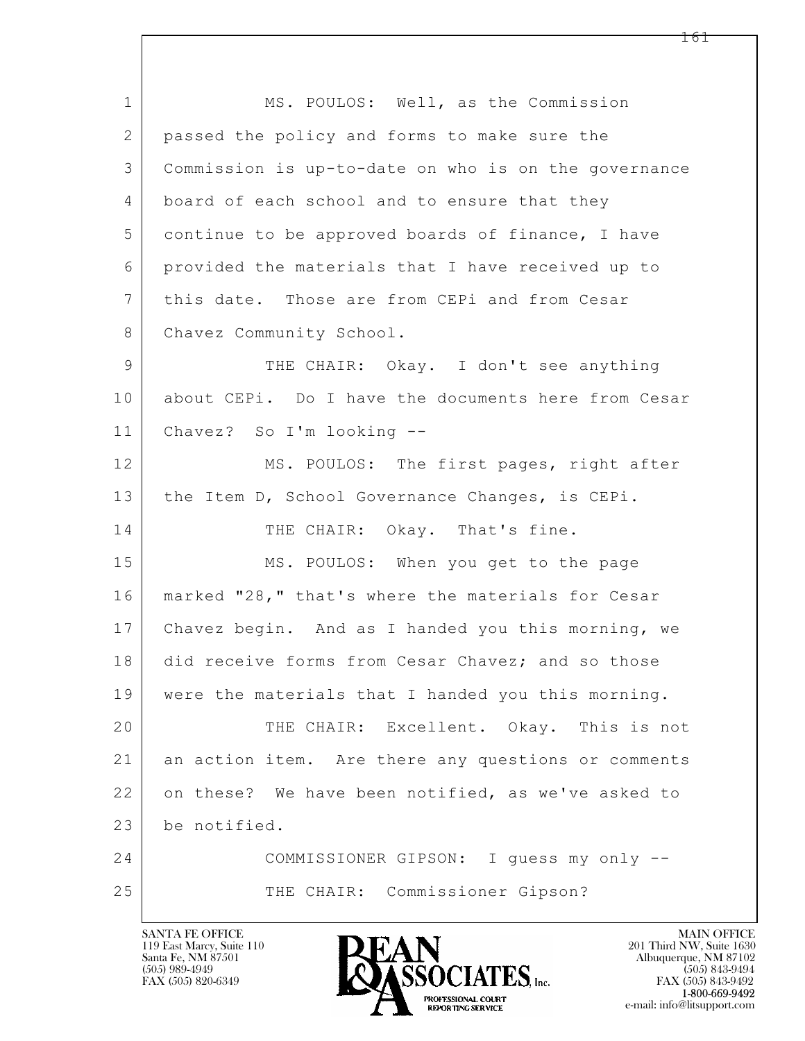MS. POULOS: Well, as the Commission passed the policy and forms to make sure the Commission is up-to-date on who is on the governance board of each school and to ensure that they continue to be approved boards of finance, I have provided the materials that I have received up to this date. Those are from CEPi and from Cesar Chavez Community School.

THE CHAIR: Okay. I don't see anything about CEPi. Do I have the documents here from Cesar Chavez? So I'm looking --

MS. POULOS: The first pages, right after the Item D, School Governance Changes, is CEPi.

THE CHAIR: Okay. That's fine.

MS. POULOS: When you get to the page marked "28," that's where the materials for Cesar Chavez begin. And as I handed you this morning, we did receive forms from Cesar Chavez; and so those were the materials that I handed you this morning.

THE CHAIR: Excellent. Okay. This is not an action item. Are there any questions or comments on these? We have been notified, as we've asked to be notified.

COMMISSIONER GIPSON: I guess my only --

THE CHAIR: Commissioner Gipson?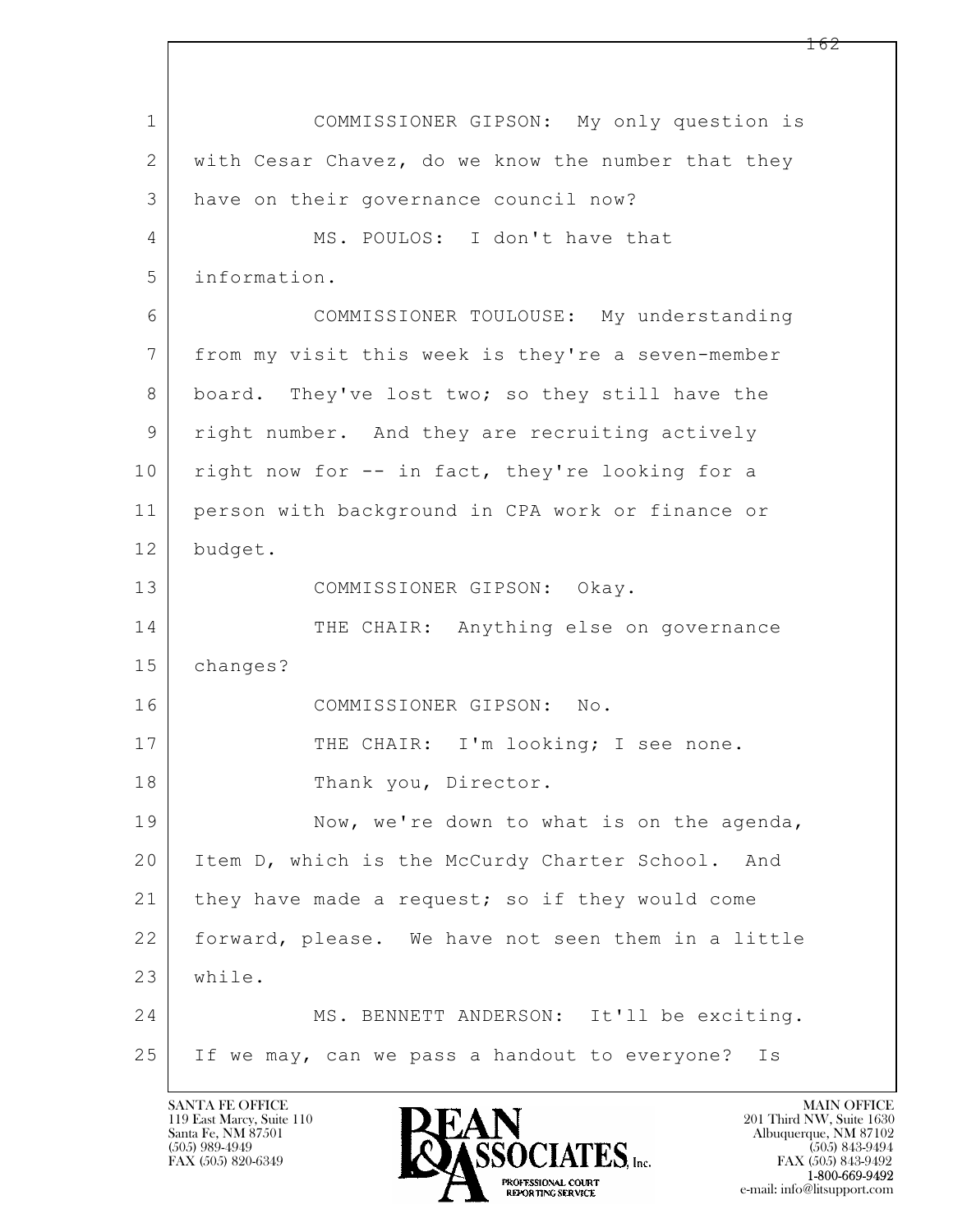COMMISSIONER GIPSON: My only question is with Cesar Chavez, do we know the number that they have on their governance council now?

MS. POULOS: I don't have that information.

COMMISSIONER TOULOUSE: My understanding from my visit this week is they're a seven-member board. They've lost two; so they still have the right number. And they are recruiting actively right now for -- in fact, they're looking for a person with background in CPA work or finance or budget.

COMMISSIONER GIPSON: Okay.

THE CHAIR: Anything else on governance changes?

COMMISSIONER GIPSON: No.

THE CHAIR: I'm looking; I see none.

Thank you, Director.

Now, we're down to what is on the agenda, Item D, which is the McCurdy Charter School. And they have made a request; so if they would come forward, please. We have not seen them in a little while.

MS. BENNETT ANDERSON: It'll be exciting. If we may, can we pass a handout to everyone? Is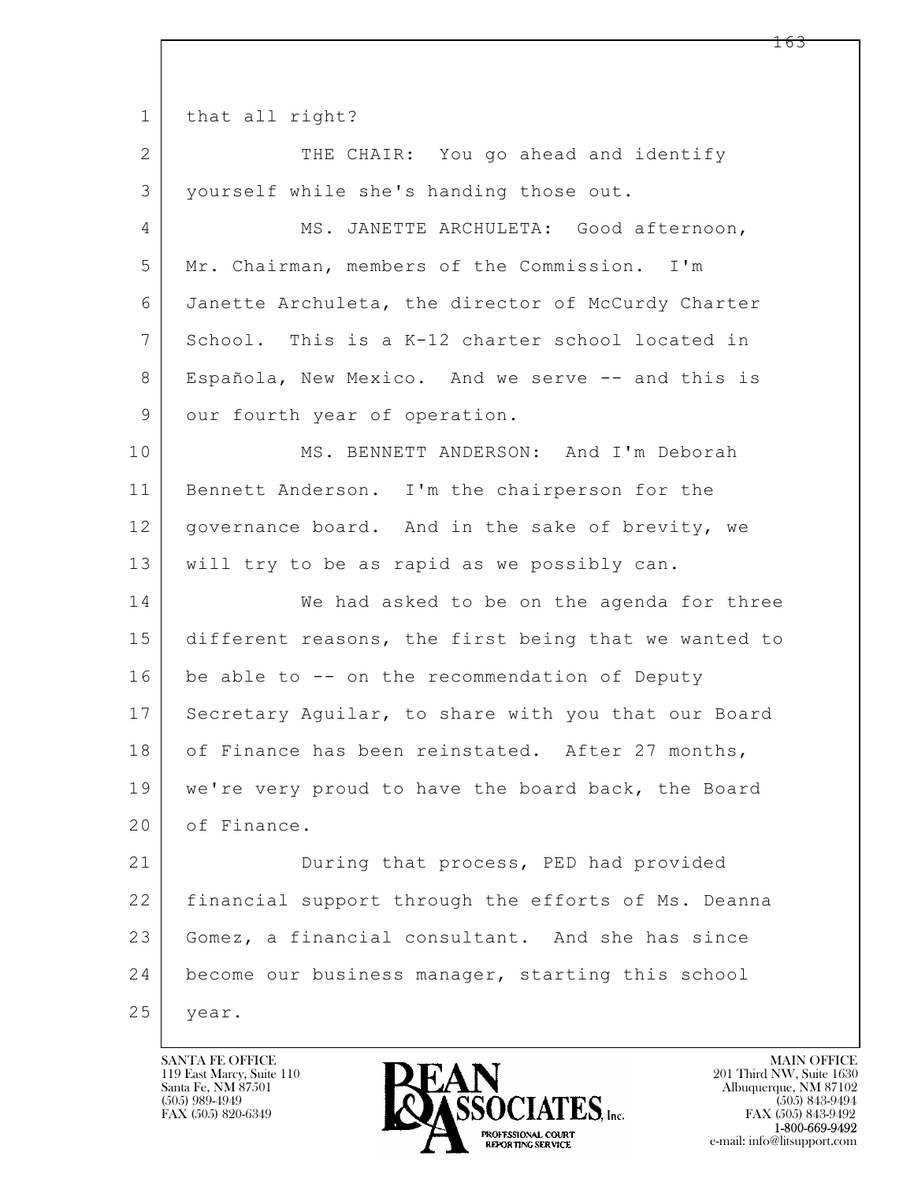that all right?

THE CHAIR: You go ahead and identify yourself while she's handing those out.

MS. JANETTE ARCHULETA: Good afternoon, Mr. Chairman, members of the Commission. I'm Janette Archuleta, the director of McCurdy Charter School. This is a K-12 charter school located in Española, New Mexico. And we serve -- and this is our fourth year of operation.

MS. BENNETT ANDERSON: And I'm Deborah Bennett Anderson. I'm the chairperson for the governance board. And in the sake of brevity, we will try to be as rapid as we possibly can.

We had asked to be on the agenda for three different reasons, the first being that we wanted to be able to -- on the recommendation of Deputy Secretary Aguilar, to share with you that our Board of Finance has been reinstated. After 27 months, we're very proud to have the board back, the Board of Finance.

During that process, PED had provided financial support through the efforts of Ms. Deanna Gomez, a financial consultant. And she has since become our business manager, starting this school year.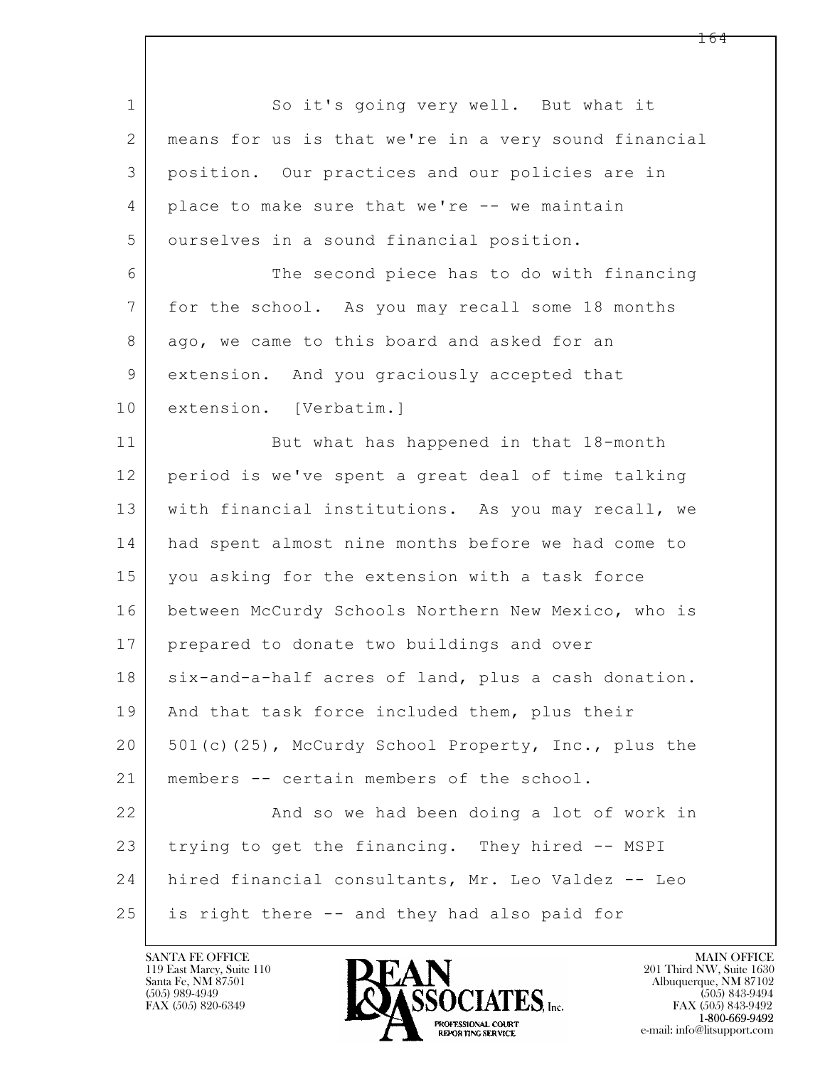So it's going very well. But what it means for us is that we're in a very sound financial position. Our practices and our policies are in place to make sure that we're -- we maintain ourselves in a sound financial position.

The second piece has to do with financing for the school. As you may recall some 18 months ago, we came to this board and asked for an extension. And you graciously accepted that extension. [Verbatim.]

But what has happened in that 18-month period is we've spent a great deal of time talking with financial institutions. As you may recall, we had spent almost nine months before we had come to you asking for the extension with a task force between McCurdy Schools Northern New Mexico, who is prepared to donate two buildings and over six-and-a-half acres of land, plus a cash donation. And that task force included them, plus their 501(c)(25), McCurdy School Property, Inc., plus the members -- certain members of the school.

And so we had been doing a lot of work in trying to get the financing. They hired -- MSPI hired financial consultants, Mr. Leo Valdez -- Leo is right there -- and they had also paid for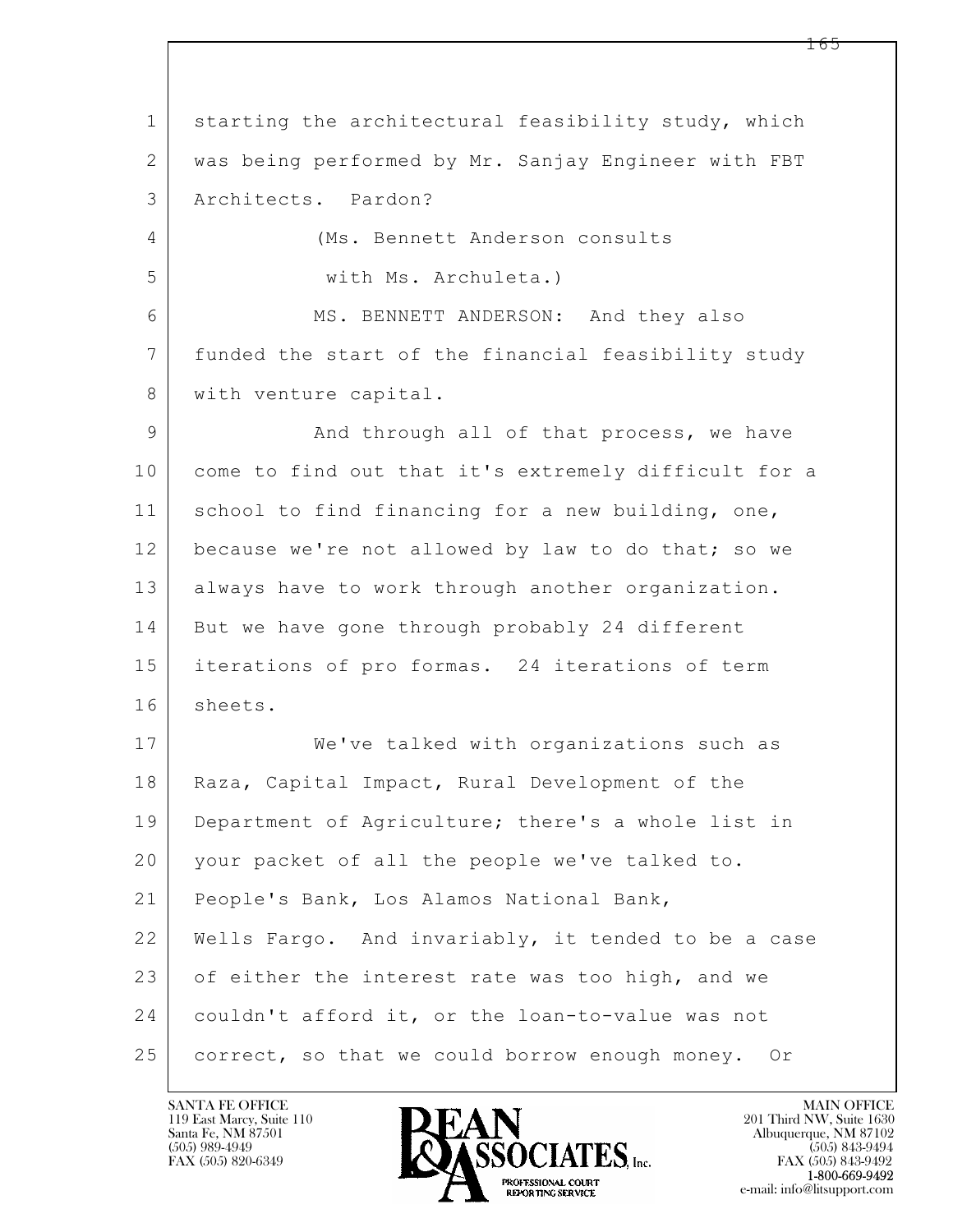starting the architectural feasibility study, which was being performed by Mr. Sanjay Engineer with FBT Architects. Pardon?

(Ms. Bennett Anderson consults with Ms. Archuleta.)

MS. BENNETT ANDERSON: And they also funded the start of the financial feasibility study with venture capital.

And through all of that process, we have come to find out that it's extremely difficult for a school to find financing for a new building, one, because we're not allowed by law to do that; so we always have to work through another organization. But we have gone through probably 24 different iterations of pro formas. 24 iterations of term sheets.

We've talked with organizations such as Raza, Capital Impact, Rural Development of the Department of Agriculture; there's a whole list in your packet of all the people we've talked to. People's Bank, Los Alamos National Bank, Wells Fargo. And invariably, it tended to be a case of either the interest rate was too high, and we couldn't afford it, or the loan-to-value was not correct, so that we could borrow enough money. Or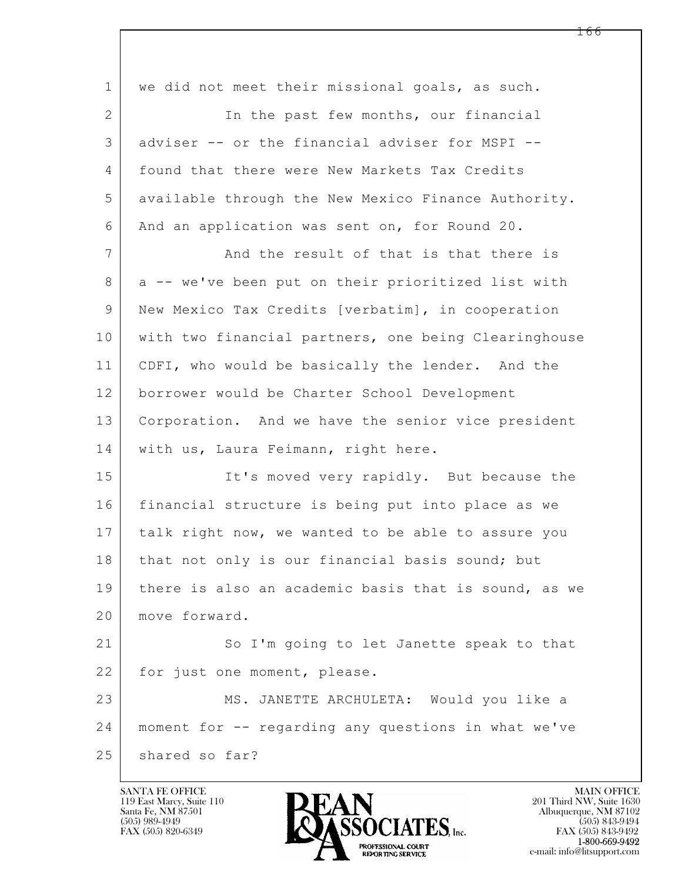we did not meet their missional goals, as such.

In the past few months, our financial adviser -- or the financial adviser for MSPI -- found that there were New Markets Tax Credits available through the New Mexico Finance Authority. And an application was sent on, for Round 20.

And the result of that is that there is a -- we've been put on their prioritized list with New Mexico Tax Credits [verbatim], in cooperation with two financial partners, one being Clearinghouse CDFI, who would be basically the lender. And the borrower would be Charter School Development Corporation. And we have the senior vice president with us, Laura Feimann, right here.

It's moved very rapidly. But because the financial structure is being put into place as we talk right now, we wanted to be able to assure you that not only is our financial basis sound; but there is also an academic basis that is sound, as we move forward.

So I'm going to let Janette speak to that for just one moment, please.

MS. JANETTE ARCHULETA: Would you like a moment for -- regarding any questions in what we've shared so far?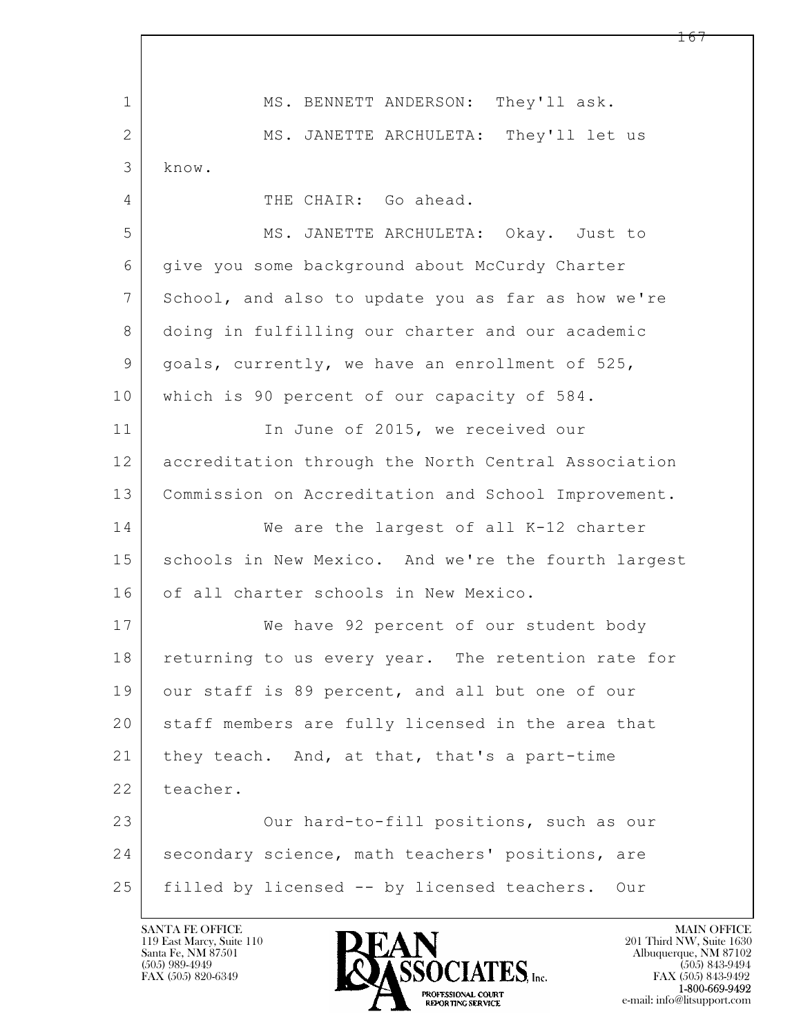MS. BENNETT ANDERSON: They'll ask.

MS. JANETTE ARCHULETA: They'll let us know.

THE CHAIR: Go ahead.

MS. JANETTE ARCHULETA: Okay. Just to give you some background about McCurdy Charter School, and also to update you as far as how we're doing in fulfilling our charter and our academic goals, currently, we have an enrollment of 525, which is 90 percent of our capacity of 584.

In June of 2015, we received our accreditation through the North Central Association Commission on Accreditation and School Improvement.

We are the largest of all K-12 charter schools in New Mexico. And we're the fourth largest of all charter schools in New Mexico.

We have 92 percent of our student body returning to us every year. The retention rate for our staff is 89 percent, and all but one of our staff members are fully licensed in the area that they teach. And, at that, that's a part-time teacher.

Our hard-to-fill positions, such as our secondary science, math teachers' positions, are filled by licensed -- by licensed teachers. Our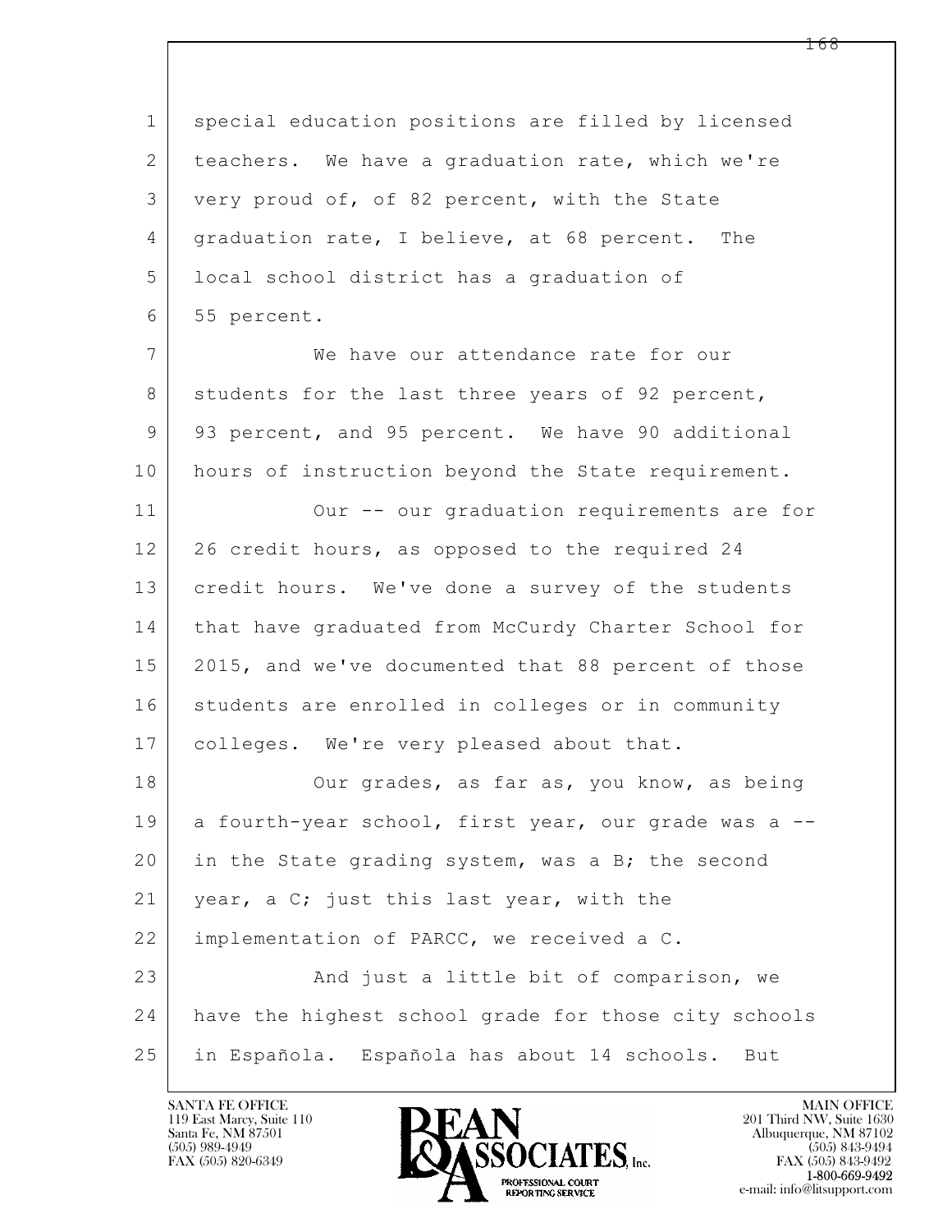special education positions are filled by licensed teachers. We have a graduation rate, which we're very proud of, of 82 percent, with the State graduation rate, I believe, at 68 percent. The local school district has a graduation of 55 percent.

We have our attendance rate for our students for the last three years of 92 percent, 93 percent, and 95 percent. We have 90 additional hours of instruction beyond the State requirement.

Our -- our graduation requirements are for 26 credit hours, as opposed to the required 24 credit hours. We've done a survey of the students that have graduated from McCurdy Charter School for 2015, and we've documented that 88 percent of those students are enrolled in colleges or in community colleges. We're very pleased about that.

Our grades, as far as, you know, as being a fourth-year school, first year, our grade was a -- in the State grading system, was a B; the second year, a C; just this last year, with the implementation of PARCC, we received a C.

And just a little bit of comparison, we have the highest school grade for those city schools in Española. Española has about 14 schools. But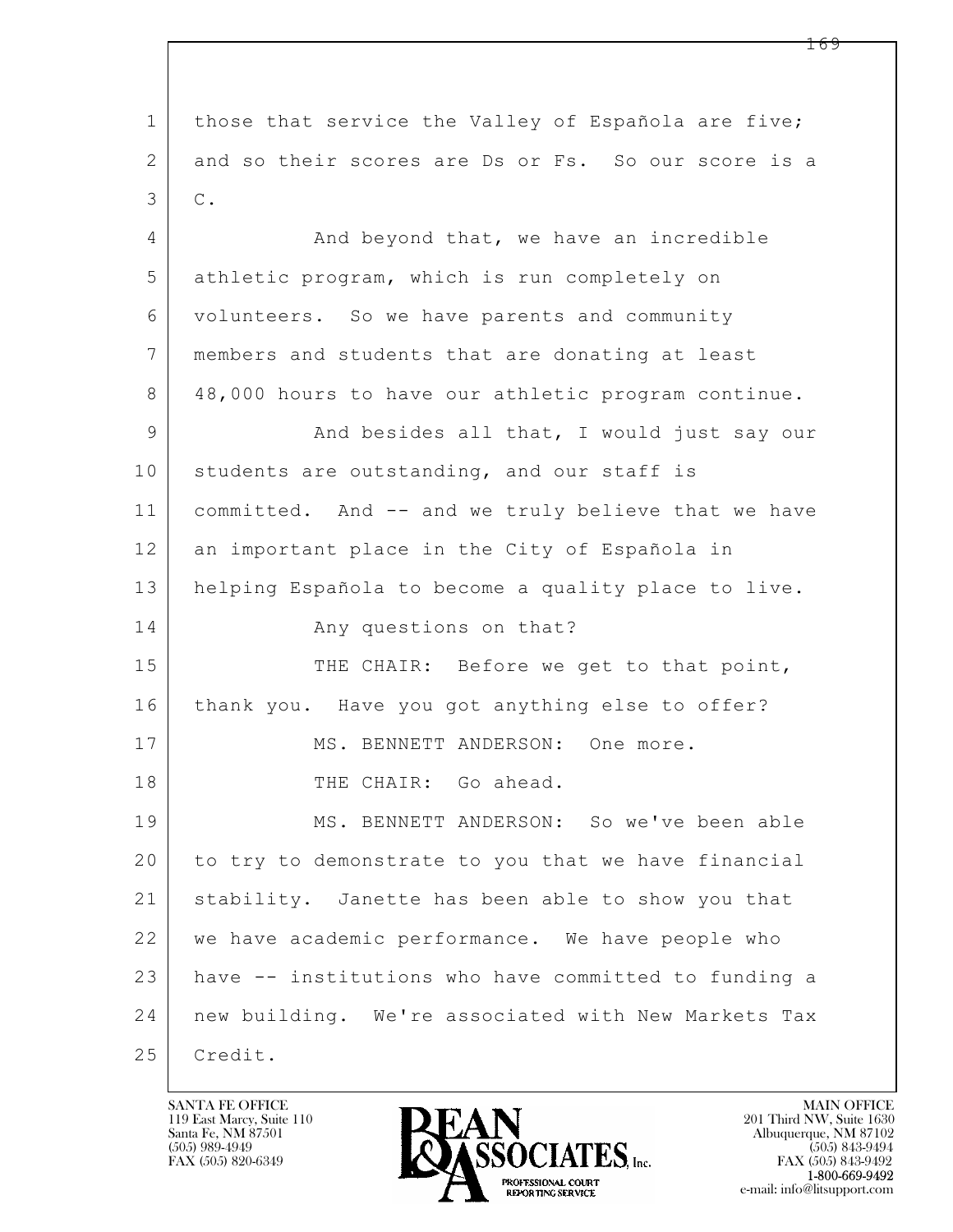those that service the Valley of Española are five; and so their scores are Ds or Fs. So our score is a C.

And beyond that, we have an incredible athletic program, which is run completely on volunteers. So we have parents and community members and students that are donating at least 48,000 hours to have our athletic program continue.

And besides all that, I would just say our students are outstanding, and our staff is committed. And -- and we truly believe that we have an important place in the City of Española in helping Española to become a quality place to live.

Any questions on that?

THE CHAIR: Before we get to that point, thank you. Have you got anything else to offer?

MS. BENNETT ANDERSON: One more.

THE CHAIR: Go ahead.

MS. BENNETT ANDERSON: So we've been able to try to demonstrate to you that we have financial stability. Janette has been able to show you that we have academic performance. We have people who have -- institutions who have committed to funding a new building. We're associated with New Markets Tax Credit.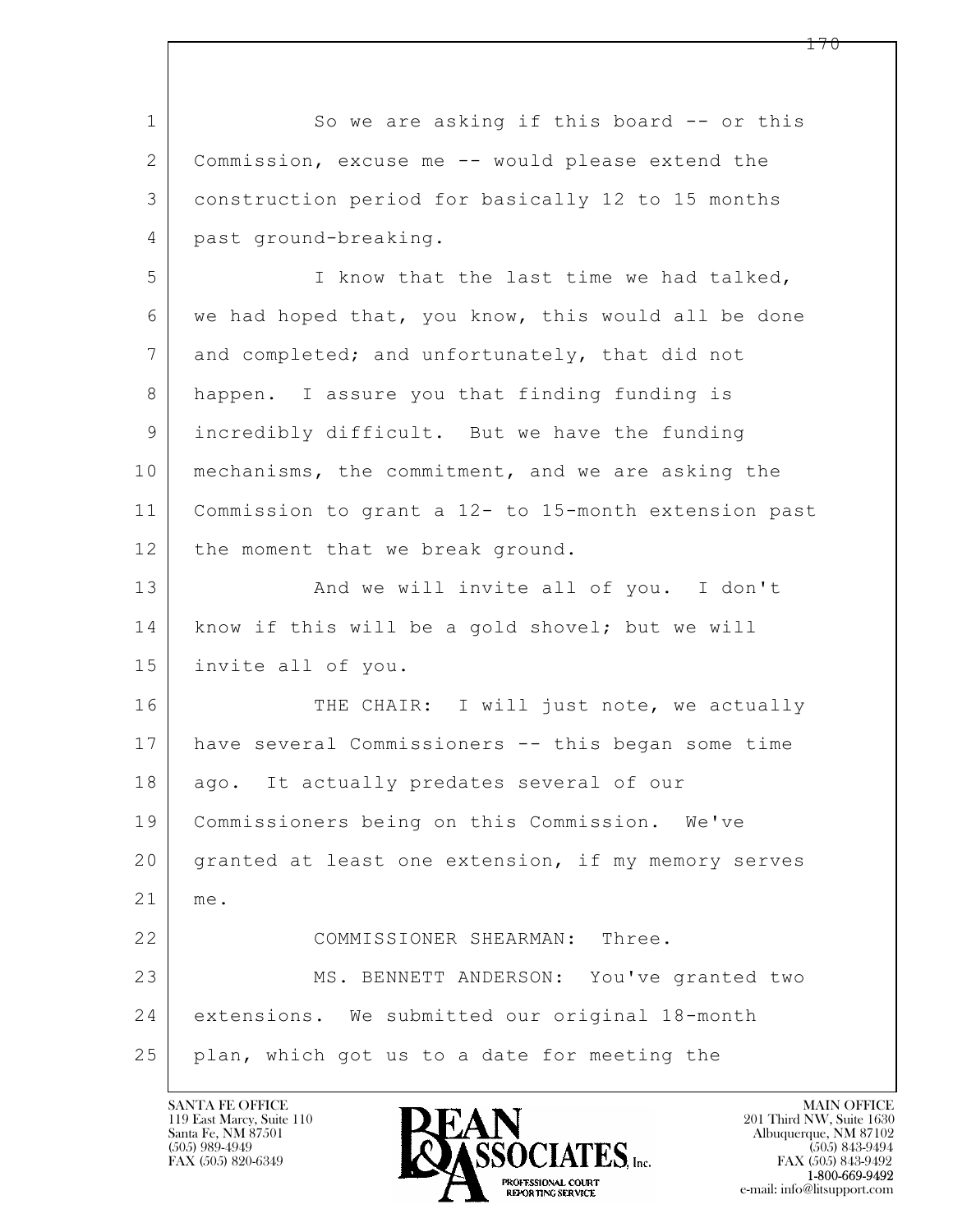So we are asking if this board -- or this Commission, excuse me -- would please extend the construction period for basically 12 to 15 months past ground-breaking.

I know that the last time we had talked, we had hoped that, you know, this would all be done and completed; and unfortunately, that did not happen. I assure you that finding funding is incredibly difficult. But we have the funding mechanisms, the commitment, and we are asking the Commission to grant a 12- to 15-month extension past the moment that we break ground.

And we will invite all of you. I don't know if this will be a gold shovel; but we will invite all of you.

THE CHAIR: I will just note, we actually have several Commissioners -- this began some time ago. It actually predates several of our Commissioners being on this Commission. We've granted at least one extension, if my memory serves me.

COMMISSIONER SHEARMAN: Three.

MS. BENNETT ANDERSON: You've granted two extensions. We submitted our original 18-month plan, which got us to a date for meeting the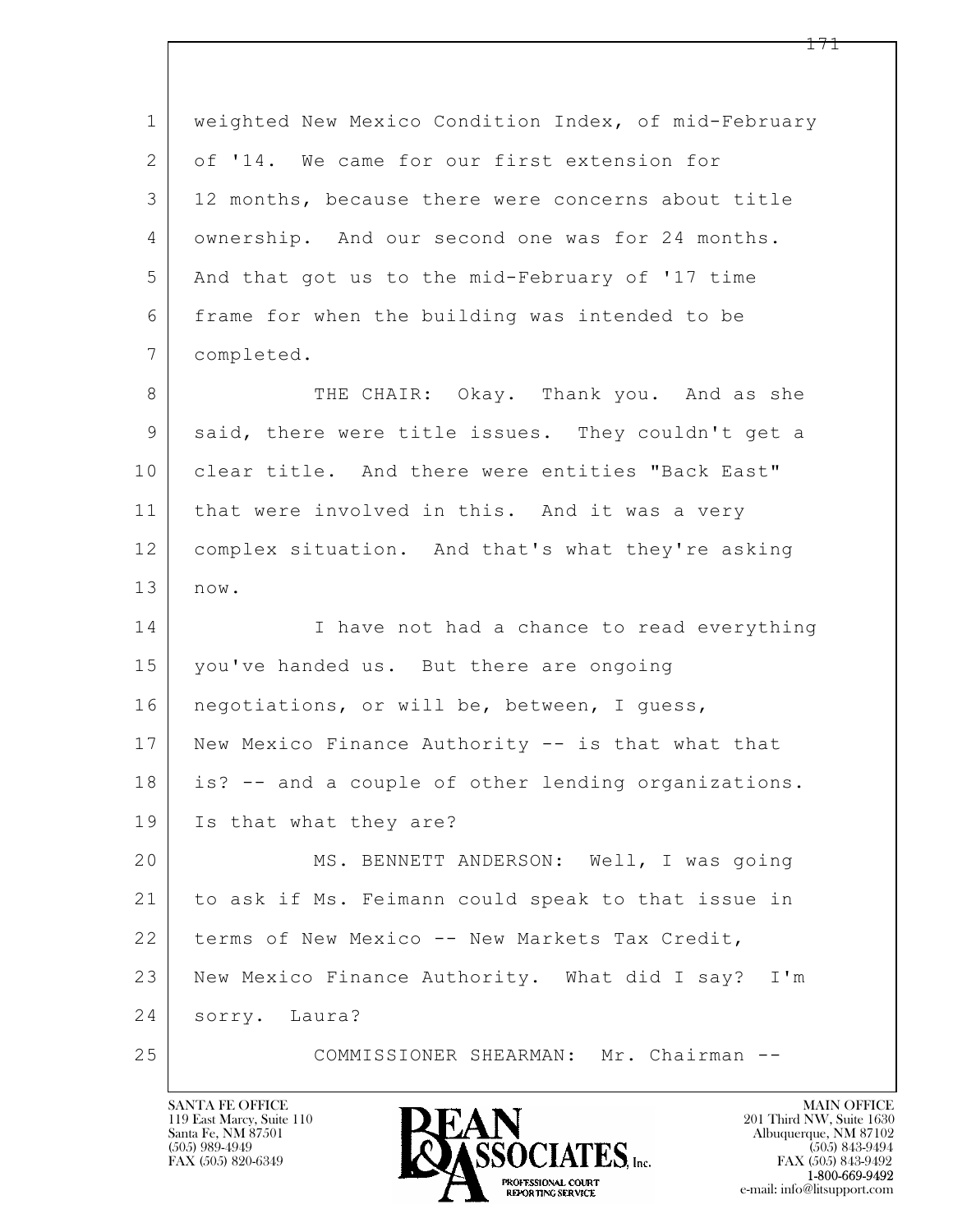weighted New Mexico Condition Index, of mid-February of '14. We came for our first extension for 12 months, because there were concerns about title ownership. And our second one was for 24 months. And that got us to the mid-February of '17 time frame for when the building was intended to be completed.

THE CHAIR: Okay. Thank you. And as she said, there were title issues. They couldn't get a clear title. And there were entities "Back East" that were involved in this. And it was a very complex situation. And that's what they're asking now.

I have not had a chance to read everything you've handed us. But there are ongoing negotiations, or will be, between, I guess, New Mexico Finance Authority -- is that what that is? -- and a couple of other lending organizations. Is that what they are?

MS. BENNETT ANDERSON: Well, I was going to ask if Ms. Feimann could speak to that issue in terms of New Mexico -- New Markets Tax Credit, New Mexico Finance Authority. What did I say? I'm sorry. Laura?

COMMISSIONER SHEARMAN: Mr. Chairman --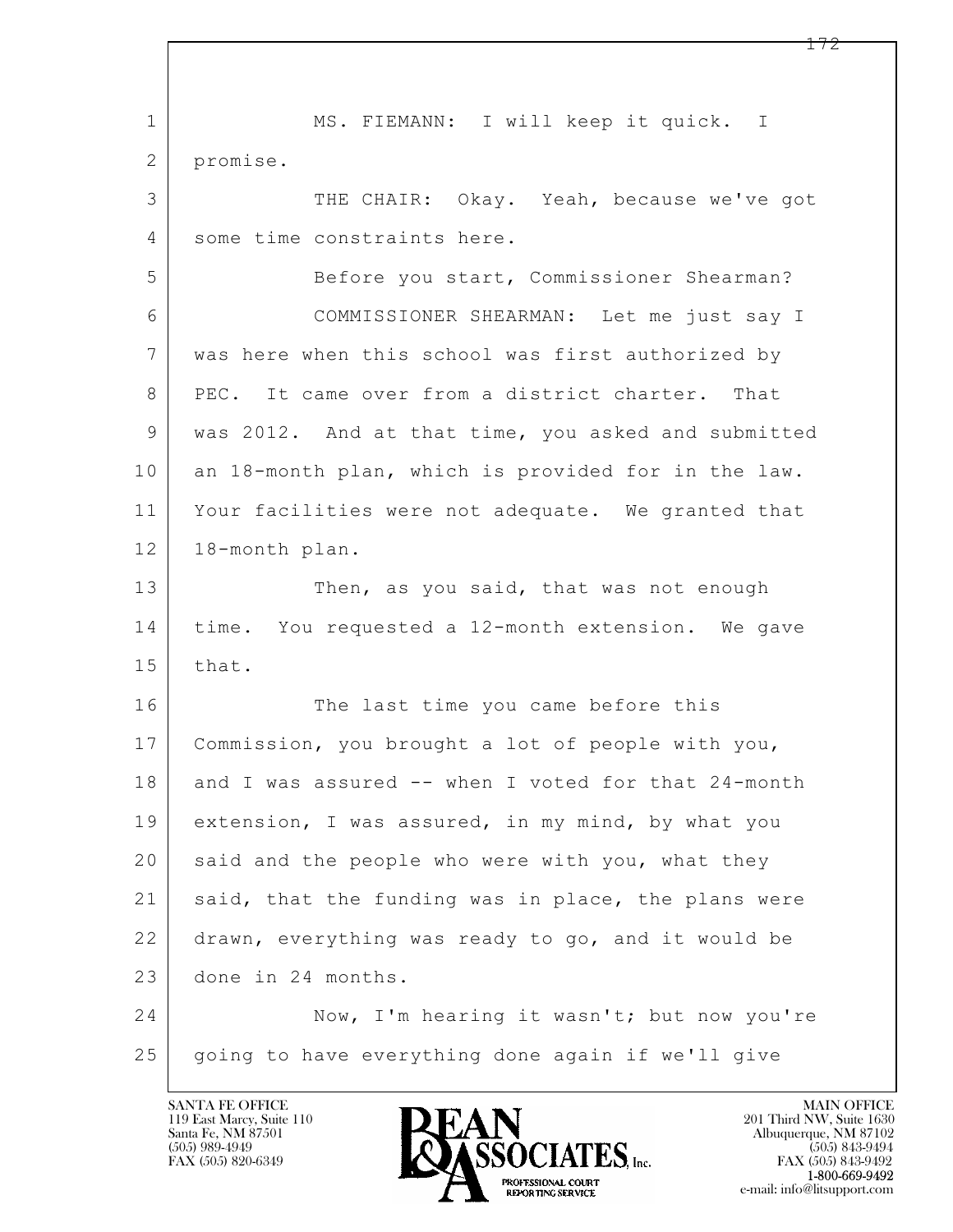MS. FIEMANN: I will keep it quick. I promise.

THE CHAIR: Okay. Yeah, because we've got some time constraints here.

Before you start, Commissioner Shearman?

COMMISSIONER SHEARMAN: Let me just say I was here when this school was first authorized by PEC. It came over from a district charter. That was 2012. And at that time, you asked and submitted an 18-month plan, which is provided for in the law. Your facilities were not adequate. We granted that 18-month plan.

Then, as you said, that was not enough time. You requested a 12-month extension. We gave that.

The last time you came before this Commission, you brought a lot of people with you, and I was assured -- when I voted for that 24-month extension, I was assured, in my mind, by what you said and the people who were with you, what they said, that the funding was in place, the plans were drawn, everything was ready to go, and it would be done in 24 months.

Now, I'm hearing it wasn't; but now you're going to have everything done again if we'll give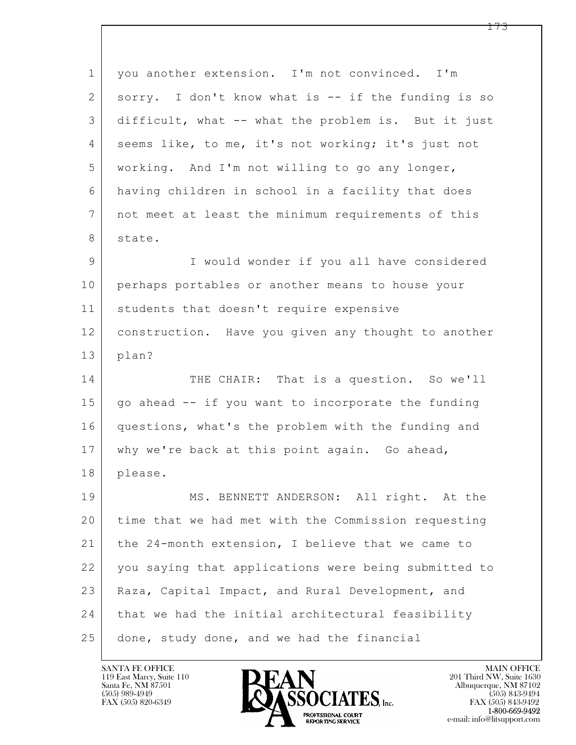you another extension. I'm not convinced. I'm sorry. I don't know what is -- if the funding is so difficult, what -- what the problem is. But it just seems like, to me, it's not working; it's just not working. And I'm not willing to go any longer, having children in school in a facility that does not meet at least the minimum requirements of this state.

I would wonder if you all have considered perhaps portables or another means to house your students that doesn't require expensive construction. Have you given any thought to another plan?

THE CHAIR: That is a question. So we'll go ahead -- if you want to incorporate the funding questions, what's the problem with the funding and why we're back at this point again. Go ahead, please.

MS. BENNETT ANDERSON: All right. At the time that we had met with the Commission requesting the 24-month extension, I believe that we came to you saying that applications were being submitted to Raza, Capital Impact, and Rural Development, and that we had the initial architectural feasibility done, study done, and we had the financial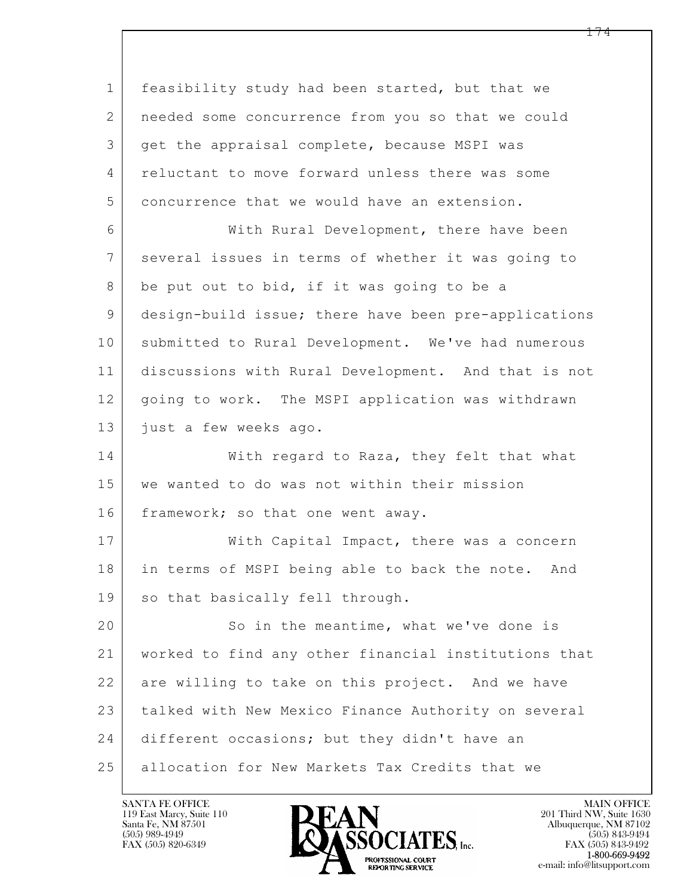feasibility study had been started, but that we needed some concurrence from you so that we could get the appraisal complete, because MSPI was reluctant to move forward unless there was some concurrence that we would have an extension.

With Rural Development, there have been several issues in terms of whether it was going to be put out to bid, if it was going to be a design-build issue; there have been pre-applications submitted to Rural Development. We've had numerous discussions with Rural Development. And that is not going to work. The MSPI application was withdrawn just a few weeks ago.

With regard to Raza, they felt that what we wanted to do was not within their mission framework; so that one went away.

With Capital Impact, there was a concern in terms of MSPI being able to back the note. And so that basically fell through.

So in the meantime, what we've done is worked to find any other financial institutions that are willing to take on this project. And we have talked with New Mexico Finance Authority on several different occasions; but they didn't have an allocation for New Markets Tax Credits that we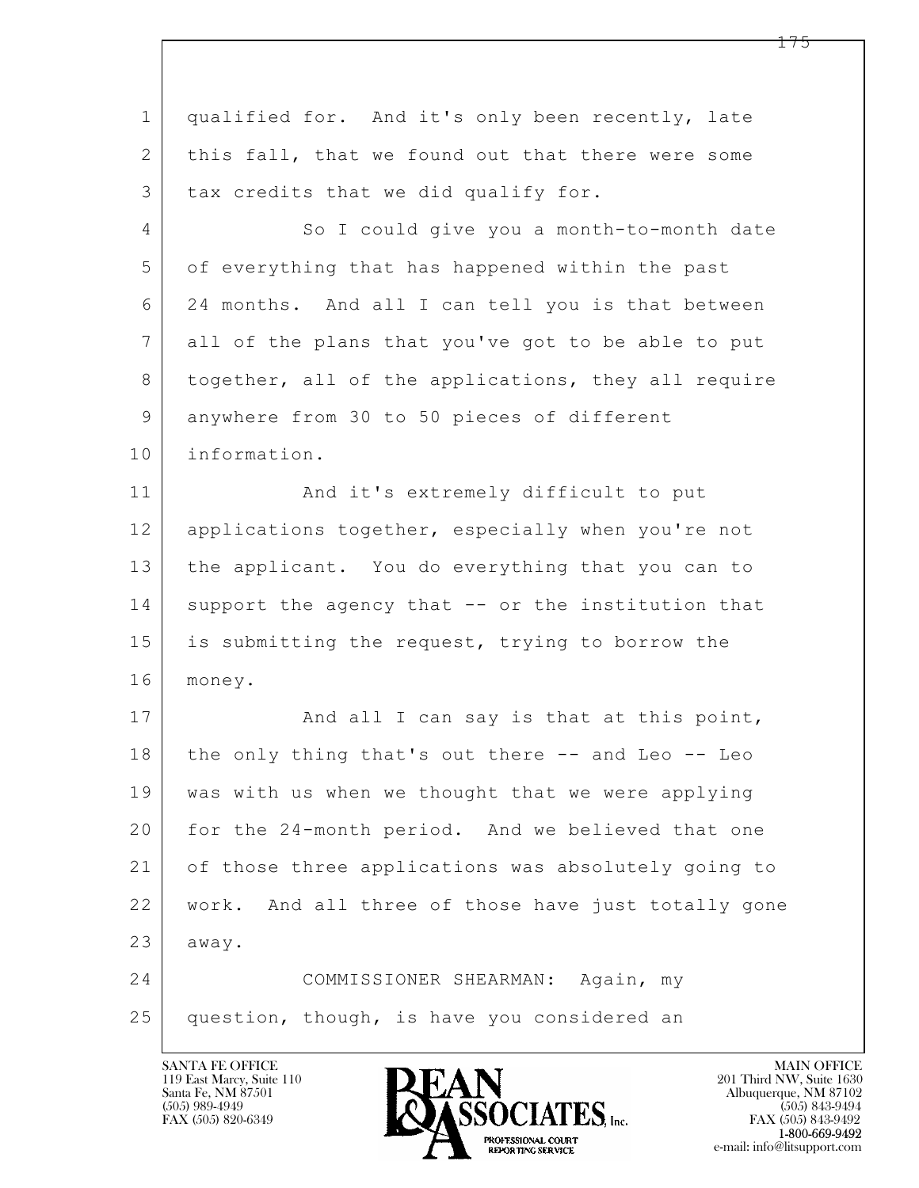qualified for. And it's only been recently, late this fall, that we found out that there were some tax credits that we did qualify for.

So I could give you a month-to-month date of everything that has happened within the past 24 months. And all I can tell you is that between all of the plans that you've got to be able to put together, all of the applications, they all require anywhere from 30 to 50 pieces of different information.

And it's extremely difficult to put applications together, especially when you're not the applicant. You do everything that you can to support the agency that -- or the institution that is submitting the request, trying to borrow the money.

And all I can say is that at this point, the only thing that's out there -- and Leo -- Leo was with us when we thought that we were applying for the 24-month period. And we believed that one of those three applications was absolutely going to work. And all three of those have just totally gone away.

COMMISSIONER SHEARMAN: Again, my question, though, is have you considered an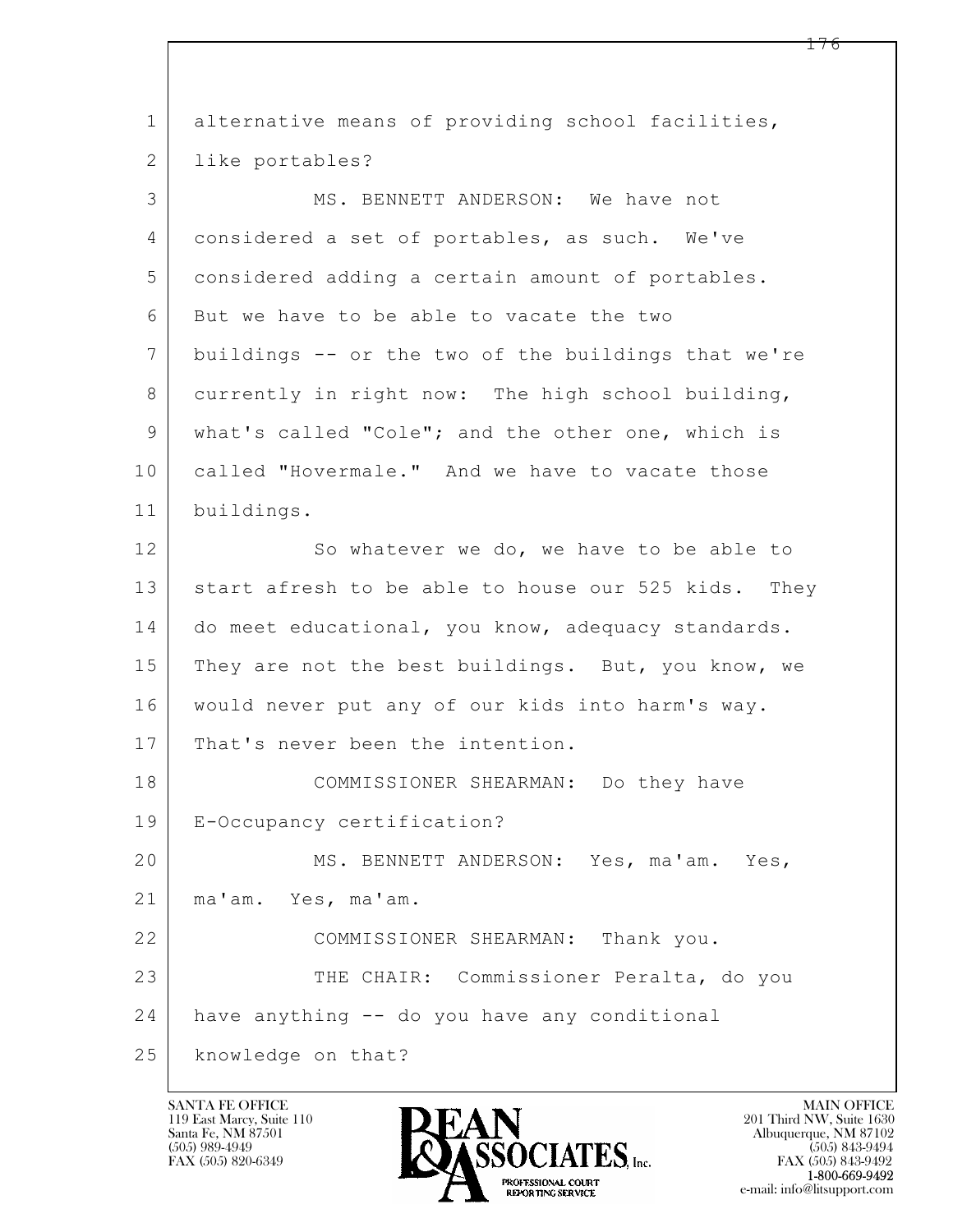alternative means of providing school facilities, like portables?

MS. BENNETT ANDERSON: We have not considered a set of portables, as such. We've considered adding a certain amount of portables. But we have to be able to vacate the two buildings -- or the two of the buildings that we're currently in right now: The high school building, what's called "Cole"; and the other one, which is called "Hovermale." And we have to vacate those buildings.

So whatever we do, we have to be able to start afresh to be able to house our 525 kids. They do meet educational, you know, adequacy standards. They are not the best buildings. But, you know, we would never put any of our kids into harm's way. That's never been the intention.

COMMISSIONER SHEARMAN: Do they have E-Occupancy certification?

MS. BENNETT ANDERSON: Yes, ma'am. Yes, ma'am. Yes, ma'am.

COMMISSIONER SHEARMAN: Thank you.

THE CHAIR: Commissioner Peralta, do you have anything -- do you have any conditional knowledge on that?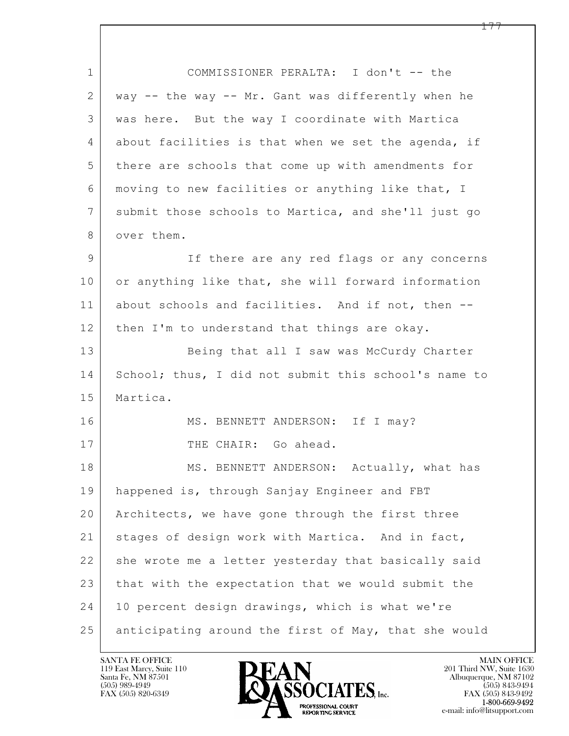COMMISSIONER PERALTA: I don't -- the way -- the way -- Mr. Gant was differently when he was here. But the way I coordinate with Martica about facilities is that when we set the agenda, if there are schools that come up with amendments for moving to new facilities or anything like that, I submit those schools to Martica, and she'll just go over them.

If there are any red flags or any concerns or anything like that, she will forward information about schools and facilities. And if not, then -- then I'm to understand that things are okay.

Being that all I saw was McCurdy Charter School; thus, I did not submit this school's name to Martica.

MS. BENNETT ANDERSON: If I may?

THE CHAIR: Go ahead.

MS. BENNETT ANDERSON: Actually, what has happened is, through Sanjay Engineer and FBT Architects, we have gone through the first three stages of design work with Martica. And in fact, she wrote me a letter yesterday that basically said that with the expectation that we would submit the 10 percent design drawings, which is what we're anticipating around the first of May, that she would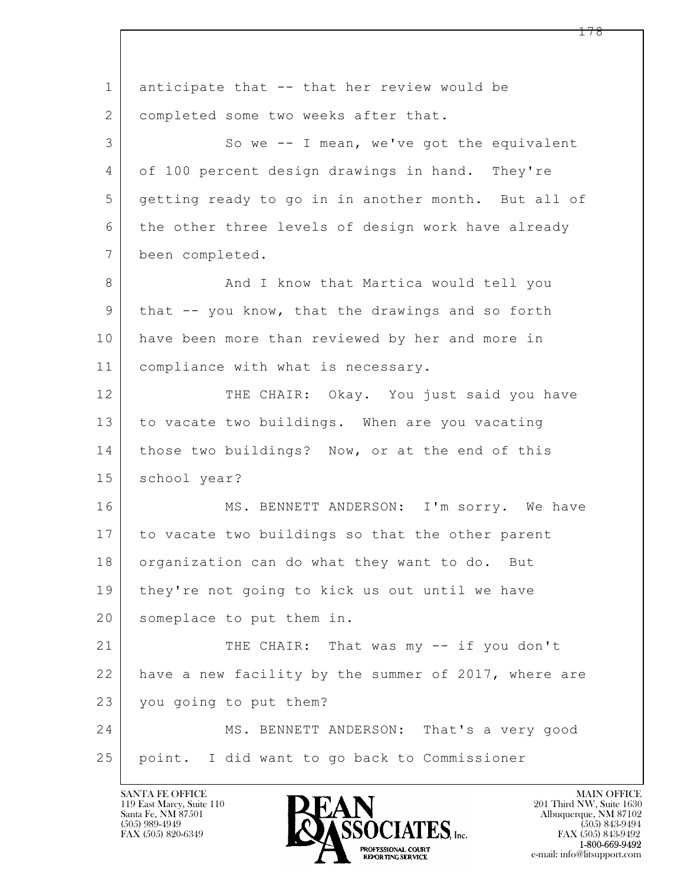1 anticipate that -- that her review would be
2 completed some two weeks after that.
3 So we -- I mean, we've got the equivalent
4 of 100 percent design drawings in hand. They're
5 getting ready to go in in another month. But all of
6 the other three levels of design work have already
7 been completed.
8 And I know that Martica would tell you
9 that -- you know, that the drawings and so forth
10 have been more than reviewed by her and more in
11 compliance with what is necessary.
12 THE CHAIR: Okay. You just said you have
13 to vacate two buildings. When are you vacating
14 those two buildings? Now, or at the end of this
15 school year?
16 MS. BENNETT ANDERSON: I'm sorry. We have
17 to vacate two buildings so that the other parent
18 organization can do what they want to do. But
19 they're not going to kick us out until we have
20 someplace to put them in.
21 THE CHAIR: That was my -- if you don't
22 have a new facility by the summer of 2017, where are
23 you going to put them?
24 MS. BENNETT ANDERSON: That's a very good
25 point. I did want to go back to Commissioner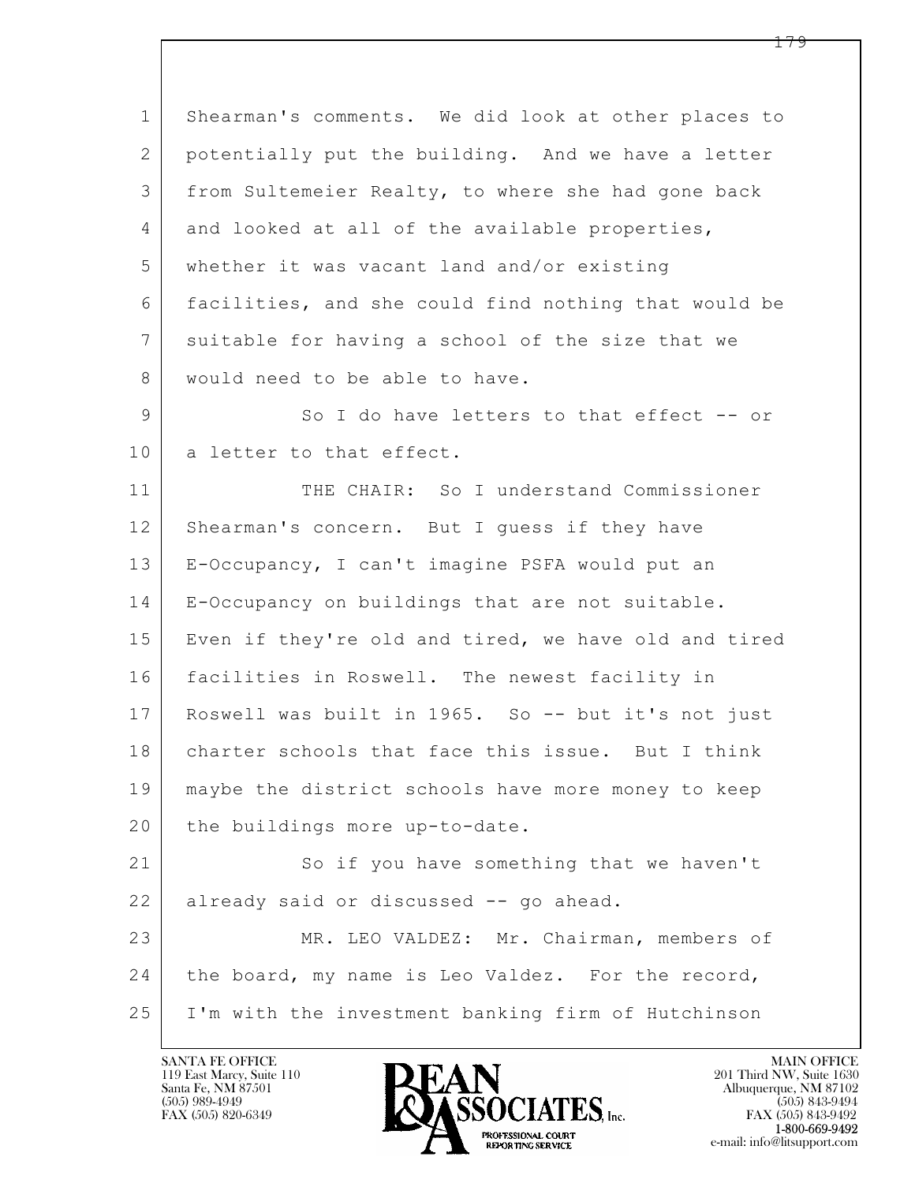Shearman's comments. We did look at other places to potentially put the building. And we have a letter from Sultemeier Realty, to where she had gone back and looked at all of the available properties, whether it was vacant land and/or existing facilities, and she could find nothing that would be suitable for having a school of the size that we would need to be able to have.

So I do have letters to that effect -- or a letter to that effect.

THE CHAIR: So I understand Commissioner Shearman's concern. But I guess if they have E-Occupancy, I can't imagine PSFA would put an E-Occupancy on buildings that are not suitable. Even if they're old and tired, we have old and tired facilities in Roswell. The newest facility in Roswell was built in 1965. So -- but it's not just charter schools that face this issue. But I think maybe the district schools have more money to keep the buildings more up-to-date.

So if you have something that we haven't already said or discussed -- go ahead.

MR. LEO VALDEZ: Mr. Chairman, members of the board, my name is Leo Valdez. For the record, I'm with the investment banking firm of Hutchinson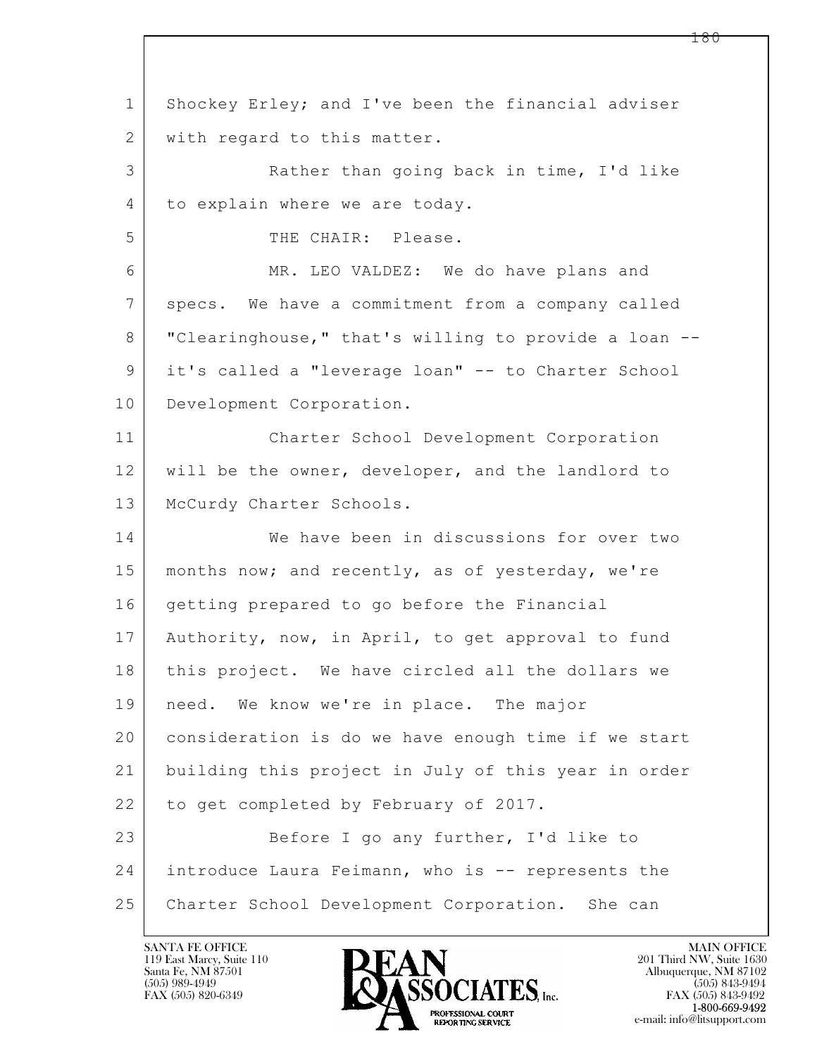1 Shockey Erley; and I've been the financial adviser
2 with regard to this matter.
3 Rather than going back in time, I'd like
4 to explain where we are today.
5 THE CHAIR: Please.
6 MR. LEO VALDEZ: We do have plans and
7 specs. We have a commitment from a company called
8 "Clearinghouse," that's willing to provide a loan --
9 it's called a "leverage loan" -- to Charter School
10 Development Corporation.
11 Charter School Development Corporation
12 will be the owner, developer, and the landlord to
13 McCurdy Charter Schools.
14 We have been in discussions for over two
15 months now; and recently, as of yesterday, we're
16 getting prepared to go before the Financial
17 Authority, now, in April, to get approval to fund
18 this project. We have circled all the dollars we
19 need. We know we're in place. The major
20 consideration is do we have enough time if we start
21 building this project in July of this year in order
22 to get completed by February of 2017.
23 Before I go any further, I'd like to
24 introduce Laura Feimann, who is -- represents the
25 Charter School Development Corporation. She can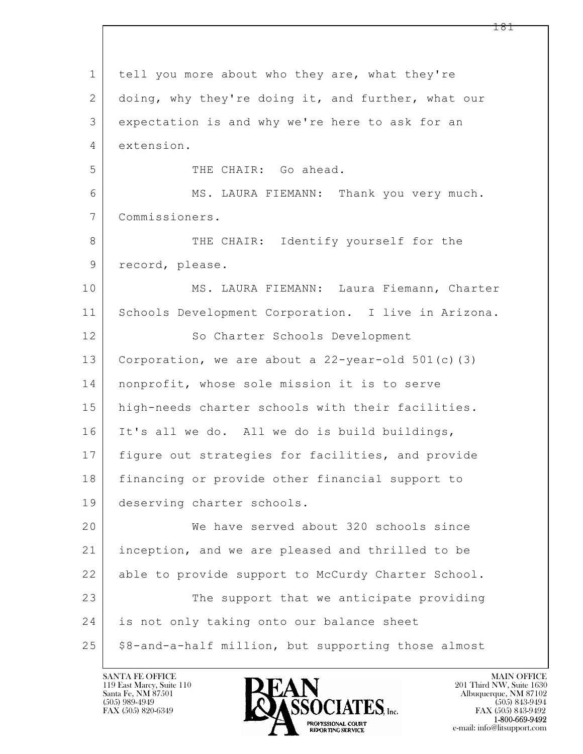tell you more about who they are, what they're doing, why they're doing it, and further, what our expectation is and why we're here to ask for an extension.

THE CHAIR: Go ahead.

MS. LAURA FIEMANN: Thank you very much. Commissioners.

THE CHAIR: Identify yourself for the record, please.

MS. LAURA FIEMANN: Laura Fiemann, Charter Schools Development Corporation. I live in Arizona.

So Charter Schools Development Corporation, we are about a 22-year-old 501(c)(3) nonprofit, whose sole mission it is to serve high-needs charter schools with their facilities. It's all we do. All we do is build buildings, figure out strategies for facilities, and provide financing or provide other financial support to deserving charter schools.

We have served about 320 schools since inception, and we are pleased and thrilled to be able to provide support to McCurdy Charter School.

The support that we anticipate providing is not only taking onto our balance sheet $8-and-a-half million, but supporting those almost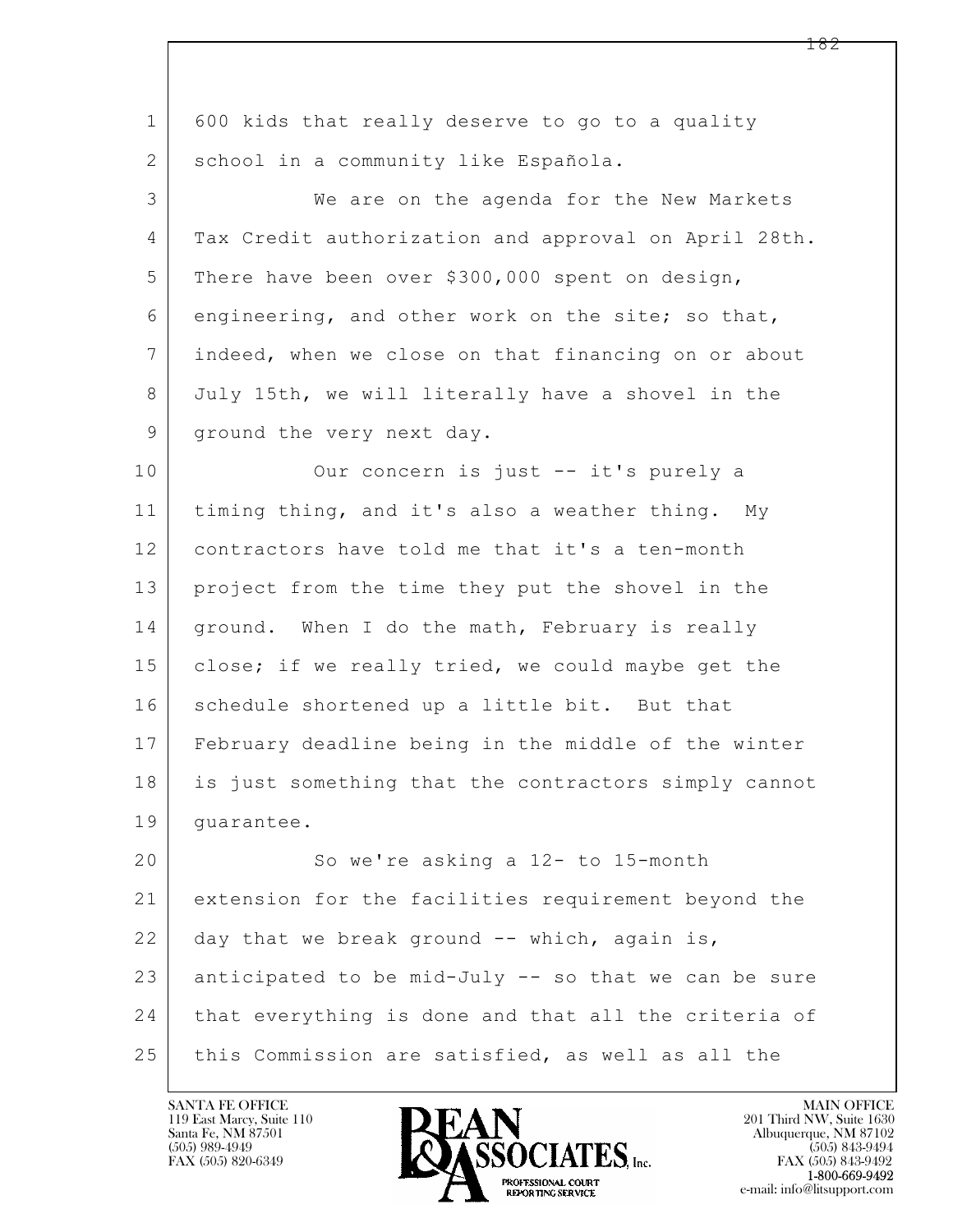600 kids that really deserve to go to a quality school in a community like Española.

We are on the agenda for the New Markets Tax Credit authorization and approval on April 28th. There have been over $300,000 spent on design, engineering, and other work on the site; so that, indeed, when we close on that financing on or about July 15th, we will literally have a shovel in the ground the very next day.

Our concern is just -- it's purely a timing thing, and it's also a weather thing. My contractors have told me that it's a ten-month project from the time they put the shovel in the ground. When I do the math, February is really close; if we really tried, we could maybe get the schedule shortened up a little bit. But that February deadline being in the middle of the winter is just something that the contractors simply cannot guarantee.

So we're asking a 12- to 15-month extension for the facilities requirement beyond the day that we break ground -- which, again is, anticipated to be mid-July -- so that we can be sure that everything is done and that all the criteria of this Commission are satisfied, as well as all the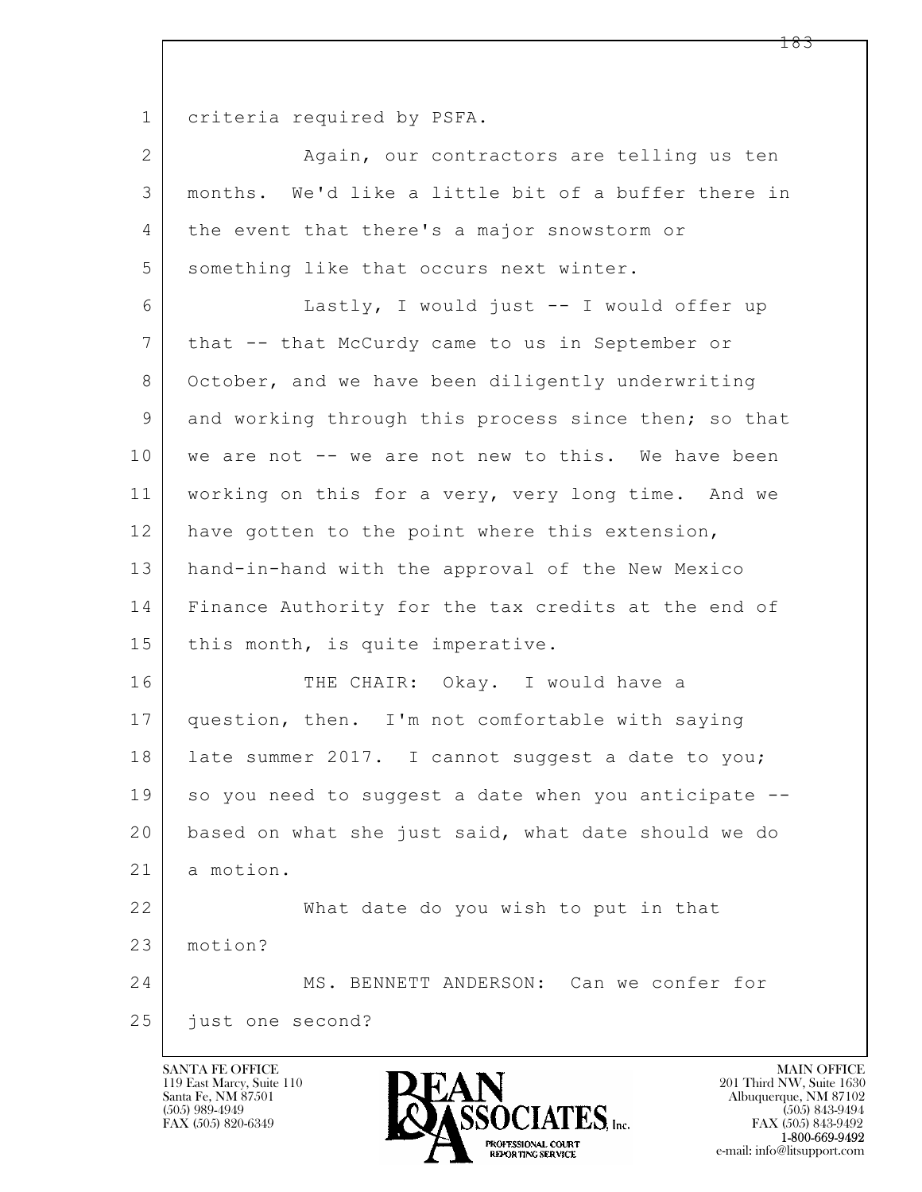criteria required by PSFA.

Again, our contractors are telling us ten months. We'd like a little bit of a buffer there in the event that there's a major snowstorm or something like that occurs next winter.

Lastly, I would just -- I would offer up that -- that McCurdy came to us in September or October, and we have been diligently underwriting and working through this process since then; so that we are not -- we are not new to this. We have been working on this for a very, very long time. And we have gotten to the point where this extension, hand-in-hand with the approval of the New Mexico Finance Authority for the tax credits at the end of this month, is quite imperative.

THE CHAIR: Okay. I would have a question, then. I'm not comfortable with saying late summer 2017. I cannot suggest a date to you; so you need to suggest a date when you anticipate -- based on what she just said, what date should we do a motion.

What date do you wish to put in that motion?

MS. BENNETT ANDERSON: Can we confer for just one second?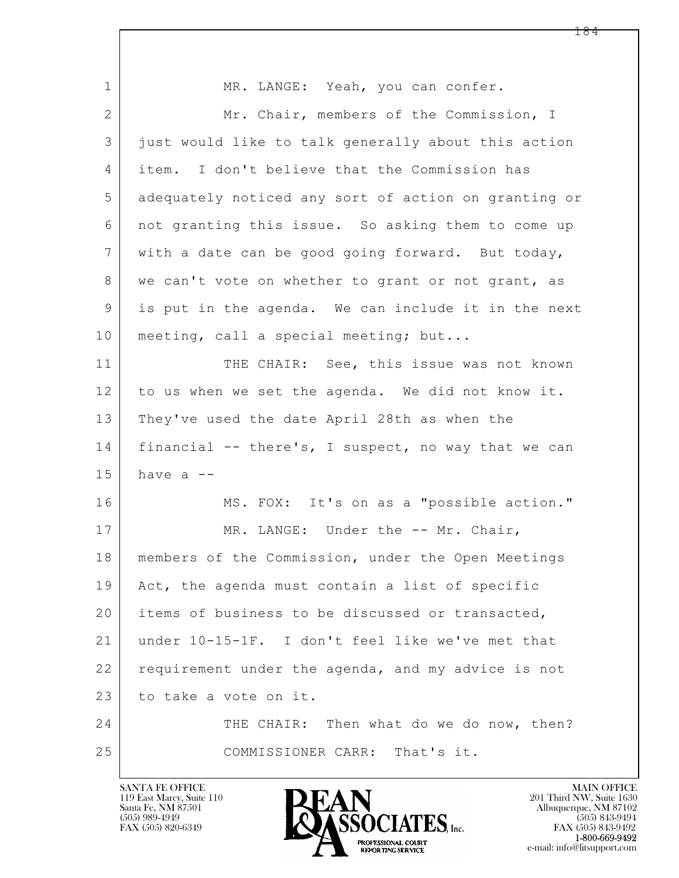MR. LANGE: Yeah, you can confer.

Mr. Chair, members of the Commission, I just would like to talk generally about this action item. I don't believe that the Commission has adequately noticed any sort of action on granting or not granting this issue. So asking them to come up with a date can be good going forward. But today, we can't vote on whether to grant or not grant, as is put in the agenda. We can include it in the next meeting, call a special meeting; but...

THE CHAIR: See, this issue was not known to us when we set the agenda. We did not know it. They've used the date April 28th as when the financial -- there's, I suspect, no way that we can have a --

MS. FOX: It's on as a "possible action."

MR. LANGE: Under the -- Mr. Chair, members of the Commission, under the Open Meetings Act, the agenda must contain a list of specific items of business to be discussed or transacted, under 10-15-1F. I don't feel like we've met that requirement under the agenda, and my advice is not to take a vote on it.

THE CHAIR: Then what do we do now, then?

COMMISSIONER CARR: That's it.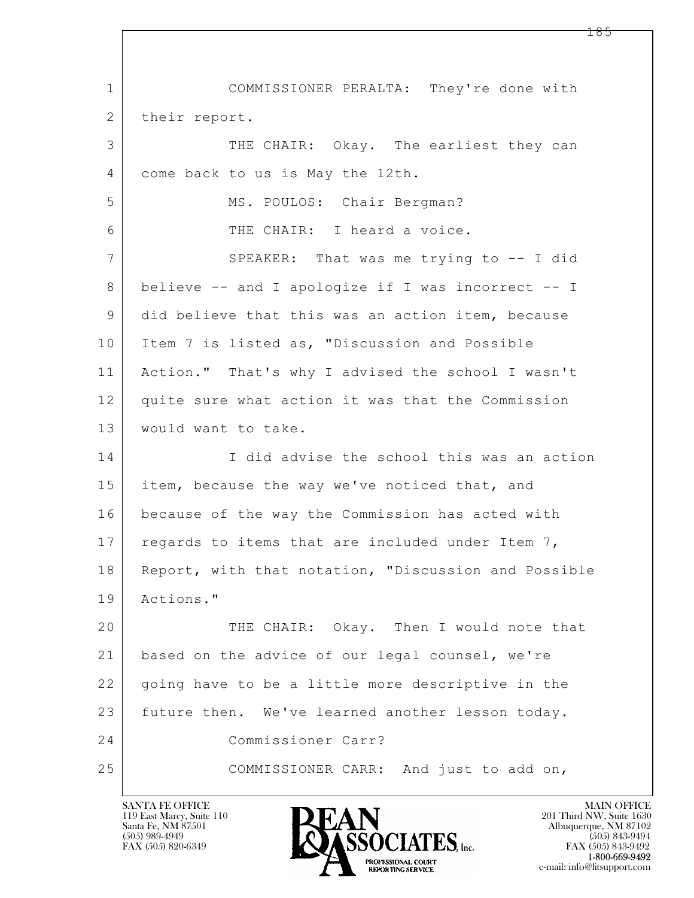COMMISSIONER PERALTA: They're done with their report.

THE CHAIR: Okay. The earliest they can come back to us is May the 12th.

MS. POULOS: Chair Bergman?

THE CHAIR: I heard a voice.

SPEAKER: That was me trying to -- I did believe -- and I apologize if I was incorrect -- I did believe that this was an action item, because Item 7 is listed as, "Discussion and Possible Action." That's why I advised the school I wasn't quite sure what action it was that the Commission would want to take.

I did advise the school this was an action item, because the way we've noticed that, and because of the way the Commission has acted with regards to items that are included under Item 7, Report, with that notation, "Discussion and Possible Actions."

THE CHAIR: Okay. Then I would note that based on the advice of our legal counsel, we're going have to be a little more descriptive in the future then. We've learned another lesson today.

Commissioner Carr?

COMMISSIONER CARR: And just to add on,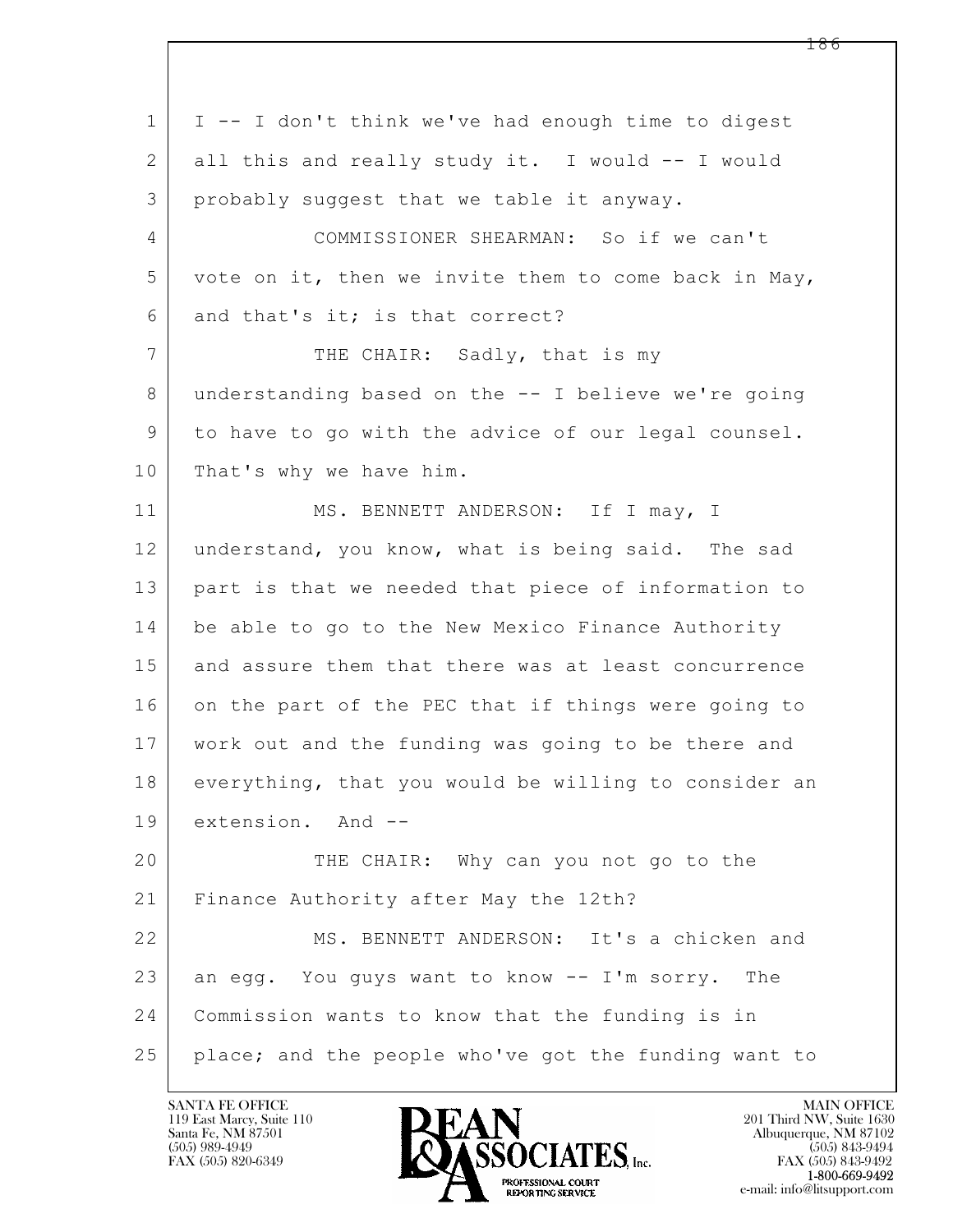I -- I don't think we've had enough time to digest all this and really study it. I would -- I would probably suggest that we table it anyway.

COMMISSIONER SHEARMAN: So if we can't vote on it, then we invite them to come back in May, and that's it; is that correct?

THE CHAIR: Sadly, that is my understanding based on the -- I believe we're going to have to go with the advice of our legal counsel. That's why we have him.

MS. BENNETT ANDERSON: If I may, I understand, you know, what is being said. The sad part is that we needed that piece of information to be able to go to the New Mexico Finance Authority and assure them that there was at least concurrence on the part of the PEC that if things were going to work out and the funding was going to be there and everything, that you would be willing to consider an extension. And --

THE CHAIR: Why can you not go to the Finance Authority after May the 12th?

MS. BENNETT ANDERSON: It's a chicken and an egg. You guys want to know -- I'm sorry. The Commission wants to know that the funding is in place; and the people who've got the funding want to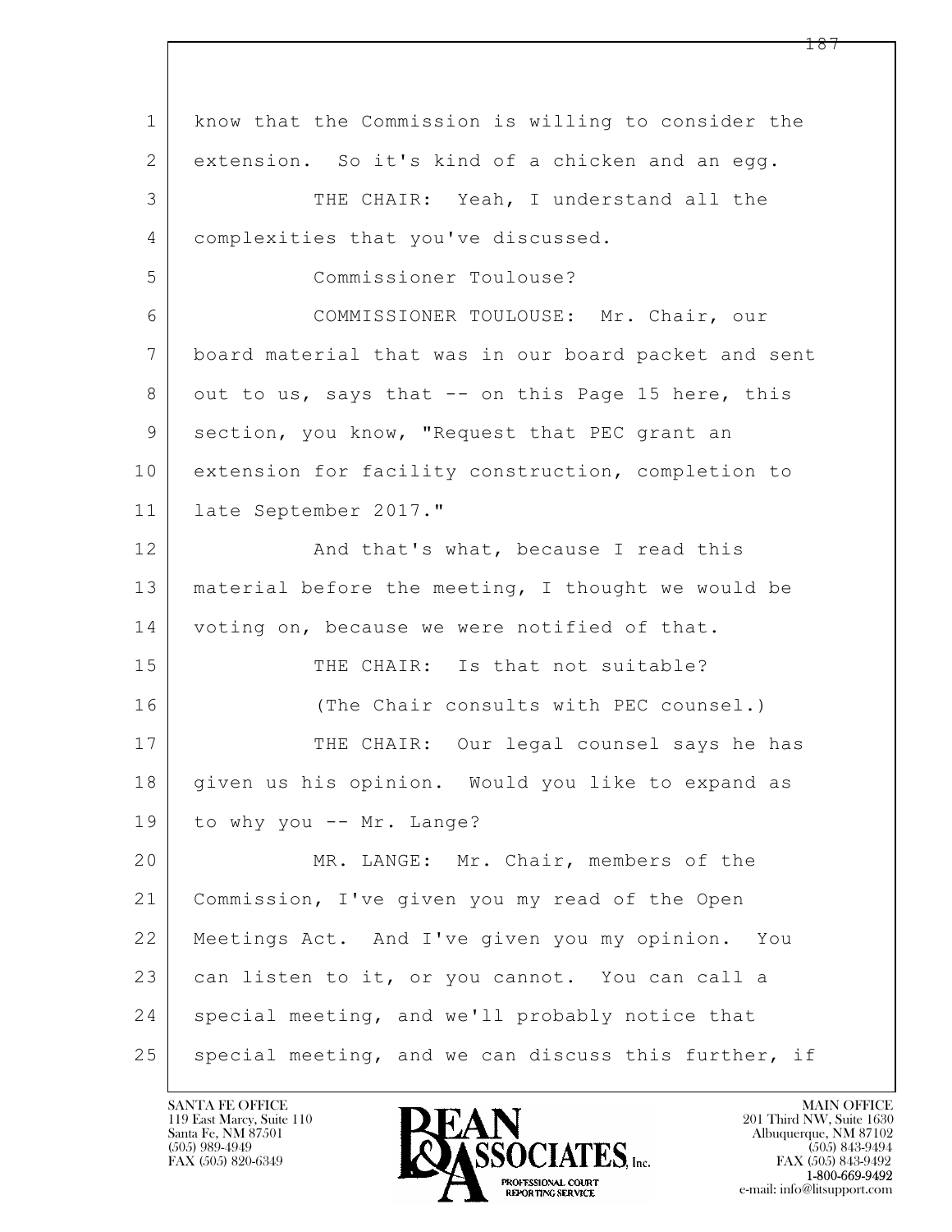1 know that the Commission is willing to consider the
2 extension. So it's kind of a chicken and an egg.
3 THE CHAIR: Yeah, I understand all the
4 complexities that you've discussed.
5 Commissioner Toulouse?
6 COMMISSIONER TOULOUSE: Mr. Chair, our
7 board material that was in our board packet and sent
8 out to us, says that -- on this Page 15 here, this
9 section, you know, "Request that PEC grant an
10 extension for facility construction, completion to
11 late September 2017."
12 And that's what, because I read this
13 material before the meeting, I thought we would be
14 voting on, because we were notified of that.
15 THE CHAIR: Is that not suitable?
16 (The Chair consults with PEC counsel.)
17 THE CHAIR: Our legal counsel says he has
18 given us his opinion. Would you like to expand as
19 to why you -- Mr. Lange?
20 MR. LANGE: Mr. Chair, members of the
21 Commission, I've given you my read of the Open
22 Meetings Act. And I've given you my opinion. You
23 can listen to it, or you cannot. You can call a
24 special meeting, and we'll probably notice that
25 special meeting, and we can discuss this further, if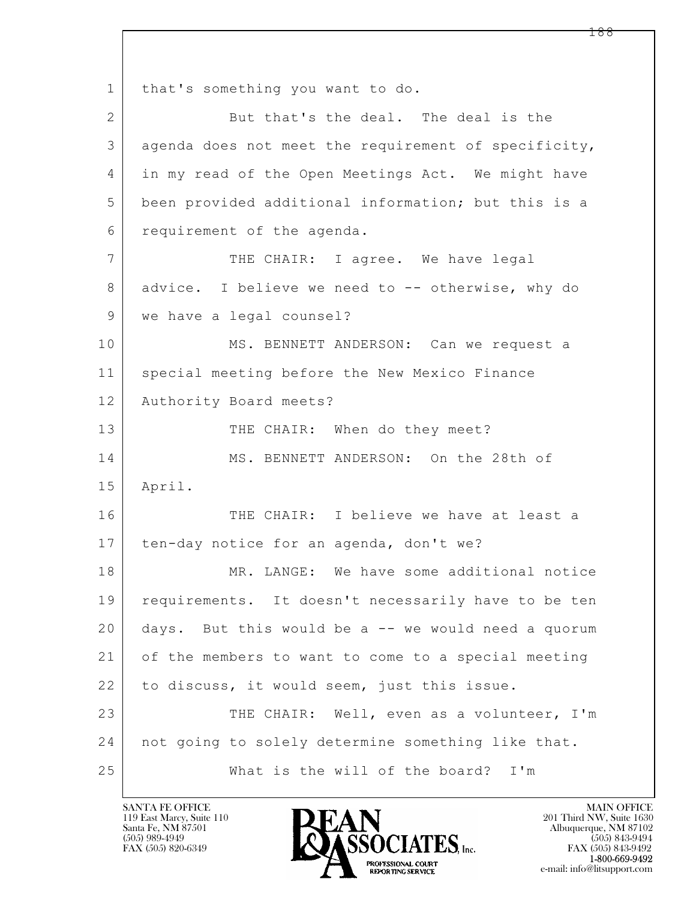that's something you want to do.

But that's the deal. The deal is the agenda does not meet the requirement of specificity, in my read of the Open Meetings Act. We might have been provided additional information; but this is a requirement of the agenda.

THE CHAIR: I agree. We have legal advice. I believe we need to -- otherwise, why do we have a legal counsel?

MS. BENNETT ANDERSON: Can we request a special meeting before the New Mexico Finance Authority Board meets?

THE CHAIR: When do they meet?

MS. BENNETT ANDERSON: On the 28th of April.

THE CHAIR: I believe we have at least a ten-day notice for an agenda, don't we?

MR. LANGE: We have some additional notice requirements. It doesn't necessarily have to be ten days. But this would be a -- we would need a quorum of the members to want to come to a special meeting to discuss, it would seem, just this issue.

THE CHAIR: Well, even as a volunteer, I'm not going to solely determine something like that.

What is the will of the board? I'm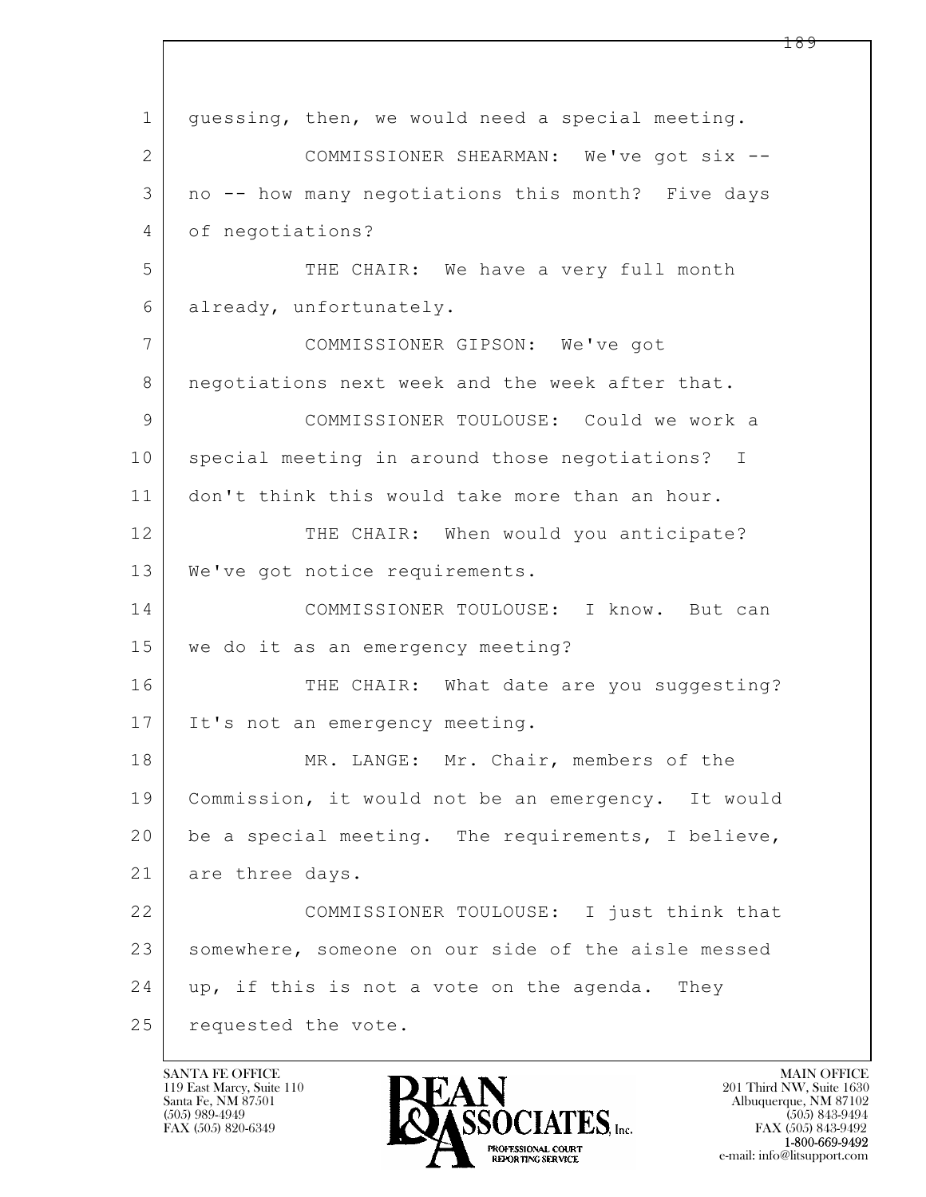guessing, then, we would need a special meeting.

COMMISSIONER SHEARMAN: We've got six -- no -- how many negotiations this month? Five days of negotiations?

THE CHAIR: We have a very full month already, unfortunately.

COMMISSIONER GIPSON: We've got negotiations next week and the week after that.

COMMISSIONER TOULOUSE: Could we work a special meeting in around those negotiations? I don't think this would take more than an hour.

THE CHAIR: When would you anticipate? We've got notice requirements.

COMMISSIONER TOULOUSE: I know. But can we do it as an emergency meeting?

THE CHAIR: What date are you suggesting? It's not an emergency meeting.

MR. LANGE: Mr. Chair, members of the Commission, it would not be an emergency. It would be a special meeting. The requirements, I believe, are three days.

COMMISSIONER TOULOUSE: I just think that somewhere, someone on our side of the aisle messed up, if this is not a vote on the agenda. They requested the vote.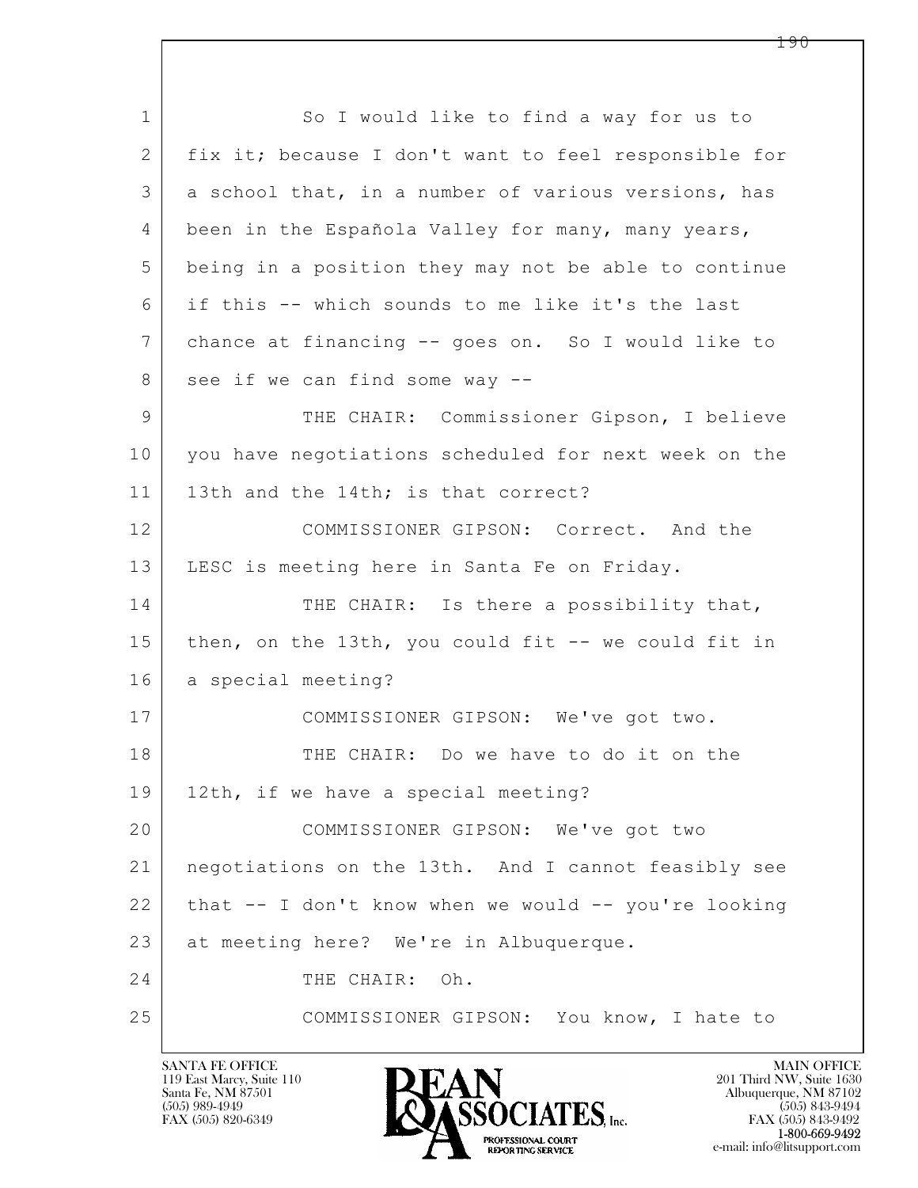1 So I would like to find a way for us to
2 fix it; because I don't want to feel responsible for
3 a school that, in a number of various versions, has
4 been in the Española Valley for many, many years,
5 being in a position they may not be able to continue
6 if this -- which sounds to me like it's the last
7 chance at financing -- goes on. So I would like to
8 see if we can find some way --
9 THE CHAIR: Commissioner Gipson, I believe
10 you have negotiations scheduled for next week on the
11 13th and the 14th; is that correct?
12 COMMISSIONER GIPSON: Correct. And the
13 LESC is meeting here in Santa Fe on Friday.
14 THE CHAIR: Is there a possibility that,
15 then, on the 13th, you could fit -- we could fit in
16 a special meeting?
17 COMMISSIONER GIPSON: We've got two.
18 THE CHAIR: Do we have to do it on the
19 12th, if we have a special meeting?
20 COMMISSIONER GIPSON: We've got two
21 negotiations on the 13th. And I cannot feasibly see
22 that -- I don't know when we would -- you're looking
23 at meeting here? We're in Albuquerque.
24 THE CHAIR: Oh.
25 COMMISSIONER GIPSON: You know, I hate to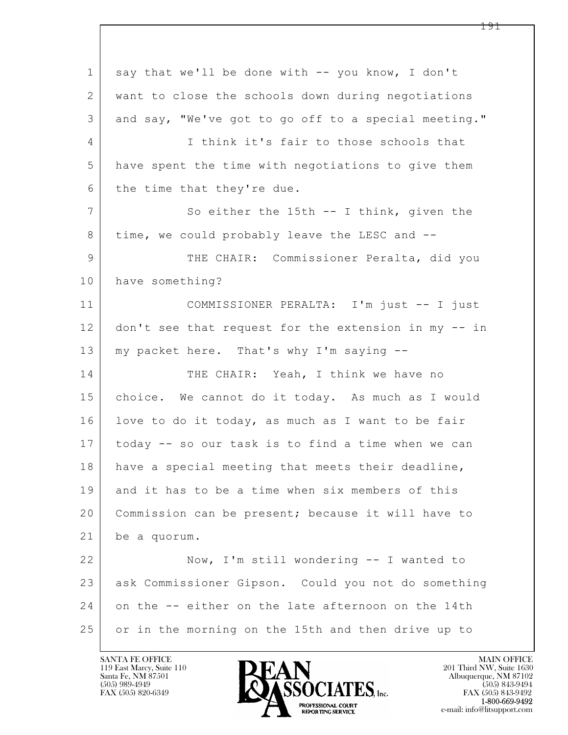say that we'll be done with -- you know, I don't want to close the schools down during negotiations and say, "We've got to go off to a special meeting."

I think it's fair to those schools that have spent the time with negotiations to give them the time that they're due.

So either the 15th -- I think, given the time, we could probably leave the LESC and --

THE CHAIR: Commissioner Peralta, did you have something?

COMMISSIONER PERALTA: I'm just -- I just don't see that request for the extension in my -- in my packet here. That's why I'm saying --

THE CHAIR: Yeah, I think we have no choice. We cannot do it today. As much as I would love to do it today, as much as I want to be fair today -- so our task is to find a time when we can have a special meeting that meets their deadline, and it has to be a time when six members of this Commission can be present; because it will have to be a quorum.

Now, I'm still wondering -- I wanted to ask Commissioner Gipson. Could you not do something on the -- either on the late afternoon on the 14th or in the morning on the 15th and then drive up to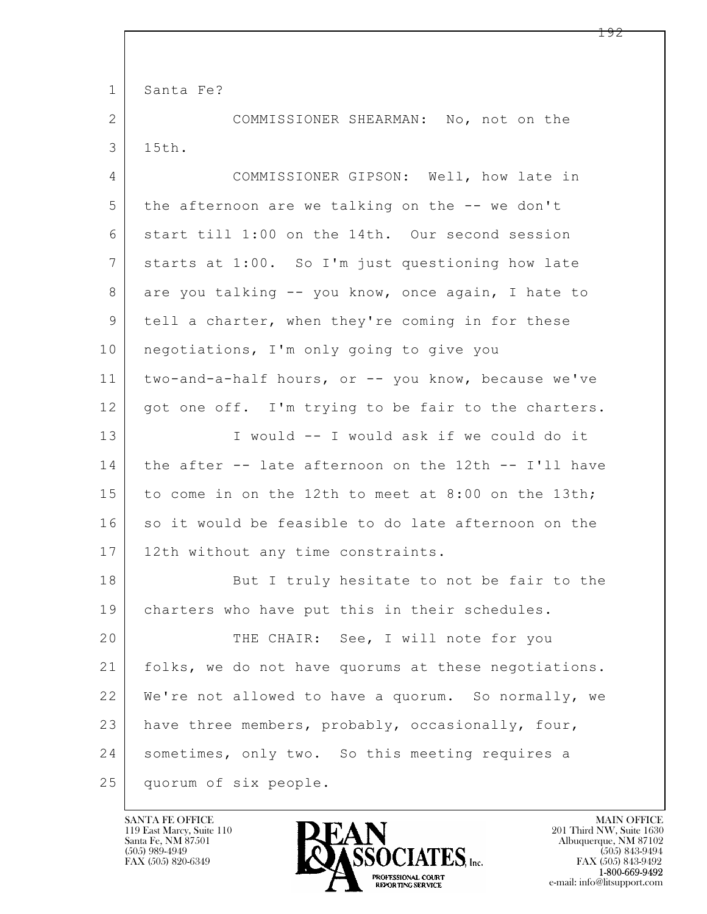Santa Fe?

COMMISSIONER SHEARMAN: No, not on the 15th.

COMMISSIONER GIPSON: Well, how late in the afternoon are we talking on the -- we don't start till 1:00 on the 14th. Our second session starts at 1:00. So I'm just questioning how late are you talking -- you know, once again, I hate to tell a charter, when they're coming in for these negotiations, I'm only going to give you two-and-a-half hours, or -- you know, because we've got one off. I'm trying to be fair to the charters.

I would -- I would ask if we could do it the after -- late afternoon on the 12th -- I'll have to come in on the 12th to meet at 8:00 on the 13th; so it would be feasible to do late afternoon on the 12th without any time constraints.

But I truly hesitate to not be fair to the charters who have put this in their schedules.

THE CHAIR: See, I will note for you folks, we do not have quorums at these negotiations. We're not allowed to have a quorum. So normally, we have three members, probably, occasionally, four, sometimes, only two. So this meeting requires a quorum of six people.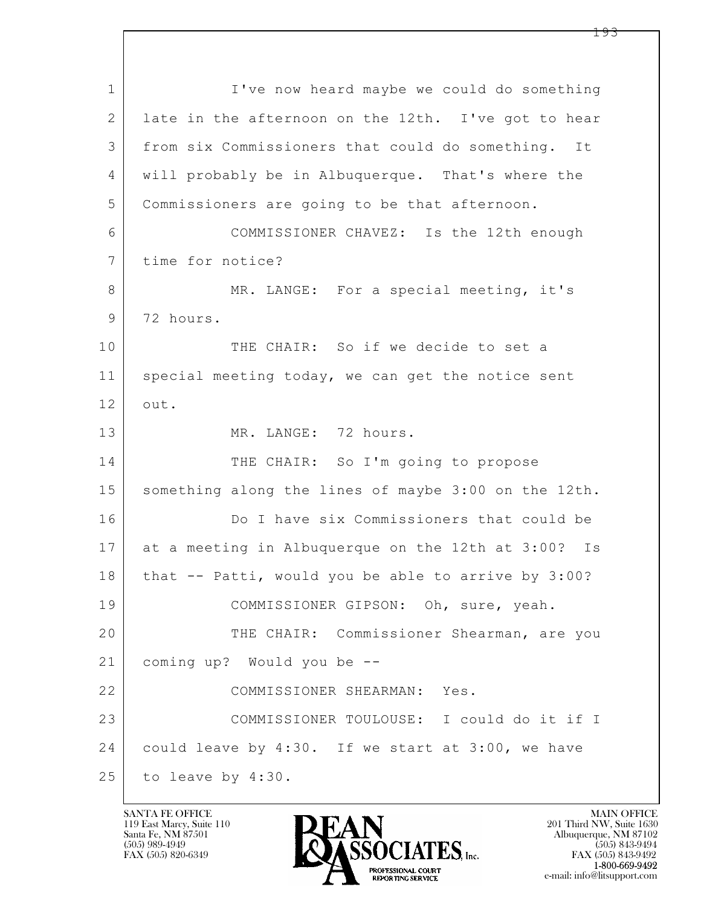1 I've now heard maybe we could do something
2 late in the afternoon on the 12th. I've got to hear
3 from six Commissioners that could do something. It
4 will probably be in Albuquerque. That's where the
5 Commissioners are going to be that afternoon.
6 COMMISSIONER CHAVEZ: Is the 12th enough
7 time for notice?
8 MR. LANGE: For a special meeting, it's
9 72 hours.
10 THE CHAIR: So if we decide to set a
11 special meeting today, we can get the notice sent
12 out.
13 MR. LANGE: 72 hours.
14 THE CHAIR: So I'm going to propose
15 something along the lines of maybe 3:00 on the 12th.
16 Do I have six Commissioners that could be
17 at a meeting in Albuquerque on the 12th at 3:00? Is
18 that -- Patti, would you be able to arrive by 3:00?
19 COMMISSIONER GIPSON: Oh, sure, yeah.
20 THE CHAIR: Commissioner Shearman, are you
21 coming up? Would you be --
22 COMMISSIONER SHEARMAN: Yes.
23 COMMISSIONER TOULOUSE: I could do it if I
24 could leave by 4:30. If we start at 3:00, we have
25 to leave by 4:30.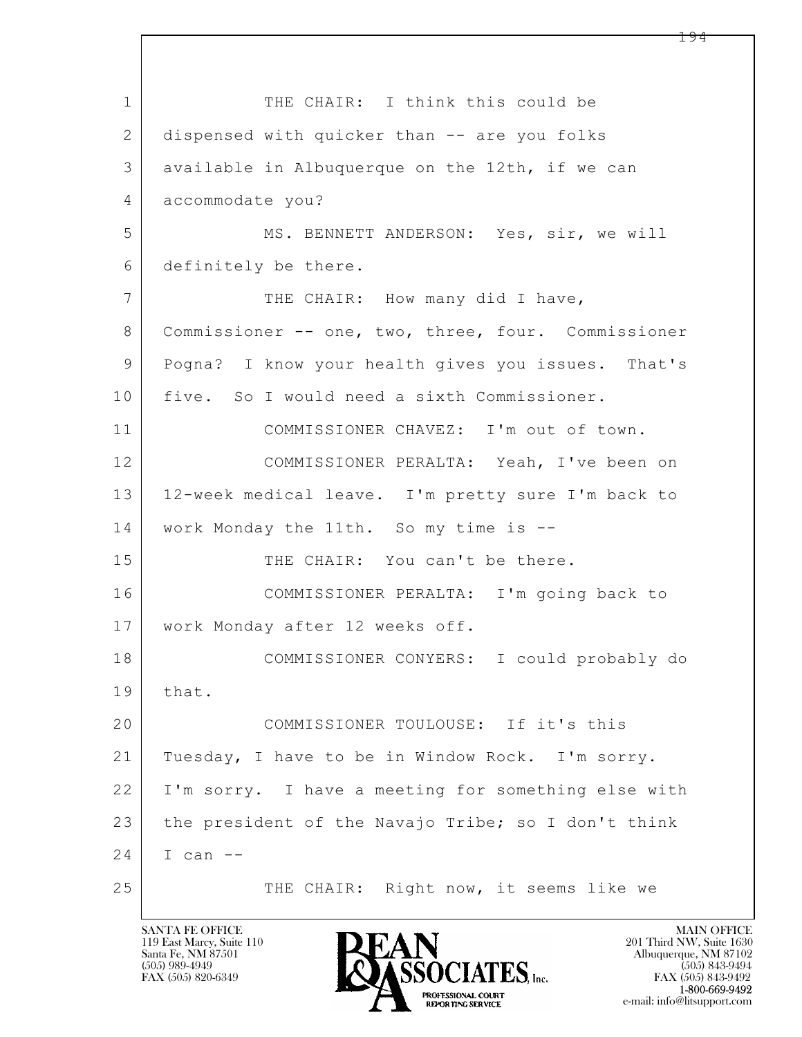THE CHAIR: I think this could be dispensed with quicker than -- are you folks available in Albuquerque on the 12th, if we can accommodate you?

MS. BENNETT ANDERSON: Yes, sir, we will definitely be there.

THE CHAIR: How many did I have, Commissioner -- one, two, three, four. Commissioner Pogna? I know your health gives you issues. That's five. So I would need a sixth Commissioner.

COMMISSIONER CHAVEZ: I'm out of town.

COMMISSIONER PERALTA: Yeah, I've been on 12-week medical leave. I'm pretty sure I'm back to work Monday the 11th. So my time is --

THE CHAIR: You can't be there.

COMMISSIONER PERALTA: I'm going back to work Monday after 12 weeks off.

COMMISSIONER CONYERS: I could probably do that.

COMMISSIONER TOULOUSE: If it's this Tuesday, I have to be in Window Rock. I'm sorry. I'm sorry. I have a meeting for something else with the president of the Navajo Tribe; so I don't think I can --

THE CHAIR: Right now, it seems like we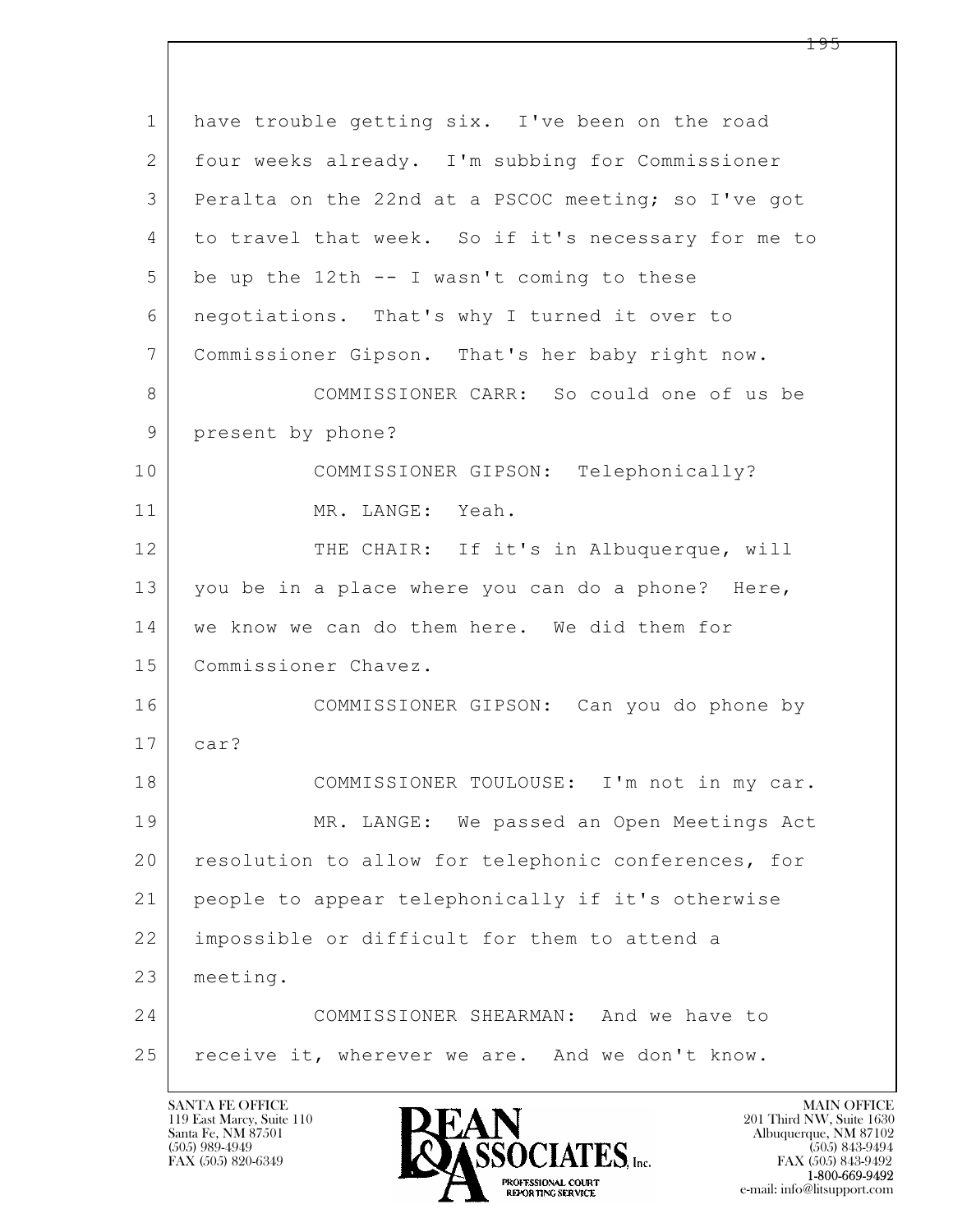have trouble getting six. I've been on the road four weeks already. I'm subbing for Commissioner Peralta on the 22nd at a PSCOC meeting; so I've got to travel that week. So if it's necessary for me to be up the 12th -- I wasn't coming to these negotiations. That's why I turned it over to Commissioner Gipson. That's her baby right now.

COMMISSIONER CARR: So could one of us be present by phone?

COMMISSIONER GIPSON: Telephonically?

MR. LANGE: Yeah.

THE CHAIR: If it's in Albuquerque, will you be in a place where you can do a phone? Here, we know we can do them here. We did them for Commissioner Chavez.

COMMISSIONER GIPSON: Can you do phone by car?

COMMISSIONER TOULOUSE: I'm not in my car.

MR. LANGE: We passed an Open Meetings Act resolution to allow for telephonic conferences, for people to appear telephonically if it's otherwise impossible or difficult for them to attend a meeting.

COMMISSIONER SHEARMAN: And we have to receive it, wherever we are. And we don't know.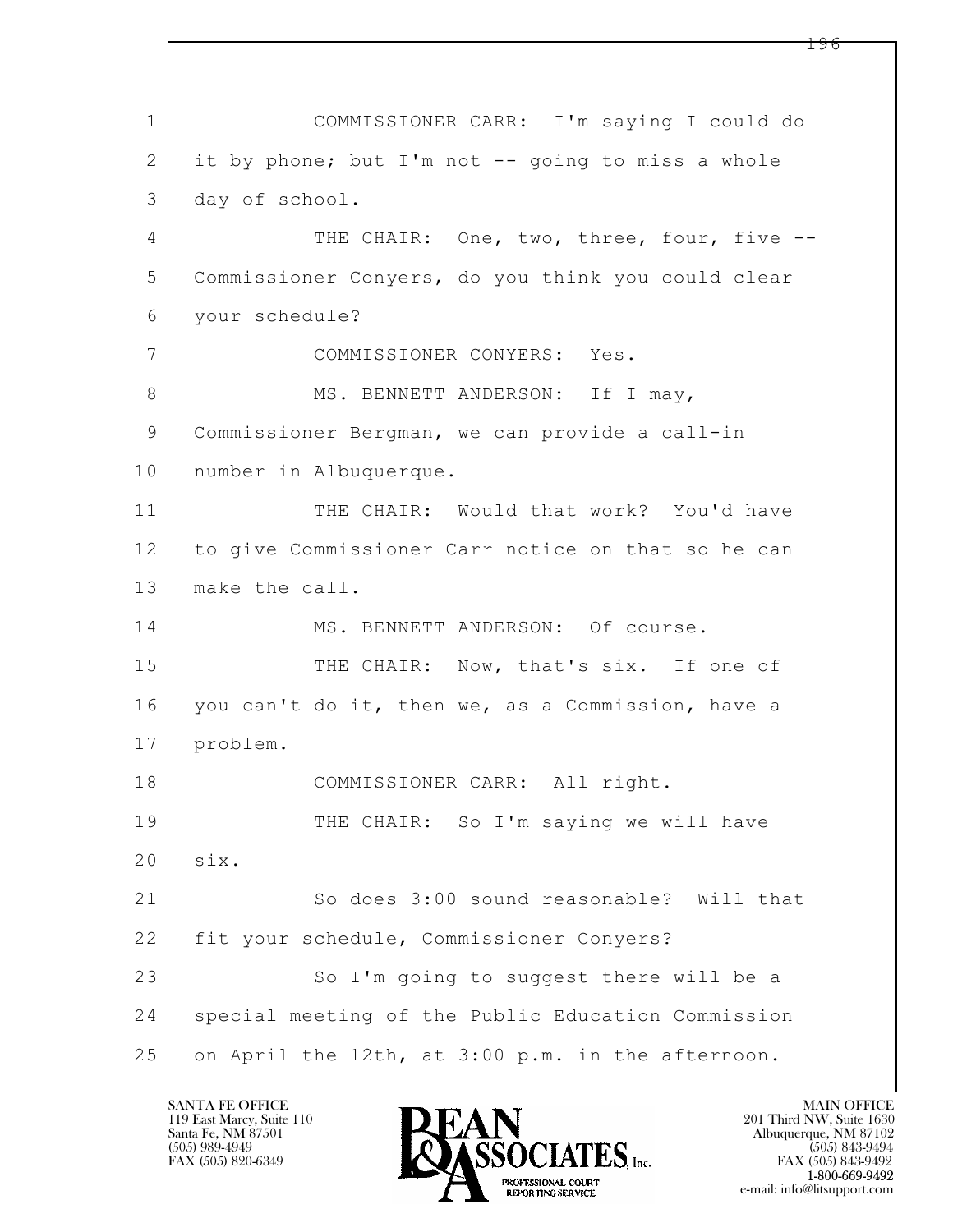COMMISSIONER CARR: I'm saying I could do it by phone; but I'm not -- going to miss a whole day of school.

THE CHAIR: One, two, three, four, five -- Commissioner Conyers, do you think you could clear your schedule?

COMMISSIONER CONYERS: Yes.

MS. BENNETT ANDERSON: If I may, Commissioner Bergman, we can provide a call-in number in Albuquerque.

THE CHAIR: Would that work? You'd have to give Commissioner Carr notice on that so he can make the call.

MS. BENNETT ANDERSON: Of course.

THE CHAIR: Now, that's six. If one of you can't do it, then we, as a Commission, have a problem.

COMMISSIONER CARR: All right.

THE CHAIR: So I'm saying we will have six.

So does 3:00 sound reasonable? Will that fit your schedule, Commissioner Conyers?

So I'm going to suggest there will be a special meeting of the Public Education Commission on April the 12th, at 3:00 p.m. in the afternoon.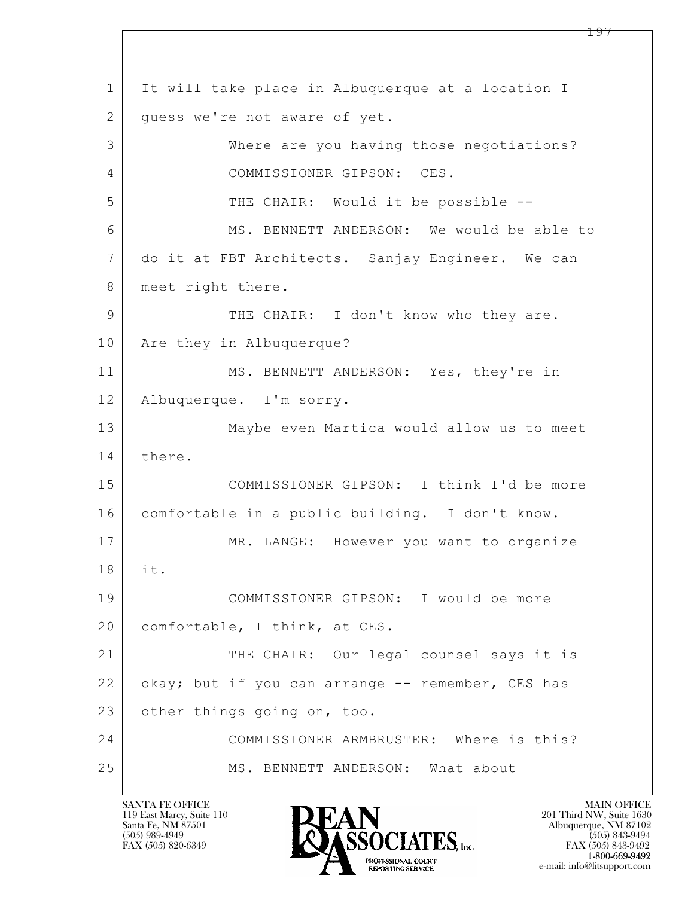It will take place in Albuquerque at a location I guess we're not aware of yet.

Where are you having those negotiations?

COMMISSIONER GIPSON: CES.

THE CHAIR: Would it be possible --

MS. BENNETT ANDERSON: We would be able to do it at FBT Architects. Sanjay Engineer. We can meet right there.

THE CHAIR: I don't know who they are. Are they in Albuquerque?

MS. BENNETT ANDERSON: Yes, they're in Albuquerque. I'm sorry.

Maybe even Martica would allow us to meet there.

COMMISSIONER GIPSON: I think I'd be more comfortable in a public building. I don't know.

MR. LANGE: However you want to organize it.

COMMISSIONER GIPSON: I would be more comfortable, I think, at CES.

THE CHAIR: Our legal counsel says it is okay; but if you can arrange -- remember, CES has other things going on, too.

COMMISSIONER ARMBRUSTER: Where is this?

MS. BENNETT ANDERSON: What about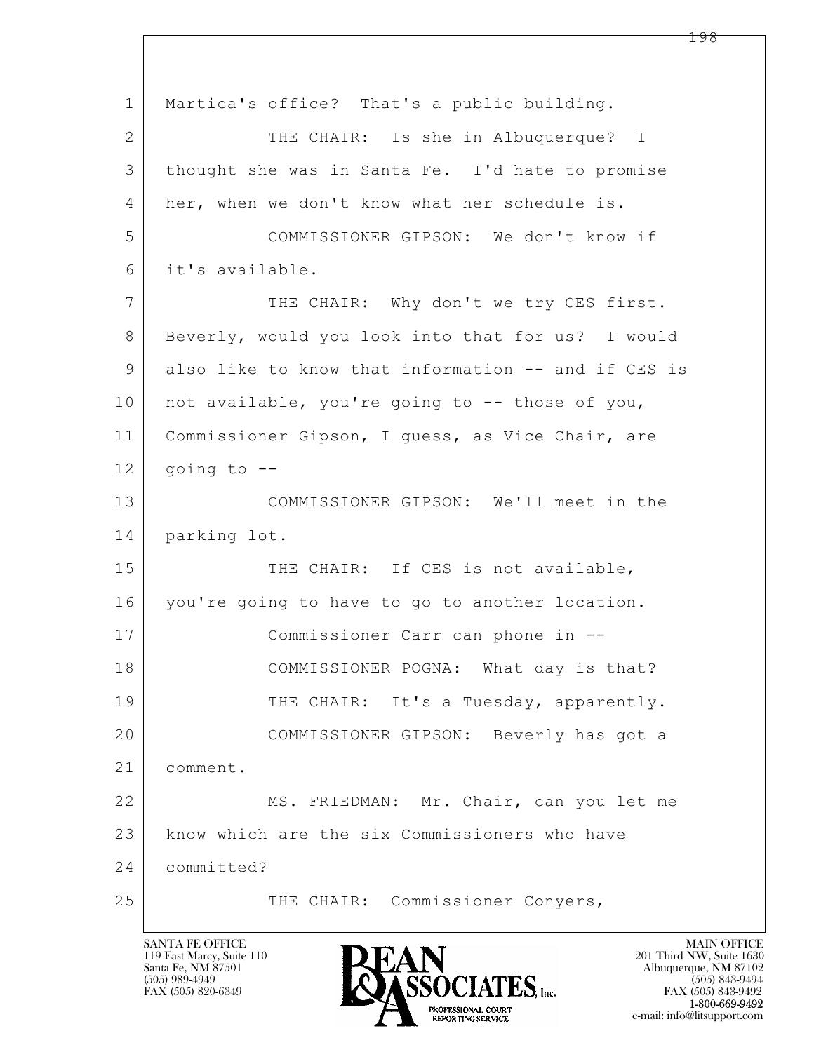1 Martica's office? That's a public building.

2 THE CHAIR: Is she in Albuquerque? I

3 thought she was in Santa Fe. I'd hate to promise

4 her, when we don't know what her schedule is.

5 COMMISSIONER GIPSON: We don't know if

6 it's available.

7 THE CHAIR: Why don't we try CES first.

8 Beverly, would you look into that for us? I would

9 also like to know that information -- and if CES is

10 not available, you're going to -- those of you,

11 Commissioner Gipson, I guess, as Vice Chair, are

12 going to --

13 COMMISSIONER GIPSON: We'll meet in the

14 parking lot.

15 THE CHAIR: If CES is not available,

16 you're going to have to go to another location.

17 Commissioner Carr can phone in --

18 COMMISSIONER POGNA: What day is that?

19 THE CHAIR: It's a Tuesday, apparently.

20 COMMISSIONER GIPSON: Beverly has got a

21 comment.

22 MS. FRIEDMAN: Mr. Chair, can you let me

23 know which are the six Commissioners who have

24 committed?

25 THE CHAIR: Commissioner Conyers,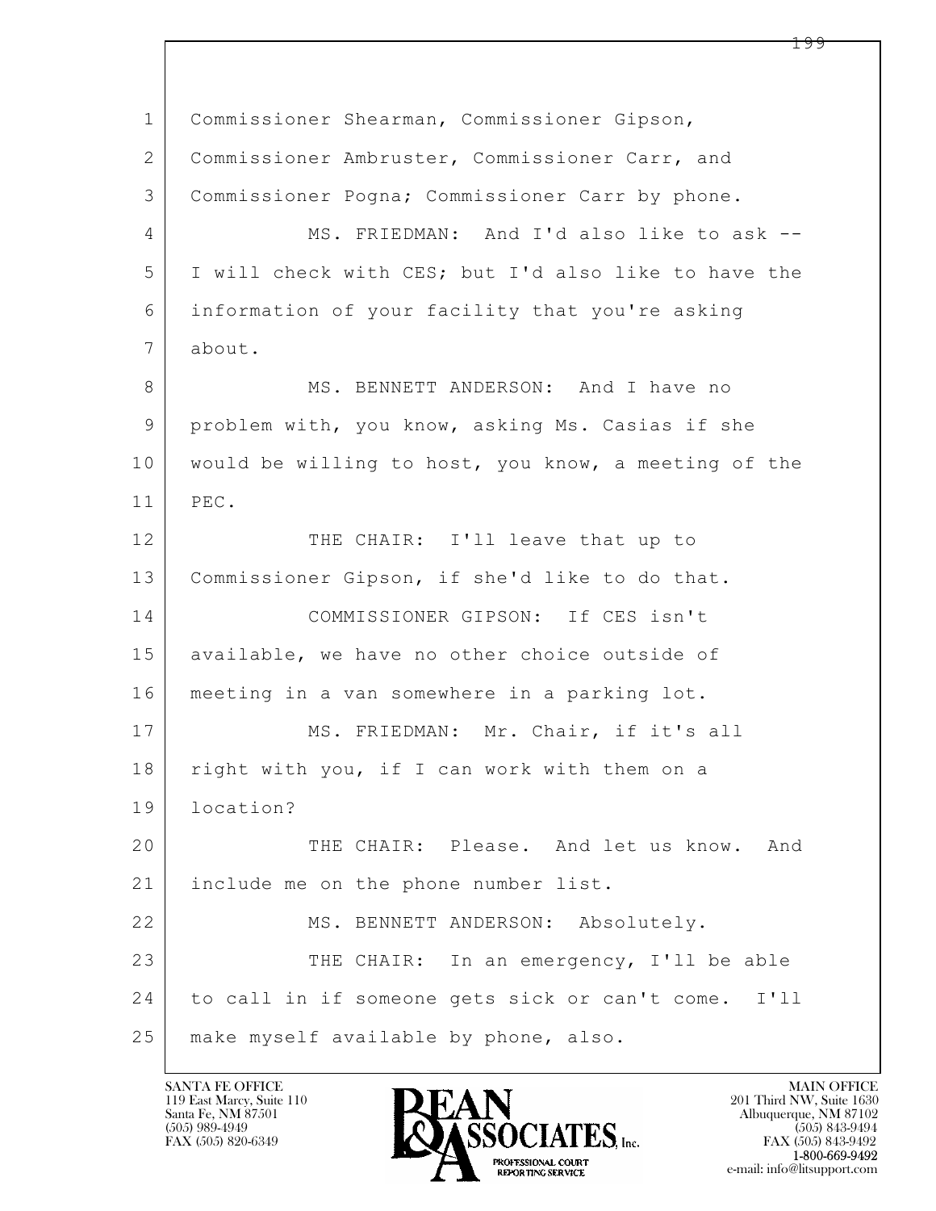Commissioner Shearman, Commissioner Gipson, Commissioner Ambruster, Commissioner Carr, and Commissioner Pogna; Commissioner Carr by phone.

MS. FRIEDMAN: And I'd also like to ask -- I will check with CES; but I'd also like to have the information of your facility that you're asking about.

MS. BENNETT ANDERSON: And I have no problem with, you know, asking Ms. Casias if she would be willing to host, you know, a meeting of the PEC.

THE CHAIR: I'll leave that up to Commissioner Gipson, if she'd like to do that.

COMMISSIONER GIPSON: If CES isn't available, we have no other choice outside of meeting in a van somewhere in a parking lot.

MS. FRIEDMAN: Mr. Chair, if it's all right with you, if I can work with them on a location?

THE CHAIR: Please. And let us know. And include me on the phone number list.

MS. BENNETT ANDERSON: Absolutely.

THE CHAIR: In an emergency, I'll be able to call in if someone gets sick or can't come. I'll make myself available by phone, also.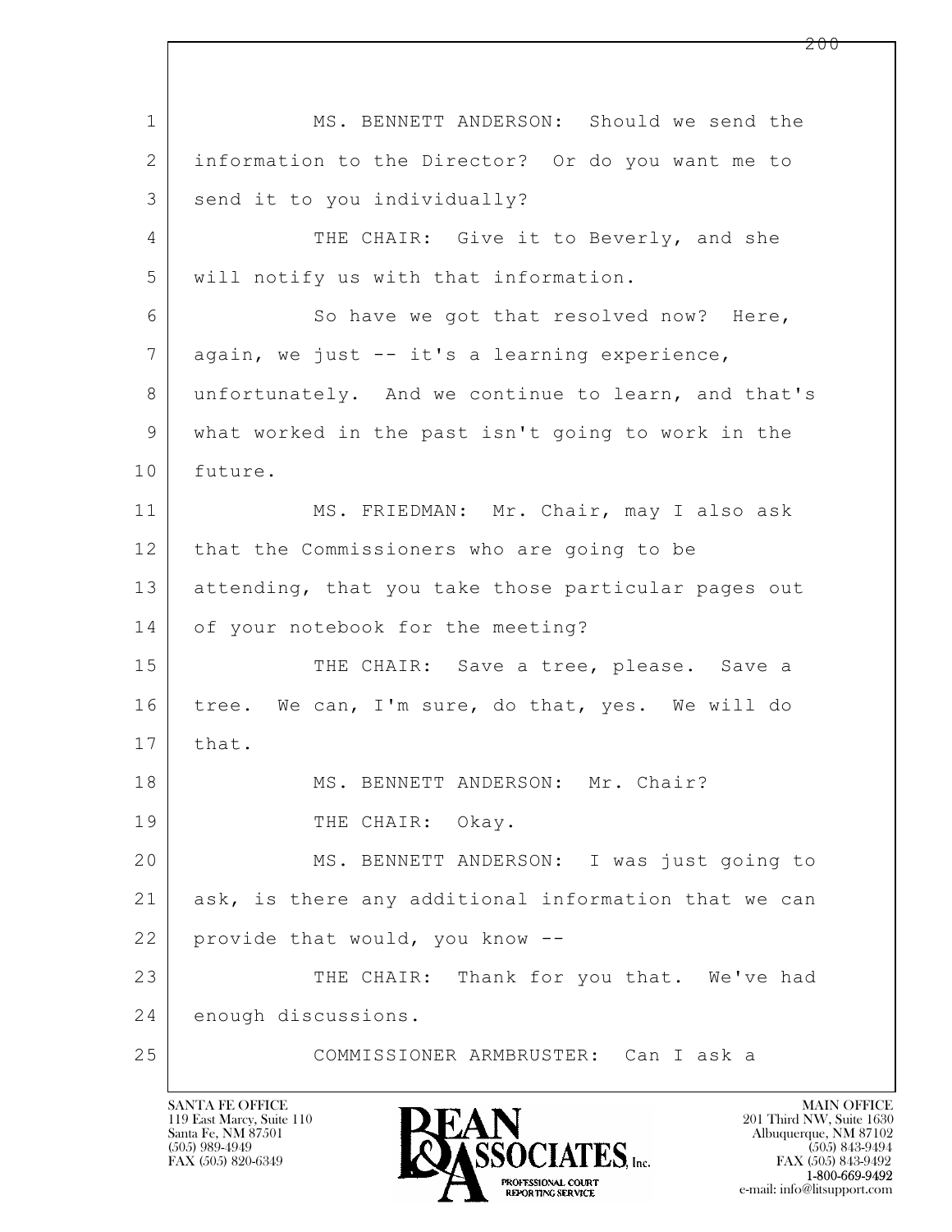MS. BENNETT ANDERSON: Should we send the information to the Director? Or do you want me to send it to you individually?

THE CHAIR: Give it to Beverly, and she will notify us with that information.

So have we got that resolved now? Here, again, we just -- it's a learning experience, unfortunately. And we continue to learn, and that's what worked in the past isn't going to work in the future.

MS. FRIEDMAN: Mr. Chair, may I also ask that the Commissioners who are going to be attending, that you take those particular pages out of your notebook for the meeting?

THE CHAIR: Save a tree, please. Save a tree. We can, I'm sure, do that, yes. We will do that.

MS. BENNETT ANDERSON: Mr. Chair?

THE CHAIR: Okay.

MS. BENNETT ANDERSON: I was just going to ask, is there any additional information that we can provide that would, you know --

THE CHAIR: Thank for you that. We've had enough discussions.

COMMISSIONER ARMBRUSTER: Can I ask a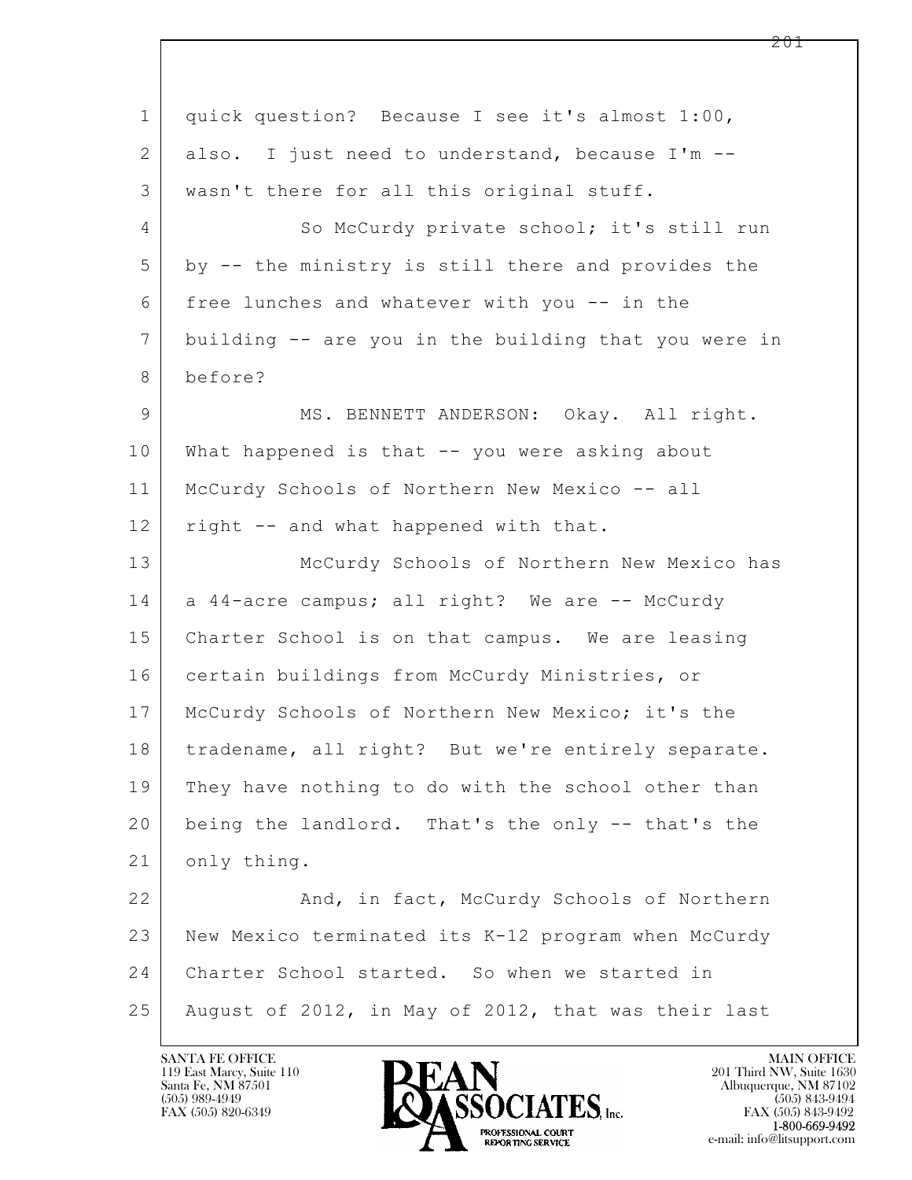quick question? Because I see it's almost 1:00, also. I just need to understand, because I'm -- wasn't there for all this original stuff.

So McCurdy private school; it's still run by -- the ministry is still there and provides the free lunches and whatever with you -- in the building -- are you in the building that you were in before?

MS. BENNETT ANDERSON: Okay. All right. What happened is that -- you were asking about McCurdy Schools of Northern New Mexico -- all right -- and what happened with that.

McCurdy Schools of Northern New Mexico has a 44-acre campus; all right? We are -- McCurdy Charter School is on that campus. We are leasing certain buildings from McCurdy Ministries, or McCurdy Schools of Northern New Mexico; it's the tradename, all right? But we're entirely separate. They have nothing to do with the school other than being the landlord. That's the only -- that's the only thing.

And, in fact, McCurdy Schools of Northern New Mexico terminated its K-12 program when McCurdy Charter School started. So when we started in August of 2012, in May of 2012, that was their last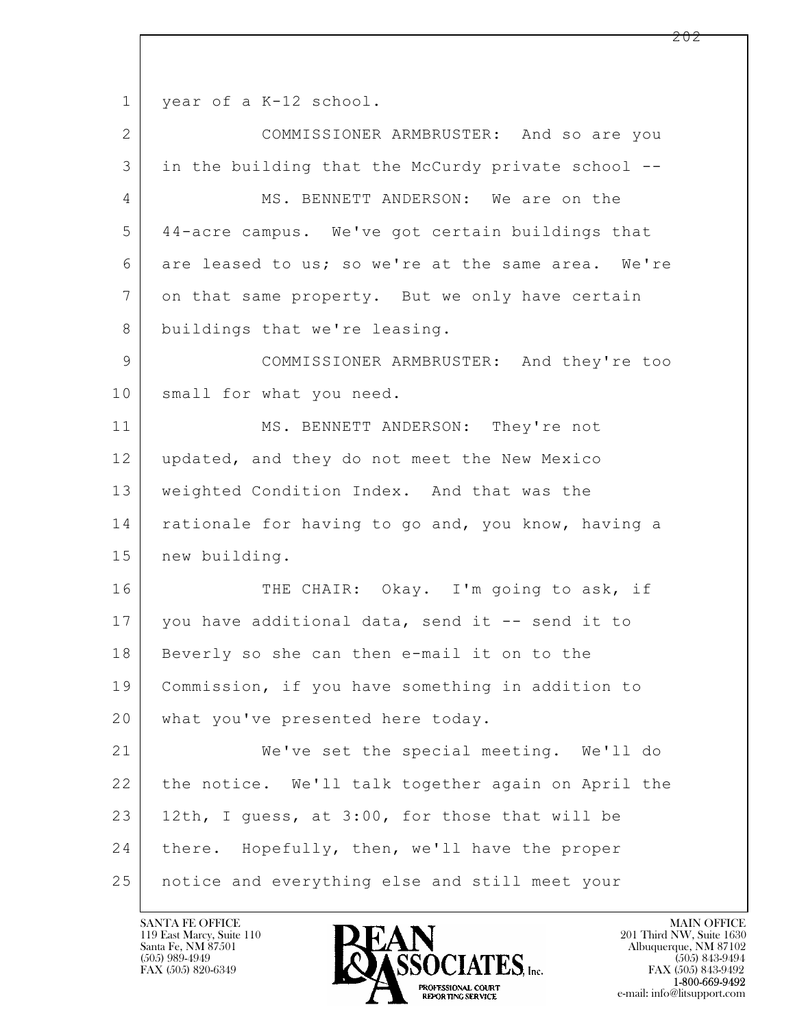1 year of a K-12 school.

2 COMMISSIONER ARMBRUSTER: And so are you

3 in the building that the McCurdy private school --

4 MS. BENNETT ANDERSON: We are on the

5 44-acre campus. We've got certain buildings that

6 are leased to us; so we're at the same area. We're

7 on that same property. But we only have certain

8 buildings that we're leasing.

9 COMMISSIONER ARMBRUSTER: And they're too

10 small for what you need.

11 MS. BENNETT ANDERSON: They're not

12 updated, and they do not meet the New Mexico

13 weighted Condition Index. And that was the

14 rationale for having to go and, you know, having a

15 new building.

16 THE CHAIR: Okay. I'm going to ask, if

17 you have additional data, send it -- send it to

18 Beverly so she can then e-mail it on to the

19 Commission, if you have something in addition to

20 what you've presented here today.

21 We've set the special meeting. We'll do

22 the notice. We'll talk together again on April the

23 12th, I guess, at 3:00, for those that will be

24 there. Hopefully, then, we'll have the proper

25 notice and everything else and still meet your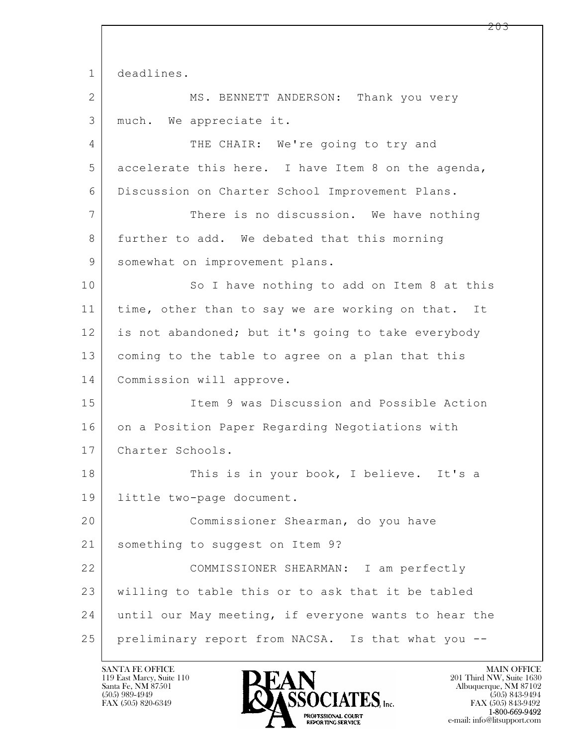deadlines.

MS. BENNETT ANDERSON: Thank you very much. We appreciate it.

THE CHAIR: We're going to try and accelerate this here. I have Item 8 on the agenda, Discussion on Charter School Improvement Plans.

There is no discussion. We have nothing further to add. We debated that this morning somewhat on improvement plans.

So I have nothing to add on Item 8 at this time, other than to say we are working on that. It is not abandoned; but it's going to take everybody coming to the table to agree on a plan that this Commission will approve.

Item 9 was Discussion and Possible Action on a Position Paper Regarding Negotiations with Charter Schools.

This is in your book, I believe. It's a little two-page document.

Commissioner Shearman, do you have something to suggest on Item 9?

COMMISSIONER SHEARMAN: I am perfectly willing to table this or to ask that it be tabled until our May meeting, if everyone wants to hear the preliminary report from NACSA. Is that what you --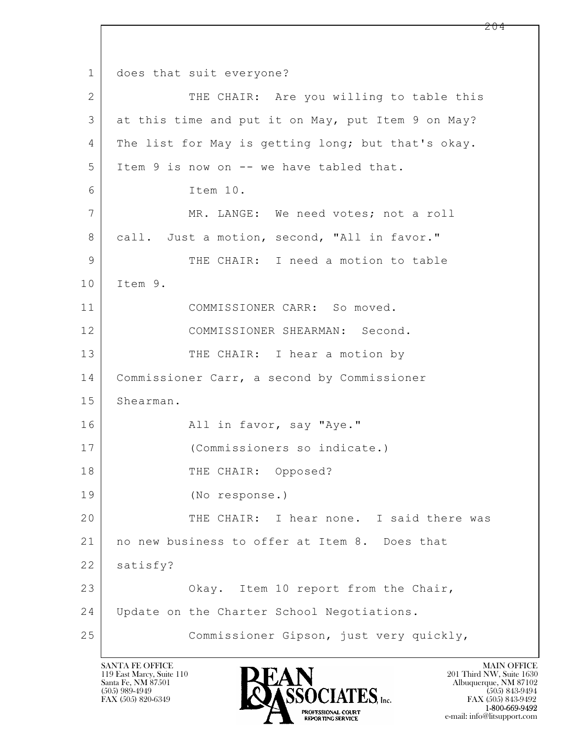1 does that suit everyone?

2 THE CHAIR: Are you willing to table this

3 at this time and put it on May, put Item 9 on May?

4 The list for May is getting long; but that's okay.

5 Item 9 is now on -- we have tabled that.

6 Item 10.

7 MR. LANGE: We need votes; not a roll

8 call. Just a motion, second, "All in favor."

9 THE CHAIR: I need a motion to table

10 Item 9.

11 COMMISSIONER CARR: So moved.

12 COMMISSIONER SHEARMAN: Second.

13 THE CHAIR: I hear a motion by

14 Commissioner Carr, a second by Commissioner

15 Shearman.

16 All in favor, say "Aye."

17 (Commissioners so indicate.)

18 THE CHAIR: Opposed?

19 (No response.)

20 THE CHAIR: I hear none. I said there was

21 no new business to offer at Item 8. Does that

22 satisfy?

23 Okay. Item 10 report from the Chair,

24 Update on the Charter School Negotiations.

25 Commissioner Gipson, just very quickly,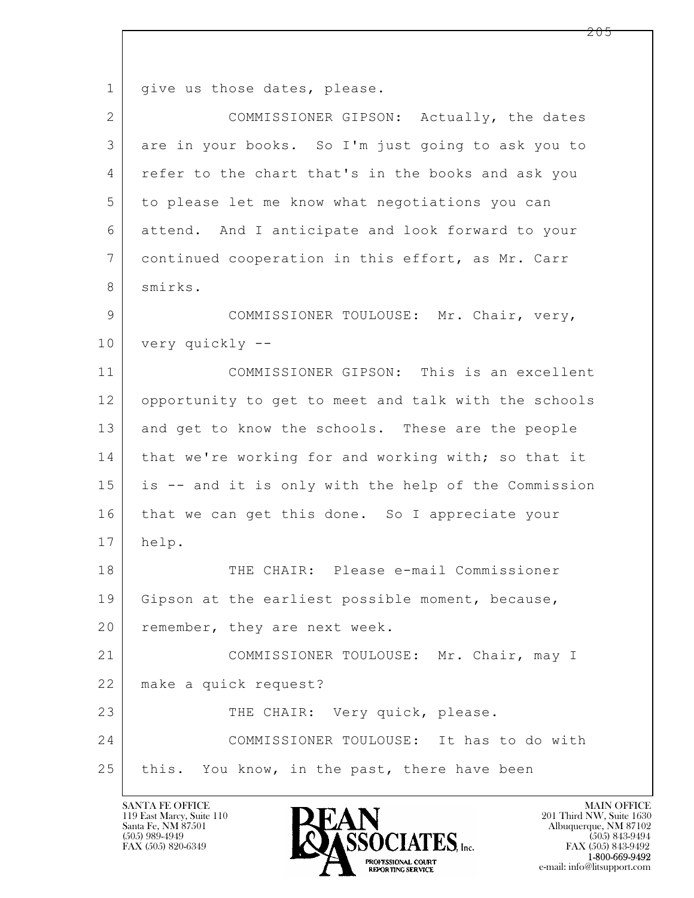give us those dates, please.

COMMISSIONER GIPSON: Actually, the dates are in your books. So I'm just going to ask you to refer to the chart that's in the books and ask you to please let me know what negotiations you can attend. And I anticipate and look forward to your continued cooperation in this effort, as Mr. Carr smirks.

COMMISSIONER TOULOUSE: Mr. Chair, very, very quickly --

COMMISSIONER GIPSON: This is an excellent opportunity to get to meet and talk with the schools and get to know the schools. These are the people that we're working for and working with; so that it is -- and it is only with the help of the Commission that we can get this done. So I appreciate your help.

THE CHAIR: Please e-mail Commissioner Gipson at the earliest possible moment, because, remember, they are next week.

COMMISSIONER TOULOUSE: Mr. Chair, may I make a quick request?

THE CHAIR: Very quick, please.

COMMISSIONER TOULOUSE: It has to do with this. You know, in the past, there have been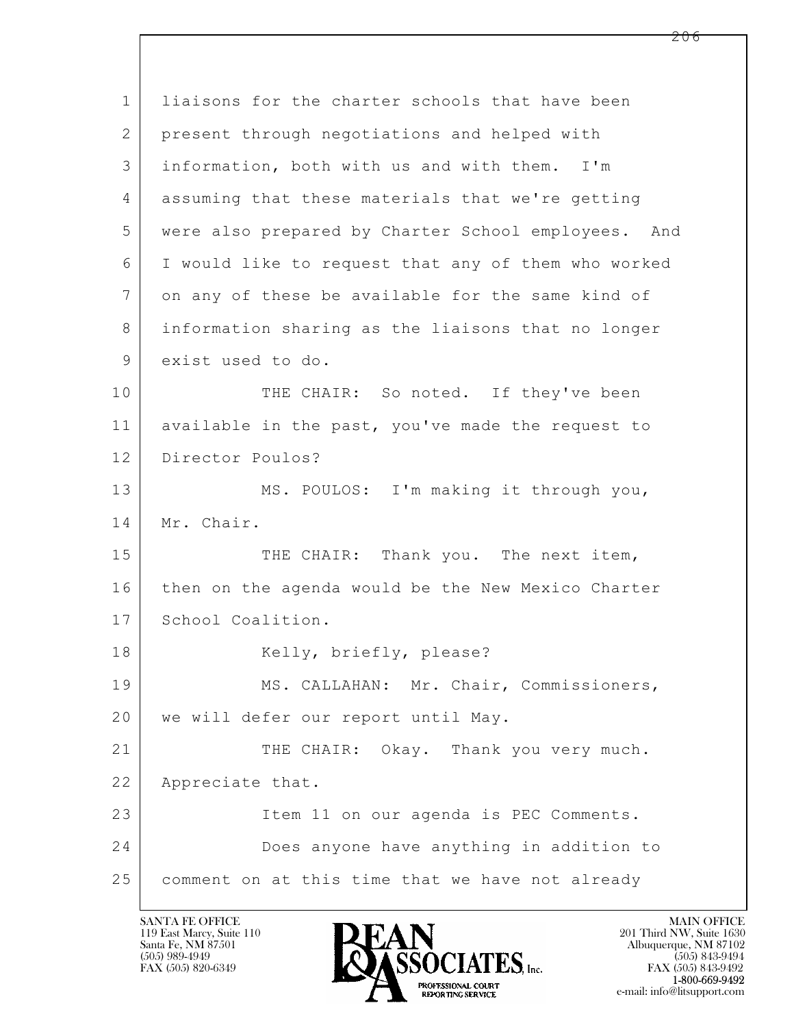1 liaisons for the charter schools that have been
2 present through negotiations and helped with
3 information, both with us and with them. I'm
4 assuming that these materials that we're getting
5 were also prepared by Charter School employees. And
6 I would like to request that any of them who worked
7 on any of these be available for the same kind of
8 information sharing as the liaisons that no longer
9 exist used to do.
10 THE CHAIR: So noted. If they've been
11 available in the past, you've made the request to
12 Director Poulos?
13 MS. POULOS: I'm making it through you,
14 Mr. Chair.
15 THE CHAIR: Thank you. The next item,
16 then on the agenda would be the New Mexico Charter
17 School Coalition.
18 Kelly, briefly, please?
19 MS. CALLAHAN: Mr. Chair, Commissioners,
20 we will defer our report until May.
21 THE CHAIR: Okay. Thank you very much.
22 Appreciate that.
23 Item 11 on our agenda is PEC Comments.
24 Does anyone have anything in addition to
25 comment on at this time that we have not already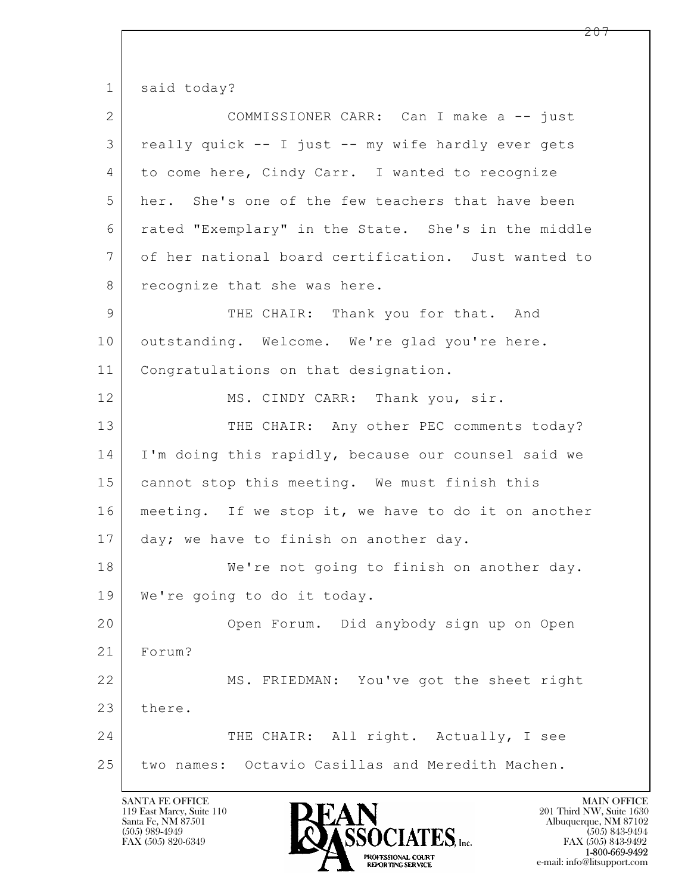1 said today?

2 COMMISSIONER CARR: Can I make a -- just
3 really quick -- I just -- my wife hardly ever gets
4 to come here, Cindy Carr. I wanted to recognize
5 her. She's one of the few teachers that have been
6 rated "Exemplary" in the State. She's in the middle
7 of her national board certification. Just wanted to
8 recognize that she was here.

9 THE CHAIR: Thank you for that. And
10 outstanding. Welcome. We're glad you're here.
11 Congratulations on that designation.

12 MS. CINDY CARR: Thank you, sir.

13 THE CHAIR: Any other PEC comments today?
14 I'm doing this rapidly, because our counsel said we
15 cannot stop this meeting. We must finish this
16 meeting. If we stop it, we have to do it on another
17 day; we have to finish on another day.

18 We're not going to finish on another day.
19 We're going to do it today.

20 Open Forum. Did anybody sign up on Open
21 Forum?

22 MS. FRIEDMAN: You've got the sheet right
23 there.

24 THE CHAIR: All right. Actually, I see
25 two names: Octavio Casillas and Meredith Machen.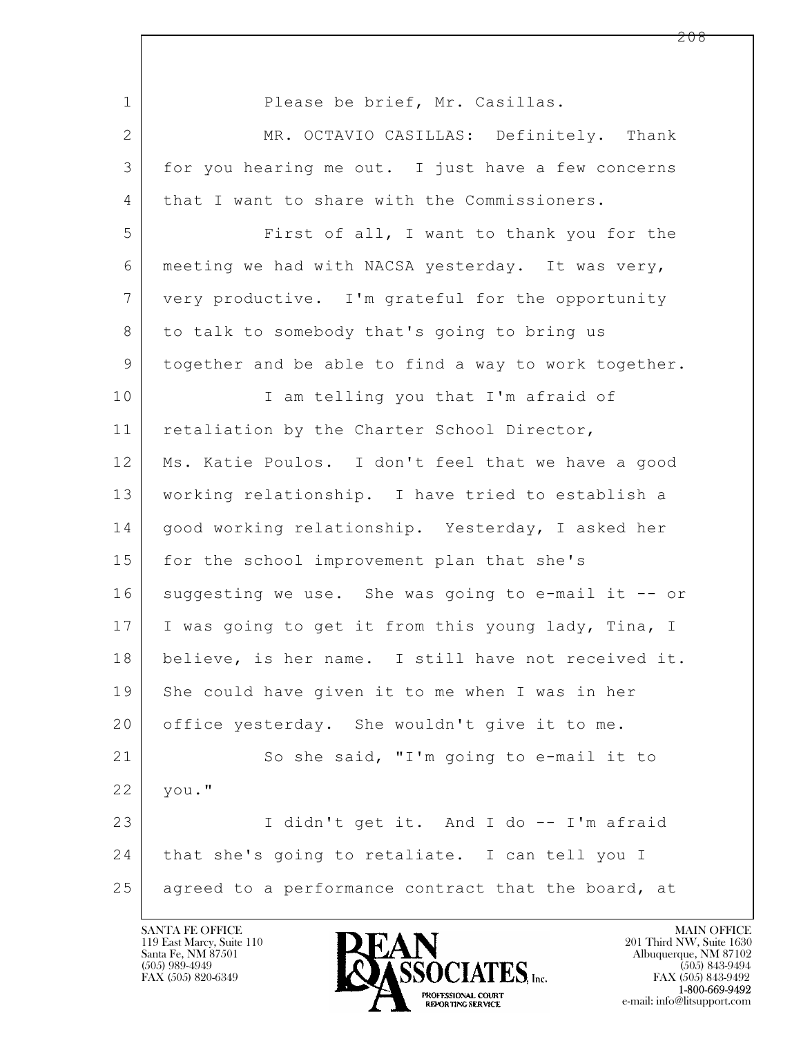Please be brief, Mr. Casillas.

MR. OCTAVIO CASILLAS: Definitely. Thank for you hearing me out. I just have a few concerns that I want to share with the Commissioners.

First of all, I want to thank you for the meeting we had with NACSA yesterday. It was very, very productive. I'm grateful for the opportunity to talk to somebody that's going to bring us together and be able to find a way to work together.

I am telling you that I'm afraid of retaliation by the Charter School Director, Ms. Katie Poulos. I don't feel that we have a good working relationship. I have tried to establish a good working relationship. Yesterday, I asked her for the school improvement plan that she's suggesting we use. She was going to e-mail it -- or I was going to get it from this young lady, Tina, I believe, is her name. I still have not received it. She could have given it to me when I was in her office yesterday. She wouldn't give it to me.

So she said, "I'm going to e-mail it to you."

I didn't get it. And I do -- I'm afraid that she's going to retaliate. I can tell you I agreed to a performance contract that the board, at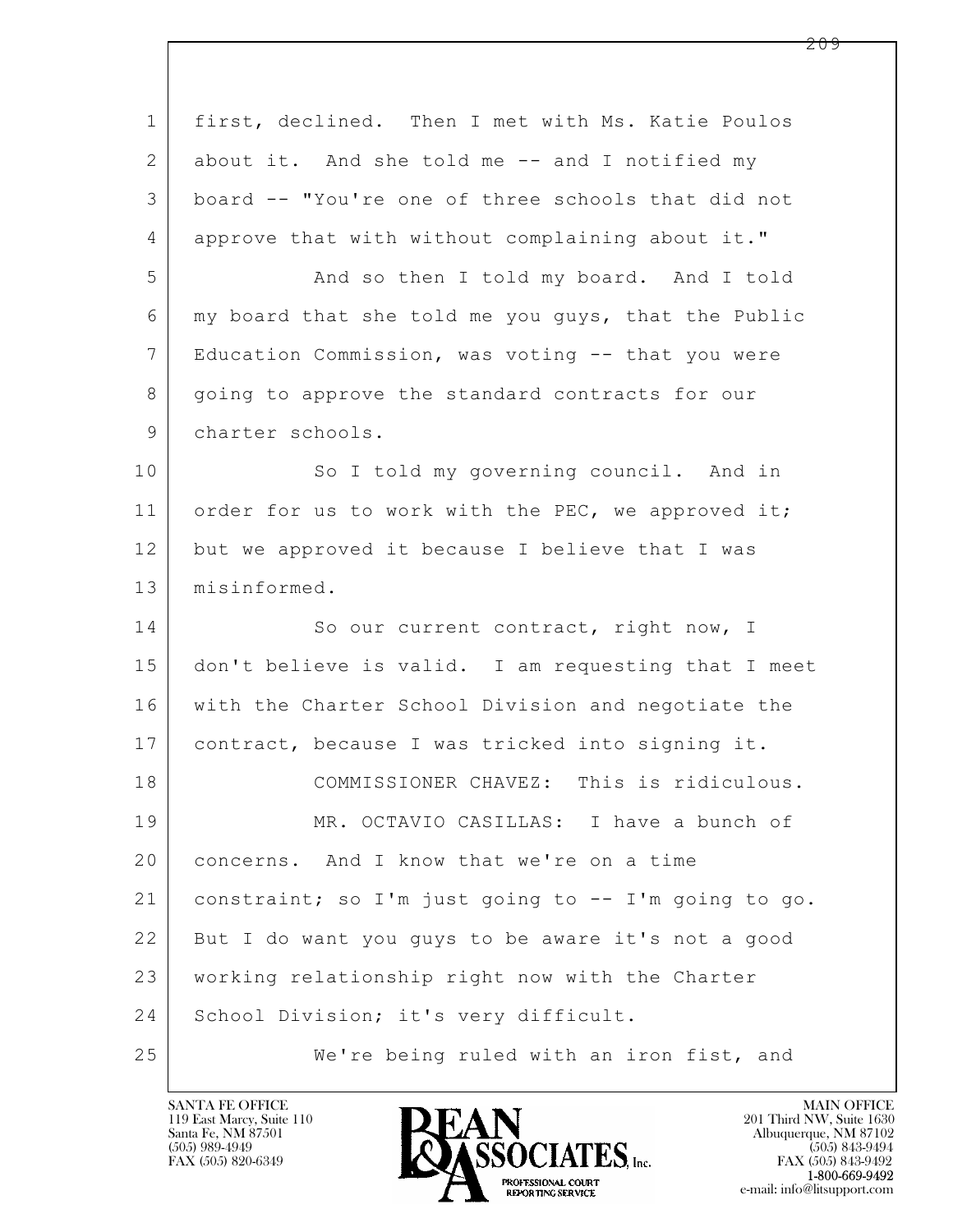first, declined. Then I met with Ms. Katie Poulos about it. And she told me -- and I notified my board -- "You're one of three schools that did not approve that with without complaining about it."

And so then I told my board. And I told my board that she told me you guys, that the Public Education Commission, was voting -- that you were going to approve the standard contracts for our charter schools.

So I told my governing council. And in order for us to work with the PEC, we approved it; but we approved it because I believe that I was misinformed.

So our current contract, right now, I don't believe is valid. I am requesting that I meet with the Charter School Division and negotiate the contract, because I was tricked into signing it.

COMMISSIONER CHAVEZ: This is ridiculous.

MR. OCTAVIO CASILLAS: I have a bunch of concerns. And I know that we're on a time constraint; so I'm just going to -- I'm going to go. But I do want you guys to be aware it's not a good working relationship right now with the Charter School Division; it's very difficult.

We're being ruled with an iron fist, and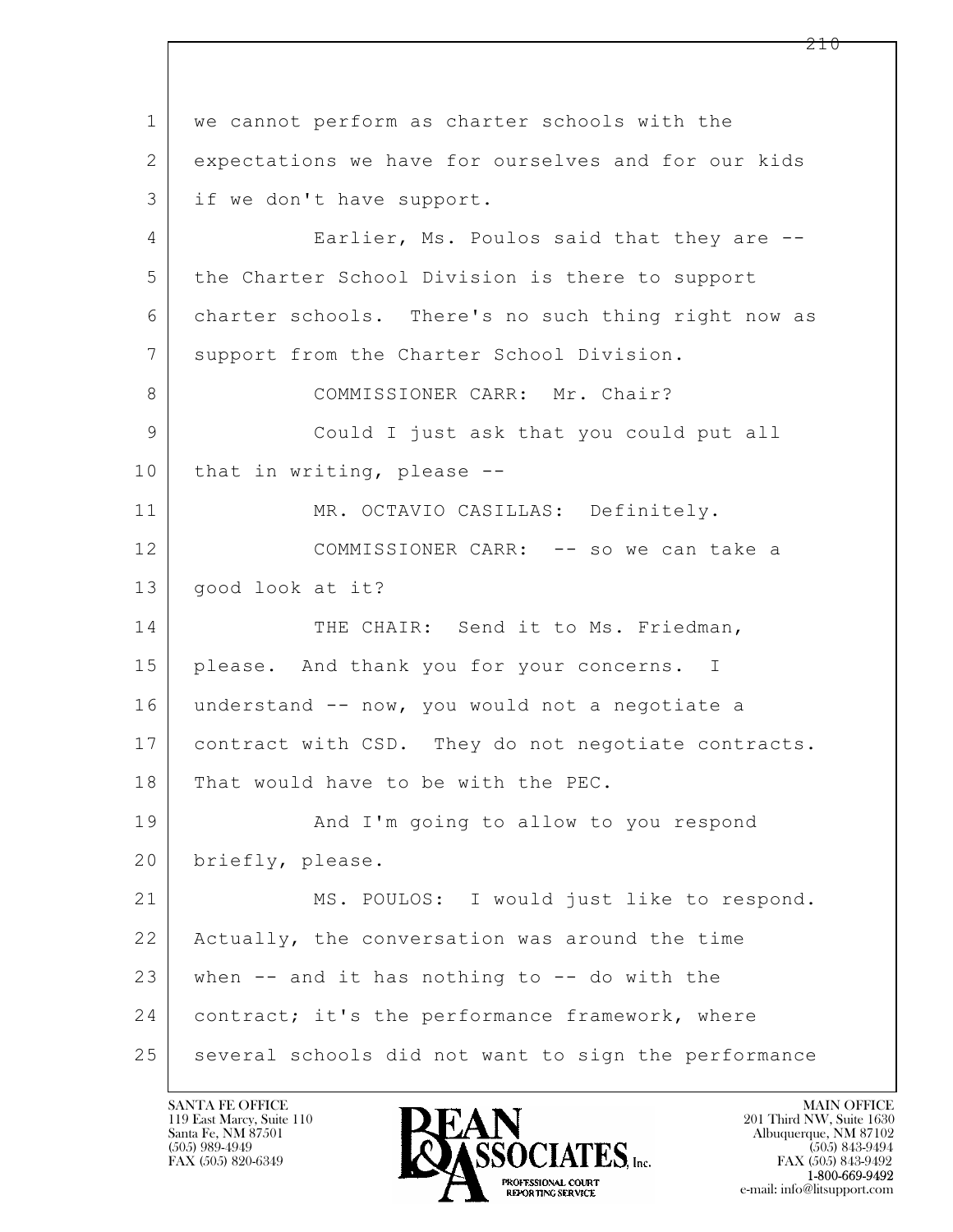we cannot perform as charter schools with the expectations we have for ourselves and for our kids if we don't have support.

Earlier, Ms. Poulos said that they are -- the Charter School Division is there to support charter schools. There's no such thing right now as support from the Charter School Division.

COMMISSIONER CARR: Mr. Chair?

Could I just ask that you could put all that in writing, please --

MR. OCTAVIO CASILLAS: Definitely.

COMMISSIONER CARR: -- so we can take a good look at it?

THE CHAIR: Send it to Ms. Friedman, please. And thank you for your concerns. I understand -- now, you would not a negotiate a contract with CSD. They do not negotiate contracts. That would have to be with the PEC.

And I'm going to allow to you respond briefly, please.

MS. POULOS: I would just like to respond. Actually, the conversation was around the time when -- and it has nothing to -- do with the contract; it's the performance framework, where several schools did not want to sign the performance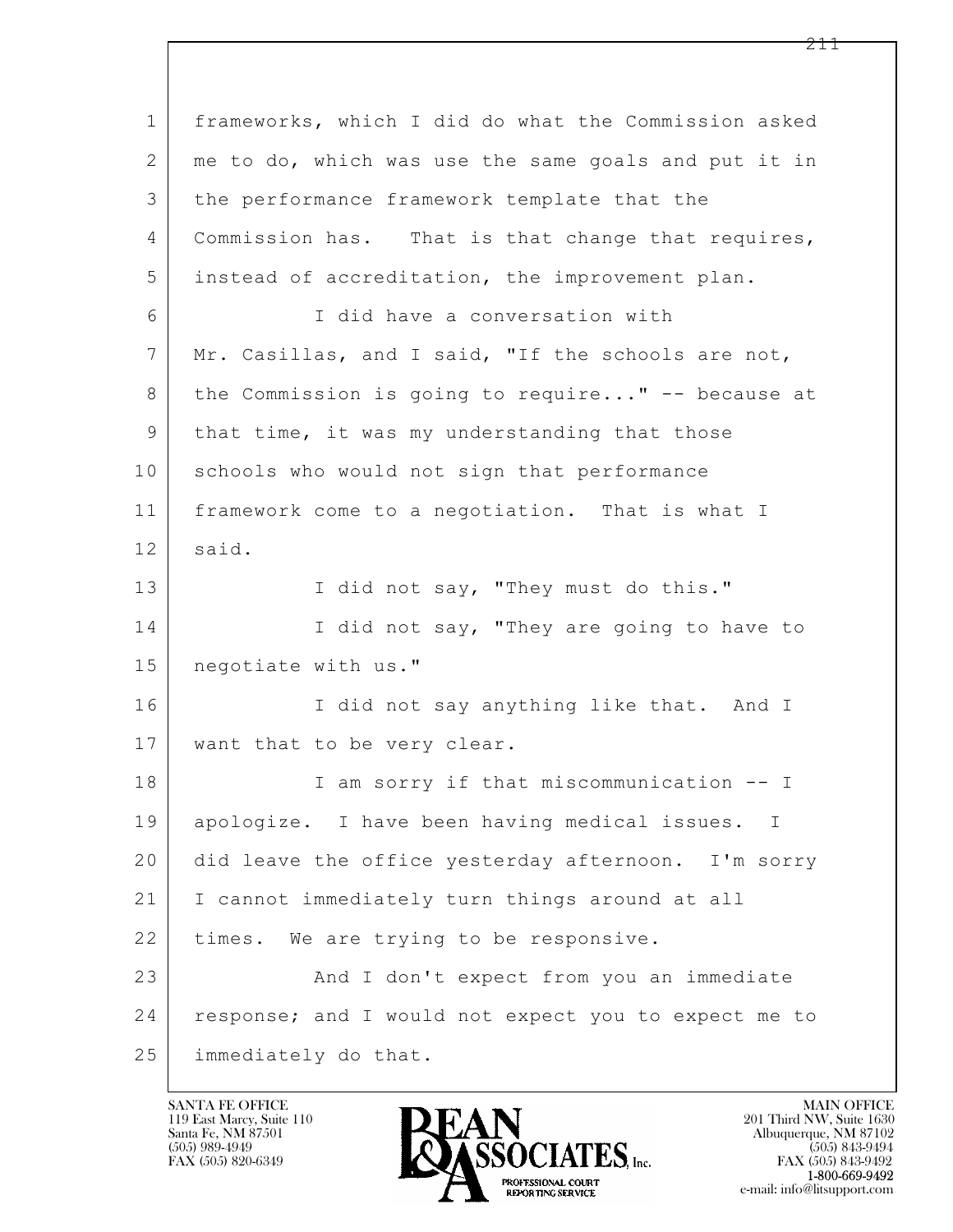frameworks, which I did do what the Commission asked me to do, which was use the same goals and put it in the performance framework template that the Commission has. That is that change that requires, instead of accreditation, the improvement plan.

I did have a conversation with Mr. Casillas, and I said, "If the schools are not, the Commission is going to require..." -- because at that time, it was my understanding that those schools who would not sign that performance framework come to a negotiation. That is what I said.

I did not say, "They must do this."

I did not say, "They are going to have to negotiate with us."

I did not say anything like that. And I want that to be very clear.

I am sorry if that miscommunication -- I apologize. I have been having medical issues. I did leave the office yesterday afternoon. I'm sorry I cannot immediately turn things around at all times. We are trying to be responsive.

And I don't expect from you an immediate response; and I would not expect you to expect me to immediately do that.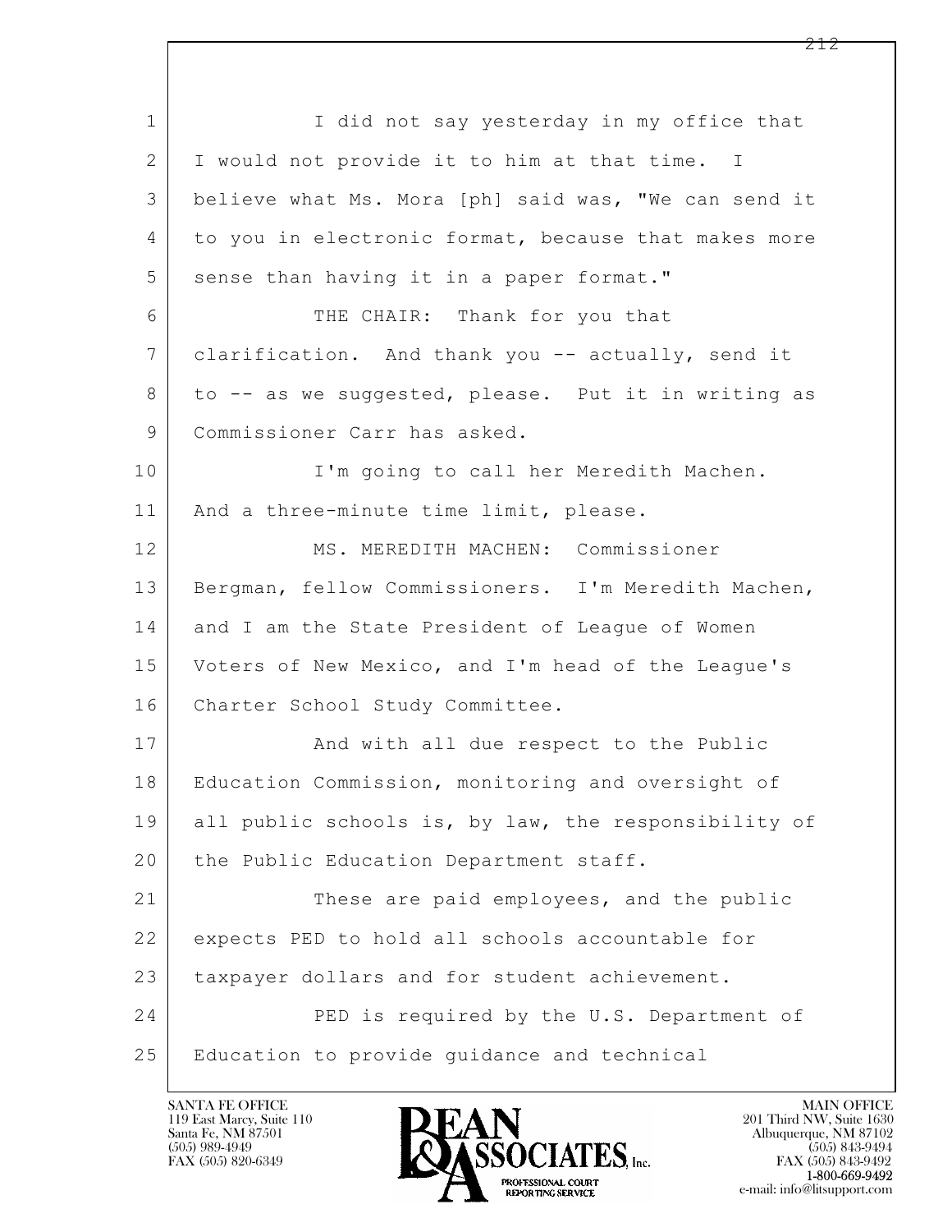I did not say yesterday in my office that I would not provide it to him at that time. I believe what Ms. Mora [ph] said was, "We can send it to you in electronic format, because that makes more sense than having it in a paper format."

THE CHAIR: Thank for you that clarification. And thank you -- actually, send it to -- as we suggested, please. Put it in writing as Commissioner Carr has asked.

I'm going to call her Meredith Machen. And a three-minute time limit, please.

MS. MEREDITH MACHEN: Commissioner Bergman, fellow Commissioners. I'm Meredith Machen, and I am the State President of League of Women Voters of New Mexico, and I'm head of the League's Charter School Study Committee.

And with all due respect to the Public Education Commission, monitoring and oversight of all public schools is, by law, the responsibility of the Public Education Department staff.

These are paid employees, and the public expects PED to hold all schools accountable for taxpayer dollars and for student achievement.

PED is required by the U.S. Department of Education to provide guidance and technical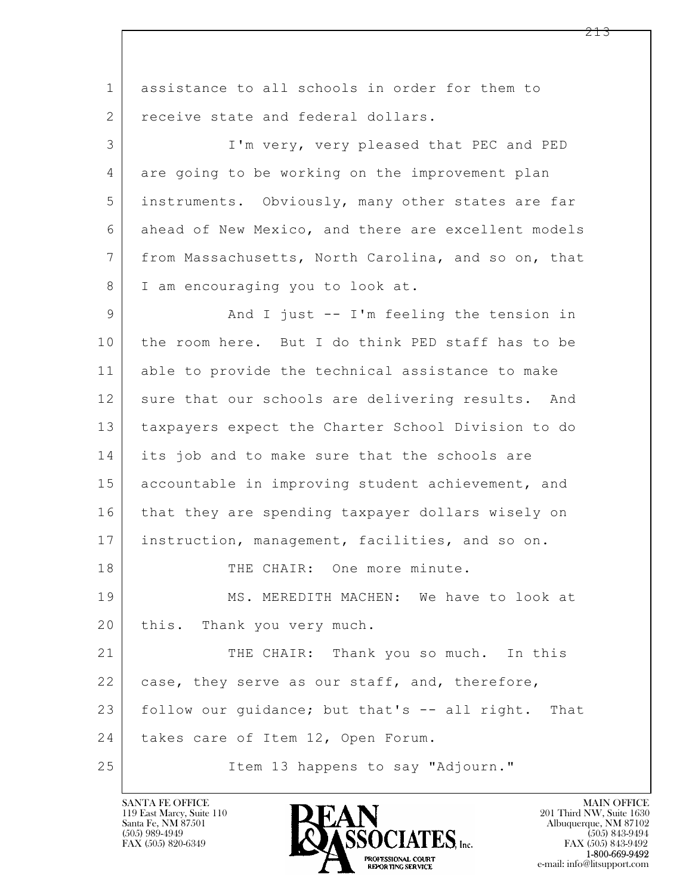assistance to all schools in order for them to receive state and federal dollars.

I'm very, very pleased that PEC and PED are going to be working on the improvement plan instruments. Obviously, many other states are far ahead of New Mexico, and there are excellent models from Massachusetts, North Carolina, and so on, that I am encouraging you to look at.

And I just -- I'm feeling the tension in the room here. But I do think PED staff has to be able to provide the technical assistance to make sure that our schools are delivering results. And taxpayers expect the Charter School Division to do its job and to make sure that the schools are accountable in improving student achievement, and that they are spending taxpayer dollars wisely on instruction, management, facilities, and so on.

THE CHAIR: One more minute.

MS. MEREDITH MACHEN: We have to look at this. Thank you very much.

THE CHAIR: Thank you so much. In this case, they serve as our staff, and, therefore, follow our guidance; but that's -- all right. That takes care of Item 12, Open Forum.

Item 13 happens to say "Adjourn."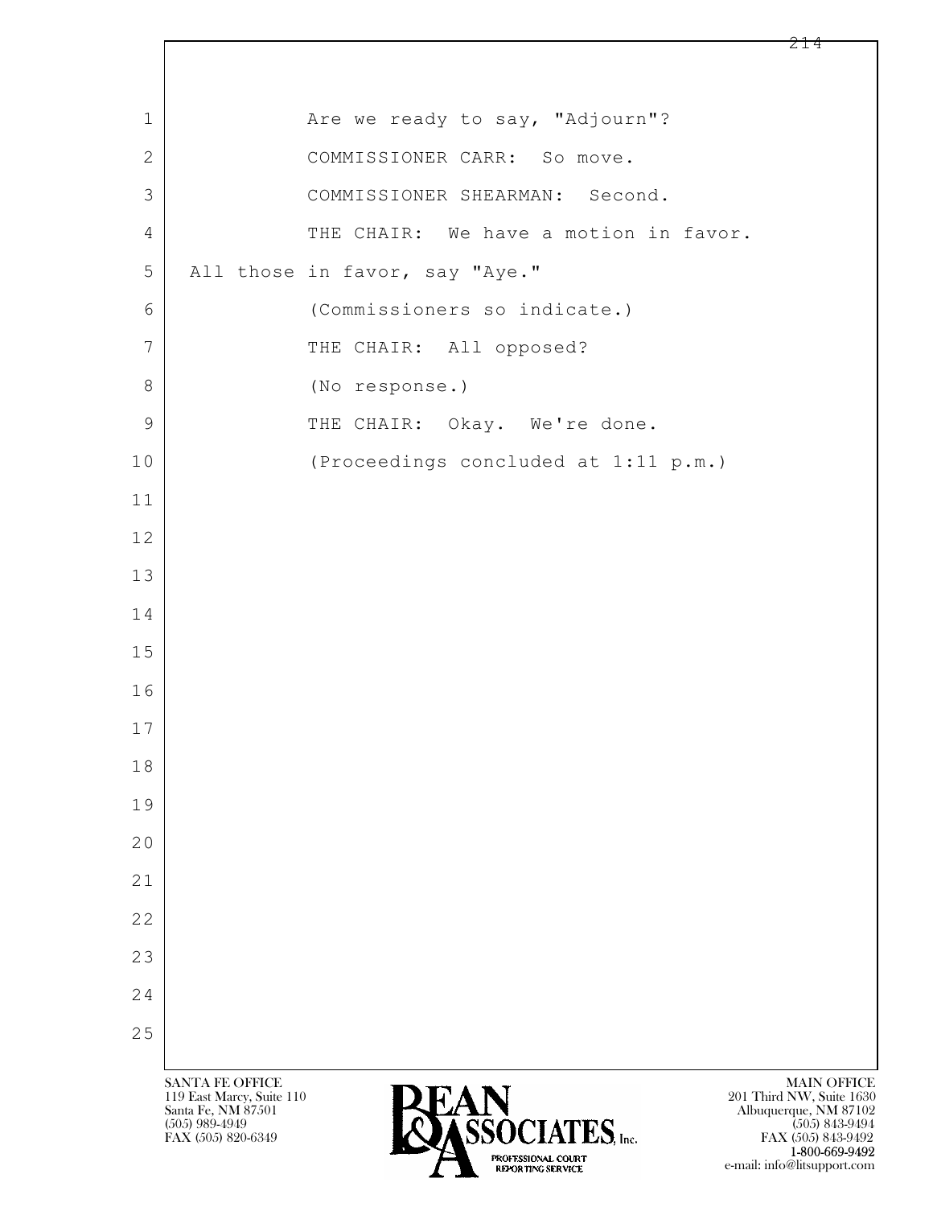Are we ready to say, "Adjourn"?

COMMISSIONER CARR: So move.

COMMISSIONER SHEARMAN: Second.

THE CHAIR: We have a motion in favor. All those in favor, say "Aye."

(Commissioners so indicate.)

THE CHAIR: All opposed?

(No response.)

THE CHAIR: Okay. We're done.

(Proceedings concluded at 1:11 p.m.)